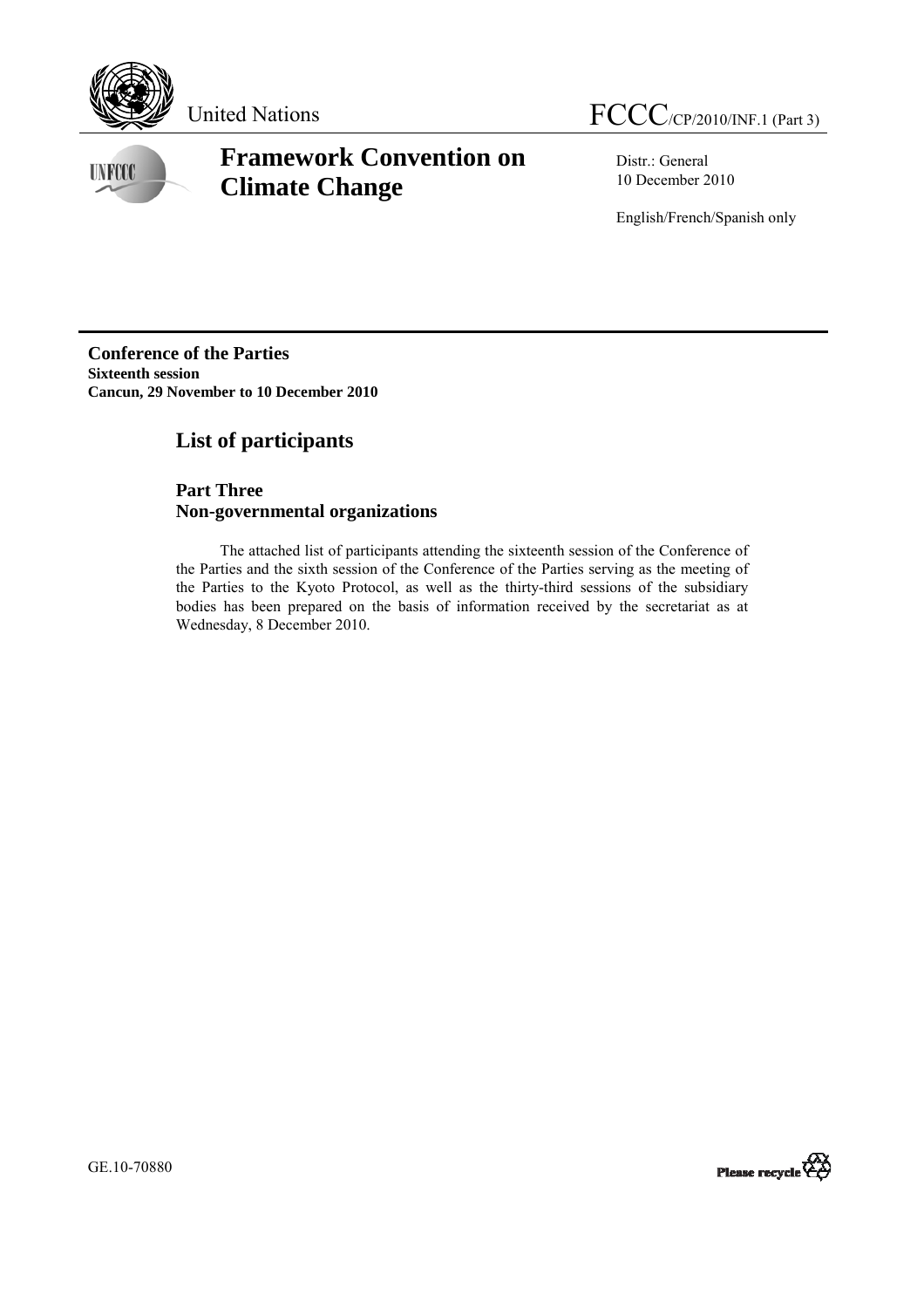United Nations

# FCCC/CP/2010/INF.1 (Part 3)

## Framework Convention on Climate Change

Distr.: General
10 December 2010

English/French/Spanish only

**Conference of the Parties**
**Sixteenth session**
**Cancun, 29 November to 10 December 2010**

## List of participants

### Part Three
### Non-governmental organizations

The attached list of participants attending the sixteenth session of the Conference of the Parties and the sixth session of the Conference of the Parties serving as the meeting of the Parties to the Kyoto Protocol, as well as the thirty-third sessions of the subsidiary bodies has been prepared on the basis of information received by the secretariat as at Wednesday, 8 December 2010.

GE.10-70880

Please recycle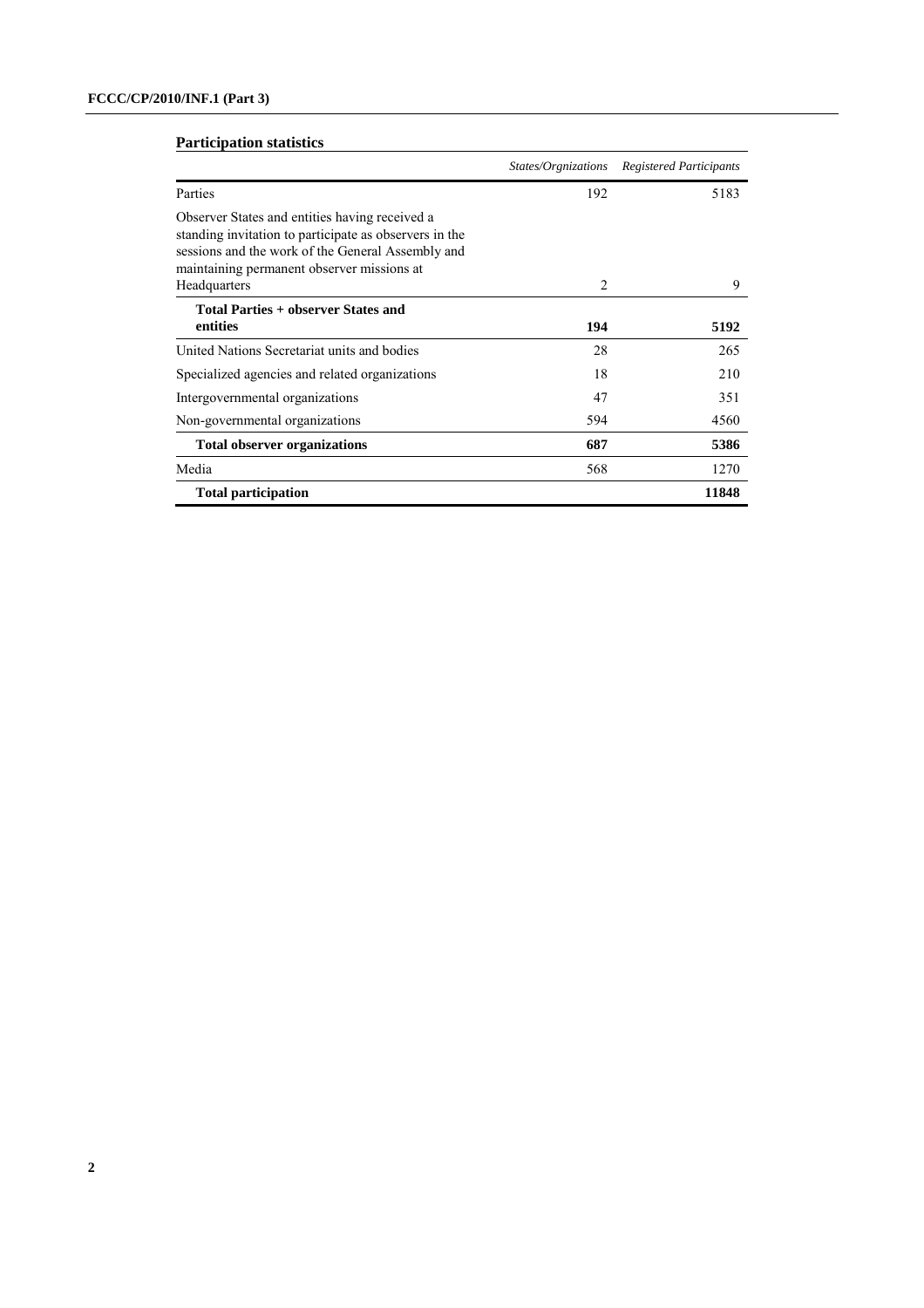**Participation statistics**

| | *States/Orgnizations* | *Registered Participants* |
|---|---|---|
| Parties | 192 | 5183 |
| Observer States and entities having received a standing invitation to participate as observers in the sessions and the work of the General Assembly and maintaining permanent observer missions at Headquarters | 2 | 9 |
| **Total Parties + observer States and entities** | **194** | **5192** |
| United Nations Secretariat units and bodies | 28 | 265 |
| Specialized agencies and related organizations | 18 | 210 |
| Intergovernmental organizations | 47 | 351 |
| Non-governmental organizations | 594 | 4560 |
| **Total observer organizations** | **687** | **5386** |
| Media | 568 | 1270 |
| **Total participation** | | **11848** |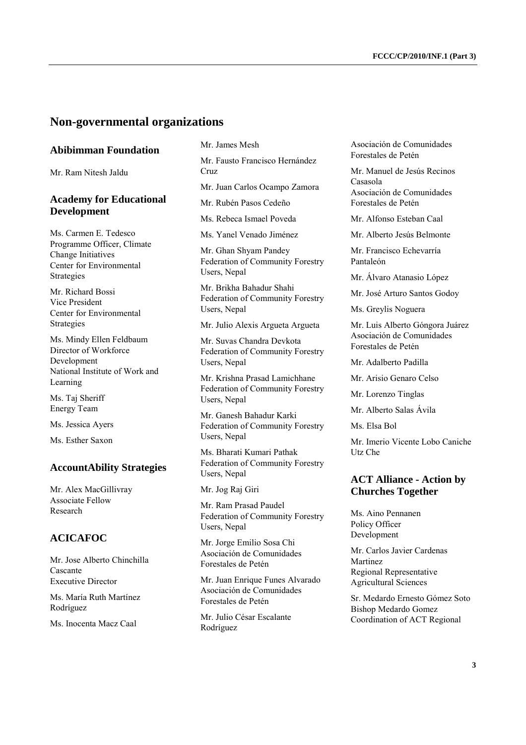# Non-governmental organizations

## Abibimman Foundation

Mr. Ram Nitesh Jaldu

## Academy for Educational Development

Ms. Carmen E. Tedesco
Programme Officer, Climate Change Initiatives
Center for Environmental Strategies

Mr. Richard Bossi
Vice President
Center for Environmental Strategies

Ms. Mindy Ellen Feldbaum
Director of Workforce Development
National Institute of Work and Learning

Ms. Taj Sheriff
Energy Team

Ms. Jessica Ayers

Ms. Esther Saxon

## AccountAbility Strategies

Mr. Alex MacGillivray
Associate Fellow
Research

## ACICAFOC

Mr. Jose Alberto Chinchilla Cascante
Executive Director

Ms. María Ruth Martínez Rodríguez

Ms. Inocenta Macz Caal

Mr. James Mesh

Mr. Fausto Francisco Hernández Cruz

Mr. Juan Carlos Ocampo Zamora

Mr. Rubén Pasos Cedeño

Ms. Rebeca Ismael Poveda

Ms. Yanel Venado Jiménez

Mr. Ghan Shyam Pandey
Federation of Community Forestry Users, Nepal

Mr. Brikha Bahadur Shahi
Federation of Community Forestry Users, Nepal

Mr. Julio Alexis Argueta Argueta

Mr. Suvas Chandra Devkota
Federation of Community Forestry Users, Nepal

Mr. Krishna Prasad Lamichhane
Federation of Community Forestry Users, Nepal

Mr. Ganesh Bahadur Karki
Federation of Community Forestry Users, Nepal

Ms. Bharati Kumari Pathak
Federation of Community Forestry Users, Nepal

Mr. Jog Raj Giri

Mr. Ram Prasad Paudel
Federation of Community Forestry Users, Nepal

Mr. Jorge Emilio Sosa Chi
Asociación de Comunidades Forestales de Petén

Mr. Juan Enrique Funes Alvarado
Asociación de Comunidades Forestales de Petén

Mr. Julio César Escalante Rodríguez
Asociación de Comunidades Forestales de Petén

Mr. Manuel de Jesús Recinos Casasola
Asociación de Comunidades Forestales de Petén

Mr. Alfonso Esteban Caal

Mr. Alberto Jesús Belmonte

Mr. Francisco Echevarría Pantaleón

Mr. Álvaro Atanasio López

Mr. José Arturo Santos Godoy

Ms. Greylis Noguera

Mr. Luis Alberto Góngora Juárez
Asociación de Comunidades Forestales de Petén

Mr. Adalberto Padilla

Mr. Arisio Genaro Celso

Mr. Lorenzo Tinglas

Mr. Alberto Salas Ávila

Ms. Elsa Bol

Mr. Imerio Vicente Lobo Caniche
Utz Che

## ACT Alliance - Action by Churches Together

Ms. Aino Pennanen
Policy Officer
Development

Mr. Carlos Javier Cardenas Martinez
Regional Representative
Agricultural Sciences

Sr. Medardo Ernesto Gómez Soto
Bishop Medardo Gomez
Coordination of ACT Regional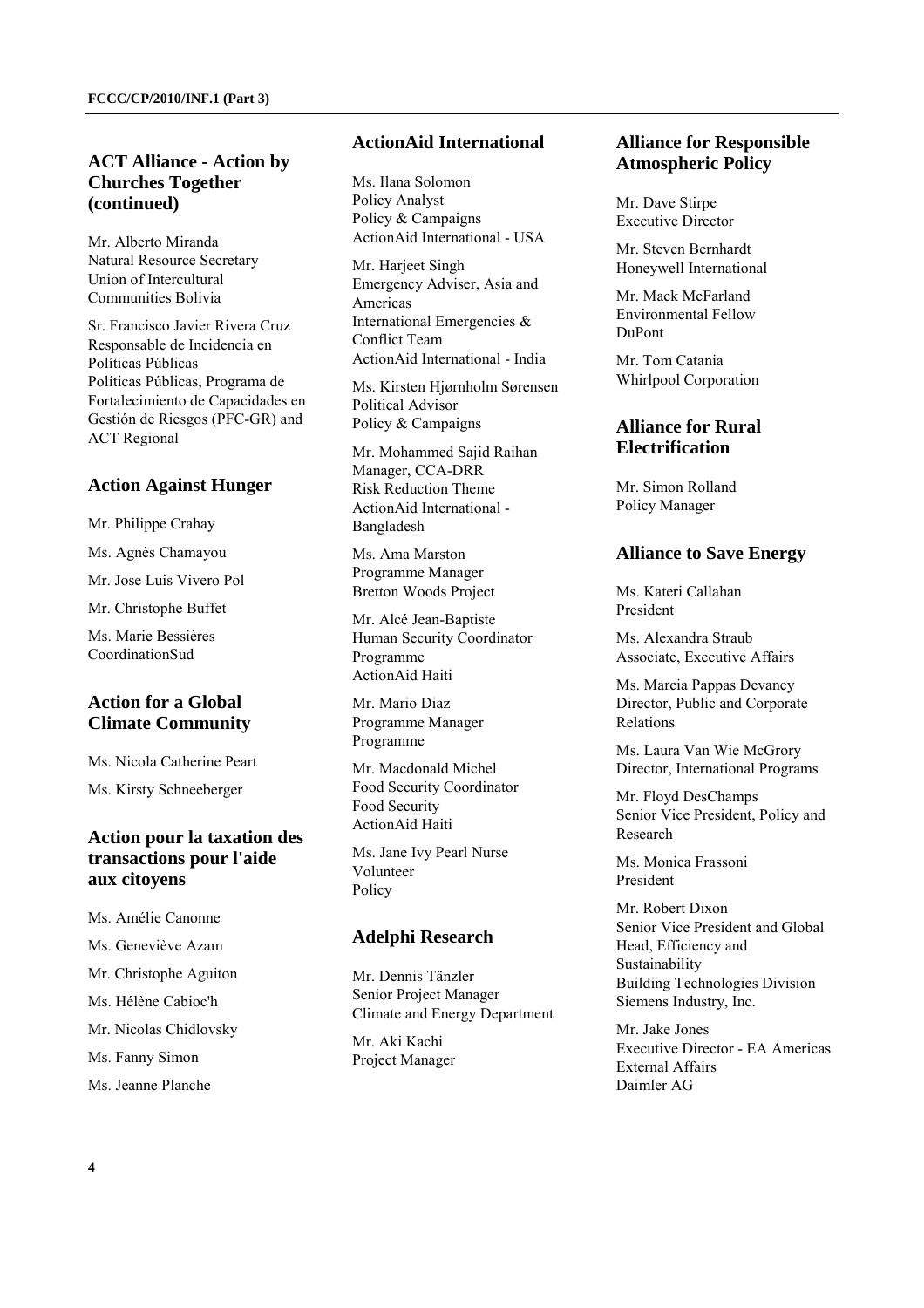## ACT Alliance - Action by Churches Together (continued)

Mr. Alberto Miranda
Natural Resource Secretary
Union of Intercultural Communities Bolivia

Sr. Francisco Javier Rivera Cruz
Responsable de Incidencia en Políticas Públicas
Políticas Públicas, Programa de Fortalecimiento de Capacidades en Gestión de Riesgos (PFC-GR) and ACT Regional

## Action Against Hunger

Mr. Philippe Crahay

Ms. Agnès Chamayou

Mr. Jose Luis Vivero Pol

Mr. Christophe Buffet

Ms. Marie Bessières
CoordinationSud

## Action for a Global Climate Community

Ms. Nicola Catherine Peart

Ms. Kirsty Schneeberger

## Action pour la taxation des transactions pour l'aide aux citoyens

Ms. Amélie Canonne

Ms. Geneviève Azam

Mr. Christophe Aguiton

Ms. Hélène Cabioc'h

Mr. Nicolas Chidlovsky

Ms. Fanny Simon

Ms. Jeanne Planche

## ActionAid International

Ms. Ilana Solomon
Policy Analyst
Policy & Campaigns
ActionAid International - USA

Mr. Harjeet Singh
Emergency Adviser, Asia and Americas
International Emergencies & Conflict Team
ActionAid International - India

Ms. Kirsten Hjørnholm Sørensen
Political Advisor
Policy & Campaigns

Mr. Mohammed Sajid Raihan
Manager, CCA-DRR
Risk Reduction Theme
ActionAid International - Bangladesh

Ms. Ama Marston
Programme Manager
Bretton Woods Project

Mr. Alcé Jean-Baptiste
Human Security Coordinator
Programme
ActionAid Haiti

Mr. Mario Diaz
Programme Manager
Programme

Mr. Macdonald Michel
Food Security Coordinator
Food Security
ActionAid Haiti

Ms. Jane Ivy Pearl Nurse
Volunteer
Policy

## Adelphi Research

Mr. Dennis Tänzler
Senior Project Manager
Climate and Energy Department

Mr. Aki Kachi
Project Manager

## Alliance for Responsible Atmospheric Policy

Mr. Dave Stirpe
Executive Director

Mr. Steven Bernhardt
Honeywell International

Mr. Mack McFarland
Environmental Fellow
DuPont

Mr. Tom Catania
Whirlpool Corporation

## Alliance for Rural Electrification

Mr. Simon Rolland
Policy Manager

## Alliance to Save Energy

Ms. Kateri Callahan
President

Ms. Alexandra Straub
Associate, Executive Affairs

Ms. Marcia Pappas Devaney
Director, Public and Corporate Relations

Ms. Laura Van Wie McGrory
Director, International Programs

Mr. Floyd DesChamps
Senior Vice President, Policy and Research

Ms. Monica Frassoni
President

Mr. Robert Dixon
Senior Vice President and Global Head, Efficiency and Sustainability
Building Technologies Division
Siemens Industry, Inc.

Mr. Jake Jones
Executive Director - EA Americas
External Affairs
Daimler AG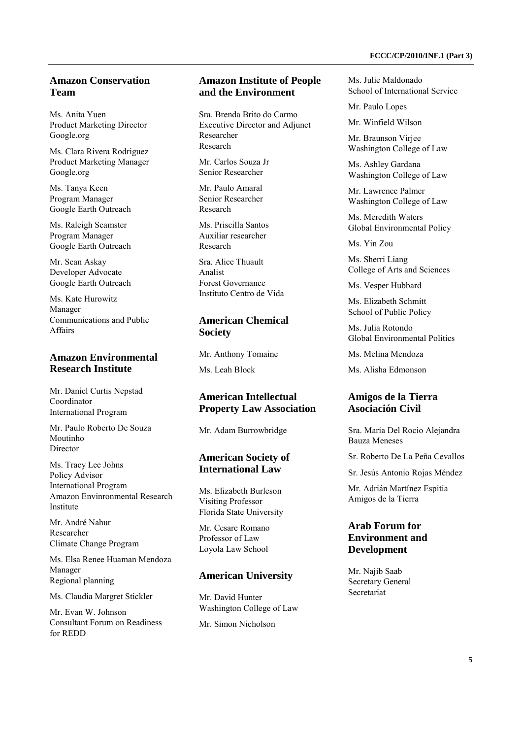## Amazon Conservation Team

Ms. Anita Yuen
Product Marketing Director
Google.org

Ms. Clara Rivera Rodriguez
Product Marketing Manager
Google.org

Ms. Tanya Keen
Program Manager
Google Earth Outreach

Ms. Raleigh Seamster
Program Manager
Google Earth Outreach

Mr. Sean Askay
Developer Advocate
Google Earth Outreach

Ms. Kate Hurowitz
Manager
Communications and Public Affairs

## Amazon Environmental Research Institute

Mr. Daniel Curtis Nepstad
Coordinator
International Program

Mr. Paulo Roberto De Souza Moutinho
Director

Ms. Tracy Lee Johns
Policy Advisor
International Program
Amazon Envinronmental Research Institute

Mr. André Nahur
Researcher
Climate Change Program

Ms. Elsa Renee Huaman Mendoza
Manager
Regional planning

Ms. Claudia Margret Stickler

Mr. Evan W. Johnson
Consultant Forum on Readiness for REDD

## Amazon Institute of People and the Environment

Sra. Brenda Brito do Carmo
Executive Director and Adjunct Researcher
Research

Mr. Carlos Souza Jr
Senior Researcher

Mr. Paulo Amaral
Senior Researcher
Research

Ms. Priscilla Santos
Auxiliar researcher
Research

Sra. Alice Thuault
Analist
Forest Governance
Instituto Centro de Vida

## American Chemical Society

Mr. Anthony Tomaine

Ms. Leah Block

## American Intellectual Property Law Association

Mr. Adam Burrowbridge

## American Society of International Law

Ms. Elizabeth Burleson
Visiting Professor
Florida State University

Mr. Cesare Romano
Professor of Law
Loyola Law School

## American University

Mr. David Hunter
Washington College of Law

Mr. Simon Nicholson

Ms. Julie Maldonado
School of International Service

Mr. Paulo Lopes

Mr. Winfield Wilson

Mr. Braunson Virjee
Washington College of Law

Ms. Ashley Gardana
Washington College of Law

Mr. Lawrence Palmer
Washington College of Law

Ms. Meredith Waters
Global Environmental Policy

Ms. Yin Zou

Ms. Sherri Liang
College of Arts and Sciences

Ms. Vesper Hubbard

Ms. Elizabeth Schmitt
School of Public Policy

Ms. Julia Rotondo
Global Environmental Politics

Ms. Melina Mendoza

Ms. Alisha Edmonson

## Amigos de la Tierra Asociación Civil

Sra. Maria Del Rocio Alejandra Bauza Meneses

Sr. Roberto De La Peña Cevallos

Sr. Jesús Antonio Rojas Méndez

Mr. Adrián Martínez Espitia
Amigos de la Tierra

## Arab Forum for Environment and Development

Mr. Najib Saab
Secretary General
Secretariat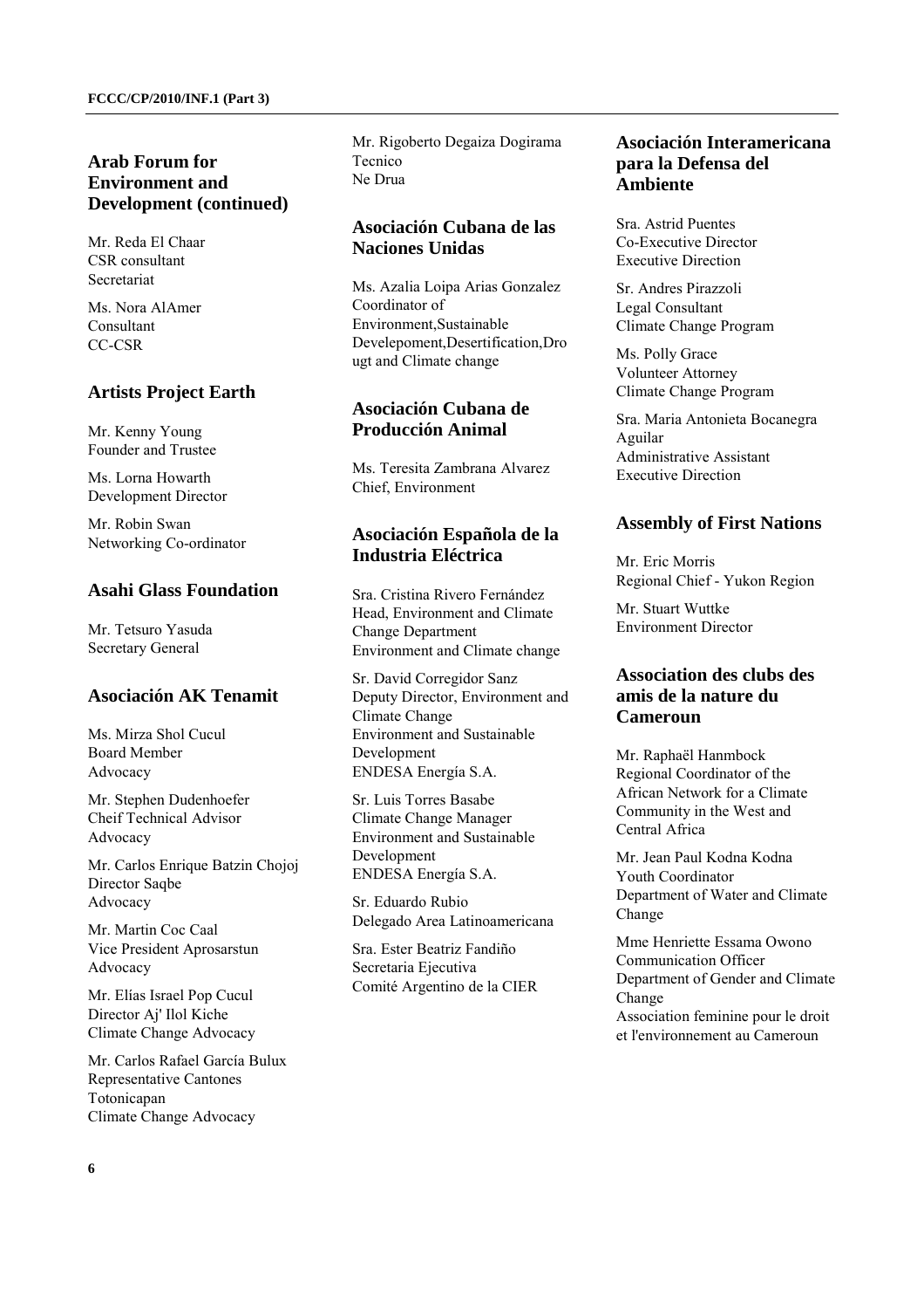## Arab Forum for Environment and Development (continued)

Mr. Reda El Chaar
CSR consultant
Secretariat

Ms. Nora AlAmer
Consultant
CC-CSR

## Artists Project Earth

Mr. Kenny Young
Founder and Trustee

Ms. Lorna Howarth
Development Director

Mr. Robin Swan
Networking Co-ordinator

## Asahi Glass Foundation

Mr. Tetsuro Yasuda
Secretary General

## Asociación AK Tenamit

Ms. Mirza Shol Cucul
Board Member
Advocacy

Mr. Stephen Dudenhoefer
Cheif Technical Advisor
Advocacy

Mr. Carlos Enrique Batzin Chojoj
Director Saqbe
Advocacy

Mr. Martin Coc Caal
Vice President Aprosarstun
Advocacy

Mr. Elías Israel Pop Cucul
Director Aj' Ilol Kiche
Climate Change Advocacy

Mr. Carlos Rafael García Bulux
Representative Cantones Totonicapan
Climate Change Advocacy

Mr. Rigoberto Degaiza Dogirama
Tecnico
Ne Drua

## Asociación Cubana de las Naciones Unidas

Ms. Azalia Loipa Arias Gonzalez
Coordinator of Environment,Sustainable Develepoment,Desertification,Drougt and Climate change

## Asociación Cubana de Producción Animal

Ms. Teresita Zambrana Alvarez
Chief, Environment

## Asociación Española de la Industria Eléctrica

Sra. Cristina Rivero Fernández
Head, Environment and Climate Change Department
Environment and Climate change

Sr. David Corregidor Sanz
Deputy Director, Environment and Climate Change
Environment and Sustainable Development
ENDESA Energía S.A.

Sr. Luis Torres Basabe
Climate Change Manager
Environment and Sustainable Development
ENDESA Energía S.A.

Sr. Eduardo Rubio
Delegado Area Latinoamericana

Sra. Ester Beatriz Fandiño
Secretaria Ejecutiva
Comité Argentino de la CIER

## Asociación Interamericana para la Defensa del Ambiente

Sra. Astrid Puentes
Co-Executive Director
Executive Direction

Sr. Andres Pirazzoli
Legal Consultant
Climate Change Program

Ms. Polly Grace
Volunteer Attorney
Climate Change Program

Sra. Maria Antonieta Bocanegra Aguilar
Administrative Assistant
Executive Direction

## Assembly of First Nations

Mr. Eric Morris
Regional Chief - Yukon Region

Mr. Stuart Wuttke
Environment Director

## Association des clubs des amis de la nature du Cameroun

Mr. Raphaël Hanmbock
Regional Coordinator of the African Network for a Climate Community in the West and Central Africa

Mr. Jean Paul Kodna Kodna
Youth Coordinator
Department of Water and Climate Change

Mme Henriette Essama Owono
Communication Officer
Department of Gender and Climate Change
Association feminine pour le droit et l'environnement au Cameroun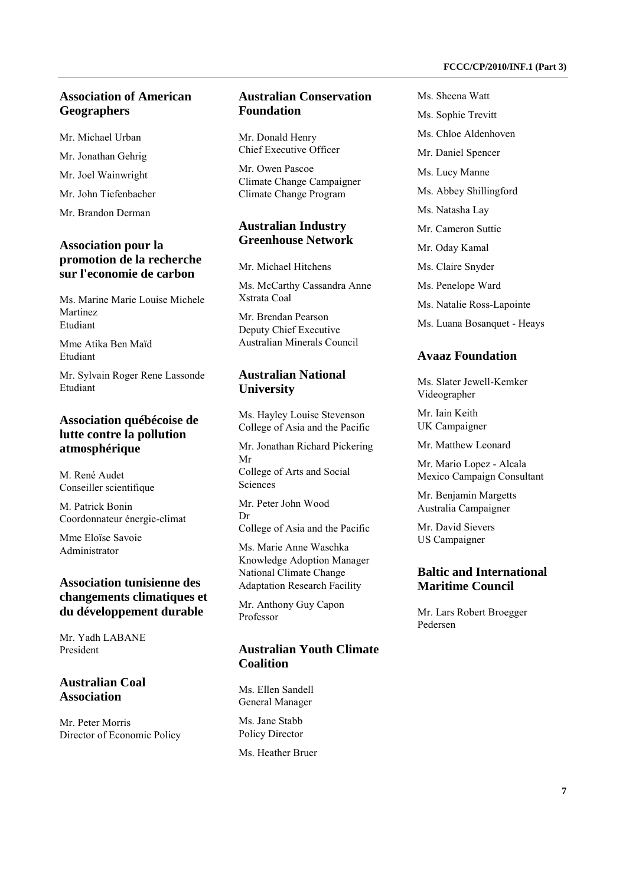## Association of American Geographers

Mr. Michael Urban

Mr. Jonathan Gehrig

Mr. Joel Wainwright

Mr. John Tiefenbacher

Mr. Brandon Derman

## Association pour la promotion de la recherche sur l'economie de carbon

Ms. Marine Marie Louise Michele Martinez
Etudiant

Mme Atika Ben Maïd
Etudiant

Mr. Sylvain Roger Rene Lassonde
Etudiant

## Association québécoise de lutte contre la pollution atmosphérique

M. René Audet
Conseiller scientifique

M. Patrick Bonin
Coordonnateur énergie-climat

Mme Eloïse Savoie
Administrator

## Association tunisienne des changements climatiques et du développement durable

Mr. Yadh LABANE
President

## Australian Coal Association

Mr. Peter Morris
Director of Economic Policy

## Australian Conservation Foundation

Mr. Donald Henry
Chief Executive Officer

Mr. Owen Pascoe
Climate Change Campaigner
Climate Change Program

## Australian Industry Greenhouse Network

Mr. Michael Hitchens

Ms. McCarthy Cassandra Anne
Xstrata Coal

Mr. Brendan Pearson
Deputy Chief Executive
Australian Minerals Council

## Australian National University

Ms. Hayley Louise Stevenson
College of Asia and the Pacific

Mr. Jonathan Richard Pickering
Mr
College of Arts and Social Sciences

Mr. Peter John Wood
Dr
College of Asia and the Pacific

Ms. Marie Anne Waschka
Knowledge Adoption Manager
National Climate Change Adaptation Research Facility

Mr. Anthony Guy Capon
Professor

## Australian Youth Climate Coalition

Ms. Ellen Sandell
General Manager

Ms. Jane Stabb
Policy Director

Ms. Heather Bruer

Ms. Sheena Watt

Ms. Sophie Trevitt

Ms. Chloe Aldenhoven

Mr. Daniel Spencer

Ms. Lucy Manne

Ms. Abbey Shillingford

Ms. Natasha Lay

Mr. Cameron Suttie

Mr. Oday Kamal

Ms. Claire Snyder

Ms. Penelope Ward

Ms. Natalie Ross-Lapointe

Ms. Luana Bosanquet - Heays

## Avaaz Foundation

Ms. Slater Jewell-Kemker
Videographer

Mr. Iain Keith
UK Campaigner

Mr. Matthew Leonard

Mr. Mario Lopez - Alcala
Mexico Campaign Consultant

Mr. Benjamin Margetts
Australia Campaigner

Mr. David Sievers
US Campaigner

## Baltic and International Maritime Council

Mr. Lars Robert Broegger Pedersen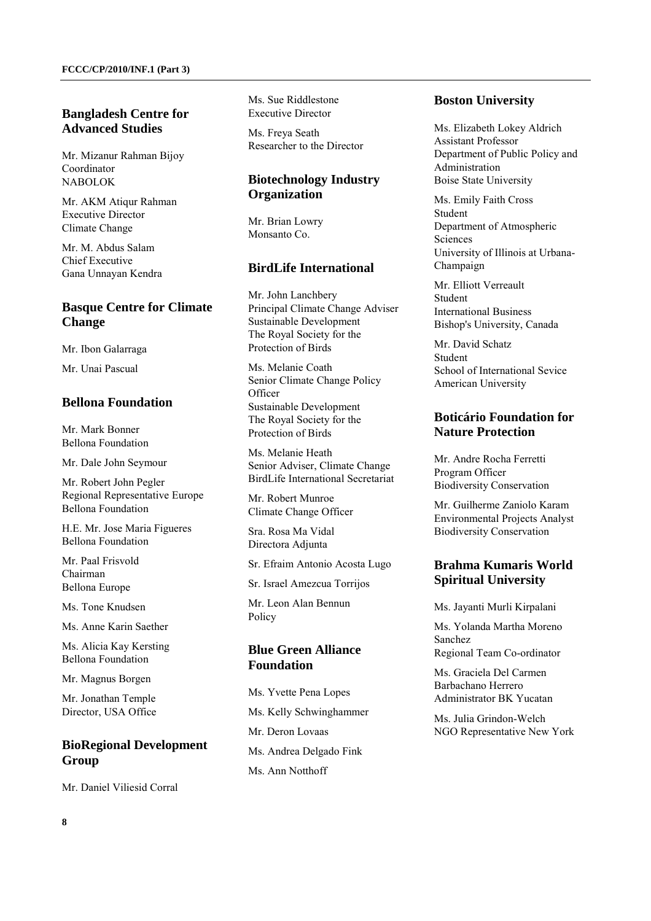## Bangladesh Centre for Advanced Studies

Mr. Mizanur Rahman Bijoy
Coordinator
NABOLOK

Mr. AKM Atiqur Rahman
Executive Director
Climate Change

Mr. M. Abdus Salam
Chief Executive
Gana Unnayan Kendra

## Basque Centre for Climate Change

Mr. Ibon Galarraga

Mr. Unai Pascual

## Bellona Foundation

Mr. Mark Bonner
Bellona Foundation

Mr. Dale John Seymour

Mr. Robert John Pegler
Regional Representative Europe
Bellona Foundation

H.E. Mr. Jose Maria Figueres
Bellona Foundation

Mr. Paal Frisvold
Chairman
Bellona Europe

Ms. Tone Knudsen

Ms. Anne Karin Saether

Ms. Alicia Kay Kersting
Bellona Foundation

Mr. Magnus Borgen

Mr. Jonathan Temple
Director, USA Office

## BioRegional Development Group

Mr. Daniel Viliesid Corral

Ms. Sue Riddlestone
Executive Director

Ms. Freya Seath
Researcher to the Director

## Biotechnology Industry Organization

Mr. Brian Lowry
Monsanto Co.

## BirdLife International

Mr. John Lanchbery
Principal Climate Change Adviser
Sustainable Development
The Royal Society for the Protection of Birds

Ms. Melanie Coath
Senior Climate Change Policy Officer
Sustainable Development
The Royal Society for the Protection of Birds

Ms. Melanie Heath
Senior Adviser, Climate Change
BirdLife International Secretariat

Mr. Robert Munroe
Climate Change Officer

Sra. Rosa Ma Vidal
Directora Adjunta

Sr. Efraim Antonio Acosta Lugo

Sr. Israel Amezcua Torrijos

Mr. Leon Alan Bennun
Policy

## Blue Green Alliance Foundation

Ms. Yvette Pena Lopes

Ms. Kelly Schwinghammer

Mr. Deron Lovaas

Ms. Andrea Delgado Fink

Ms. Ann Notthoff

## Boston University

Ms. Elizabeth Lokey Aldrich
Assistant Professor
Department of Public Policy and Administration
Boise State University

Ms. Emily Faith Cross
Student
Department of Atmospheric Sciences
University of Illinois at Urbana-Champaign

Mr. Elliott Verreault
Student
International Business
Bishop's University, Canada

Mr. David Schatz
Student
School of International Sevice
American University

## Boticário Foundation for Nature Protection

Mr. Andre Rocha Ferretti
Program Officer
Biodiversity Conservation

Mr. Guilherme Zaniolo Karam
Environmental Projects Analyst
Biodiversity Conservation

## Brahma Kumaris World Spiritual University

Ms. Jayanti Murli Kirpalani

Ms. Yolanda Martha Moreno Sanchez
Regional Team Co-ordinator

Ms. Graciela Del Carmen Barbachano Herrero
Administrator BK Yucatan

Ms. Julia Grindon-Welch
NGO Representative New York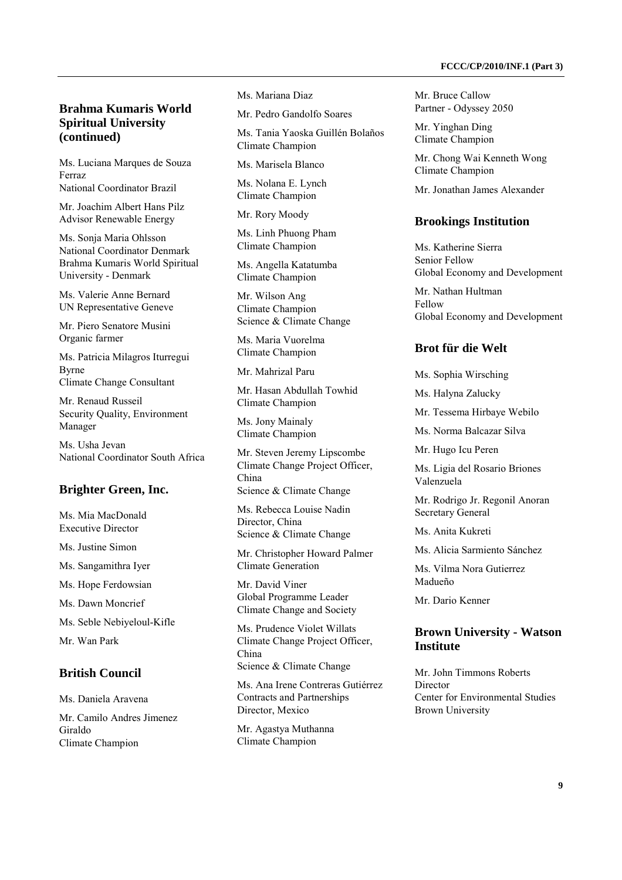## Brahma Kumaris World Spiritual University (continued)

Ms. Luciana Marques de Souza Ferraz
National Coordinator Brazil

Mr. Joachim Albert Hans Pilz
Advisor Renewable Energy

Ms. Sonja Maria Ohlsson
National Coordinator Denmark
Brahma Kumaris World Spiritual University - Denmark

Ms. Valerie Anne Bernard
UN Representative Geneve

Mr. Piero Senatore Musini
Organic farmer

Ms. Patricia Milagros Iturregui Byrne
Climate Change Consultant

Mr. Renaud Russeil
Security Quality, Environment Manager

Ms. Usha Jevan
National Coordinator South Africa

## Brighter Green, Inc.

Ms. Mia MacDonald
Executive Director

Ms. Justine Simon

Ms. Sangamithra Iyer

Ms. Hope Ferdowsian

Ms. Dawn Moncrief

Ms. Seble Nebiyeloul-Kifle

Mr. Wan Park

## British Council

Ms. Daniela Aravena

Mr. Camilo Andres Jimenez Giraldo
Climate Champion

Ms. Mariana Diaz

Mr. Pedro Gandolfo Soares

Ms. Tania Yaoska Guillén Bolaños
Climate Champion

Ms. Marisela Blanco

Ms. Nolana E. Lynch
Climate Champion

Mr. Rory Moody

Ms. Linh Phuong Pham
Climate Champion

Ms. Angella Katatumba
Climate Champion

Mr. Wilson Ang
Climate Champion
Science & Climate Change

Ms. Maria Vuorelma
Climate Champion

Mr. Mahrizal Paru

Mr. Hasan Abdullah Towhid
Climate Champion

Ms. Jony Mainaly
Climate Champion

Mr. Steven Jeremy Lipscombe
Climate Change Project Officer, China
Science & Climate Change

Ms. Rebecca Louise Nadin
Director, China
Science & Climate Change

Mr. Christopher Howard Palmer
Climate Generation

Mr. David Viner
Global Programme Leader
Climate Change and Society

Ms. Prudence Violet Willats
Climate Change Project Officer, China
Science & Climate Change

Ms. Ana Irene Contreras Gutiérrez
Contracts and Partnerships Director, Mexico

Mr. Agastya Muthanna
Climate Champion

Mr. Bruce Callow
Partner - Odyssey 2050

Mr. Yinghan Ding
Climate Champion

Mr. Chong Wai Kenneth Wong
Climate Champion

Mr. Jonathan James Alexander

## Brookings Institution

Ms. Katherine Sierra
Senior Fellow
Global Economy and Development

Mr. Nathan Hultman
Fellow
Global Economy and Development

## Brot für die Welt

Ms. Sophia Wirsching

Ms. Halyna Zalucky

Mr. Tessema Hirbaye Webilo

Ms. Norma Balcazar Silva

Mr. Hugo Icu Peren

Ms. Ligia del Rosario Briones Valenzuela

Mr. Rodrigo Jr. Regonil Anoran
Secretary General

Ms. Anita Kukreti

Ms. Alicia Sarmiento Sánchez

Ms. Vilma Nora Gutierrez Madueño

Mr. Dario Kenner

## Brown University - Watson Institute

Mr. John Timmons Roberts
Director
Center for Environmental Studies
Brown University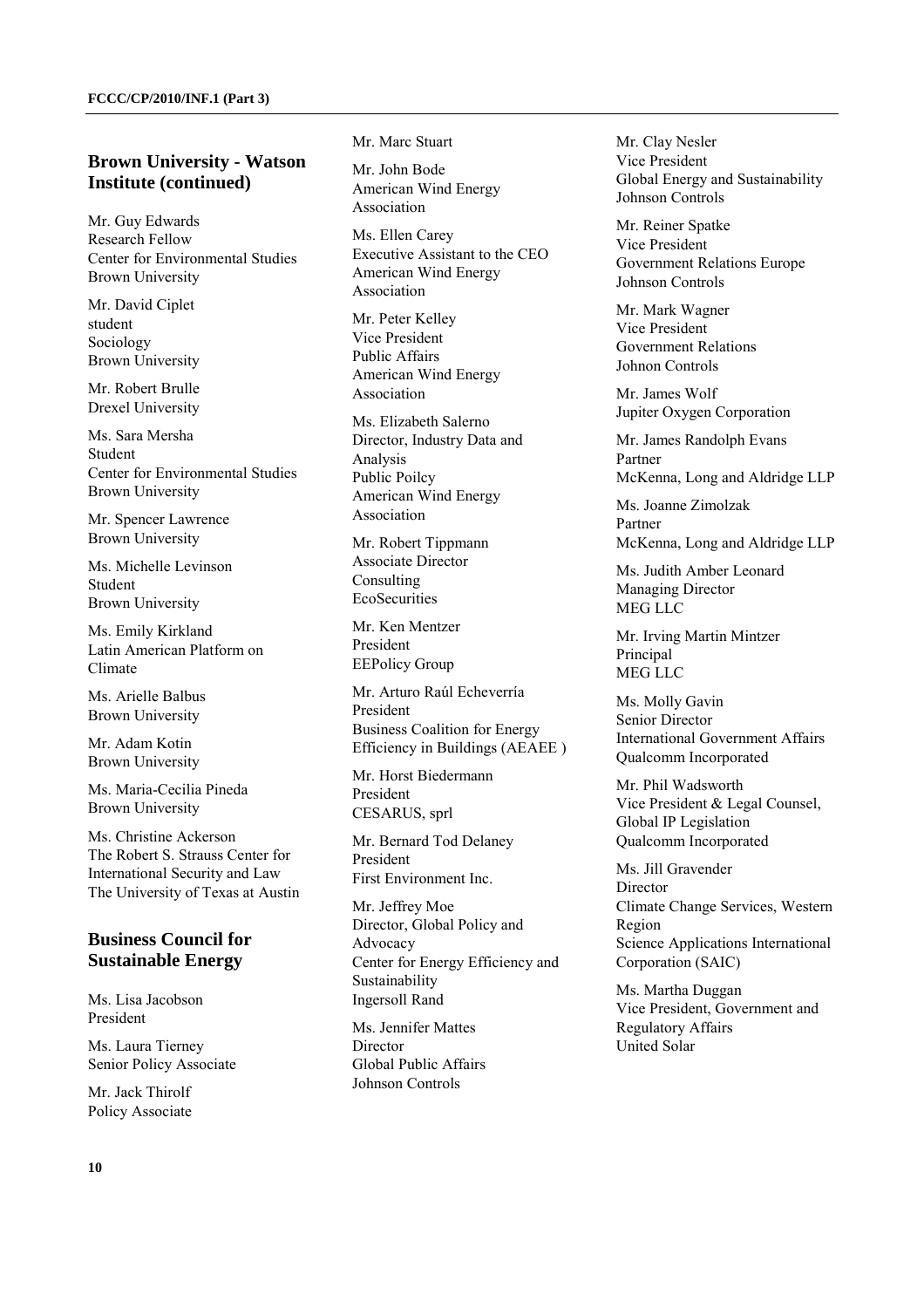## Brown University - Watson Institute (continued)

Mr. Guy Edwards
Research Fellow
Center for Environmental Studies
Brown University

Mr. David Ciplet
student
Sociology
Brown University

Mr. Robert Brulle
Drexel University

Ms. Sara Mersha
Student
Center for Environmental Studies
Brown University

Mr. Spencer Lawrence
Brown University

Ms. Michelle Levinson
Student
Brown University

Ms. Emily Kirkland
Latin American Platform on Climate

Ms. Arielle Balbus
Brown University

Mr. Adam Kotin
Brown University

Ms. Maria-Cecilia Pineda
Brown University

Ms. Christine Ackerson
The Robert S. Strauss Center for International Security and Law
The University of Texas at Austin

## Business Council for Sustainable Energy

Ms. Lisa Jacobson
President

Ms. Laura Tierney
Senior Policy Associate

Mr. Jack Thirolf
Policy Associate

Mr. Marc Stuart

Mr. John Bode
American Wind Energy Association

Ms. Ellen Carey
Executive Assistant to the CEO
American Wind Energy Association

Mr. Peter Kelley
Vice President
Public Affairs
American Wind Energy Association

Ms. Elizabeth Salerno
Director, Industry Data and Analysis
Public Poilcy
American Wind Energy Association

Mr. Robert Tippmann
Associate Director
Consulting
EcoSecurities

Mr. Ken Mentzer
President
EEPolicy Group

Mr. Arturo Raúl Echeverría
President
Business Coalition for Energy Efficiency in Buildings (AEAEE )

Mr. Horst Biedermann
President
CESARUS, sprl

Mr. Bernard Tod Delaney
President
First Environment Inc.

Mr. Jeffrey Moe
Director, Global Policy and Advocacy
Center for Energy Efficiency and Sustainability
Ingersoll Rand

Ms. Jennifer Mattes
Director
Global Public Affairs
Johnson Controls

Mr. Clay Nesler
Vice President
Global Energy and Sustainability
Johnson Controls

Mr. Reiner Spatke
Vice President
Government Relations Europe
Johnson Controls

Mr. Mark Wagner
Vice President
Government Relations
Johnon Controls

Mr. James Wolf
Jupiter Oxygen Corporation

Mr. James Randolph Evans
Partner
McKenna, Long and Aldridge LLP

Ms. Joanne Zimolzak
Partner
McKenna, Long and Aldridge LLP

Ms. Judith Amber Leonard
Managing Director
MEG LLC

Mr. Irving Martin Mintzer
Principal
MEG LLC

Ms. Molly Gavin
Senior Director
International Government Affairs
Qualcomm Incorporated

Mr. Phil Wadsworth
Vice President & Legal Counsel, Global IP Legislation
Qualcomm Incorporated

Ms. Jill Gravender
Director
Climate Change Services, Western Region
Science Applications International Corporation (SAIC)

Ms. Martha Duggan
Vice President, Government and Regulatory Affairs
United Solar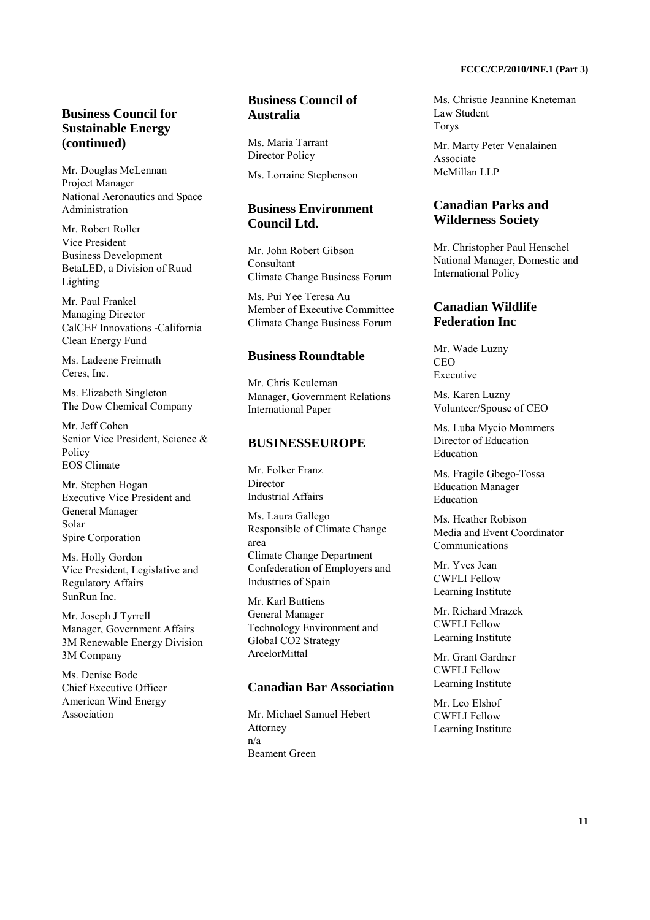## Business Council for Sustainable Energy (continued)

Mr. Douglas McLennan
Project Manager
National Aeronautics and Space Administration

Mr. Robert Roller
Vice President
Business Development
BetaLED, a Division of Ruud Lighting

Mr. Paul Frankel
Managing Director
CalCEF Innovations -California Clean Energy Fund

Ms. Ladeene Freimuth
Ceres, Inc.

Ms. Elizabeth Singleton
The Dow Chemical Company

Mr. Jeff Cohen
Senior Vice President, Science & Policy
EOS Climate

Mr. Stephen Hogan
Executive Vice President and General Manager
Solar
Spire Corporation

Ms. Holly Gordon
Vice President, Legislative and Regulatory Affairs
SunRun Inc.

Mr. Joseph J Tyrrell
Manager, Government Affairs
3M Renewable Energy Division
3M Company

Ms. Denise Bode
Chief Executive Officer
American Wind Energy Association

## Business Council of Australia

Ms. Maria Tarrant
Director Policy

Ms. Lorraine Stephenson

## Business Environment Council Ltd.

Mr. John Robert Gibson
Consultant
Climate Change Business Forum

Ms. Pui Yee Teresa Au
Member of Executive Committee
Climate Change Business Forum

## Business Roundtable

Mr. Chris Keuleman
Manager, Government Relations
International Paper

## BUSINESSEUROPE

Mr. Folker Franz
Director
Industrial Affairs

Ms. Laura Gallego
Responsible of Climate Change area
Climate Change Department
Confederation of Employers and Industries of Spain

Mr. Karl Buttiens
General Manager
Technology Environment and Global CO2 Strategy
ArcelorMittal

## Canadian Bar Association

Mr. Michael Samuel Hebert
Attorney
n/a
Beament Green

Ms. Christie Jeannine Kneteman
Law Student
Torys

Mr. Marty Peter Venalainen
Associate
McMillan LLP

## Canadian Parks and Wilderness Society

Mr. Christopher Paul Henschel
National Manager, Domestic and International Policy

## Canadian Wildlife Federation Inc

Mr. Wade Luzny
CEO
Executive

Ms. Karen Luzny
Volunteer/Spouse of CEO

Ms. Luba Mycio Mommers
Director of Education
Education

Ms. Fragile Gbego-Tossa
Education Manager
Education

Ms. Heather Robison
Media and Event Coordinator
Communications

Mr. Yves Jean
CWFLI Fellow
Learning Institute

Mr. Richard Mrazek
CWFLI Fellow
Learning Institute

Mr. Grant Gardner
CWFLI Fellow
Learning Institute

Mr. Leo Elshof
CWFLI Fellow
Learning Institute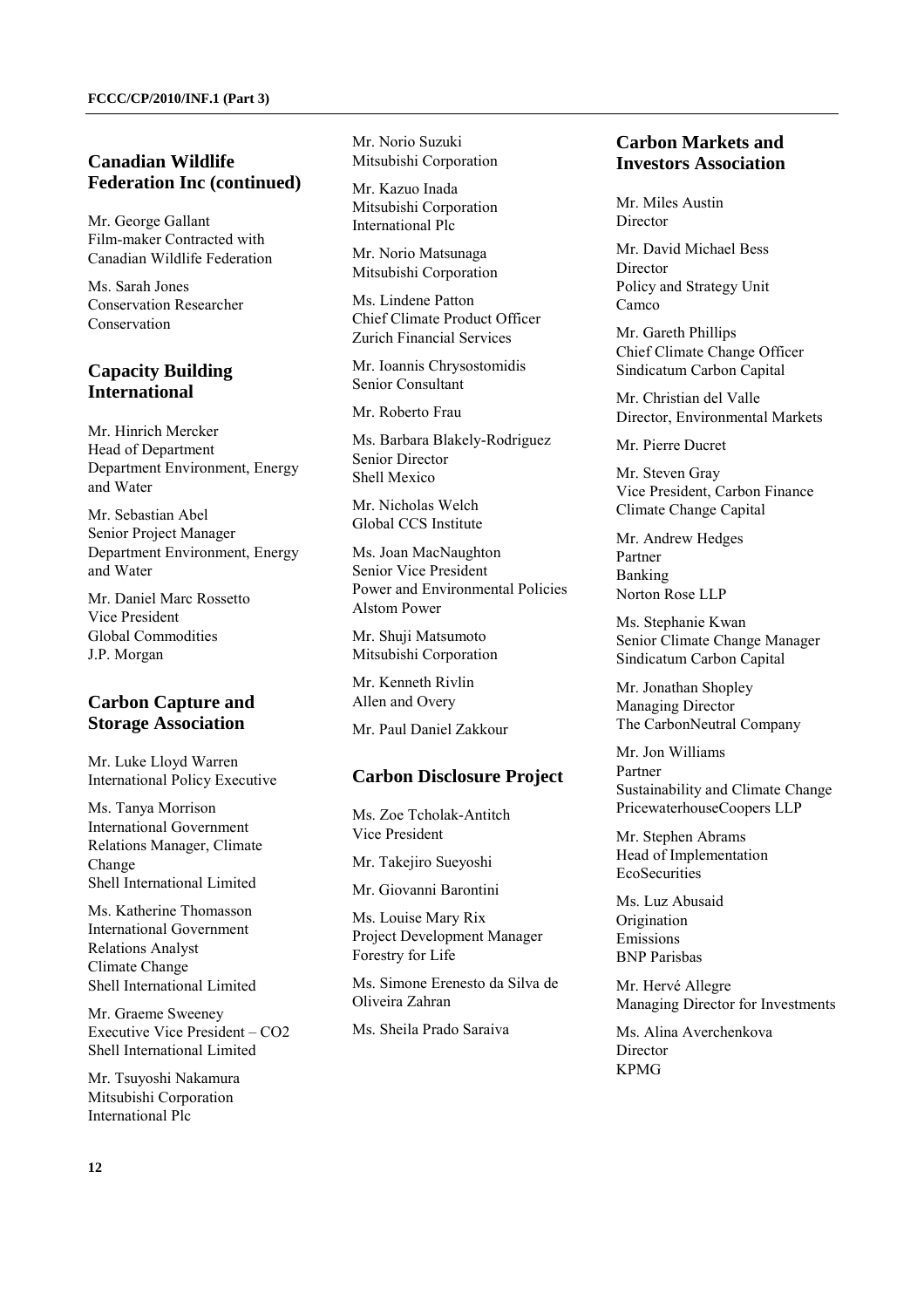## Canadian Wildlife Federation Inc (continued)

Mr. George Gallant
Film-maker Contracted with Canadian Wildlife Federation

Ms. Sarah Jones
Conservation Researcher
Conservation

## Capacity Building International

Mr. Hinrich Mercker
Head of Department
Department Environment, Energy and Water

Mr. Sebastian Abel
Senior Project Manager
Department Environment, Energy and Water

Mr. Daniel Marc Rossetto
Vice President
Global Commodities
J.P. Morgan

## Carbon Capture and Storage Association

Mr. Luke Lloyd Warren
International Policy Executive

Ms. Tanya Morrison
International Government Relations Manager, Climate Change
Shell International Limited

Ms. Katherine Thomasson
International Government Relations Analyst
Climate Change
Shell International Limited

Mr. Graeme Sweeney
Executive Vice President – CO2
Shell International Limited

Mr. Tsuyoshi Nakamura
Mitsubishi Corporation
International Plc

Mr. Norio Suzuki
Mitsubishi Corporation

Mr. Kazuo Inada
Mitsubishi Corporation
International Plc

Mr. Norio Matsunaga
Mitsubishi Corporation

Ms. Lindene Patton
Chief Climate Product Officer
Zurich Financial Services

Mr. Ioannis Chrysostomidis
Senior Consultant

Mr. Roberto Frau

Ms. Barbara Blakely-Rodriguez
Senior Director
Shell Mexico

Mr. Nicholas Welch
Global CCS Institute

Ms. Joan MacNaughton
Senior Vice President
Power and Environmental Policies
Alstom Power

Mr. Shuji Matsumoto
Mitsubishi Corporation

Mr. Kenneth Rivlin
Allen and Overy

Mr. Paul Daniel Zakkour

## Carbon Disclosure Project

Ms. Zoe Tcholak-Antitch
Vice President

Mr. Takejiro Sueyoshi

Mr. Giovanni Barontini

Ms. Louise Mary Rix
Project Development Manager
Forestry for Life

Ms. Simone Erenesto da Silva de Oliveira Zahran

Ms. Sheila Prado Saraiva

## Carbon Markets and Investors Association

Mr. Miles Austin
Director

Mr. David Michael Bess
Director
Policy and Strategy Unit
Camco

Mr. Gareth Phillips
Chief Climate Change Officer
Sindicatum Carbon Capital

Mr. Christian del Valle
Director, Environmental Markets

Mr. Pierre Ducret

Mr. Steven Gray
Vice President, Carbon Finance
Climate Change Capital

Mr. Andrew Hedges
Partner
Banking
Norton Rose LLP

Ms. Stephanie Kwan
Senior Climate Change Manager
Sindicatum Carbon Capital

Mr. Jonathan Shopley
Managing Director
The CarbonNeutral Company

Mr. Jon Williams
Partner
Sustainability and Climate Change
PricewaterhouseCoopers LLP

Mr. Stephen Abrams
Head of Implementation
EcoSecurities

Ms. Luz Abusaid
Origination
Emissions
BNP Parisbas

Mr. Hervé Allegre
Managing Director for Investments

Ms. Alina Averchenkova
Director
KPMG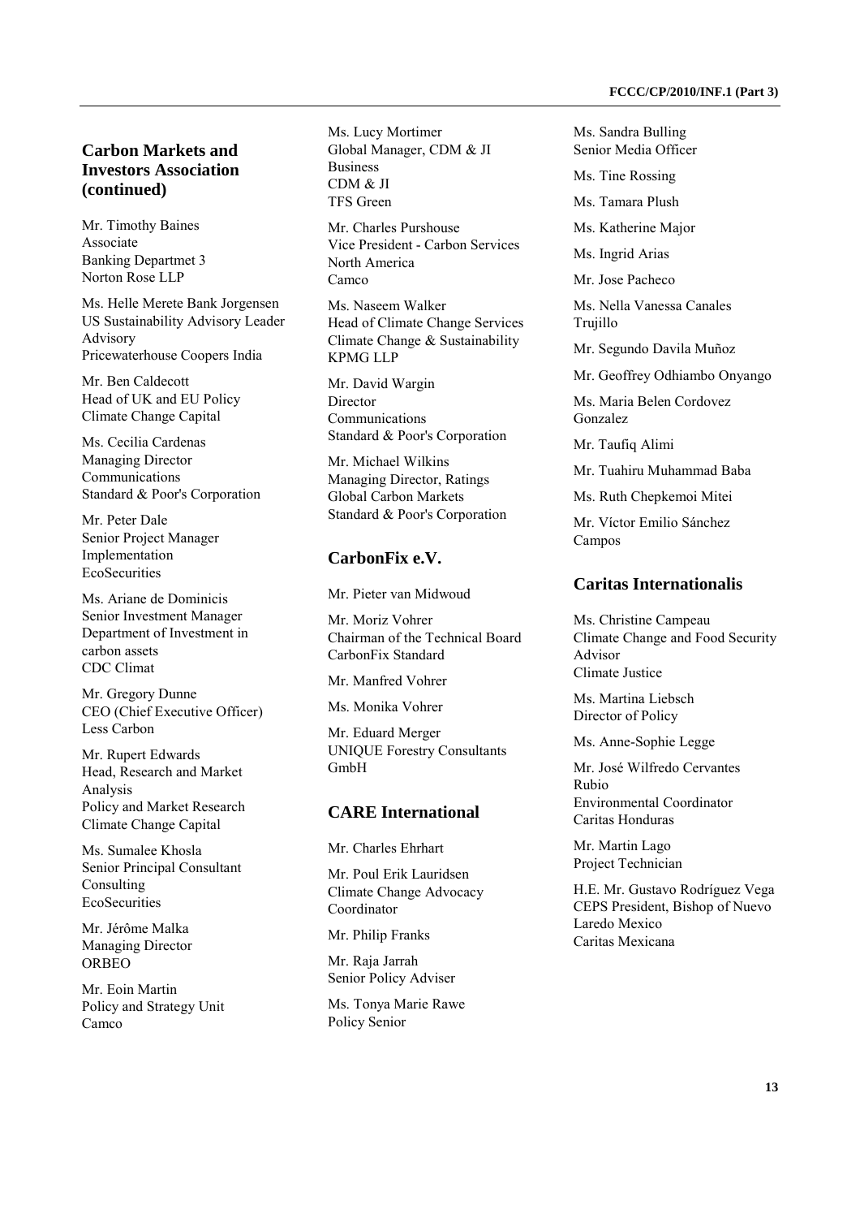## Carbon Markets and Investors Association (continued)

Mr. Timothy Baines
Associate
Banking Departmet 3
Norton Rose LLP

Ms. Helle Merete Bank Jorgensen
US Sustainability Advisory Leader
Advisory
Pricewaterhouse Coopers India

Mr. Ben Caldecott
Head of UK and EU Policy
Climate Change Capital

Ms. Cecilia Cardenas
Managing Director
Communications
Standard & Poor's Corporation

Mr. Peter Dale
Senior Project Manager
Implementation
EcoSecurities

Ms. Ariane de Dominicis
Senior Investment Manager
Department of Investment in carbon assets
CDC Climat

Mr. Gregory Dunne
CEO (Chief Executive Officer)
Less Carbon

Mr. Rupert Edwards
Head, Research and Market Analysis
Policy and Market Research
Climate Change Capital

Ms. Sumalee Khosla
Senior Principal Consultant
Consulting
EcoSecurities

Mr. Jérôme Malka
Managing Director
ORBEO

Mr. Eoin Martin
Policy and Strategy Unit
Camco

Ms. Lucy Mortimer
Global Manager, CDM & JI Business
CDM & JI
TFS Green

Mr. Charles Purshouse
Vice President - Carbon Services North America
Camco

Ms. Naseem Walker
Head of Climate Change Services
Climate Change & Sustainability
KPMG LLP

Mr. David Wargin
Director
Communications
Standard & Poor's Corporation

Mr. Michael Wilkins
Managing Director, Ratings
Global Carbon Markets
Standard & Poor's Corporation

## CarbonFix e.V.

Mr. Pieter van Midwoud

Mr. Moriz Vohrer
Chairman of the Technical Board
CarbonFix Standard

Mr. Manfred Vohrer

Ms. Monika Vohrer

Mr. Eduard Merger
UNIQUE Forestry Consultants GmbH

## CARE International

Mr. Charles Ehrhart

Mr. Poul Erik Lauridsen
Climate Change Advocacy Coordinator

Mr. Philip Franks

Mr. Raja Jarrah
Senior Policy Adviser

Ms. Tonya Marie Rawe
Policy Senior

Ms. Sandra Bulling
Senior Media Officer

Ms. Tine Rossing

Ms. Tamara Plush

Ms. Katherine Major

Ms. Ingrid Arias

Mr. Jose Pacheco

Ms. Nella Vanessa Canales Trujillo

Mr. Segundo Davila Muñoz

Mr. Geoffrey Odhiambo Onyango

Ms. Maria Belen Cordovez Gonzalez

Mr. Taufiq Alimi

Mr. Tuahiru Muhammad Baba

Ms. Ruth Chepkemoi Mitei

Mr. Víctor Emilio Sánchez Campos

## Caritas Internationalis

Ms. Christine Campeau
Climate Change and Food Security Advisor
Climate Justice

Ms. Martina Liebsch
Director of Policy

Ms. Anne-Sophie Legge

Mr. José Wilfredo Cervantes Rubio
Environmental Coordinator
Caritas Honduras

Mr. Martin Lago
Project Technician

H.E. Mr. Gustavo Rodríguez Vega
CEPS President, Bishop of Nuevo Laredo Mexico
Caritas Mexicana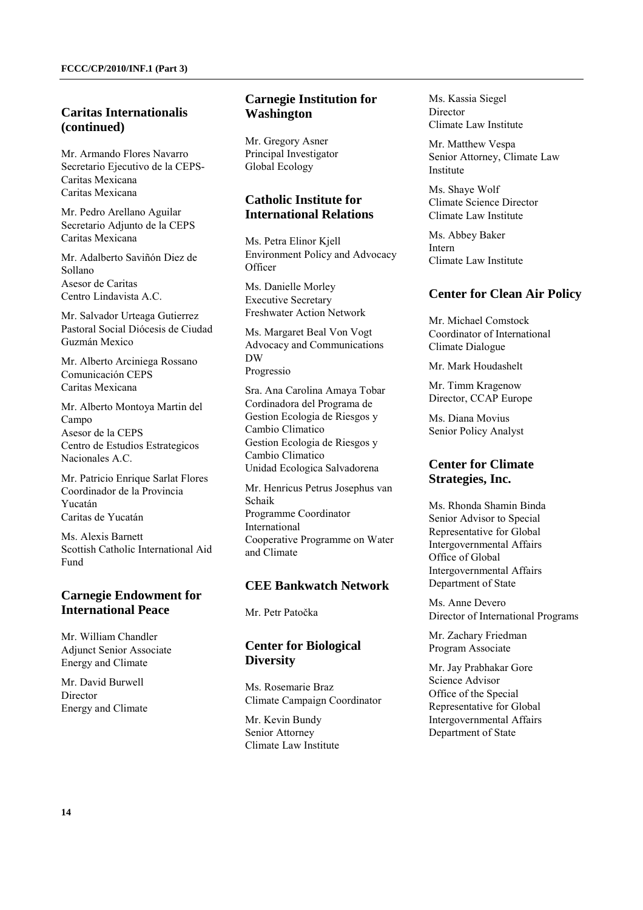## Caritas Internationalis (continued)

Mr. Armando Flores Navarro
Secretario Ejecutivo de la CEPS-Caritas Mexicana
Caritas Mexicana

Mr. Pedro Arellano Aguilar
Secretario Adjunto de la CEPS
Caritas Mexicana

Mr. Adalberto Saviñón Diez de Sollano
Asesor de Caritas
Centro Lindavista A.C.

Mr. Salvador Urteaga Gutierrez
Pastoral Social Diócesis de Ciudad Guzmán Mexico

Mr. Alberto Arciniega Rossano
Comunicación CEPS
Caritas Mexicana

Mr. Alberto Montoya Martin del Campo
Asesor de la CEPS
Centro de Estudios Estrategicos Nacionales A.C.

Mr. Patricio Enrique Sarlat Flores
Coordinador de la Provincia Yucatán
Caritas de Yucatán

Ms. Alexis Barnett
Scottish Catholic International Aid Fund

## Carnegie Endowment for International Peace

Mr. William Chandler
Adjunct Senior Associate
Energy and Climate

Mr. David Burwell
Director
Energy and Climate

## Carnegie Institution for Washington

Mr. Gregory Asner
Principal Investigator
Global Ecology

## Catholic Institute for International Relations

Ms. Petra Elinor Kjell
Environment Policy and Advocacy Officer

Ms. Danielle Morley
Executive Secretary
Freshwater Action Network

Ms. Margaret Beal Von Vogt
Advocacy and Communications DW
Progressio

Sra. Ana Carolina Amaya Tobar
Cordinadora del Programa de Gestion Ecologia de Riesgos y Cambio Climatico
Gestion Ecologia de Riesgos y Cambio Climatico
Unidad Ecologica Salvadorena

Mr. Henricus Petrus Josephus van Schaik
Programme Coordinator International
Cooperative Programme on Water and Climate

## CEE Bankwatch Network

Mr. Petr Patočka

## Center for Biological Diversity

Ms. Rosemarie Braz
Climate Campaign Coordinator

Mr. Kevin Bundy
Senior Attorney
Climate Law Institute

Ms. Kassia Siegel
Director
Climate Law Institute

Mr. Matthew Vespa
Senior Attorney, Climate Law Institute

Ms. Shaye Wolf
Climate Science Director
Climate Law Institute

Ms. Abbey Baker
Intern
Climate Law Institute

## Center for Clean Air Policy

Mr. Michael Comstock
Coordinator of International Climate Dialogue

Mr. Mark Houdashelt

Mr. Timm Kragenow
Director, CCAP Europe

Ms. Diana Movius
Senior Policy Analyst

## Center for Climate Strategies, Inc.

Ms. Rhonda Shamin Binda
Senior Advisor to Special Representative for Global Intergovernmental Affairs
Office of Global Intergovernmental Affairs
Department of State

Ms. Anne Devero
Director of International Programs

Mr. Zachary Friedman
Program Associate

Mr. Jay Prabhakar Gore
Science Advisor
Office of the Special Representative for Global Intergovernmental Affairs
Department of State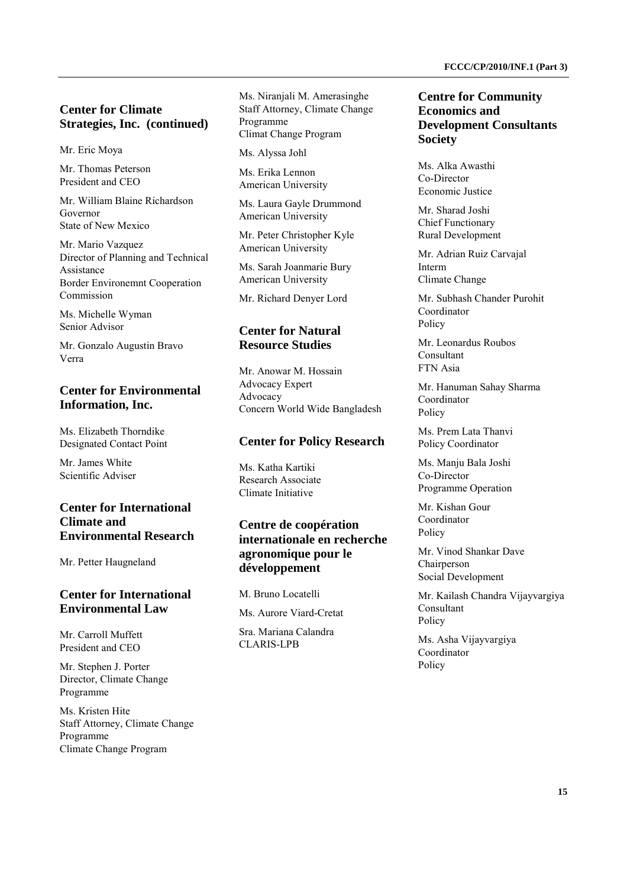## Center for Climate Strategies, Inc. (continued)

Mr. Eric Moya

Mr. Thomas Peterson
President and CEO

Mr. William Blaine Richardson
Governor
State of New Mexico

Mr. Mario Vazquez
Director of Planning and Technical Assistance
Border Environemnt Cooperation Commission

Ms. Michelle Wyman
Senior Advisor

Mr. Gonzalo Augustin Bravo
Verra

## Center for Environmental Information, Inc.

Ms. Elizabeth Thorndike
Designated Contact Point

Mr. James White
Scientific Adviser

## Center for International Climate and Environmental Research

Mr. Petter Haugneland

## Center for International Environmental Law

Mr. Carroll Muffett
President and CEO

Mr. Stephen J. Porter
Director, Climate Change Programme

Ms. Kristen Hite
Staff Attorney, Climate Change Programme
Climate Change Program

Ms. Niranjali M. Amerasinghe
Staff Attorney, Climate Change Programme
Climat Change Program

Ms. Alyssa Johl

Ms. Erika Lennon
American University

Ms. Laura Gayle Drummond
American University

Mr. Peter Christopher Kyle
American University

Ms. Sarah Joanmarie Bury
American University

Mr. Richard Denyer Lord

## Center for Natural Resource Studies

Mr. Anowar M. Hossain
Advocacy Expert
Advocacy
Concern World Wide Bangladesh

## Center for Policy Research

Ms. Katha Kartiki
Research Associate
Climate Initiative

## Centre de coopération internationale en recherche agronomique pour le développement

M. Bruno Locatelli

Ms. Aurore Viard-Cretat

Sra. Mariana Calandra
CLARIS-LPB

## Centre for Community Economics and Development Consultants Society

Ms. Alka Awasthi
Co-Director
Economic Justice

Mr. Sharad Joshi
Chief Functionary
Rural Development

Mr. Adrian Ruiz Carvajal
Interm
Climate Change

Mr. Subhash Chander Purohit
Coordinator
Policy

Mr. Leonardus Roubos
Consultant
FTN Asia

Mr. Hanuman Sahay Sharma
Coordinator
Policy

Ms. Prem Lata Thanvi
Policy Coordinator

Ms. Manju Bala Joshi
Co-Director
Programme Operation

Mr. Kishan Gour
Coordinator
Policy

Mr. Vinod Shankar Dave
Chairperson
Social Development

Mr. Kailash Chandra Vijayvargiya
Consultant
Policy

Ms. Asha Vijayvargiya
Coordinator
Policy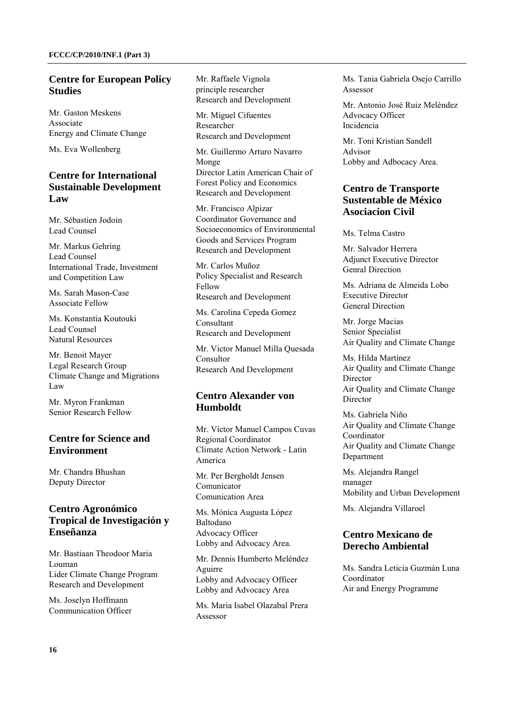## Centre for European Policy Studies

Mr. Gaston Meskens
Associate
Energy and Climate Change

Ms. Eva Wollenberg

## Centre for International Sustainable Development Law

Mr. Sébastien Jodoin
Lead Counsel

Mr. Markus Gehring
Lead Counsel
International Trade, Investment and Competition Law

Ms. Sarah Mason-Case
Associate Fellow

Ms. Konstantia Koutouki
Lead Counsel
Natural Resources

Mr. Benoit Mayer
Legal Research Group
Climate Change and Migrations Law

Mr. Myron Frankman
Senior Research Fellow

## Centre for Science and Environment

Mr. Chandra Bhushan
Deputy Director

## Centro Agronómico Tropical de Investigación y Enseñanza

Mr. Bastiaan Theodoor Maria Louman
Lider Climate Change Program
Research and Development

Ms. Joselyn Hoffmann
Communication Officer

Mr. Raffaele Vignola
principle researcher
Research and Development

Mr. Miguel Cifuentes
Researcher
Research and Development

Mr. Guillermo Arturo Navarro Monge
Director Latin American Chair of Forest Policy and Economics
Research and Development

Mr. Francisco Alpizar
Coordinator Governance and Socioeconomics of Environmental Goods and Services Program
Research and Development

Mr. Carlos Muñoz
Policy Specialist and Research Fellow
Research and Development

Ms. Carolina Cepeda Gomez
Consultant
Research and Development

Mr. Victor Manuel Milla Quesada
Consultor
Research And Development

## Centro Alexander von Humboldt

Mr. Víctor Manuel Campos Cuvas
Regional Coordinator
Climate Action Network - Latin America

Mr. Per Bergholdt Jensen
Comunicator
Comunication Area

Ms. Mónica Augusta López Baltodano
Advocacy Officer
Lobby and Advocacy Area.

Mr. Dennis Humberto Meléndez Aguirre
Lobby and Advocacy Officer
Lobby and Advocacy Area

Ms. Maria Isabel Olazabal Prera
Assessor

Ms. Tania Gabriela Osejo Carrillo
Assessor

Mr. Antonio José Ruiz Meléndez
Advocacy Officer
Incidencia

Mr. Toni Kristian Sandell
Advisor
Lobby and Adbocacy Area.

## Centro de Transporte Sustentable de México Asociacion Civil

Ms. Telma Castro

Mr. Salvador Herrera
Adjunct Executive Director
Genral Direction

Ms. Adriana de Almeida Lobo
Executive Director
General Direction

Mr. Jorge Macias
Senior Specialist
Air Quality and Climate Change

Ms. Hilda Martínez
Air Quality and Climate Change Director
Air Quality and Climate Change Director

Ms. Gabriela Niño
Air Quality and Climate Change Coordinator
Air Quality and Climate Change Department

Ms. Alejandra Rangel
manager
Mobility and Urban Development

Ms. Alejandra Villaroel

## Centro Mexicano de Derecho Ambiental

Ms. Sandra Leticia Guzmán Luna
Coordinator
Air and Energy Programme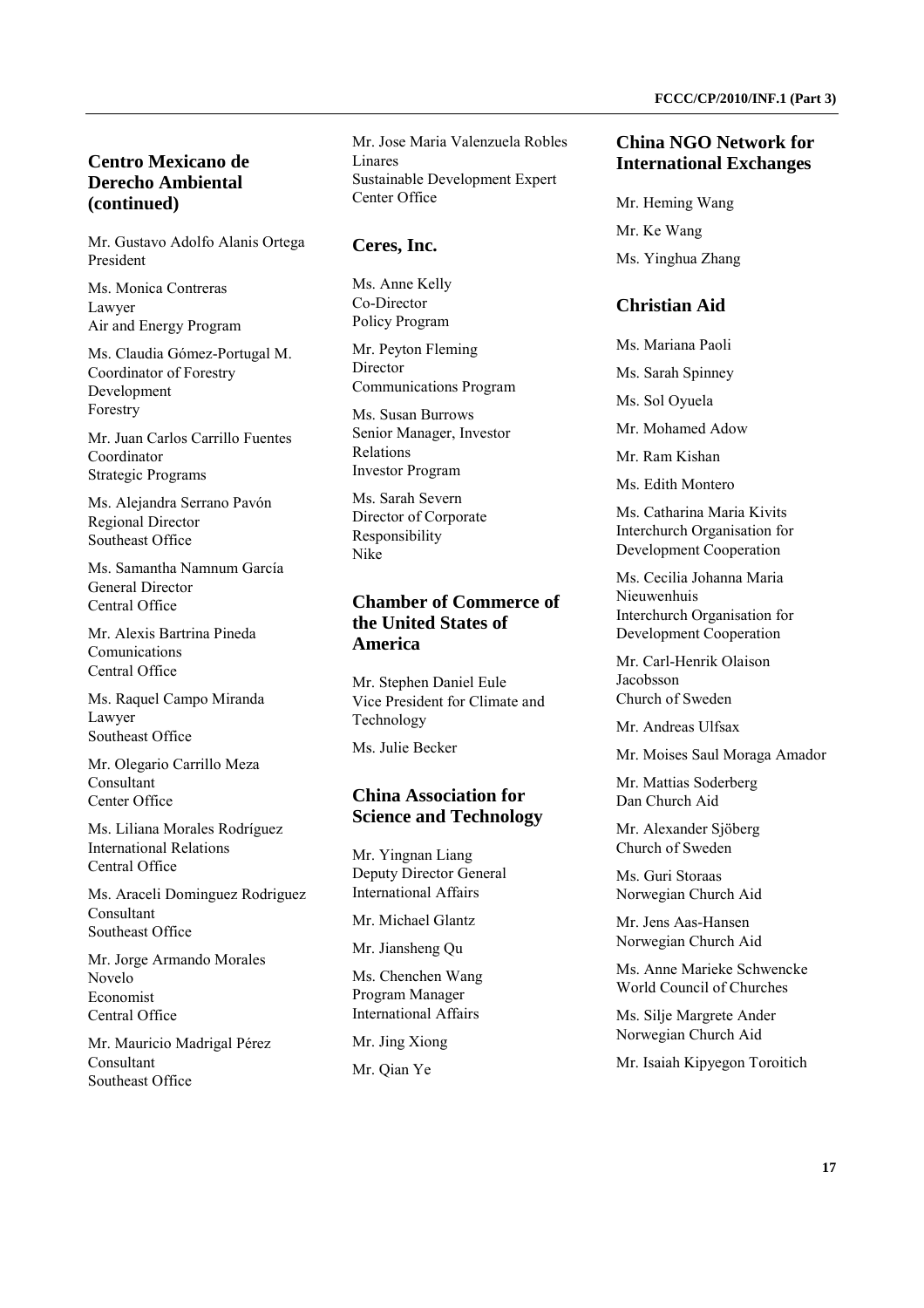## Centro Mexicano de Derecho Ambiental (continued)

Mr. Gustavo Adolfo Alanis Ortega
President

Ms. Monica Contreras
Lawyer
Air and Energy Program

Ms. Claudia Gómez-Portugal M.
Coordinator of Forestry Development
Forestry

Mr. Juan Carlos Carrillo Fuentes
Coordinator
Strategic Programs

Ms. Alejandra Serrano Pavón
Regional Director
Southeast Office

Ms. Samantha Namnum García
General Director
Central Office

Mr. Alexis Bartrina Pineda
Comunications
Central Office

Ms. Raquel Campo Miranda
Lawyer
Southeast Office

Mr. Olegario Carrillo Meza
Consultant
Center Office

Ms. Liliana Morales Rodríguez
International Relations
Central Office

Ms. Araceli Dominguez Rodriguez
Consultant
Southeast Office

Mr. Jorge Armando Morales Novelo
Economist
Central Office

Mr. Mauricio Madrigal Pérez
Consultant
Southeast Office

Mr. Jose Maria Valenzuela Robles Linares
Sustainable Development Expert
Center Office

## Ceres, Inc.

Ms. Anne Kelly
Co-Director
Policy Program

Mr. Peyton Fleming
Director
Communications Program

Ms. Susan Burrows
Senior Manager, Investor Relations
Investor Program

Ms. Sarah Severn
Director of Corporate Responsibility
Nike

## Chamber of Commerce of the United States of America

Mr. Stephen Daniel Eule
Vice President for Climate and Technology

Ms. Julie Becker

## China Association for Science and Technology

Mr. Yingnan Liang
Deputy Director General
International Affairs

Mr. Michael Glantz

Mr. Jiansheng Qu

Ms. Chenchen Wang
Program Manager
International Affairs

Mr. Jing Xiong

Mr. Qian Ye

## China NGO Network for International Exchanges

Mr. Heming Wang

Mr. Ke Wang

Ms. Yinghua Zhang

## Christian Aid

Ms. Mariana Paoli

Ms. Sarah Spinney

Ms. Sol Oyuela

Mr. Mohamed Adow

Mr. Ram Kishan

Ms. Edith Montero

Ms. Catharina Maria Kivits
Interchurch Organisation for Development Cooperation

Ms. Cecilia Johanna Maria Nieuwenhuis
Interchurch Organisation for Development Cooperation

Mr. Carl-Henrik Olaison Jacobsson
Church of Sweden

Mr. Andreas Ulfsax

Mr. Moises Saul Moraga Amador

Mr. Mattias Soderberg
Dan Church Aid

Mr. Alexander Sjöberg
Church of Sweden

Ms. Guri Storaas
Norwegian Church Aid

Mr. Jens Aas-Hansen
Norwegian Church Aid

Ms. Anne Marieke Schwencke
World Council of Churches

Ms. Silje Margrete Ander
Norwegian Church Aid

Mr. Isaiah Kipyegon Toroitich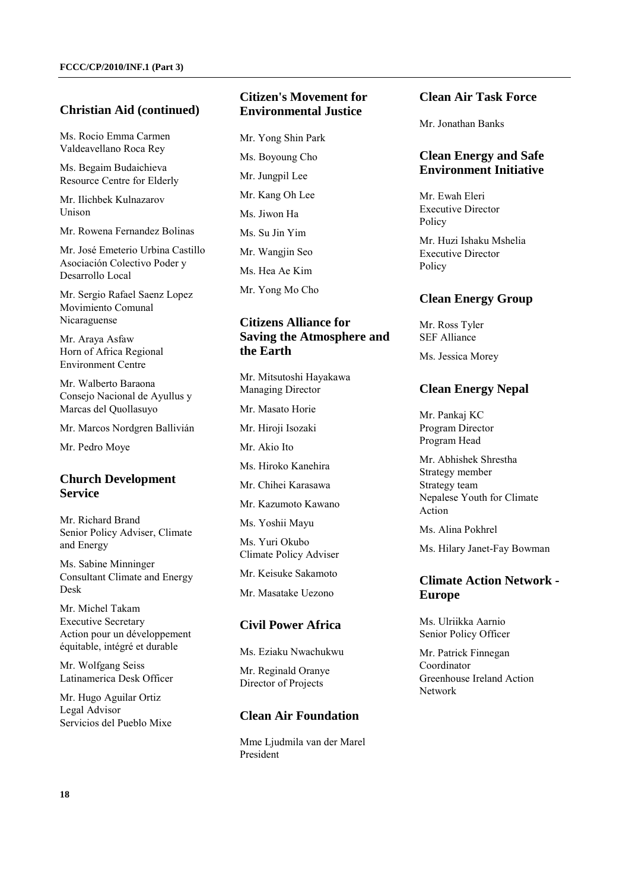## Christian Aid (continued)

Ms. Rocio Emma Carmen Valdeavellano Roca Rey

Ms. Begaim Budaichieva
Resource Centre for Elderly

Mr. Ilichbek Kulnazarov
Unison

Mr. Rowena Fernandez Bolinas

Mr. José Emeterio Urbina Castillo
Asociación Colectivo Poder y Desarrollo Local

Mr. Sergio Rafael Saenz Lopez
Movimiento Comunal Nicaraguense

Mr. Araya Asfaw
Horn of Africa Regional Environment Centre

Mr. Walberto Baraona
Consejo Nacional de Ayullus y Marcas del Quollasuyo

Mr. Marcos Nordgren Ballivián

Mr. Pedro Moye

## Church Development Service

Mr. Richard Brand
Senior Policy Adviser, Climate and Energy

Ms. Sabine Minninger
Consultant Climate and Energy Desk

Mr. Michel Takam
Executive Secretary
Action pour un développement équitable, intégré et durable

Mr. Wolfgang Seiss
Latinamerica Desk Officer

Mr. Hugo Aguilar Ortiz
Legal Advisor
Servicios del Pueblo Mixe

## Citizen's Movement for Environmental Justice

Mr. Yong Shin Park

Ms. Boyoung Cho

Mr. Jungpil Lee

Mr. Kang Oh Lee

Ms. Jiwon Ha

Ms. Su Jin Yim

Mr. Wangjin Seo

Ms. Hea Ae Kim

Mr. Yong Mo Cho

## Citizens Alliance for Saving the Atmosphere and the Earth

Mr. Mitsutoshi Hayakawa
Managing Director

Mr. Masato Horie

Mr. Hiroji Isozaki

Mr. Akio Ito

Ms. Hiroko Kanehira

Mr. Chihei Karasawa

Mr. Kazumoto Kawano

Ms. Yoshii Mayu

Ms. Yuri Okubo
Climate Policy Adviser

Mr. Keisuke Sakamoto

Mr. Masatake Uezono

## Civil Power Africa

Ms. Eziaku Nwachukwu

Mr. Reginald Oranye
Director of Projects

## Clean Air Foundation

Mme Ljudmila van der Marel
President

## Clean Air Task Force

Mr. Jonathan Banks

## Clean Energy and Safe Environment Initiative

Mr. Ewah Eleri
Executive Director
Policy

Mr. Huzi Ishaku Mshelia
Executive Director
Policy

## Clean Energy Group

Mr. Ross Tyler
SEF Alliance

Ms. Jessica Morey

## Clean Energy Nepal

Mr. Pankaj KC
Program Director
Program Head

Mr. Abhishek Shrestha
Strategy member
Strategy team
Nepalese Youth for Climate Action

Ms. Alina Pokhrel

Ms. Hilary Janet-Fay Bowman

## Climate Action Network - Europe

Ms. Ulriikka Aarnio
Senior Policy Officer

Mr. Patrick Finnegan
Coordinator
Greenhouse Ireland Action Network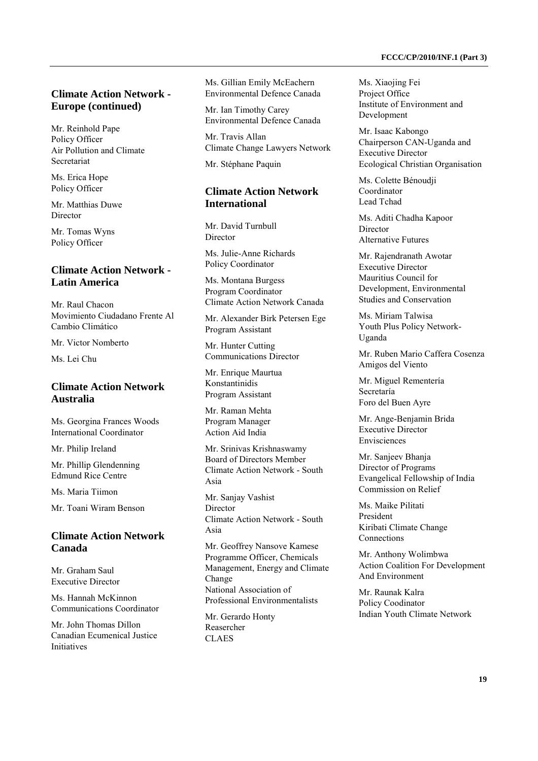## Climate Action Network - Europe (continued)

Mr. Reinhold Pape
Policy Officer
Air Pollution and Climate Secretariat

Ms. Erica Hope
Policy Officer

Mr. Matthias Duwe
Director

Mr. Tomas Wyns
Policy Officer

## Climate Action Network - Latin America

Mr. Raul Chacon
Movimiento Ciudadano Frente Al Cambio Climático

Mr. Victor Nomberto

Ms. Lei Chu

## Climate Action Network Australia

Ms. Georgina Frances Woods
International Coordinator

Mr. Philip Ireland

Mr. Phillip Glendenning
Edmund Rice Centre

Ms. Maria Tiimon

Mr. Toani Wiram Benson

## Climate Action Network Canada

Mr. Graham Saul
Executive Director

Ms. Hannah McKinnon
Communications Coordinator

Mr. John Thomas Dillon
Canadian Ecumenical Justice Initiatives

Ms. Gillian Emily McEachern
Environmental Defence Canada

Mr. Ian Timothy Carey
Environmental Defence Canada

Mr. Travis Allan
Climate Change Lawyers Network

Mr. Stéphane Paquin

## Climate Action Network International

Mr. David Turnbull
Director

Ms. Julie-Anne Richards
Policy Coordinator

Ms. Montana Burgess
Program Coordinator
Climate Action Network Canada

Mr. Alexander Birk Petersen Ege
Program Assistant

Mr. Hunter Cutting
Communications Director

Mr. Enrique Maurtua Konstantinidis
Program Assistant

Mr. Raman Mehta
Program Manager
Action Aid India

Mr. Srinivas Krishnaswamy
Board of Directors Member
Climate Action Network - South Asia

Mr. Sanjay Vashist
Director
Climate Action Network - South Asia

Mr. Geoffrey Nansove Kamese
Programme Officer, Chemicals Management, Energy and Climate Change
National Association of Professional Environmentalists

Mr. Gerardo Honty
Reasercher
CLAES

Ms. Xiaojing Fei
Project Office
Institute of Environment and Development

Mr. Isaac Kabongo
Chairperson CAN-Uganda and Executive Director
Ecological Christian Organisation

Ms. Colette Bénoudji
Coordinator
Lead Tchad

Ms. Aditi Chadha Kapoor
Director
Alternative Futures

Mr. Rajendranath Awotar
Executive Director
Mauritius Council for Development, Environmental Studies and Conservation

Ms. Miriam Talwisa
Youth Plus Policy Network-Uganda

Mr. Ruben Mario Caffera Cosenza
Amigos del Viento

Mr. Miguel Rementería
Secretaría
Foro del Buen Ayre

Mr. Ange-Benjamin Brida
Executive Director
Envisciences

Mr. Sanjeev Bhanja
Director of Programs
Evangelical Fellowship of India Commission on Relief

Ms. Maike Pilitati
President
Kiribati Climate Change Connections

Mr. Anthony Wolimbwa
Action Coalition For Development And Environment

Mr. Raunak Kalra
Policy Coodinator
Indian Youth Climate Network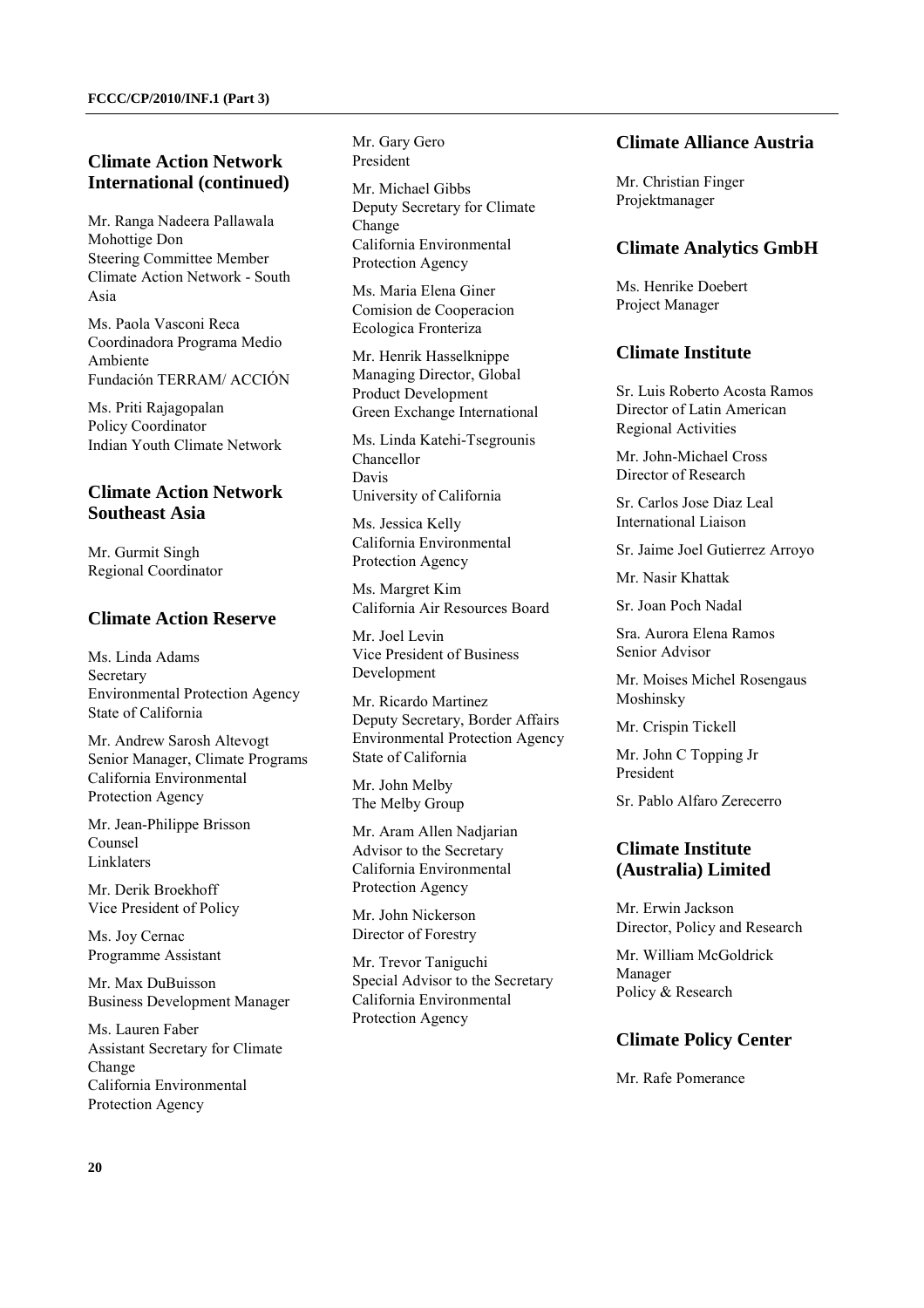## Climate Action Network International (continued)

Mr. Ranga Nadeera Pallawala Mohottige Don
Steering Committee Member
Climate Action Network - South Asia

Ms. Paola Vasconi Reca
Coordinadora Programa Medio Ambiente
Fundación TERRAM/ ACCIÓN

Ms. Priti Rajagopalan
Policy Coordinator
Indian Youth Climate Network

## Climate Action Network Southeast Asia

Mr. Gurmit Singh
Regional Coordinator

## Climate Action Reserve

Ms. Linda Adams
Secretary
Environmental Protection Agency
State of California

Mr. Andrew Sarosh Altevogt
Senior Manager, Climate Programs
California Environmental Protection Agency

Mr. Jean-Philippe Brisson
Counsel
Linklaters

Mr. Derik Broekhoff
Vice President of Policy

Ms. Joy Cernac
Programme Assistant

Mr. Max DuBuisson
Business Development Manager

Ms. Lauren Faber
Assistant Secretary for Climate Change
California Environmental Protection Agency

Mr. Gary Gero
President

Mr. Michael Gibbs
Deputy Secretary for Climate Change
California Environmental Protection Agency

Ms. Maria Elena Giner
Comision de Cooperacion Ecologica Fronteriza

Mr. Henrik Hasselknippe
Managing Director, Global Product Development
Green Exchange International

Ms. Linda Katehi-Tsegrounis
Chancellor
Davis
University of California

Ms. Jessica Kelly
California Environmental Protection Agency

Ms. Margret Kim
California Air Resources Board

Mr. Joel Levin
Vice President of Business Development

Mr. Ricardo Martinez
Deputy Secretary, Border Affairs
Environmental Protection Agency
State of California

Mr. John Melby
The Melby Group

Mr. Aram Allen Nadjarian
Advisor to the Secretary
California Environmental Protection Agency

Mr. John Nickerson
Director of Forestry

Mr. Trevor Taniguchi
Special Advisor to the Secretary
California Environmental Protection Agency

## Climate Alliance Austria

Mr. Christian Finger
Projektmanager

## Climate Analytics GmbH

Ms. Henrike Doebert
Project Manager

## Climate Institute

Sr. Luis Roberto Acosta Ramos
Director of Latin American Regional Activities

Mr. John-Michael Cross
Director of Research

Sr. Carlos Jose Diaz Leal
International Liaison

Sr. Jaime Joel Gutierrez Arroyo

Mr. Nasir Khattak

Sr. Joan Poch Nadal

Sra. Aurora Elena Ramos
Senior Advisor

Mr. Moises Michel Rosengaus Moshinsky

Mr. Crispin Tickell

Mr. John C Topping Jr
President

Sr. Pablo Alfaro Zerecerro

## Climate Institute (Australia) Limited

Mr. Erwin Jackson
Director, Policy and Research

Mr. William McGoldrick
Manager
Policy & Research

## Climate Policy Center

Mr. Rafe Pomerance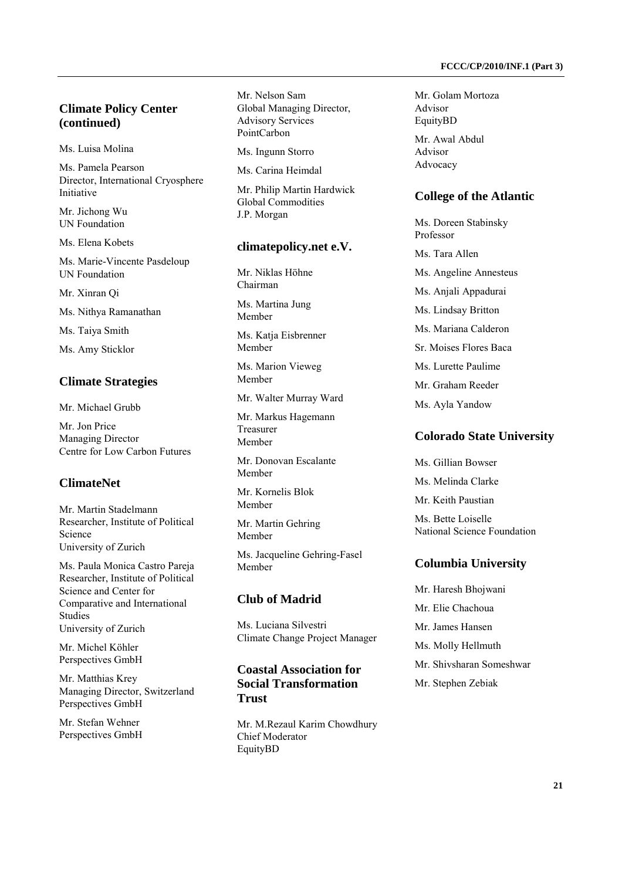## Climate Policy Center (continued)

Ms. Luisa Molina

Ms. Pamela Pearson
Director, International Cryosphere Initiative

Mr. Jichong Wu
UN Foundation

Ms. Elena Kobets

Ms. Marie-Vincente Pasdeloup
UN Foundation

Mr. Xinran Qi

Ms. Nithya Ramanathan

Ms. Taiya Smith

Ms. Amy Sticklor

Mr. Nelson Sam
Global Managing Director, Advisory Services
PointCarbon

Ms. Ingunn Storro

Ms. Carina Heimdal

Mr. Philip Martin Hardwick
Global Commodities
J.P. Morgan

## Climate Strategies

Mr. Michael Grubb

Mr. Jon Price
Managing Director
Centre for Low Carbon Futures

## ClimateNet

Mr. Martin Stadelmann
Researcher, Institute of Political Science
University of Zurich

Ms. Paula Monica Castro Pareja
Researcher, Institute of Political Science and Center for Comparative and International Studies
University of Zurich

Mr. Michel Köhler
Perspectives GmbH

Mr. Matthias Krey
Managing Director, Switzerland
Perspectives GmbH

Mr. Stefan Wehner
Perspectives GmbH

## climatepolicy.net e.V.

Mr. Niklas Höhne
Chairman

Ms. Martina Jung
Member

Ms. Katja Eisbrenner
Member

Ms. Marion Vieweg
Member

Mr. Walter Murray Ward

Mr. Markus Hagemann
Treasurer
Member

Mr. Donovan Escalante
Member

Mr. Kornelis Blok
Member

Mr. Martin Gehring
Member

Ms. Jacqueline Gehring-Fasel
Member

## Club of Madrid

Ms. Luciana Silvestri
Climate Change Project Manager

## Coastal Association for Social Transformation Trust

Mr. M.Rezaul Karim Chowdhury
Chief Moderator
EquityBD

Mr. Golam Mortoza
Advisor
EquityBD

Mr. Awal Abdul
Advisor
Advocacy

## College of the Atlantic

Ms. Doreen Stabinsky
Professor

Ms. Tara Allen

Ms. Angeline Annesteus

Ms. Anjali Appadurai

Ms. Lindsay Britton

Ms. Mariana Calderon

Sr. Moises Flores Baca

Ms. Lurette Paulime

Mr. Graham Reeder

Ms. Ayla Yandow

## Colorado State University

Ms. Gillian Bowser

Ms. Melinda Clarke

Mr. Keith Paustian

Ms. Bette Loiselle
National Science Foundation

## Columbia University

Mr. Haresh Bhojwani

Mr. Elie Chachoua

Mr. James Hansen

Ms. Molly Hellmuth

Mr. Shivsharan Someshwar

Mr. Stephen Zebiak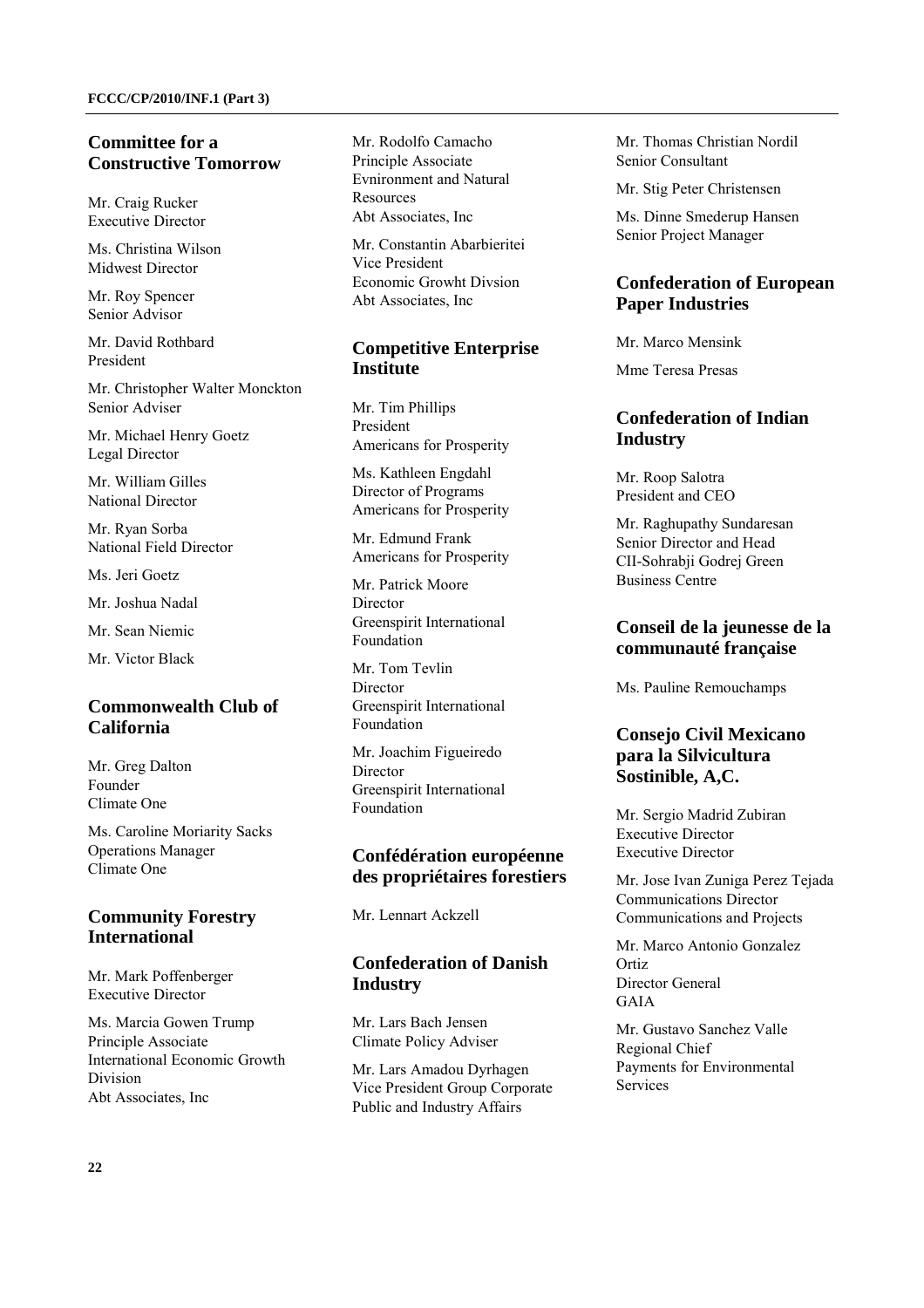## Committee for a Constructive Tomorrow

Mr. Craig Rucker
Executive Director

Ms. Christina Wilson
Midwest Director

Mr. Roy Spencer
Senior Advisor

Mr. David Rothbard
President

Mr. Christopher Walter Monckton
Senior Adviser

Mr. Michael Henry Goetz
Legal Director

Mr. William Gilles
National Director

Mr. Ryan Sorba
National Field Director

Ms. Jeri Goetz

Mr. Joshua Nadal

Mr. Sean Niemic

Mr. Victor Black

## Commonwealth Club of California

Mr. Greg Dalton
Founder
Climate One

Ms. Caroline Moriarity Sacks
Operations Manager
Climate One

## Community Forestry International

Mr. Mark Poffenberger
Executive Director

Ms. Marcia Gowen Trump
Principle Associate
International Economic Growth Division
Abt Associates, Inc

Mr. Rodolfo Camacho
Principle Associate
Evnironment and Natural Resources
Abt Associates, Inc

Mr. Constantin Abarbieritei
Vice President
Economic Growht Divsion
Abt Associates, Inc

## Competitive Enterprise Institute

Mr. Tim Phillips
President
Americans for Prosperity

Ms. Kathleen Engdahl
Director of Programs
Americans for Prosperity

Mr. Edmund Frank
Americans for Prosperity

Mr. Patrick Moore
Director
Greenspirit International Foundation

Mr. Tom Tevlin
Director
Greenspirit International Foundation

Mr. Joachim Figueiredo
Director
Greenspirit International Foundation

## Confédération européenne des propriétaires forestiers

Mr. Lennart Ackzell

## Confederation of Danish Industry

Mr. Lars Bach Jensen
Climate Policy Adviser

Mr. Lars Amadou Dyrhagen
Vice President Group Corporate Public and Industry Affairs

Mr. Thomas Christian Nordil
Senior Consultant

Mr. Stig Peter Christensen

Ms. Dinne Smederup Hansen
Senior Project Manager

## Confederation of European Paper Industries

Mr. Marco Mensink

Mme Teresa Presas

## Confederation of Indian Industry

Mr. Roop Salotra
President and CEO

Mr. Raghupathy Sundaresan
Senior Director and Head
CII-Sohrabji Godrej Green Business Centre

## Conseil de la jeunesse de la communauté française

Ms. Pauline Remouchamps

## Consejo Civil Mexicano para la Silvicultura Sostinible, A,C.

Mr. Sergio Madrid Zubiran
Executive Director
Executive Director

Mr. Jose Ivan Zuniga Perez Tejada
Communications Director
Communications and Projects

Mr. Marco Antonio Gonzalez Ortiz
Director General
GAIA

Mr. Gustavo Sanchez Valle
Regional Chief
Payments for Environmental Services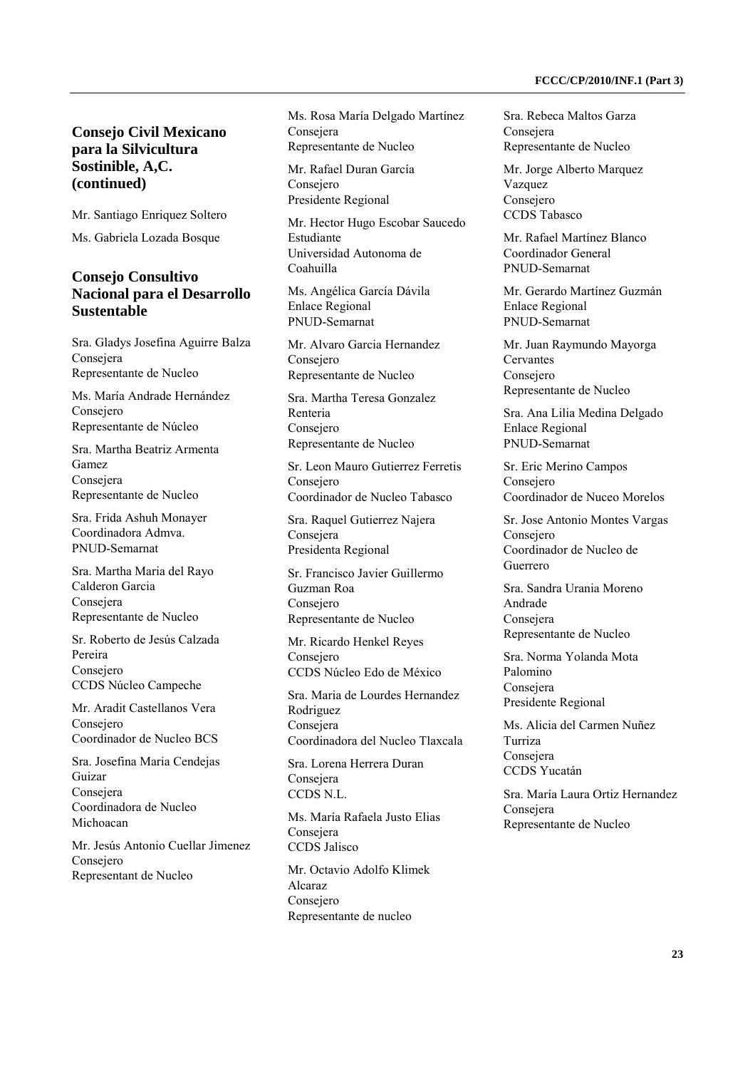## Consejo Civil Mexicano para la Silvicultura Sostinible, A,C. (continued)

Mr. Santiago Enriquez Soltero

Ms. Gabriela Lozada Bosque

## Consejo Consultivo Nacional para el Desarrollo Sustentable

Sra. Gladys Josefina Aguirre Balza
Consejera
Representante de Nucleo

Ms. María Andrade Hernández
Consejero
Representante de Núcleo

Sra. Martha Beatriz Armenta Gamez
Consejera
Representante de Nucleo

Sra. Frida Ashuh Monayer
Coordinadora Admva.
PNUD-Semarnat

Sra. Martha Maria del Rayo Calderon Garcia
Consejera
Representante de Nucleo

Sr. Roberto de Jesús Calzada Pereira
Consejero
CCDS Núcleo Campeche

Mr. Aradit Castellanos Vera
Consejero
Coordinador de Nucleo BCS

Sra. Josefina Maria Cendejas Guizar
Consejera
Coordinadora de Nucleo Michoacan

Mr. Jesús Antonio Cuellar Jimenez
Consejero
Representant de Nucleo

Ms. Rosa María Delgado Martínez
Consejera
Representante de Nucleo

Mr. Rafael Duran García
Consejero
Presidente Regional

Mr. Hector Hugo Escobar Saucedo
Estudiante
Universidad Autonoma de Coahuilla

Ms. Angélica García Dávila
Enlace Regional
PNUD-Semarnat

Mr. Alvaro Garcia Hernandez
Consejero
Representante de Nucleo

Sra. Martha Teresa Gonzalez Renteria
Consejero
Representante de Nucleo

Sr. Leon Mauro Gutierrez Ferretis
Consejero
Coordinador de Nucleo Tabasco

Sra. Raquel Gutierrez Najera
Consejera
Presidenta Regional

Sr. Francisco Javier Guillermo Guzman Roa
Consejero
Representante de Nucleo

Mr. Ricardo Henkel Reyes
Consejero
CCDS Núcleo Edo de México

Sra. Maria de Lourdes Hernandez Rodriguez
Consejera
Coordinadora del Nucleo Tlaxcala

Sra. Lorena Herrera Duran
Consejera
CCDS N.L.

Ms. María Rafaela Justo Elias
Consejera
CCDS Jalisco

Mr. Octavio Adolfo Klimek Alcaraz
Consejero
Representante de nucleo

Sra. Rebeca Maltos Garza
Consejera
Representante de Nucleo

Mr. Jorge Alberto Marquez Vazquez
Consejero
CCDS Tabasco

Mr. Rafael Martínez Blanco
Coordinador General
PNUD-Semarnat

Mr. Gerardo Martínez Guzmán
Enlace Regional
PNUD-Semarnat

Mr. Juan Raymundo Mayorga Cervantes
Consejero
Representante de Nucleo

Sra. Ana Lilia Medina Delgado
Enlace Regional
PNUD-Semarnat

Sr. Eric Merino Campos
Consejero
Coordinador de Nuceo Morelos

Sr. Jose Antonio Montes Vargas
Consejero
Coordinador de Nucleo de Guerrero

Sra. Sandra Urania Moreno Andrade
Consejera
Representante de Nucleo

Sra. Norma Yolanda Mota Palomino
Consejera
Presidente Regional

Ms. Alicia del Carmen Nuñez Turriza
Consejera
CCDS Yucatán

Sra. María Laura Ortiz Hernandez
Consejera
Representante de Nucleo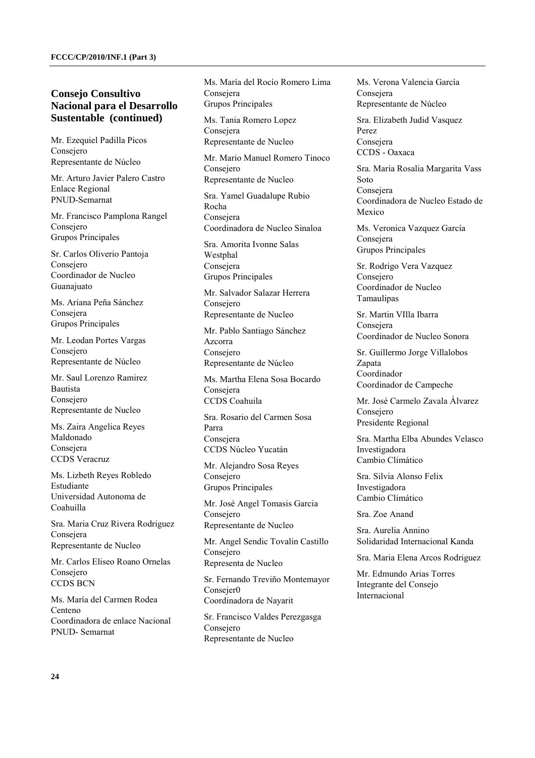### Consejo Consultivo Nacional para el Desarrollo Sustentable (continued)

Mr. Ezequiel Padilla Picos
Consejero
Representante de Núcleo

Mr. Arturo Javier Palero Castro
Enlace Regional
PNUD-Semarnat

Mr. Francisco Pamplona Rangel
Consejero
Grupos Principales

Sr. Carlos Oliverio Pantoja
Consejero
Coordinador de Nucleo Guanajuato

Ms. Ariana Peña Sánchez
Consejera
Grupos Principales

Mr. Leodan Portes Vargas
Consejero
Representante de Núcleo

Mr. Saul Lorenzo Ramirez Bautista
Consejero
Representante de Nucleo

Ms. Zaira Angelica Reyes Maldonado
Consejera
CCDS Veracruz

Ms. Lizbeth Reyes Robledo
Estudiante
Universidad Autonoma de Coahuilla

Sra. Maria Cruz Rivera Rodriguez
Consejera
Representante de Nucleo

Mr. Carlos Eliseo Roano Ornelas
Consejero
CCDS BCN

Ms. María del Carmen Rodea Centeno
Coordinadora de enlace Nacional
PNUD- Semarnat

Ms. María del Rocío Romero Lima
Consejera
Grupos Principales

Ms. Tania Romero Lopez
Consejera
Representante de Nucleo

Mr. Mario Manuel Romero Tinoco
Consejero
Representante de Nucleo

Sra. Yamel Guadalupe Rubio Rocha
Consejera
Coordinadora de Nucleo Sinaloa

Sra. Amorita Ivonne Salas Westphal
Consejera
Grupos Principales

Mr. Salvador Salazar Herrera
Consejero
Representante de Nucleo

Mr. Pablo Santiago Sánchez Azcorra
Consejero
Representante de Núcleo

Ms. Martha Elena Sosa Bocardo
Consejera
CCDS Coahuila

Sra. Rosario del Carmen Sosa Parra
Consejera
CCDS Núcleo Yucatán

Mr. Alejandro Sosa Reyes
Consejero
Grupos Principales

Mr. José Angel Tomasis Garcia
Consejero
Representante de Nucleo

Mr. Angel Sendic Tovalin Castillo
Consejero
Representa de Nucleo

Sr. Fernando Treviño Montemayor
Consejer0
Coordinadora de Nayarit

Sr. Francisco Valdes Perezgasga
Consejero
Representante de Nucleo

Ms. Verona Valencia García
Consejera
Representante de Núcleo

Sra. Elizabeth Judid Vasquez Perez
Consejera
CCDS - Oaxaca

Sra. Maria Rosalia Margarita Vass Soto
Consejera
Coordinadora de Nucleo Estado de Mexico

Ms. Veronica Vazquez García
Consejera
Grupos Principales

Sr. Rodrigo Vera Vazquez
Consejero
Coordinador de Nucleo Tamaulipas

Sr. Martin VIlla Ibarra
Consejera
Coordinador de Nucleo Sonora

Sr. Guillermo Jorge Villalobos Zapata
Coordinador
Coordinador de Campeche

Mr. José Carmelo Zavala Álvarez
Consejero
Presidente Regional

Sra. Martha Elba Abundes Velasco
Investigadora
Cambio Climático

Sra. Silvia Alonso Felix
Investigadora
Cambio Climático

Sra. Zoe Anand

Sra. Aurelia Annino
Solidaridad Internacional Kanda

Sra. Maria Elena Arcos Rodriguez

Mr. Edmundo Arias Torres
Integrante del Consejo Internacional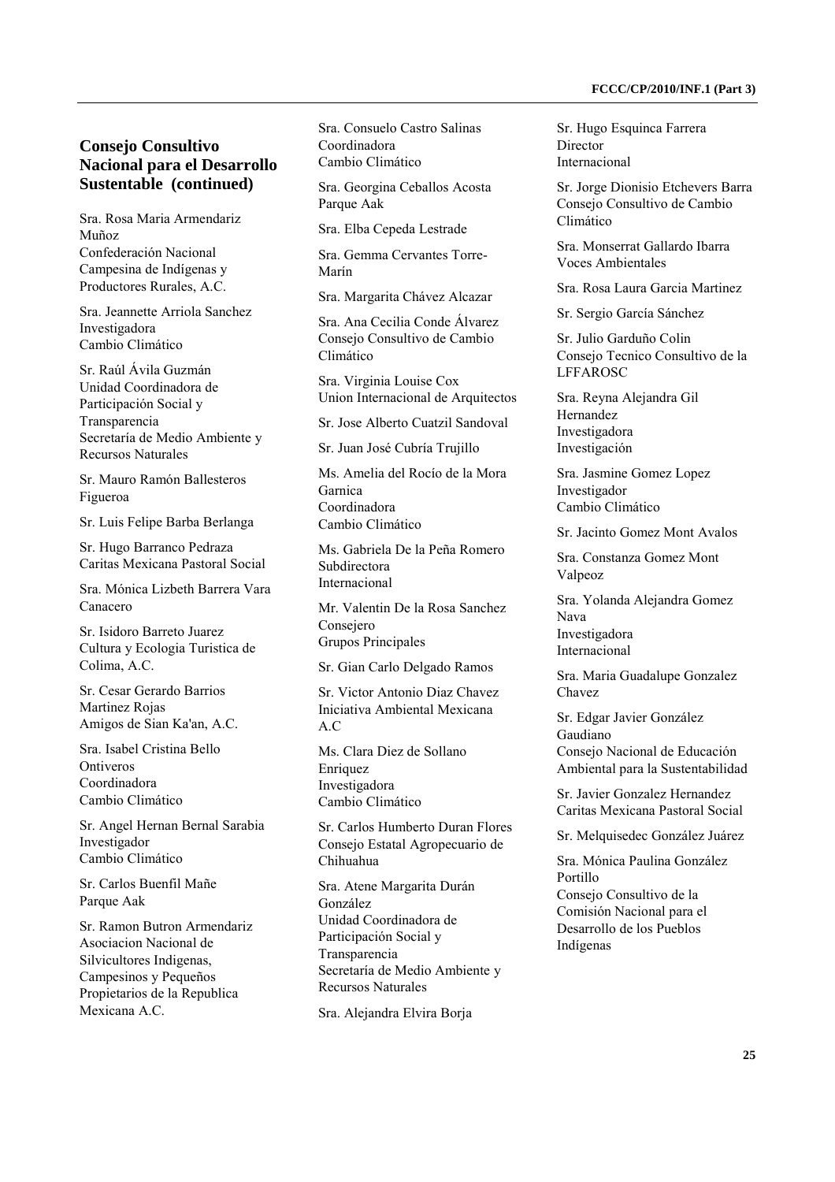### Consejo Consultivo Nacional para el Desarrollo Sustentable (continued)

Sra. Rosa Maria Armendariz Muñoz
Confederación Nacional Campesina de Indígenas y Productores Rurales, A.C.

Sra. Jeannette Arriola Sanchez
Investigadora
Cambio Climático

Sr. Raúl Ávila Guzmán
Unidad Coordinadora de Participación Social y Transparencia
Secretaría de Medio Ambiente y Recursos Naturales

Sr. Mauro Ramón Ballesteros Figueroa

Sr. Luis Felipe Barba Berlanga

Sr. Hugo Barranco Pedraza
Caritas Mexicana Pastoral Social

Sra. Mónica Lizbeth Barrera Vara
Canacero

Sr. Isidoro Barreto Juarez
Cultura y Ecologia Turistica de Colima, A.C.

Sr. Cesar Gerardo Barrios Martinez Rojas
Amigos de Sian Ka'an, A.C.

Sra. Isabel Cristina Bello Ontiveros
Coordinadora
Cambio Climático

Sr. Angel Hernan Bernal Sarabia
Investigador
Cambio Climático

Sr. Carlos Buenfil Mañe
Parque Aak

Sr. Ramon Butron Armendariz
Asociacion Nacional de Silvicultores Indigenas, Campesinos y Pequeños Propietarios de la Republica Mexicana A.C.

Sra. Consuelo Castro Salinas
Coordinadora
Cambio Climático

Sra. Georgina Ceballos Acosta
Parque Aak

Sra. Elba Cepeda Lestrade

Sra. Gemma Cervantes Torre-Marín

Sra. Margarita Chávez Alcazar

Sra. Ana Cecilia Conde Álvarez
Consejo Consultivo de Cambio Climático

Sra. Virginia Louise Cox
Union Internacional de Arquitectos

Sr. Jose Alberto Cuatzil Sandoval

Sr. Juan José Cubría Trujillo

Ms. Amelia del Rocío de la Mora Garnica
Coordinadora
Cambio Climático

Ms. Gabriela De la Peña Romero
Subdirectora
Internacional

Mr. Valentin De la Rosa Sanchez
Consejero
Grupos Principales

Sr. Gian Carlo Delgado Ramos

Sr. Victor Antonio Diaz Chavez
Iniciativa Ambiental Mexicana A.C

Ms. Clara Diez de Sollano Enriquez
Investigadora
Cambio Climático

Sr. Carlos Humberto Duran Flores
Consejo Estatal Agropecuario de Chihuahua

Sra. Atene Margarita Durán González
Unidad Coordinadora de Participación Social y Transparencia
Secretaría de Medio Ambiente y Recursos Naturales

Sra. Alejandra Elvira Borja

Sr. Hugo Esquinca Farrera
Director
Internacional

Sr. Jorge Dionisio Etchevers Barra
Consejo Consultivo de Cambio Climático

Sra. Monserrat Gallardo Ibarra
Voces Ambientales

Sra. Rosa Laura Garcia Martinez

Sr. Sergio García Sánchez

Sr. Julio Garduño Colin
Consejo Tecnico Consultivo de la LFFAROSC

Sra. Reyna Alejandra Gil Hernandez
Investigadora
Investigación

Sra. Jasmine Gomez Lopez
Investigador
Cambio Climático

Sr. Jacinto Gomez Mont Avalos

Sra. Constanza Gomez Mont Valpeoz

Sra. Yolanda Alejandra Gomez Nava
Investigadora
Internacional

Sra. Maria Guadalupe Gonzalez Chavez

Sr. Edgar Javier González Gaudiano
Consejo Nacional de Educación Ambiental para la Sustentabilidad

Sr. Javier Gonzalez Hernandez
Caritas Mexicana Pastoral Social

Sr. Melquisedec González Juárez

Sra. Mónica Paulina González Portillo
Consejo Consultivo de la Comisión Nacional para el Desarrollo de los Pueblos Indígenas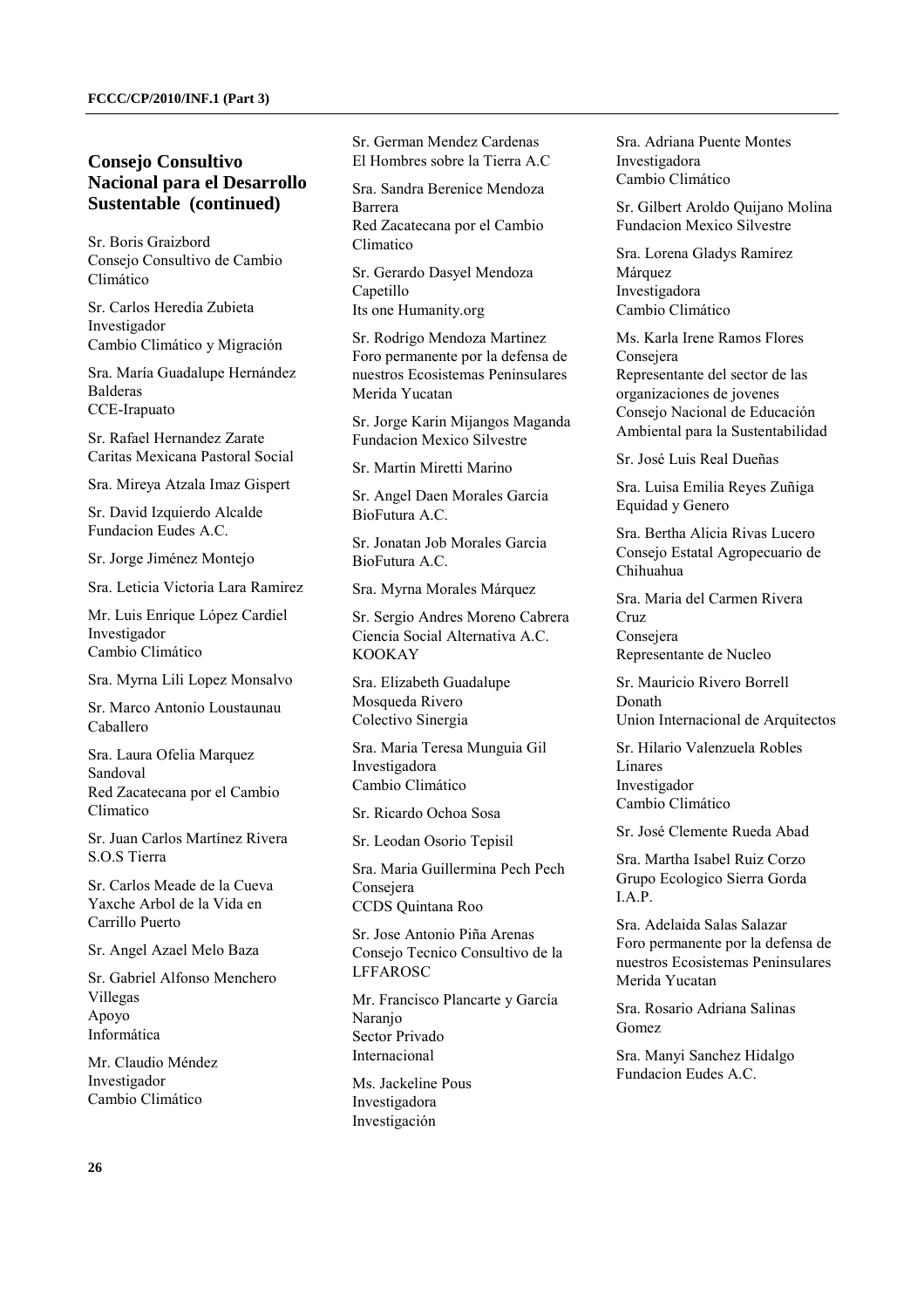## Consejo Consultivo Nacional para el Desarrollo Sustentable (continued)

Sr. Boris Graizbord
Consejo Consultivo de Cambio Climático

Sr. Carlos Heredia Zubieta
Investigador
Cambio Climático y Migración

Sra. María Guadalupe Hernández Balderas
CCE-Irapuato

Sr. Rafael Hernandez Zarate
Caritas Mexicana Pastoral Social

Sra. Mireya Atzala Imaz Gispert

Sr. David Izquierdo Alcalde
Fundacion Eudes A.C.

Sr. Jorge Jiménez Montejo

Sra. Leticia Victoria Lara Ramirez

Mr. Luis Enrique López Cardiel
Investigador
Cambio Climático

Sra. Myrna Lili Lopez Monsalvo

Sr. Marco Antonio Loustaunau Caballero

Sra. Laura Ofelia Marquez Sandoval
Red Zacatecana por el Cambio Climatico

Sr. Juan Carlos Martínez Rivera
S.O.S Tierra

Sr. Carlos Meade de la Cueva
Yaxche Arbol de la Vida en Carrillo Puerto

Sr. Angel Azael Melo Baza

Sr. Gabriel Alfonso Menchero Villegas
Apoyo
Informática

Mr. Claudio Méndez
Investigador
Cambio Climático

Sr. German Mendez Cardenas
El Hombres sobre la Tierra A.C

Sra. Sandra Berenice Mendoza Barrera
Red Zacatecana por el Cambio Climatico

Sr. Gerardo Dasyel Mendoza Capetillo
Its one Humanity.org

Sr. Rodrigo Mendoza Martinez
Foro permanente por la defensa de nuestros Ecosistemas Peninsulares Merida Yucatan

Sr. Jorge Karin Mijangos Maganda
Fundacion Mexico Silvestre

Sr. Martin Miretti Marino

Sr. Angel Daen Morales Garcia
BioFutura A.C.

Sr. Jonatan Job Morales Garcia
BioFutura A.C.

Sra. Myrna Morales Márquez

Sr. Sergio Andres Moreno Cabrera
Ciencia Social Alternativa A.C. KOOKAY

Sra. Elizabeth Guadalupe Mosqueda Rivero
Colectivo Sinergia

Sra. Maria Teresa Munguia Gil
Investigadora
Cambio Climático

Sr. Ricardo Ochoa Sosa

Sr. Leodan Osorio Tepisil

Sra. Maria Guillermina Pech Pech
Consejera
CCDS Quintana Roo

Sr. Jose Antonio Piña Arenas
Consejo Tecnico Consultivo de la LFFAROSC

Mr. Francisco Plancarte y García Naranjo
Sector Privado
Internacional

Ms. Jackeline Pous
Investigadora
Investigación

Sra. Adriana Puente Montes
Investigadora
Cambio Climático

Sr. Gilbert Aroldo Quijano Molina
Fundacion Mexico Silvestre

Sra. Lorena Gladys Ramirez Márquez
Investigadora
Cambio Climático

Ms. Karla Irene Ramos Flores
Consejera
Representante del sector de las organizaciones de jovenes
Consejo Nacional de Educación Ambiental para la Sustentabilidad

Sr. José Luis Real Dueñas

Sra. Luisa Emilia Reyes Zuñiga
Equidad y Genero

Sra. Bertha Alicia Rivas Lucero
Consejo Estatal Agropecuario de Chihuahua

Sra. Maria del Carmen Rivera Cruz
Consejera
Representante de Nucleo

Sr. Mauricio Rivero Borrell Donath
Union Internacional de Arquitectos

Sr. Hilario Valenzuela Robles Linares
Investigador
Cambio Climático

Sr. José Clemente Rueda Abad

Sra. Martha Isabel Ruiz Corzo
Grupo Ecologico Sierra Gorda I.A.P.

Sra. Adelaida Salas Salazar
Foro permanente por la defensa de nuestros Ecosistemas Peninsulares Merida Yucatan

Sra. Rosario Adriana Salinas Gomez

Sra. Manyi Sanchez Hidalgo
Fundacion Eudes A.C.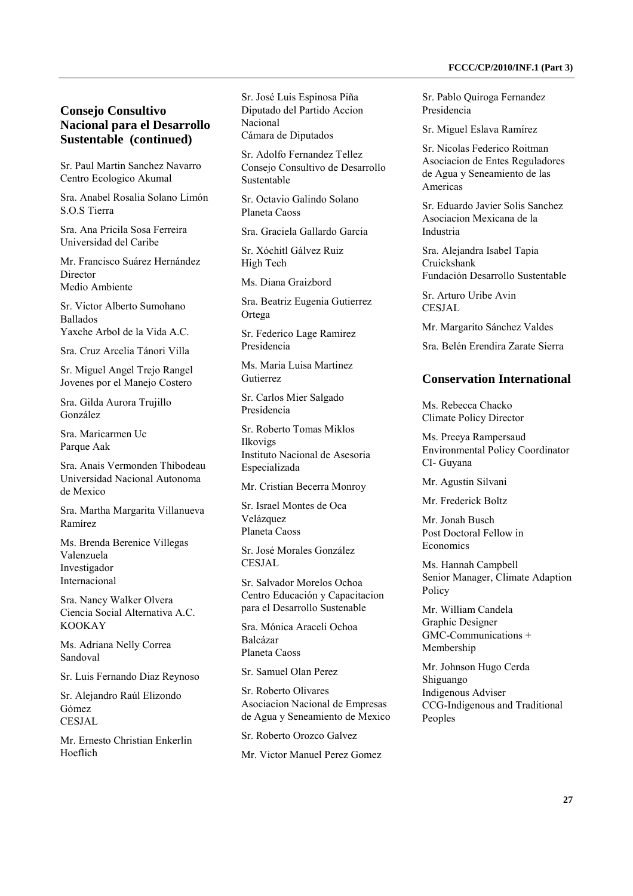## Consejo Consultivo Nacional para el Desarrollo Sustentable (continued)

Sr. Paul Martin Sanchez Navarro
Centro Ecologico Akumal

Sra. Anabel Rosalia Solano Limón
S.O.S Tierra

Sra. Ana Pricila Sosa Ferreira
Universidad del Caribe

Mr. Francisco Suárez Hernández
Director
Medio Ambiente

Sr. Victor Alberto Sumohano Ballados
Yaxche Arbol de la Vida A.C.

Sra. Cruz Arcelia Tánori Villa

Sr. Miguel Angel Trejo Rangel
Jovenes por el Manejo Costero

Sra. Gilda Aurora Trujillo González

Sra. Maricarmen Uc
Parque Aak

Sra. Anais Vermonden Thibodeau
Universidad Nacional Autonoma de Mexico

Sra. Martha Margarita Villanueva Ramírez

Ms. Brenda Berenice Villegas Valenzuela
Investigador
Internacional

Sra. Nancy Walker Olvera
Ciencia Social Alternativa A.C. KOOKAY

Ms. Adriana Nelly Correa Sandoval

Sr. Luis Fernando Diaz Reynoso

Sr. Alejandro Raúl Elizondo Gómez
CESJAL

Mr. Ernesto Christian Enkerlin Hoeflich

Sr. José Luis Espinosa Piña
Diputado del Partido Accion Nacional
Cámara de Diputados

Sr. Adolfo Fernandez Tellez
Consejo Consultivo de Desarrollo Sustentable

Sr. Octavio Galindo Solano
Planeta Caoss

Sra. Graciela Gallardo Garcia

Sr. Xóchitl Gálvez Ruiz
High Tech

Ms. Diana Graizbord

Sra. Beatriz Eugenia Gutierrez Ortega

Sr. Federico Lage Ramirez
Presidencia

Ms. Maria Luisa Martinez Gutierrez

Sr. Carlos Mier Salgado
Presidencia

Sr. Roberto Tomas Miklos Ilkovigs
Instituto Nacional de Asesoria Especializada

Mr. Cristian Becerra Monroy

Sr. Israel Montes de Oca Velázquez
Planeta Caoss

Sr. José Morales González
CESJAL

Sr. Salvador Morelos Ochoa
Centro Educación y Capacitacion para el Desarrollo Sustenable

Sra. Mónica Araceli Ochoa Balcázar
Planeta Caoss

Sr. Samuel Olan Perez

Sr. Roberto Olivares
Asociacion Nacional de Empresas de Agua y Seneamiento de Mexico

Sr. Roberto Orozco Galvez

Mr. Victor Manuel Perez Gomez

Sr. Pablo Quiroga Fernandez
Presidencia

Sr. Miguel Eslava Ramírez

Sr. Nicolas Federico Roitman
Asociacion de Entes Reguladores de Agua y Seneamiento de las Americas

Sr. Eduardo Javier Solis Sanchez
Asociacion Mexicana de la Industria

Sra. Alejandra Isabel Tapia Cruickshank
Fundación Desarrollo Sustentable

Sr. Arturo Uribe Avin
CESJAL

Mr. Margarito Sánchez Valdes

Sra. Belén Erendira Zarate Sierra

## Conservation International

Ms. Rebecca Chacko
Climate Policy Director

Ms. Preeya Rampersaud
Environmental Policy Coordinator
CI- Guyana

Mr. Agustin Silvani

Mr. Frederick Boltz

Mr. Jonah Busch
Post Doctoral Fellow in Economics

Ms. Hannah Campbell
Senior Manager, Climate Adaption Policy

Mr. William Candela
Graphic Designer
GMC-Communications + Membership

Mr. Johnson Hugo Cerda Shiguango
Indigenous Adviser
CCG-Indigenous and Traditional Peoples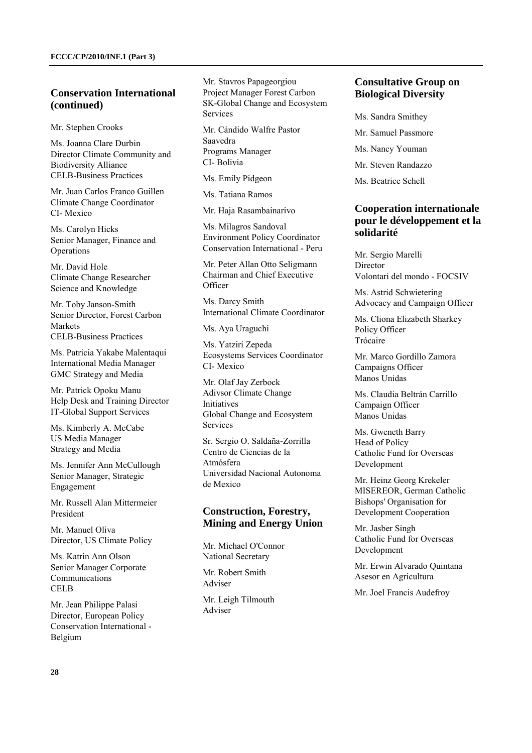## Conservation International (continued)

Mr. Stephen Crooks

Ms. Joanna Clare Durbin
Director Climate Community and Biodiversity Alliance
CELB-Business Practices

Mr. Juan Carlos Franco Guillen
Climate Change Coordinator
CI- Mexico

Ms. Carolyn Hicks
Senior Manager, Finance and Operations

Mr. David Hole
Climate Change Researcher
Science and Knowledge

Mr. Toby Janson-Smith
Senior Director, Forest Carbon Markets
CELB-Business Practices

Ms. Patricia Yakabe Malentaqui
International Media Manager
GMC Strategy and Media

Mr. Patrick Opoku Manu
Help Desk and Training Director
IT-Global Support Services

Ms. Kimberly A. McCabe
US Media Manager
Strategy and Media

Ms. Jennifer Ann McCullough
Senior Manager, Strategic Engagement

Mr. Russell Alan Mittermeier
President

Mr. Manuel Oliva
Director, US Climate Policy

Ms. Katrin Ann Olson
Senior Manager Corporate Communications
CELB

Mr. Jean Philippe Palasi
Director, European Policy
Conservation International - Belgium

Mr. Stavros Papageorgiou
Project Manager Forest Carbon
SK-Global Change and Ecosystem Services

Mr. Cándido Walfre Pastor Saavedra
Programs Manager
CI- Bolivia

Ms. Emily Pidgeon

Ms. Tatiana Ramos

Mr. Haja Rasambainarivo

Ms. Milagros Sandoval
Environment Policy Coordinator
Conservation International - Peru

Mr. Peter Allan Otto Seligmann
Chairman and Chief Executive Officer

Ms. Darcy Smith
International Climate Coordinator

Ms. Aya Uraguchi

Ms. Yatziri Zepeda
Ecosystems Services Coordinator
CI- Mexico

Mr. Olaf Jay Zerbock
Adivsor Climate Change Initiatives
Global Change and Ecosystem Services

Sr. Sergio O. Saldaña-Zorrilla
Centro de Ciencias de la Atmósfera
Universidad Nacional Autonoma de Mexico

## Construction, Forestry, Mining and Energy Union

Mr. Michael O'Connor
National Secretary

Mr. Robert Smith
Adviser

Mr. Leigh Tilmouth
Adviser

## Consultative Group on Biological Diversity

Ms. Sandra Smithey

Mr. Samuel Passmore

Ms. Nancy Youman

Mr. Steven Randazzo

Ms. Beatrice Schell

## Cooperation internationale pour le développement et la solidarité

Mr. Sergio Marelli
Director
Volontari del mondo - FOCSIV

Ms. Astrid Schwietering
Advocacy and Campaign Officer

Ms. Cliona Elizabeth Sharkey
Policy Officer
Trócaire

Mr. Marco Gordillo Zamora
Campaigns Officer
Manos Unidas

Ms. Claudia Beltrán Carrillo
Campaign Officer
Manos Unidas

Ms. Gweneth Barry
Head of Policy
Catholic Fund for Overseas Development

Mr. Heinz Georg Krekeler
MISEREOR, German Catholic Bishops' Organisation for Development Cooperation

Mr. Jasber Singh
Catholic Fund for Overseas Development

Mr. Erwin Alvarado Quintana
Asesor en Agricultura

Mr. Joel Francis Audefroy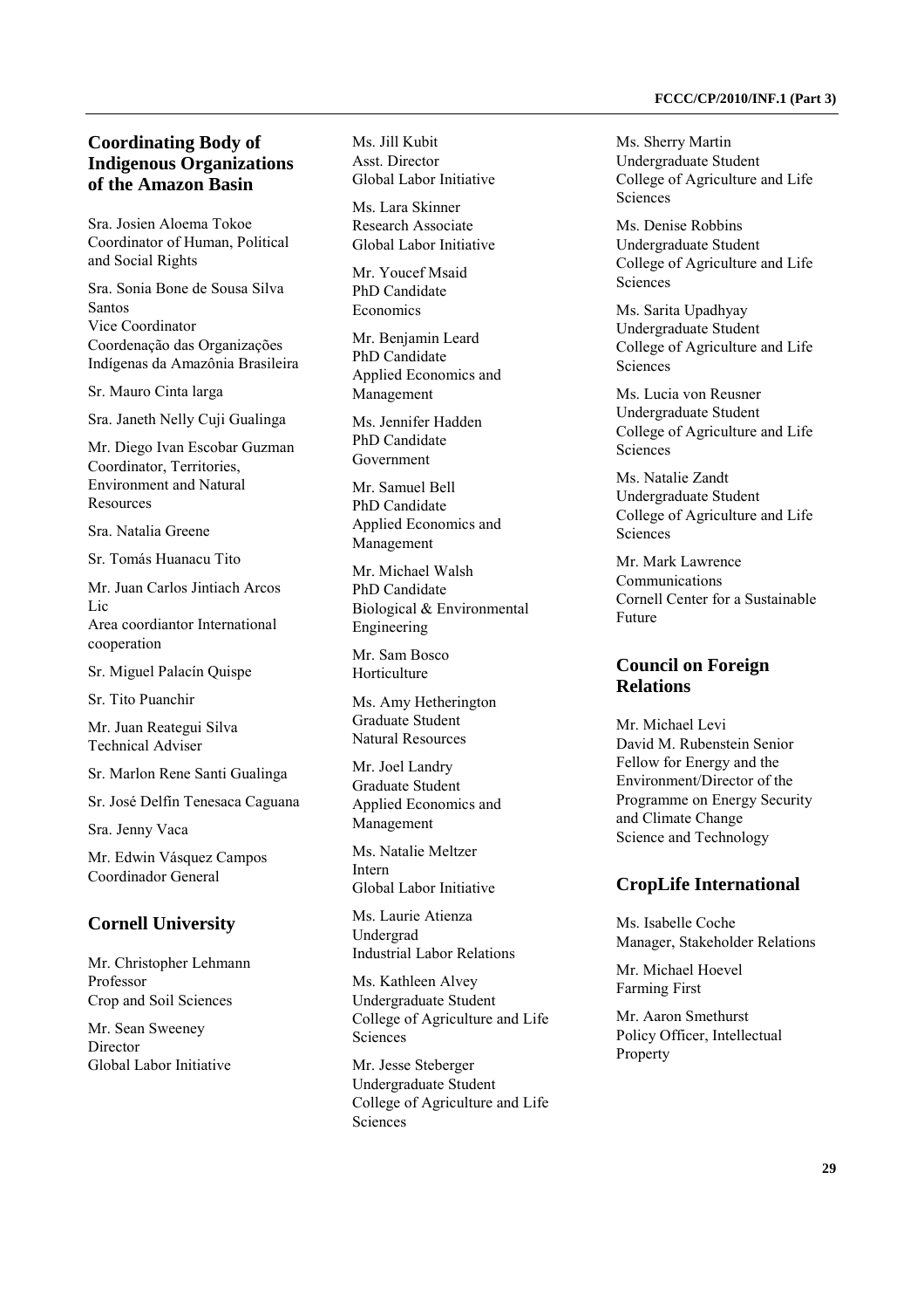## Coordinating Body of Indigenous Organizations of the Amazon Basin

Sra. Josien Aloema Tokoe
Coordinator of Human, Political and Social Rights

Sra. Sonia Bone de Sousa Silva Santos
Vice Coordinator
Coordenação das Organizações Indígenas da Amazônia Brasileira

Sr. Mauro Cinta larga

Sra. Janeth Nelly Cuji Gualinga

Mr. Diego Ivan Escobar Guzman
Coordinator, Territories, Environment and Natural Resources

Sra. Natalia Greene

Sr. Tomás Huanacu Tito

Mr. Juan Carlos Jintiach Arcos
Lic
Area coordiantor International cooperation

Sr. Miguel Palacín Quispe

Sr. Tito Puanchir

Mr. Juan Reategui Silva
Technical Adviser

Sr. Marlon Rene Santi Gualinga

Sr. José Delfin Tenesaca Caguana

Sra. Jenny Vaca

Mr. Edwin Vásquez Campos
Coordinador General

## Cornell University

Mr. Christopher Lehmann
Professor
Crop and Soil Sciences

Mr. Sean Sweeney
Director
Global Labor Initiative

Ms. Jill Kubit
Asst. Director
Global Labor Initiative

Ms. Lara Skinner
Research Associate
Global Labor Initiative

Mr. Youcef Msaid
PhD Candidate
Economics

Mr. Benjamin Leard
PhD Candidate
Applied Economics and Management

Ms. Jennifer Hadden
PhD Candidate
Government

Mr. Samuel Bell
PhD Candidate
Applied Economics and Management

Mr. Michael Walsh
PhD Candidate
Biological & Environmental Engineering

Mr. Sam Bosco
Horticulture

Ms. Amy Hetherington
Graduate Student
Natural Resources

Mr. Joel Landry
Graduate Student
Applied Economics and Management

Ms. Natalie Meltzer
Intern
Global Labor Initiative

Ms. Laurie Atienza
Undergrad
Industrial Labor Relations

Ms. Kathleen Alvey
Undergraduate Student
College of Agriculture and Life Sciences

Mr. Jesse Steberger
Undergraduate Student
College of Agriculture and Life Sciences

Ms. Sherry Martin
Undergraduate Student
College of Agriculture and Life Sciences

Ms. Denise Robbins
Undergraduate Student
College of Agriculture and Life Sciences

Ms. Sarita Upadhyay
Undergraduate Student
College of Agriculture and Life Sciences

Ms. Lucia von Reusner
Undergraduate Student
College of Agriculture and Life Sciences

Ms. Natalie Zandt
Undergraduate Student
College of Agriculture and Life Sciences

Mr. Mark Lawrence
Communications
Cornell Center for a Sustainable Future

## Council on Foreign Relations

Mr. Michael Levi
David M. Rubenstein Senior Fellow for Energy and the Environment/Director of the Programme on Energy Security and Climate Change
Science and Technology

## CropLife International

Ms. Isabelle Coche
Manager, Stakeholder Relations

Mr. Michael Hoevel
Farming First

Mr. Aaron Smethurst
Policy Officer, Intellectual Property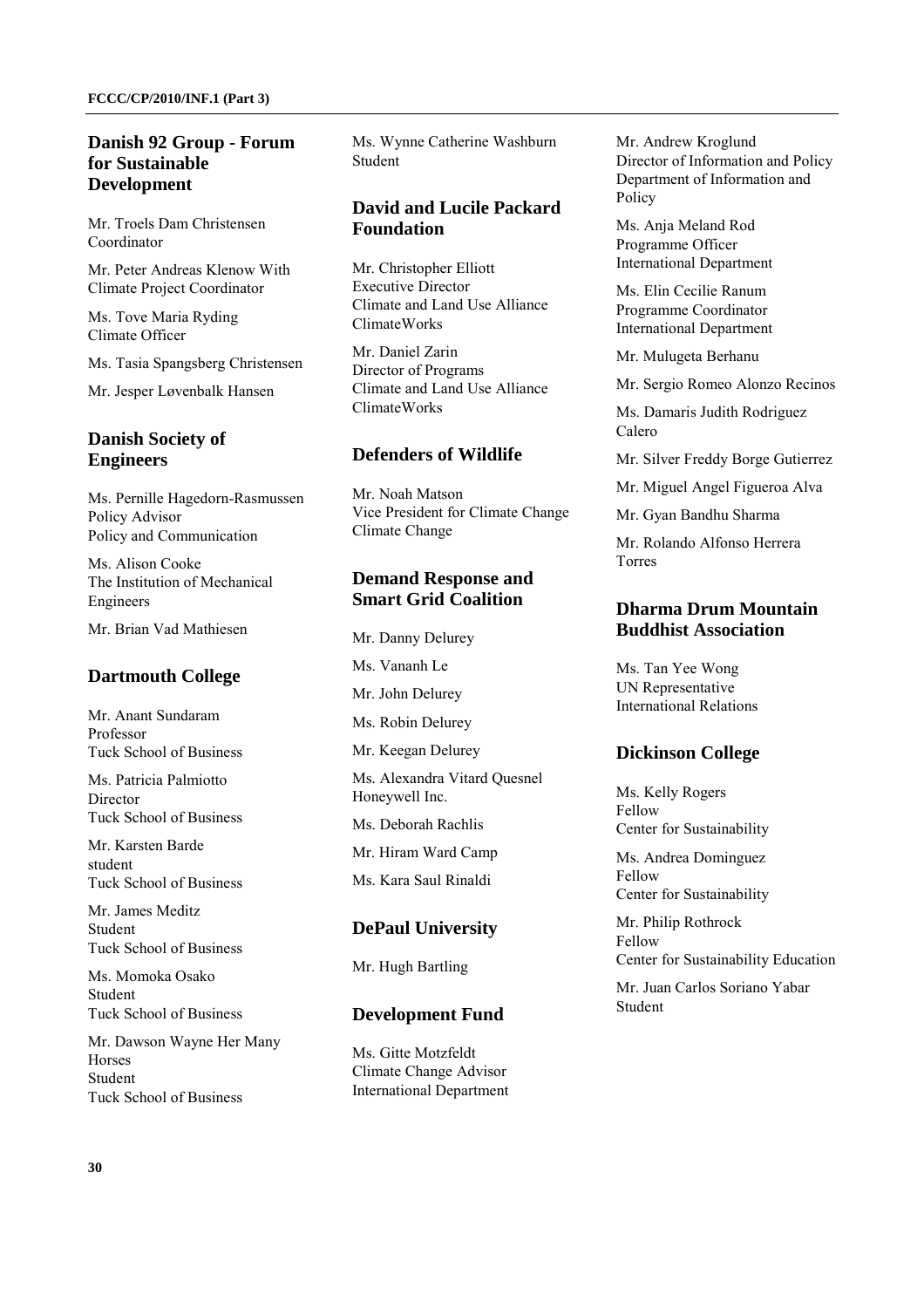## Danish 92 Group - Forum for Sustainable Development

Mr. Troels Dam Christensen
Coordinator

Mr. Peter Andreas Klenow With
Climate Project Coordinator

Ms. Tove Maria Ryding
Climate Officer

Ms. Tasia Spangsberg Christensen

Mr. Jesper Løvenbalk Hansen

## Danish Society of Engineers

Ms. Pernille Hagedorn-Rasmussen
Policy Advisor
Policy and Communication

Ms. Alison Cooke
The Institution of Mechanical Engineers

Mr. Brian Vad Mathiesen

## Dartmouth College

Mr. Anant Sundaram
Professor
Tuck School of Business

Ms. Patricia Palmiotto
Director
Tuck School of Business

Mr. Karsten Barde
student
Tuck School of Business

Mr. James Meditz
Student
Tuck School of Business

Ms. Momoka Osako
Student
Tuck School of Business

Mr. Dawson Wayne Her Many Horses
Student
Tuck School of Business

Ms. Wynne Catherine Washburn
Student

## David and Lucile Packard Foundation

Mr. Christopher Elliott
Executive Director
Climate and Land Use Alliance
ClimateWorks

Mr. Daniel Zarin
Director of Programs
Climate and Land Use Alliance
ClimateWorks

## Defenders of Wildlife

Mr. Noah Matson
Vice President for Climate Change
Climate Change

## Demand Response and Smart Grid Coalition

Mr. Danny Delurey

Ms. Vananh Le

Mr. John Delurey

Ms. Robin Delurey

Mr. Keegan Delurey

Ms. Alexandra Vitard Quesnel
Honeywell Inc.

Ms. Deborah Rachlis

Mr. Hiram Ward Camp

Ms. Kara Saul Rinaldi

## DePaul University

Mr. Hugh Bartling

## Development Fund

Ms. Gitte Motzfeldt
Climate Change Advisor
International Department

Mr. Andrew Kroglund
Director of Information and Policy
Department of Information and Policy

Ms. Anja Meland Rod
Programme Officer
International Department

Ms. Elin Cecilie Ranum
Programme Coordinator
International Department

Mr. Mulugeta Berhanu

Mr. Sergio Romeo Alonzo Recinos

Ms. Damaris Judith Rodriguez Calero

Mr. Silver Freddy Borge Gutierrez

Mr. Miguel Angel Figueroa Alva

Mr. Gyan Bandhu Sharma

Mr. Rolando Alfonso Herrera Torres

## Dharma Drum Mountain Buddhist Association

Ms. Tan Yee Wong
UN Representative
International Relations

## Dickinson College

Ms. Kelly Rogers
Fellow
Center for Sustainability

Ms. Andrea Dominguez
Fellow
Center for Sustainability

Mr. Philip Rothrock
Fellow
Center for Sustainability Education

Mr. Juan Carlos Soriano Yabar
Student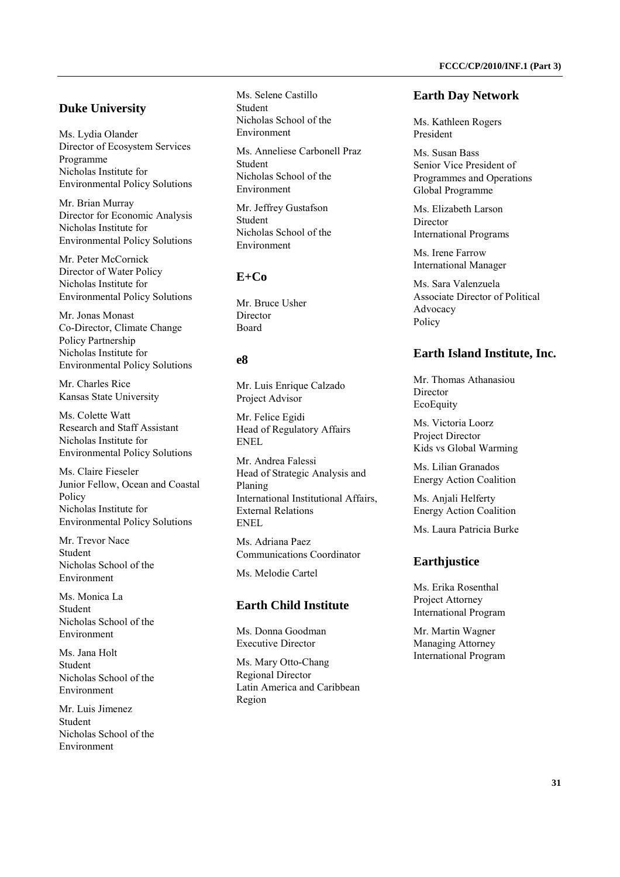## Duke University

Ms. Lydia Olander
Director of Ecosystem Services Programme
Nicholas Institute for Environmental Policy Solutions

Mr. Brian Murray
Director for Economic Analysis
Nicholas Institute for Environmental Policy Solutions

Mr. Peter McCornick
Director of Water Policy
Nicholas Institute for Environmental Policy Solutions

Mr. Jonas Monast
Co-Director, Climate Change Policy Partnership
Nicholas Institute for Environmental Policy Solutions

Mr. Charles Rice
Kansas State University

Ms. Colette Watt
Research and Staff Assistant
Nicholas Institute for Environmental Policy Solutions

Ms. Claire Fieseler
Junior Fellow, Ocean and Coastal Policy
Nicholas Institute for Environmental Policy Solutions

Mr. Trevor Nace
Student
Nicholas School of the Environment

Ms. Monica La
Student
Nicholas School of the Environment

Ms. Jana Holt
Student
Nicholas School of the Environment

Mr. Luis Jimenez
Student
Nicholas School of the Environment

Ms. Selene Castillo
Student
Nicholas School of the Environment

Ms. Anneliese Carbonell Praz
Student
Nicholas School of the Environment

Mr. Jeffrey Gustafson
Student
Nicholas School of the Environment

## E+Co

Mr. Bruce Usher
Director
Board

## e8

Mr. Luis Enrique Calzado
Project Advisor

Mr. Felice Egidi
Head of Regulatory Affairs
ENEL

Mr. Andrea Falessi
Head of Strategic Analysis and Planing
International Institutional Affairs, External Relations
ENEL

Ms. Adriana Paez
Communications Coordinator

Ms. Melodie Cartel

## Earth Child Institute

Ms. Donna Goodman
Executive Director

Ms. Mary Otto-Chang
Regional Director
Latin America and Caribbean Region

## Earth Day Network

Ms. Kathleen Rogers
President

Ms. Susan Bass
Senior Vice President of Programmes and Operations
Global Programme

Ms. Elizabeth Larson
Director
International Programs

Ms. Irene Farrow
International Manager

Ms. Sara Valenzuela
Associate Director of Political Advocacy
Policy

## Earth Island Institute, Inc.

Mr. Thomas Athanasiou
Director
EcoEquity

Ms. Victoria Loorz
Project Director
Kids vs Global Warming

Ms. Lilian Granados
Energy Action Coalition

Ms. Anjali Helferty
Energy Action Coalition

Ms. Laura Patricia Burke

## Earthjustice

Ms. Erika Rosenthal
Project Attorney
International Program

Mr. Martin Wagner
Managing Attorney
International Program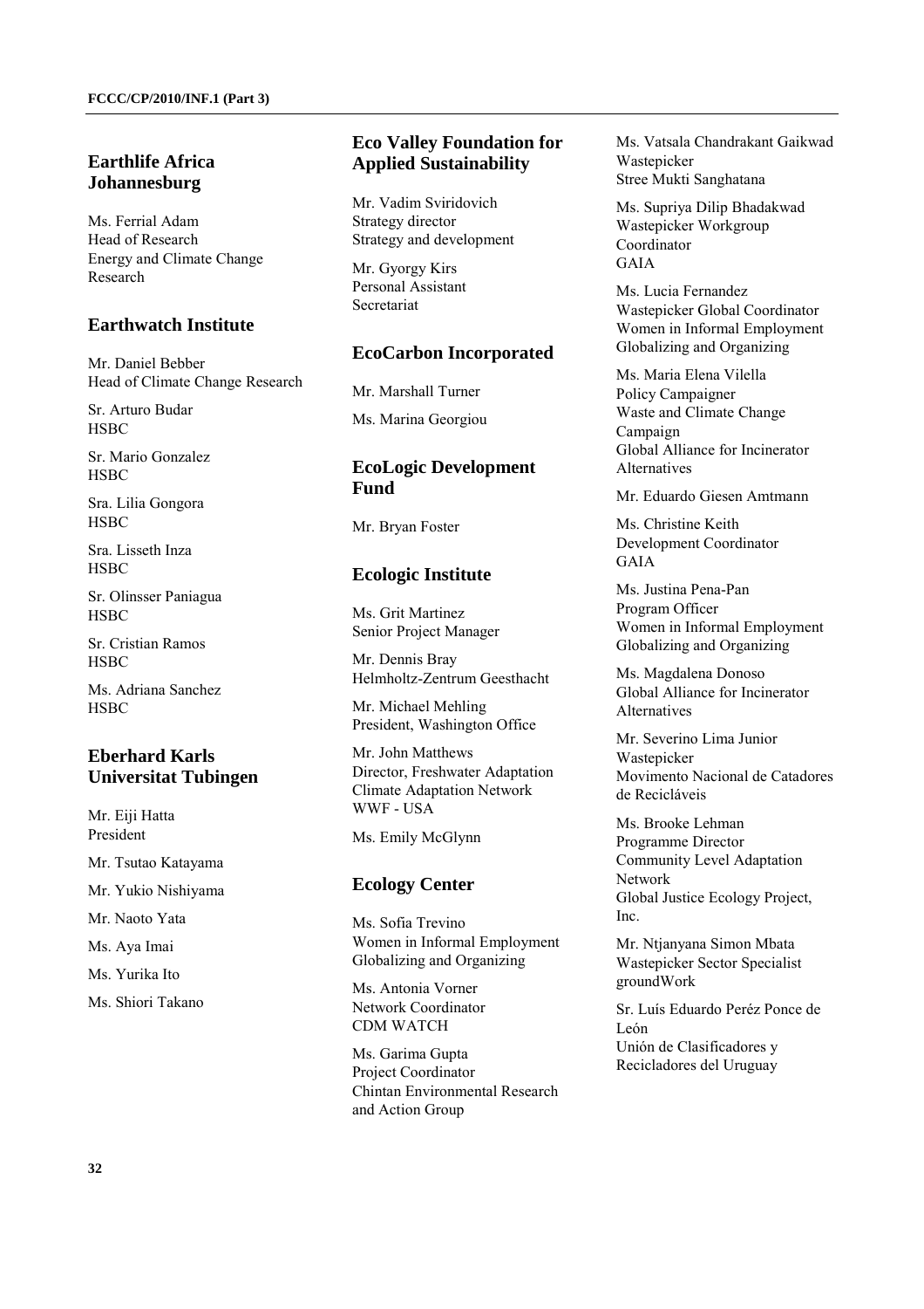## Earthlife Africa Johannesburg

Ms. Ferrial Adam
Head of Research
Energy and Climate Change Research

## Earthwatch Institute

Mr. Daniel Bebber
Head of Climate Change Research

Sr. Arturo Budar
HSBC

Sr. Mario Gonzalez
HSBC

Sra. Lilia Gongora
HSBC

Sra. Lisseth Inza
HSBC

Sr. Olinsser Paniagua
HSBC

Sr. Cristian Ramos
HSBC

Ms. Adriana Sanchez
HSBC

## Eberhard Karls Universitat Tubingen

Mr. Eiji Hatta
President

Mr. Tsutao Katayama

Mr. Yukio Nishiyama

Mr. Naoto Yata

Ms. Aya Imai

Ms. Yurika Ito

Ms. Shiori Takano

## Eco Valley Foundation for Applied Sustainability

Mr. Vadim Sviridovich
Strategy director
Strategy and development

Mr. Gyorgy Kirs
Personal Assistant
Secretariat

## EcoCarbon Incorporated

Mr. Marshall Turner

Ms. Marina Georgiou

## EcoLogic Development Fund

Mr. Bryan Foster

## Ecologic Institute

Ms. Grit Martinez
Senior Project Manager

Mr. Dennis Bray
Helmholtz-Zentrum Geesthacht

Mr. Michael Mehling
President, Washington Office

Mr. John Matthews
Director, Freshwater Adaptation
Climate Adaptation Network
WWF - USA

Ms. Emily McGlynn

## Ecology Center

Ms. Sofia Trevino
Women in Informal Employment Globalizing and Organizing

Ms. Antonia Vorner
Network Coordinator
CDM WATCH

Ms. Garima Gupta
Project Coordinator
Chintan Environmental Research and Action Group

Ms. Vatsala Chandrakant Gaikwad
Wastepicker
Stree Mukti Sanghatana

Ms. Supriya Dilip Bhadakwad
Wastepicker Workgroup Coordinator
GAIA

Ms. Lucia Fernandez
Wastepicker Global Coordinator
Women in Informal Employment Globalizing and Organizing

Ms. Maria Elena Vilella
Policy Campaigner
Waste and Climate Change Campaign
Global Alliance for Incinerator Alternatives

Mr. Eduardo Giesen Amtmann

Ms. Christine Keith
Development Coordinator
GAIA

Ms. Justina Pena-Pan
Program Officer
Women in Informal Employment Globalizing and Organizing

Ms. Magdalena Donoso
Global Alliance for Incinerator Alternatives

Mr. Severino Lima Junior
Wastepicker
Movimento Nacional de Catadores de Recicláveis

Ms. Brooke Lehman
Programme Director
Community Level Adaptation Network
Global Justice Ecology Project, Inc.

Mr. Ntjanyana Simon Mbata
Wastepicker Sector Specialist
groundWork

Sr. Luís Eduardo Peréz Ponce de León
Unión de Clasificadores y Recicladores del Uruguay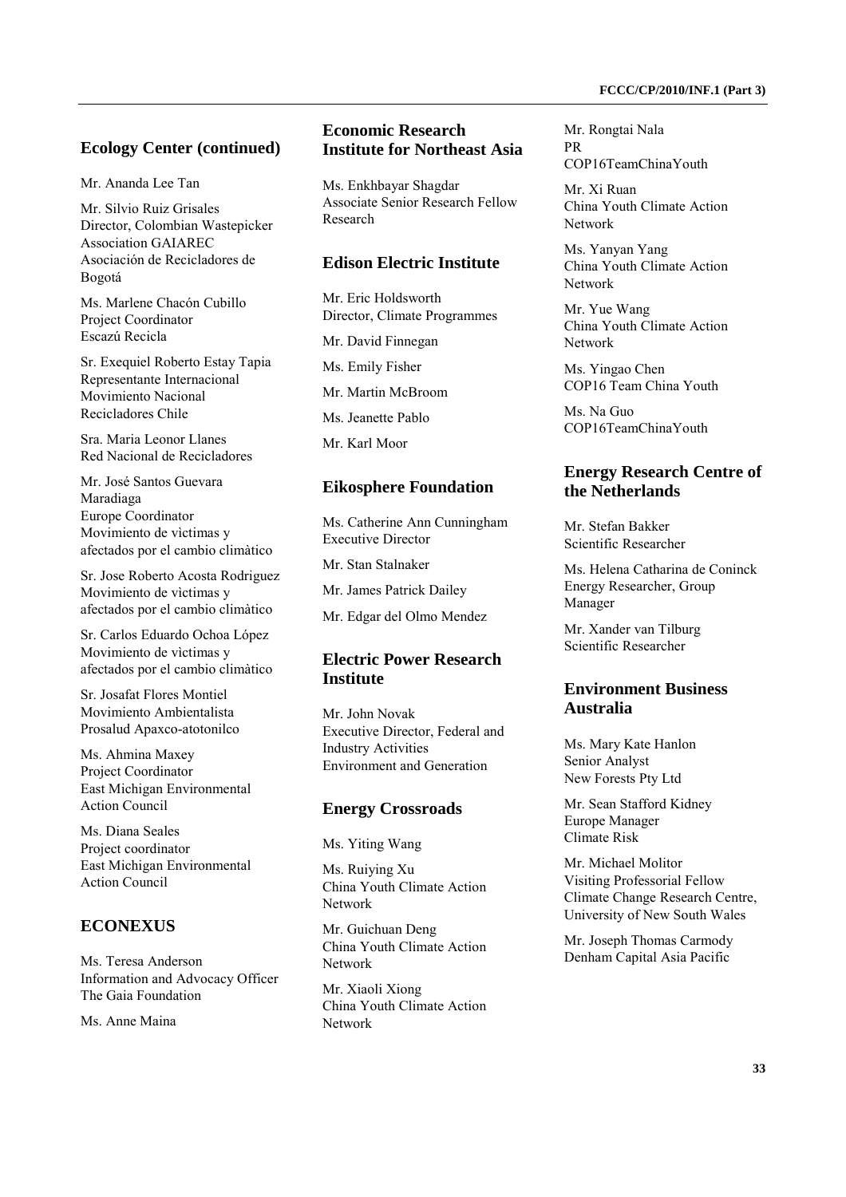## Ecology Center (continued)

Mr. Ananda Lee Tan

Mr. Silvio Ruiz Grisales
Director, Colombian Wastepicker Association GAIAREC
Asociación de Recicladores de Bogotá

Ms. Marlene Chacón Cubillo
Project Coordinator
Escazú Recicla

Sr. Exequiel Roberto Estay Tapia
Representante Internacional
Movimiento Nacional Recicladores Chile

Sra. Maria Leonor Llanes
Red Nacional de Recicladores

Mr. José Santos Guevara Maradiaga
Europe Coordinator
Movimiento de vìctimas y afectados por el cambio climàtico

Sr. Jose Roberto Acosta Rodriguez
Movimiento de vìctimas y afectados por el cambio climàtico

Sr. Carlos Eduardo Ochoa López
Movimiento de vìctimas y afectados por el cambio climàtico

Sr. Josafat Flores Montiel
Movimiento Ambientalista Prosalud Apaxco-atotonilco

Ms. Ahmina Maxey
Project Coordinator
East Michigan Environmental Action Council

Ms. Diana Seales
Project coordinator
East Michigan Environmental Action Council

## ECONEXUS

Ms. Teresa Anderson
Information and Advocacy Officer
The Gaia Foundation

Ms. Anne Maina

## Economic Research Institute for Northeast Asia

Ms. Enkhbayar Shagdar
Associate Senior Research Fellow
Research

## Edison Electric Institute

Mr. Eric Holdsworth
Director, Climate Programmes

Mr. David Finnegan

Ms. Emily Fisher

Mr. Martin McBroom

Ms. Jeanette Pablo

Mr. Karl Moor

## Eikosphere Foundation

Ms. Catherine Ann Cunningham
Executive Director

Mr. Stan Stalnaker

Mr. James Patrick Dailey

Mr. Edgar del Olmo Mendez

## Electric Power Research Institute

Mr. John Novak
Executive Director, Federal and Industry Activities
Environment and Generation

## Energy Crossroads

Ms. Yiting Wang

Ms. Ruiying Xu
China Youth Climate Action Network

Mr. Guichuan Deng
China Youth Climate Action Network

Mr. Xiaoli Xiong
China Youth Climate Action Network

Mr. Rongtai Nala
PR
COP16TeamChinaYouth

Mr. Xi Ruan
China Youth Climate Action Network

Ms. Yanyan Yang
China Youth Climate Action Network

Mr. Yue Wang
China Youth Climate Action Network

Ms. Yingao Chen
COP16 Team China Youth

Ms. Na Guo
COP16TeamChinaYouth

## Energy Research Centre of the Netherlands

Mr. Stefan Bakker
Scientific Researcher

Ms. Helena Catharina de Coninck
Energy Researcher, Group Manager

Mr. Xander van Tilburg
Scientific Researcher

## Environment Business Australia

Ms. Mary Kate Hanlon
Senior Analyst
New Forests Pty Ltd

Mr. Sean Stafford Kidney
Europe Manager
Climate Risk

Mr. Michael Molitor
Visiting Professorial Fellow
Climate Change Research Centre, University of New South Wales

Mr. Joseph Thomas Carmody
Denham Capital Asia Pacific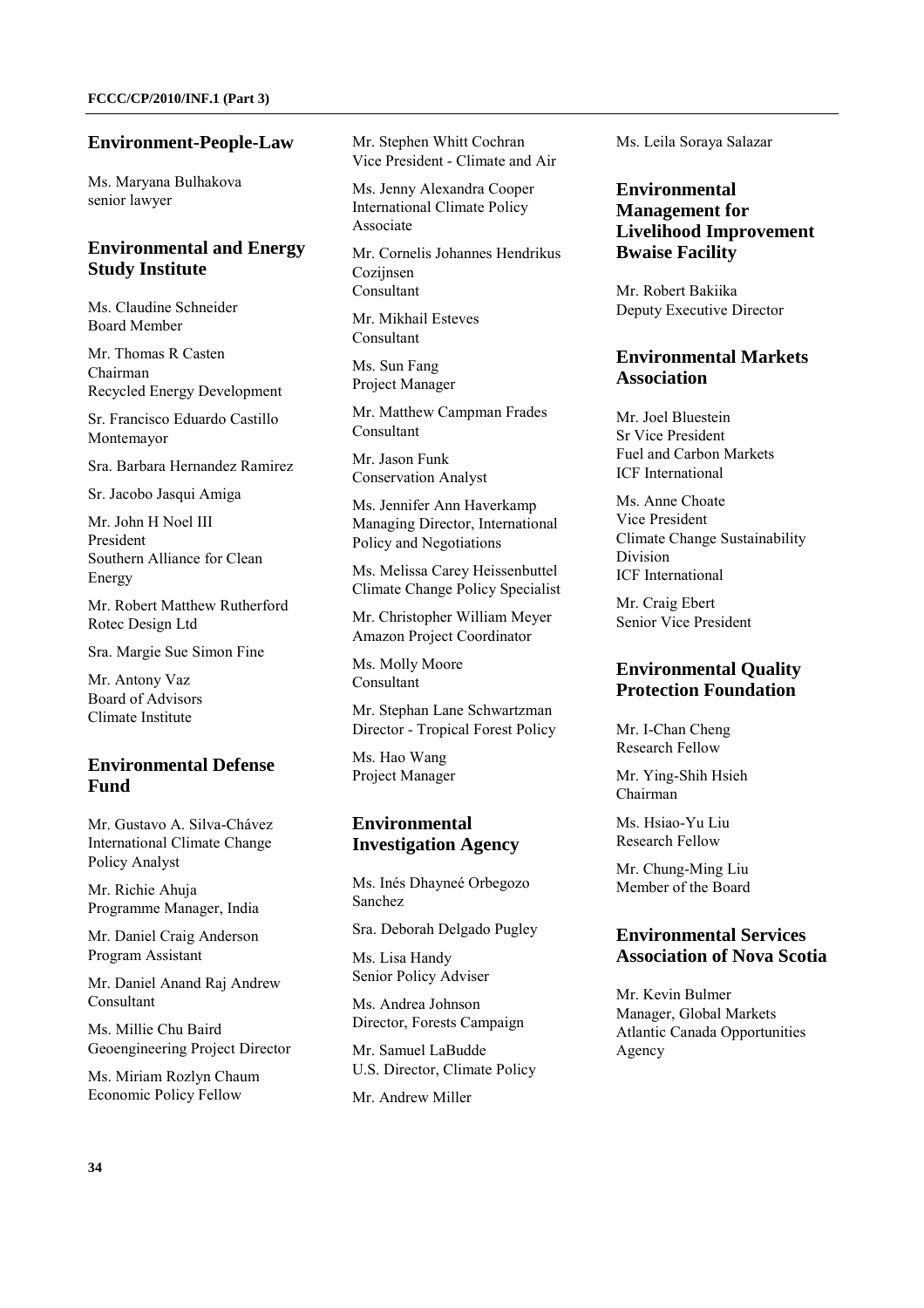## Environment-People-Law

Ms. Maryana Bulhakova
senior lawyer

## Environmental and Energy Study Institute

Ms. Claudine Schneider
Board Member

Mr. Thomas R Casten
Chairman
Recycled Energy Development

Sr. Francisco Eduardo Castillo Montemayor

Sra. Barbara Hernandez Ramirez

Sr. Jacobo Jasqui Amiga

Mr. John H Noel III
President
Southern Alliance for Clean Energy

Mr. Robert Matthew Rutherford
Rotec Design Ltd

Sra. Margie Sue Simon Fine

Mr. Antony Vaz
Board of Advisors
Climate Institute

## Environmental Defense Fund

Mr. Gustavo A. Silva-Chávez
International Climate Change Policy Analyst

Mr. Richie Ahuja
Programme Manager, India

Mr. Daniel Craig Anderson
Program Assistant

Mr. Daniel Anand Raj Andrew
Consultant

Ms. Millie Chu Baird
Geoengineering Project Director

Ms. Miriam Rozlyn Chaum
Economic Policy Fellow

Mr. Stephen Whitt Cochran
Vice President - Climate and Air

Ms. Jenny Alexandra Cooper
International Climate Policy Associate

Mr. Cornelis Johannes Hendrikus Cozijnsen
Consultant

Mr. Mikhail Esteves
Consultant

Ms. Sun Fang
Project Manager

Mr. Matthew Campman Frades
Consultant

Mr. Jason Funk
Conservation Analyst

Ms. Jennifer Ann Haverkamp
Managing Director, International Policy and Negotiations

Ms. Melissa Carey Heissenbuttel
Climate Change Policy Specialist

Mr. Christopher William Meyer
Amazon Project Coordinator

Ms. Molly Moore
Consultant

Mr. Stephan Lane Schwartzman
Director - Tropical Forest Policy

Ms. Hao Wang
Project Manager

## Environmental Investigation Agency

Ms. Inés Dhayneé Orbegozo Sanchez

Sra. Deborah Delgado Pugley

Ms. Lisa Handy
Senior Policy Adviser

Ms. Andrea Johnson
Director, Forests Campaign

Mr. Samuel LaBudde
U.S. Director, Climate Policy

Mr. Andrew Miller

Ms. Leila Soraya Salazar

## Environmental Management for Livelihood Improvement Bwaise Facility

Mr. Robert Bakiika
Deputy Executive Director

## Environmental Markets Association

Mr. Joel Bluestein
Sr Vice President
Fuel and Carbon Markets
ICF International

Ms. Anne Choate
Vice President
Climate Change Sustainability Division
ICF International

Mr. Craig Ebert
Senior Vice President

## Environmental Quality Protection Foundation

Mr. I-Chan Cheng
Research Fellow

Mr. Ying-Shih Hsieh
Chairman

Ms. Hsiao-Yu Liu
Research Fellow

Mr. Chung-Ming Liu
Member of the Board

## Environmental Services Association of Nova Scotia

Mr. Kevin Bulmer
Manager, Global Markets
Atlantic Canada Opportunities Agency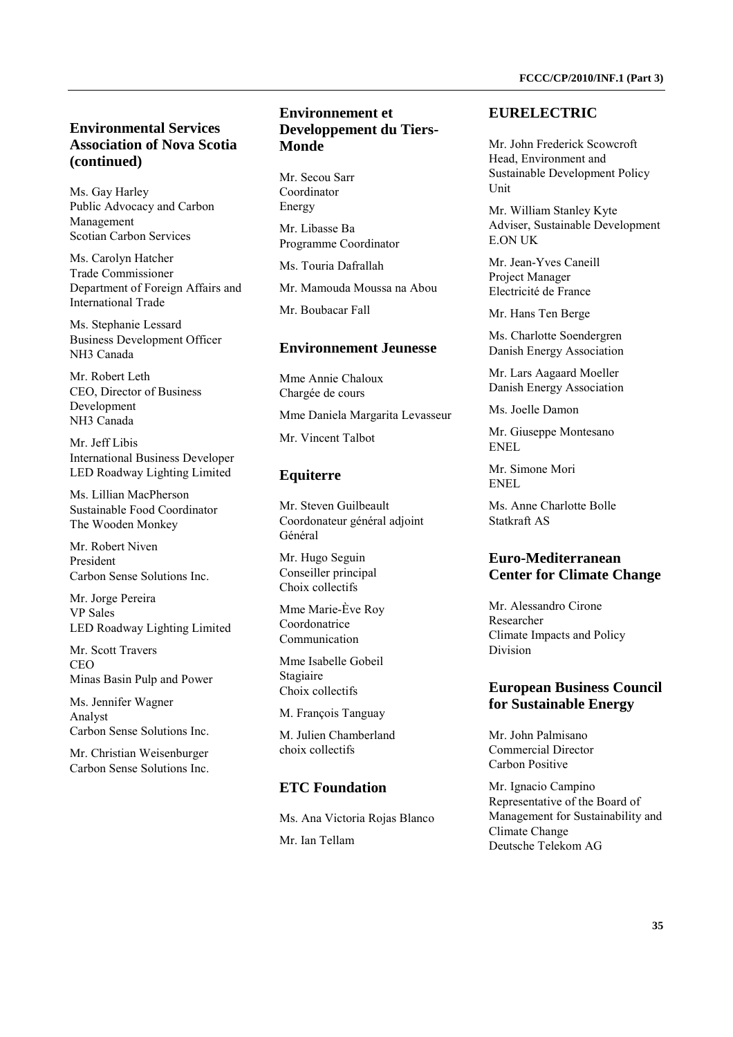## Environmental Services Association of Nova Scotia (continued)

Ms. Gay Harley
Public Advocacy and Carbon Management
Scotian Carbon Services

Ms. Carolyn Hatcher
Trade Commissioner
Department of Foreign Affairs and International Trade

Ms. Stephanie Lessard
Business Development Officer
NH3 Canada

Mr. Robert Leth
CEO, Director of Business Development
NH3 Canada

Mr. Jeff Libis
International Business Developer
LED Roadway Lighting Limited

Ms. Lillian MacPherson
Sustainable Food Coordinator
The Wooden Monkey

Mr. Robert Niven
President
Carbon Sense Solutions Inc.

Mr. Jorge Pereira
VP Sales
LED Roadway Lighting Limited

Mr. Scott Travers
CEO
Minas Basin Pulp and Power

Ms. Jennifer Wagner
Analyst
Carbon Sense Solutions Inc.

Mr. Christian Weisenburger
Carbon Sense Solutions Inc.

## Environnement et Developpement du Tiers-Monde

Mr. Secou Sarr
Coordinator
Energy

Mr. Libasse Ba
Programme Coordinator

Ms. Touria Dafrallah

Mr. Mamouda Moussa na Abou

Mr. Boubacar Fall

## Environnement Jeunesse

Mme Annie Chaloux
Chargée de cours

Mme Daniela Margarita Levasseur

Mr. Vincent Talbot

## Equiterre

Mr. Steven Guilbeault
Coordonateur général adjoint
Général

Mr. Hugo Seguin
Conseiller principal
Choix collectifs

Mme Marie-Ève Roy
Coordonatrice
Communication

Mme Isabelle Gobeil
Stagiaire
Choix collectifs

M. François Tanguay

M. Julien Chamberland
choix collectifs

## ETC Foundation

Ms. Ana Victoria Rojas Blanco

Mr. Ian Tellam

## EURELECTRIC

Mr. John Frederick Scowcroft
Head, Environment and Sustainable Development Policy Unit

Mr. William Stanley Kyte
Adviser, Sustainable Development
E.ON UK

Mr. Jean-Yves Caneill
Project Manager
Electricité de France

Mr. Hans Ten Berge

Ms. Charlotte Soendergren
Danish Energy Association

Mr. Lars Aagaard Moeller
Danish Energy Association

Ms. Joelle Damon

Mr. Giuseppe Montesano
ENEL

Mr. Simone Mori
ENEL

Ms. Anne Charlotte Bolle
Statkraft AS

## Euro-Mediterranean Center for Climate Change

Mr. Alessandro Cirone
Researcher
Climate Impacts and Policy Division

## European Business Council for Sustainable Energy

Mr. John Palmisano
Commercial Director
Carbon Positive

Mr. Ignacio Campino
Representative of the Board of Management for Sustainability and Climate Change
Deutsche Telekom AG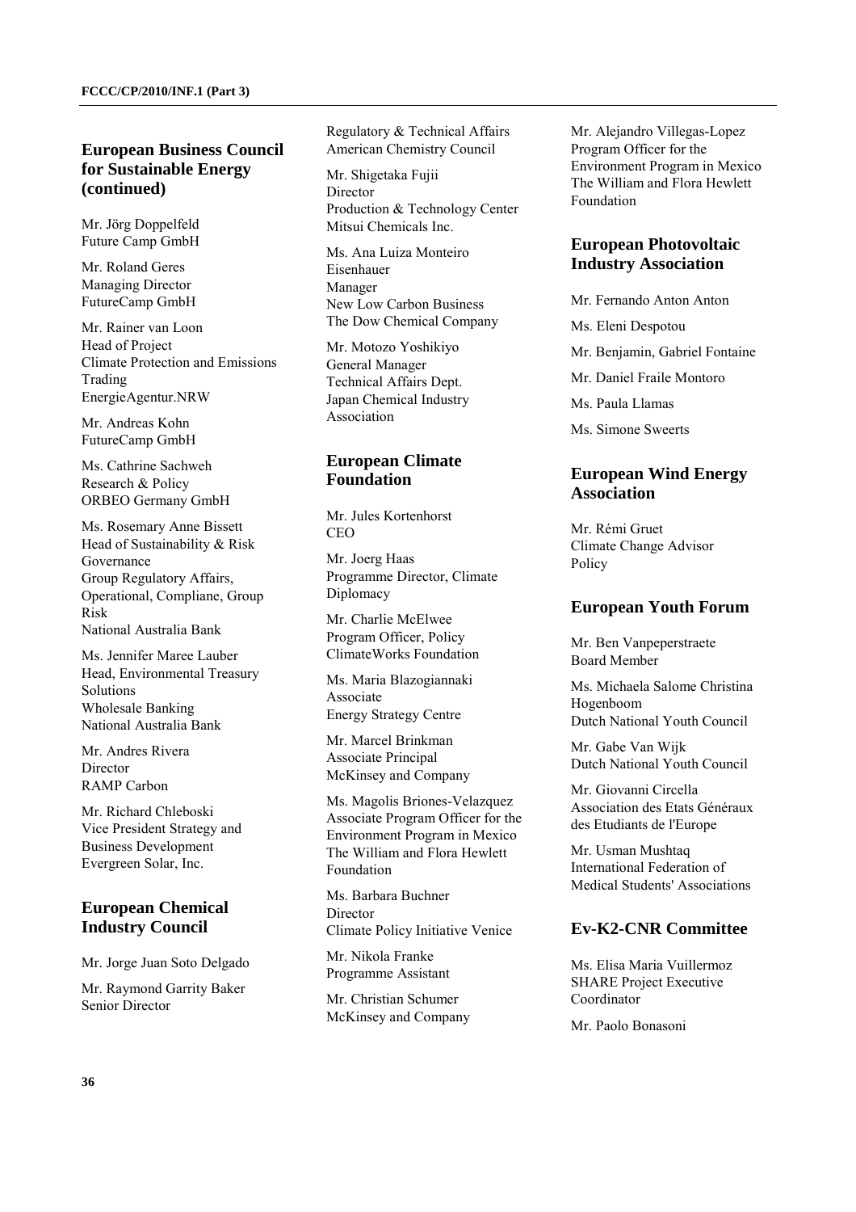## European Business Council for Sustainable Energy (continued)

Mr. Jörg Doppelfeld
Future Camp GmbH

Mr. Roland Geres
Managing Director
FutureCamp GmbH

Mr. Rainer van Loon
Head of Project
Climate Protection and Emissions Trading
EnergieAgentur.NRW

Mr. Andreas Kohn
FutureCamp GmbH

Ms. Cathrine Sachweh
Research & Policy
ORBEO Germany GmbH

Ms. Rosemary Anne Bissett
Head of Sustainability & Risk Governance
Group Regulatory Affairs, Operational, Compliane, Group Risk
National Australia Bank

Ms. Jennifer Maree Lauber
Head, Environmental Treasury Solutions
Wholesale Banking
National Australia Bank

Mr. Andres Rivera
Director
RAMP Carbon

Mr. Richard Chleboski
Vice President Strategy and Business Development
Evergreen Solar, Inc.

## European Chemical Industry Council

Mr. Jorge Juan Soto Delgado

Mr. Raymond Garrity Baker
Senior Director
Regulatory & Technical Affairs
American Chemistry Council

Mr. Shigetaka Fujii
Director
Production & Technology Center
Mitsui Chemicals Inc.

Ms. Ana Luiza Monteiro Eisenhauer
Manager
New Low Carbon Business
The Dow Chemical Company

Mr. Motozo Yoshikiyo
General Manager
Technical Affairs Dept.
Japan Chemical Industry Association

## European Climate Foundation

Mr. Jules Kortenhorst
CEO

Mr. Joerg Haas
Programme Director, Climate Diplomacy

Mr. Charlie McElwee
Program Officer, Policy
ClimateWorks Foundation

Ms. Maria Blazogiannaki
Associate
Energy Strategy Centre

Mr. Marcel Brinkman
Associate Principal
McKinsey and Company

Ms. Magolis Briones-Velazquez
Associate Program Officer for the Environment Program in Mexico
The William and Flora Hewlett Foundation

Ms. Barbara Buchner
Director
Climate Policy Initiative Venice

Mr. Nikola Franke
Programme Assistant

Mr. Christian Schumer
McKinsey and Company

Mr. Alejandro Villegas-Lopez
Program Officer for the Environment Program in Mexico
The William and Flora Hewlett Foundation

## European Photovoltaic Industry Association

Mr. Fernando Anton Anton

Ms. Eleni Despotou

Mr. Benjamin, Gabriel Fontaine

Mr. Daniel Fraile Montoro

Ms. Paula Llamas

Ms. Simone Sweerts

## European Wind Energy Association

Mr. Rémi Gruet
Climate Change Advisor
Policy

## European Youth Forum

Mr. Ben Vanpeperstraete
Board Member

Ms. Michaela Salome Christina Hogenboom
Dutch National Youth Council

Mr. Gabe Van Wijk
Dutch National Youth Council

Mr. Giovanni Circella
Association des Etats Généraux des Etudiants de l'Europe

Mr. Usman Mushtaq
International Federation of Medical Students' Associations

## Ev-K2-CNR Committee

Ms. Elisa Maria Vuillermoz
SHARE Project Executive Coordinator

Mr. Paolo Bonasoni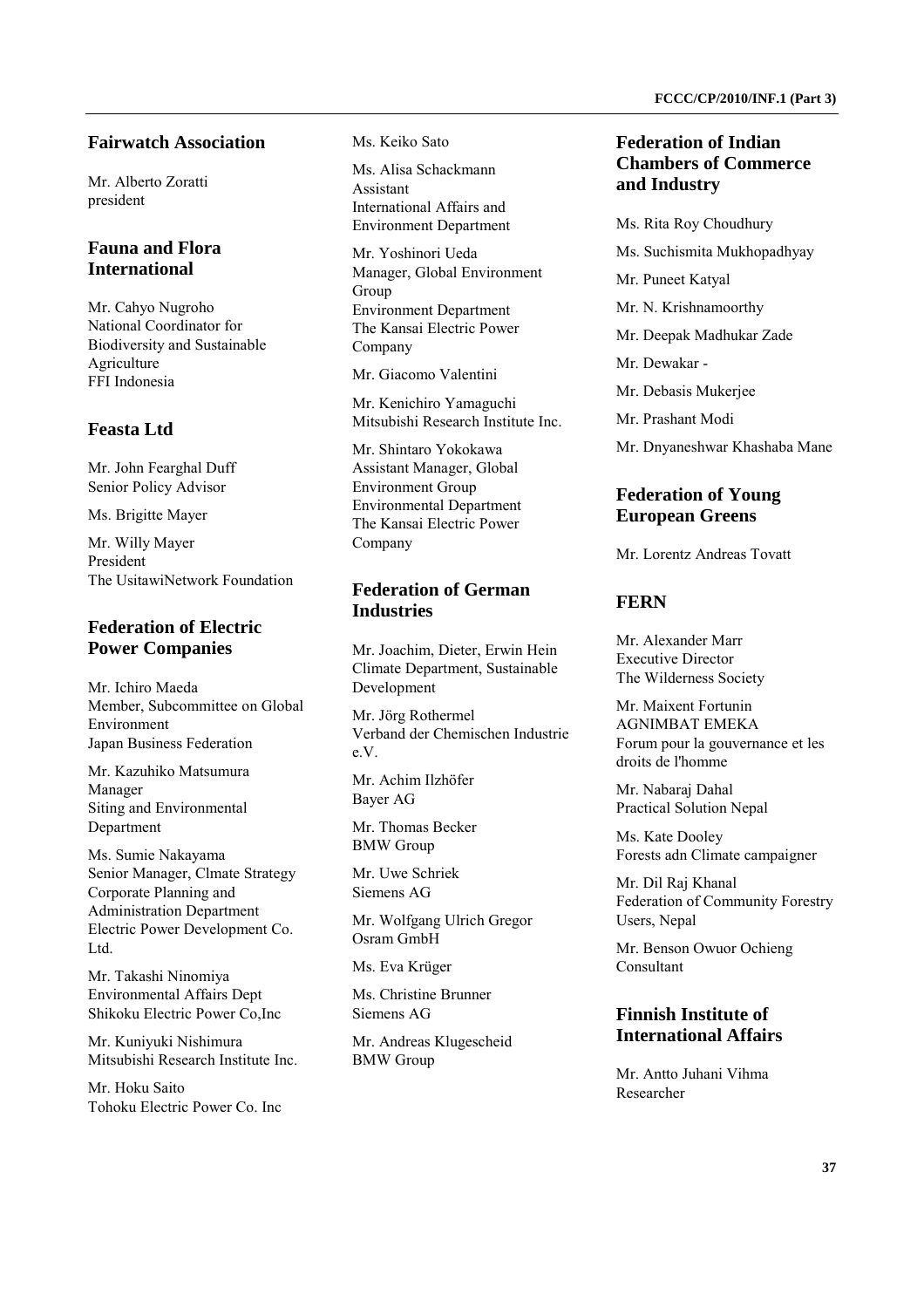## Fairwatch Association

Mr. Alberto Zoratti
president

## Fauna and Flora International

Mr. Cahyo Nugroho
National Coordinator for Biodiversity and Sustainable Agriculture
FFI Indonesia

## Feasta Ltd

Mr. John Fearghal Duff
Senior Policy Advisor

Ms. Brigitte Mayer

Mr. Willy Mayer
President
The UsitawiNetwork Foundation

## Federation of Electric Power Companies

Mr. Ichiro Maeda
Member, Subcommittee on Global Environment
Japan Business Federation

Mr. Kazuhiko Matsumura
Manager
Siting and Environmental Department

Ms. Sumie Nakayama
Senior Manager, Clmate Strategy
Corporate Planning and Administration Department
Electric Power Development Co. Ltd.

Mr. Takashi Ninomiya
Environmental Affairs Dept
Shikoku Electric Power Co,Inc

Mr. Kuniyuki Nishimura
Mitsubishi Research Institute Inc.

Mr. Hoku Saito
Tohoku Electric Power Co. Inc

Ms. Keiko Sato

Ms. Alisa Schackmann
Assistant
International Affairs and Environment Department

Mr. Yoshinori Ueda
Manager, Global Environment Group
Environment Department
The Kansai Electric Power Company

Mr. Giacomo Valentini

Mr. Kenichiro Yamaguchi
Mitsubishi Research Institute Inc.

Mr. Shintaro Yokokawa
Assistant Manager, Global Environment Group
Environmental Department
The Kansai Electric Power Company

## Federation of German Industries

Mr. Joachim, Dieter, Erwin Hein
Climate Department, Sustainable Development

Mr. Jörg Rothermel
Verband der Chemischen Industrie e.V.

Mr. Achim Ilzhöfer
Bayer AG

Mr. Thomas Becker
BMW Group

Mr. Uwe Schriek
Siemens AG

Mr. Wolfgang Ulrich Gregor
Osram GmbH

Ms. Eva Krüger

Ms. Christine Brunner
Siemens AG

Mr. Andreas Klugescheid
BMW Group

## Federation of Indian Chambers of Commerce and Industry

Ms. Rita Roy Choudhury

Ms. Suchismita Mukhopadhyay

Mr. Puneet Katyal

Mr. N. Krishnamoorthy

Mr. Deepak Madhukar Zade

Mr. Dewakar -

Mr. Debasis Mukerjee

Mr. Prashant Modi

Mr. Dnyaneshwar Khashaba Mane

## Federation of Young European Greens

Mr. Lorentz Andreas Tovatt

## FERN

Mr. Alexander Marr
Executive Director
The Wilderness Society

Mr. Maixent Fortunin
AGNIMBAT EMEKA
Forum pour la gouvernance et les droits de l'homme

Mr. Nabaraj Dahal
Practical Solution Nepal

Ms. Kate Dooley
Forests adn Climate campaigner

Mr. Dil Raj Khanal
Federation of Community Forestry Users, Nepal

Mr. Benson Owuor Ochieng
Consultant

## Finnish Institute of International Affairs

Mr. Antto Juhani Vihma
Researcher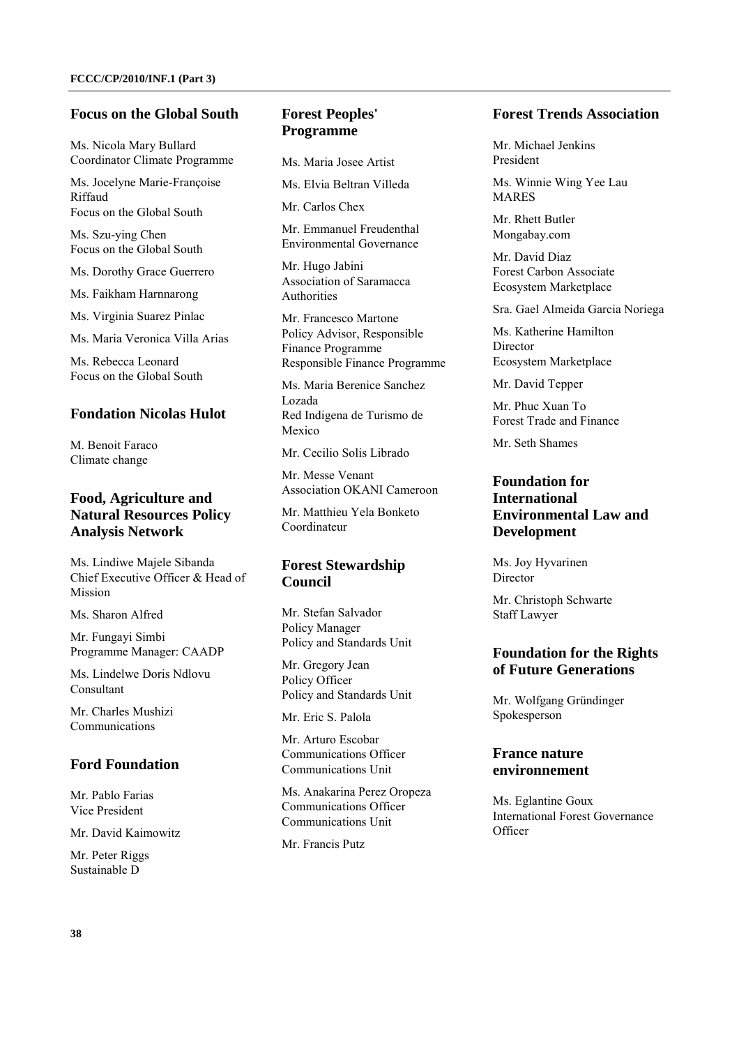## Focus on the Global South

Ms. Nicola Mary Bullard
Coordinator Climate Programme

Ms. Jocelyne Marie-Françoise Riffaud
Focus on the Global South

Ms. Szu-ying Chen
Focus on the Global South

Ms. Dorothy Grace Guerrero

Ms. Faikham Harnnarong

Ms. Virginia Suarez Pinlac

Ms. Maria Veronica Villa Arias

Ms. Rebecca Leonard
Focus on the Global South

## Fondation Nicolas Hulot

M. Benoit Faraco
Climate change

## Food, Agriculture and Natural Resources Policy Analysis Network

Ms. Lindiwe Majele Sibanda
Chief Executive Officer & Head of Mission

Ms. Sharon Alfred

Mr. Fungayi Simbi
Programme Manager: CAADP

Ms. Lindelwe Doris Ndlovu
Consultant

Mr. Charles Mushizi
Communications

## Ford Foundation

Mr. Pablo Farias
Vice President

Mr. David Kaimowitz

Mr. Peter Riggs
Sustainable D

## Forest Peoples' Programme

Ms. Maria Josee Artist

Ms. Elvia Beltran Villeda

Mr. Carlos Chex

Mr. Emmanuel Freudenthal
Environmental Governance

Mr. Hugo Jabini
Association of Saramacca Authorities

Mr. Francesco Martone
Policy Advisor, Responsible Finance Programme
Responsible Finance Programme

Ms. Maria Berenice Sanchez Lozada
Red Indigena de Turismo de Mexico

Mr. Cecilio Solis Librado

Mr. Messe Venant
Association OKANI Cameroon

Mr. Matthieu Yela Bonketo
Coordinateur

## Forest Stewardship Council

Mr. Stefan Salvador
Policy Manager
Policy and Standards Unit

Mr. Gregory Jean
Policy Officer
Policy and Standards Unit

Mr. Eric S. Palola

Mr. Arturo Escobar
Communications Officer
Communications Unit

Ms. Anakarina Perez Oropeza
Communications Officer
Communications Unit

Mr. Francis Putz

## Forest Trends Association

Mr. Michael Jenkins
President

Ms. Winnie Wing Yee Lau
MARES

Mr. Rhett Butler
Mongabay.com

Mr. David Diaz
Forest Carbon Associate
Ecosystem Marketplace

Sra. Gael Almeida Garcia Noriega

Ms. Katherine Hamilton
Director
Ecosystem Marketplace

Mr. David Tepper

Mr. Phuc Xuan To
Forest Trade and Finance

Mr. Seth Shames

## Foundation for International Environmental Law and Development

Ms. Joy Hyvarinen
Director

Mr. Christoph Schwarte
Staff Lawyer

## Foundation for the Rights of Future Generations

Mr. Wolfgang Gründinger
Spokesperson

## France nature environnement

Ms. Eglantine Goux
International Forest Governance Officer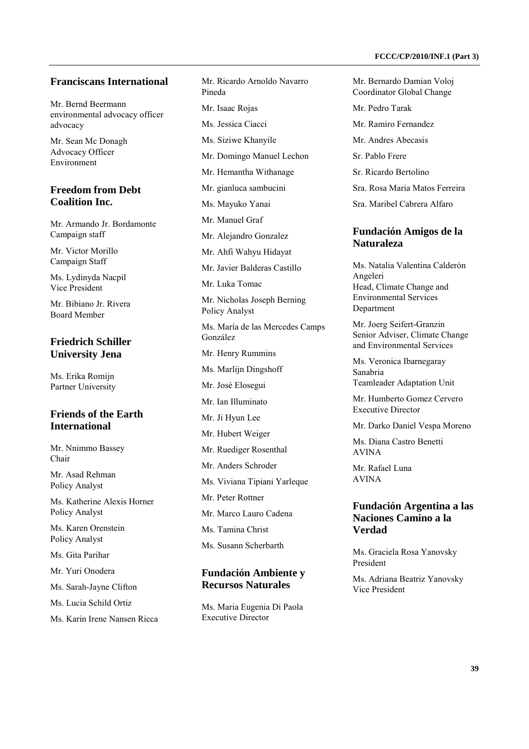## Franciscans International

Mr. Bernd Beermann
environmental advocacy officer advocacy

Mr. Sean Mc Donagh
Advocacy Officer
Environment

## Freedom from Debt Coalition Inc.

Mr. Armando Jr. Bordamonte
Campaign staff

Mr. Victor Morillo
Campaign Staff

Ms. Lydinyda Nacpil
Vice President

Mr. Bibiano Jr. Rivera
Board Member

## Friedrich Schiller University Jena

Ms. Erika Romijn
Partner University

## Friends of the Earth International

Mr. Nnimmo Bassey
Chair

Mr. Asad Rehman
Policy Analyst

Ms. Katherine Alexis Horner
Policy Analyst

Ms. Karen Orenstein
Policy Analyst

Ms. Gita Parihar

Mr. Yuri Onodera

Ms. Sarah-Jayne Clifton

Ms. Lucia Schild Ortiz

Ms. Karin Irene Nansen Ricca

Mr. Ricardo Arnoldo Navarro Pineda

Mr. Isaac Rojas

Ms. Jessica Ciacci

Ms. Siziwe Khanyile

Mr. Domingo Manuel Lechon

Mr. Hemantha Withanage

Mr. gianluca sambucini

Ms. Mayuko Yanai

Mr. Manuel Graf

Mr. Alejandro Gonzalez

Mr. Ahfi Wahyu Hidayat

Mr. Javier Balderas Castillo

Mr. Luka Tomac

Mr. Nicholas Joseph Berning
Policy Analyst

Ms. María de las Mercedes Camps González

Mr. Henry Rummins

Ms. Marlijn Dingshoff

Mr. José Elosegui

Mr. Ian Illuminato

Mr. Ji Hyun Lee

Mr. Hubert Weiger

Mr. Ruediger Rosenthal

Mr. Anders Schroder

Ms. Viviana Tipiani Yarleque

Mr. Peter Rottner

Mr. Marco Lauro Cadena

Ms. Tamina Christ

Ms. Susann Scherbarth

## Fundación Ambiente y Recursos Naturales

Ms. Maria Eugenia Di Paola
Executive Director

Mr. Bernardo Damian Voloj
Coordinator Global Change

Mr. Pedro Tarak

Mr. Ramiro Fernandez

Mr. Andres Abecasis

Sr. Pablo Frere

Sr. Ricardo Bertolino

Sra. Rosa Maria Matos Ferreira

Sra. Maribel Cabrera Alfaro

## Fundación Amigos de la Naturaleza

Ms. Natalia Valentina Calderón Angeleri
Head, Climate Change and Environmental Services Department

Mr. Joerg Seifert-Granzin
Senior Adviser, Climate Change and Environmental Services

Ms. Veronica Ibarnegaray Sanabria
Teamleader Adaptation Unit

Mr. Humberto Gomez Cervero
Executive Director

Mr. Darko Daniel Vespa Moreno

Ms. Diana Castro Benetti
AVINA

Mr. Rafael Luna
AVINA

## Fundación Argentina a las Naciones Camino a la Verdad

Ms. Graciela Rosa Yanovsky
President

Ms. Adriana Beatriz Yanovsky
Vice President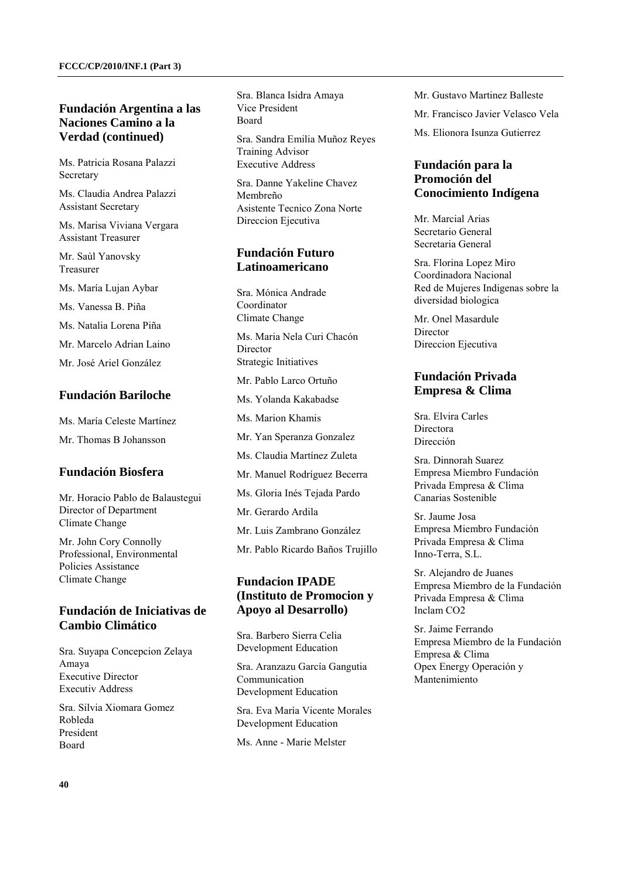## Fundación Argentina a las Naciones Camino a la Verdad (continued)

Ms. Patricia Rosana Palazzi
Secretary

Ms. Claudia Andrea Palazzi
Assistant Secretary

Ms. Marisa Viviana Vergara
Assistant Treasurer

Mr. Saùl Yanovsky
Treasurer

Ms. María Lujan Aybar

Ms. Vanessa B. Piña

Ms. Natalia Lorena Piña

Mr. Marcelo Adrian Laino

Mr. José Ariel González

## Fundación Bariloche

Ms. María Celeste Martínez

Mr. Thomas B Johansson

## Fundación Biosfera

Mr. Horacio Pablo de Balaustegui
Director of Department
Climate Change

Mr. John Cory Connolly
Professional, Environmental Policies Assistance
Climate Change

## Fundación de Iniciativas de Cambio Climático

Sra. Suyapa Concepcion Zelaya Amaya
Executive Director
Executiv Address

Sra. Silvia Xiomara Gomez Robleda
President
Board

Sra. Blanca Isidra Amaya
Vice President
Board

Sra. Sandra Emilia Muñoz Reyes
Training Advisor
Executive Address

Sra. Danne Yakeline Chavez Membreño
Asistente Tecnico Zona Norte
Direccion Ejecutiva

## Fundación Futuro Latinoamericano

Sra. Mónica Andrade
Coordinator
Climate Change

Ms. Maria Nela Curi Chacón
Director
Strategic Initiatives

Mr. Pablo Larco Ortuño

Ms. Yolanda Kakabadse

Ms. Marion Khamis

Mr. Yan Speranza Gonzalez

Ms. Claudia Martínez Zuleta

Mr. Manuel Rodríguez Becerra

Ms. Gloria Inés Tejada Pardo

Mr. Gerardo Ardila

Mr. Luis Zambrano González

Mr. Pablo Ricardo Baños Trujillo

## Fundacion IPADE (Instituto de Promocion y Apoyo al Desarrollo)

Sra. Barbero Sierra Celia
Development Education

Sra. Aranzazu García Gangutia
Communication
Development Education

Sra. Eva María Vicente Morales
Development Education

Ms. Anne - Marie Melster

Mr. Gustavo Martinez Balleste

Mr. Francisco Javier Velasco Vela

Ms. Elionora Isunza Gutierrez

## Fundación para la Promoción del Conocimiento Indígena

Mr. Marcial Arias
Secretario General
Secretaria General

Sra. Florina Lopez Miro
Coordinadora Nacional
Red de Mujeres Indigenas sobre la diversidad biologica

Mr. Onel Masardule
Director
Direccion Ejecutiva

## Fundación Privada Empresa & Clima

Sra. Elvira Carles
Directora
Dirección

Sra. Dinnorah Suarez
Empresa Miembro Fundación Privada Empresa & Clima
Canarias Sostenible

Sr. Jaume Josa
Empresa Miembro Fundación Privada Empresa & Clima
Inno-Terra, S.L.

Sr. Alejandro de Juanes
Empresa Miembro de la Fundación Privada Empresa & Clima
Inclam CO2

Sr. Jaime Ferrando
Empresa Miembro de la Fundación Empresa & Clima
Opex Energy Operación y Mantenimiento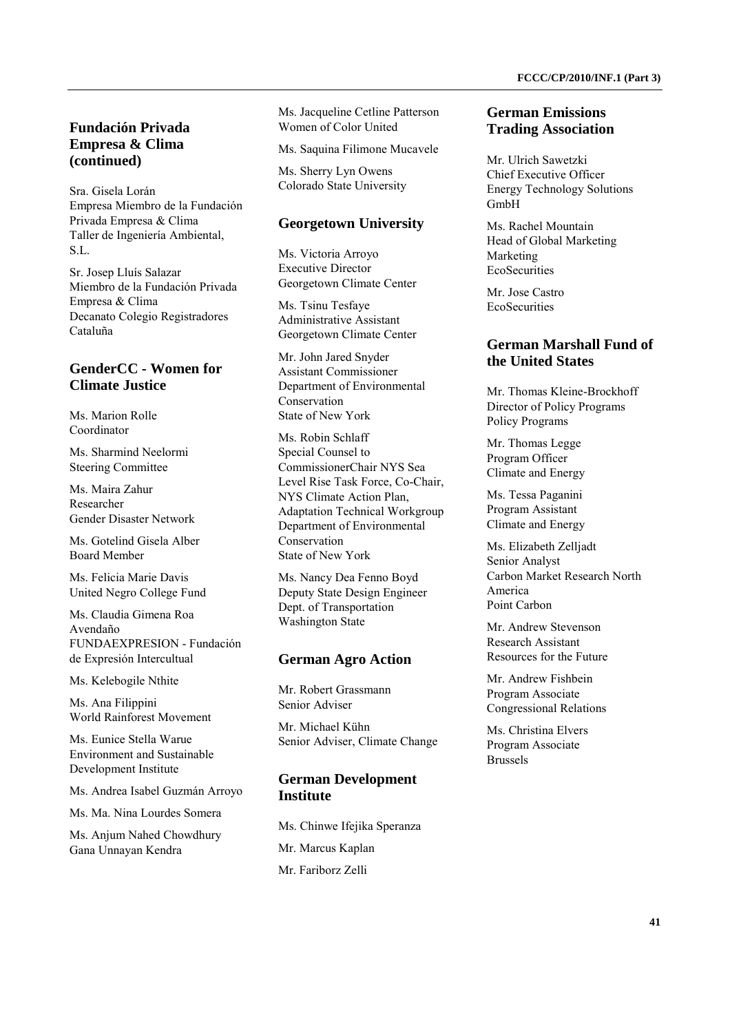## Fundación Privada Empresa & Clima (continued)

Sra. Gisela Lorán
Empresa Miembro de la Fundación Privada Empresa & Clima
Taller de Ingeniería Ambiental, S.L.

Sr. Josep Lluís Salazar
Miembro de la Fundación Privada Empresa & Clima
Decanato Colegio Registradores Cataluña

## GenderCC - Women for Climate Justice

Ms. Marion Rolle
Coordinator

Ms. Sharmind Neelormi
Steering Committee

Ms. Maira Zahur
Researcher
Gender Disaster Network

Ms. Gotelind Gisela Alber
Board Member

Ms. Felicia Marie Davis
United Negro College Fund

Ms. Claudia Gimena Roa Avendaño
FUNDAEXPRESION - Fundación de Expresión Intercultual

Ms. Kelebogile Nthite

Ms. Ana Filippini
World Rainforest Movement

Ms. Eunice Stella Warue
Environment and Sustainable Development Institute

Ms. Andrea Isabel Guzmán Arroyo

Ms. Ma. Nina Lourdes Somera

Ms. Anjum Nahed Chowdhury
Gana Unnayan Kendra

Ms. Jacqueline Cetline Patterson
Women of Color United

Ms. Saquina Filimone Mucavele

Ms. Sherry Lyn Owens
Colorado State University

## Georgetown University

Ms. Victoria Arroyo
Executive Director
Georgetown Climate Center

Ms. Tsinu Tesfaye
Administrative Assistant
Georgetown Climate Center

Mr. John Jared Snyder
Assistant Commissioner
Department of Environmental Conservation
State of New York

Ms. Robin Schlaff
Special Counsel to CommissionerChair NYS Sea Level Rise Task Force, Co-Chair, NYS Climate Action Plan, Adaptation Technical Workgroup
Department of Environmental Conservation
State of New York

Ms. Nancy Dea Fenno Boyd
Deputy State Design Engineer
Dept. of Transportation
Washington State

## German Agro Action

Mr. Robert Grassmann
Senior Adviser

Mr. Michael Kühn
Senior Adviser, Climate Change

## German Development Institute

Ms. Chinwe Ifejika Speranza

Mr. Marcus Kaplan

Mr. Fariborz Zelli

## German Emissions Trading Association

Mr. Ulrich Sawetzki
Chief Executive Officer
Energy Technology Solutions GmbH

Ms. Rachel Mountain
Head of Global Marketing
Marketing
EcoSecurities

Mr. Jose Castro
EcoSecurities

## German Marshall Fund of the United States

Mr. Thomas Kleine-Brockhoff
Director of Policy Programs
Policy Programs

Mr. Thomas Legge
Program Officer
Climate and Energy

Ms. Tessa Paganini
Program Assistant
Climate and Energy

Ms. Elizabeth Zelljadt
Senior Analyst
Carbon Market Research North America
Point Carbon

Mr. Andrew Stevenson
Research Assistant
Resources for the Future

Mr. Andrew Fishbein
Program Associate
Congressional Relations

Ms. Christina Elvers
Program Associate
Brussels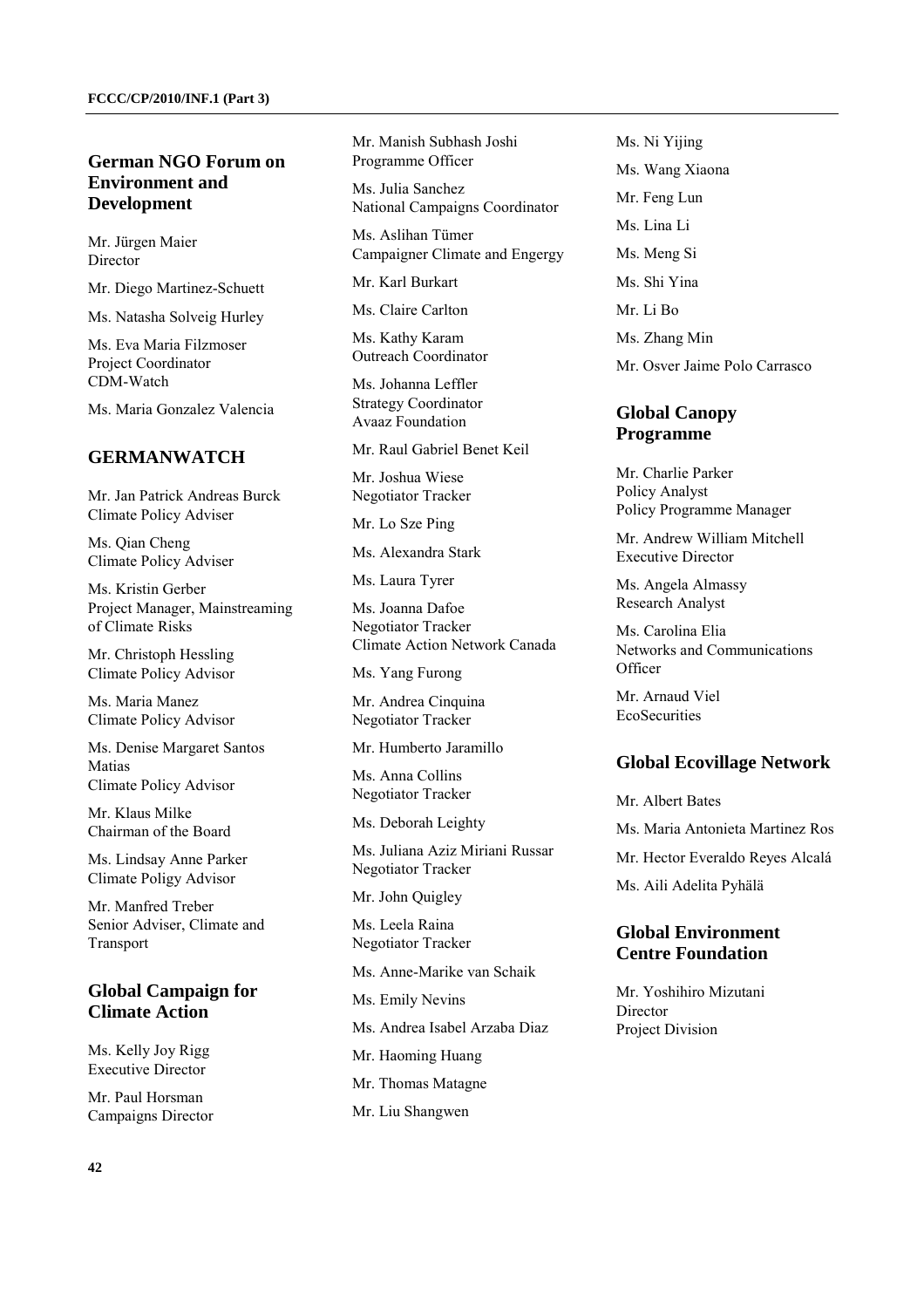## German NGO Forum on Environment and Development

Mr. Jürgen Maier
Director

Mr. Diego Martinez-Schuett

Ms. Natasha Solveig Hurley

Ms. Eva Maria Filzmoser
Project Coordinator
CDM-Watch

Ms. Maria Gonzalez Valencia

## GERMANWATCH

Mr. Jan Patrick Andreas Burck
Climate Policy Adviser

Ms. Qian Cheng
Climate Policy Adviser

Ms. Kristin Gerber
Project Manager, Mainstreaming of Climate Risks

Mr. Christoph Hessling
Climate Policy Advisor

Ms. Maria Manez
Climate Policy Advisor

Ms. Denise Margaret Santos Matias
Climate Policy Advisor

Mr. Klaus Milke
Chairman of the Board

Ms. Lindsay Anne Parker
Climate Poligy Advisor

Mr. Manfred Treber
Senior Adviser, Climate and Transport

## Global Campaign for Climate Action

Ms. Kelly Joy Rigg
Executive Director

Mr. Paul Horsman
Campaigns Director

Mr. Manish Subhash Joshi
Programme Officer

Ms. Julia Sanchez
National Campaigns Coordinator

Ms. Aslihan Tümer
Campaigner Climate and Engergy

Mr. Karl Burkart

Ms. Claire Carlton

Ms. Kathy Karam
Outreach Coordinator

Ms. Johanna Leffler
Strategy Coordinator
Avaaz Foundation

Mr. Raul Gabriel Benet Keil

Mr. Joshua Wiese
Negotiator Tracker

Mr. Lo Sze Ping

Ms. Alexandra Stark

Ms. Laura Tyrer

Ms. Joanna Dafoe
Negotiator Tracker
Climate Action Network Canada

Ms. Yang Furong

Mr. Andrea Cinquina
Negotiator Tracker

Mr. Humberto Jaramillo

Ms. Anna Collins
Negotiator Tracker

Ms. Deborah Leighty

Ms. Juliana Aziz Miriani Russar
Negotiator Tracker

Mr. John Quigley

Ms. Leela Raina
Negotiator Tracker

Ms. Anne-Marike van Schaik

Ms. Emily Nevins

Ms. Andrea Isabel Arzaba Diaz

Mr. Haoming Huang

Mr. Thomas Matagne

Mr. Liu Shangwen

Ms. Ni Yijing

Ms. Wang Xiaona

Mr. Feng Lun

Ms. Lina Li

Ms. Meng Si

Ms. Shi Yina

Mr. Li Bo

Ms. Zhang Min

Mr. Osver Jaime Polo Carrasco

## Global Canopy Programme

Mr. Charlie Parker
Policy Analyst
Policy Programme Manager

Mr. Andrew William Mitchell
Executive Director

Ms. Angela Almassy
Research Analyst

Ms. Carolina Elia
Networks and Communications Officer

Mr. Arnaud Viel
EcoSecurities

## Global Ecovillage Network

Mr. Albert Bates

Ms. Maria Antonieta Martinez Ros

Mr. Hector Everaldo Reyes Alcalá

Ms. Aili Adelita Pyhälä

## Global Environment Centre Foundation

Mr. Yoshihiro Mizutani
Director
Project Division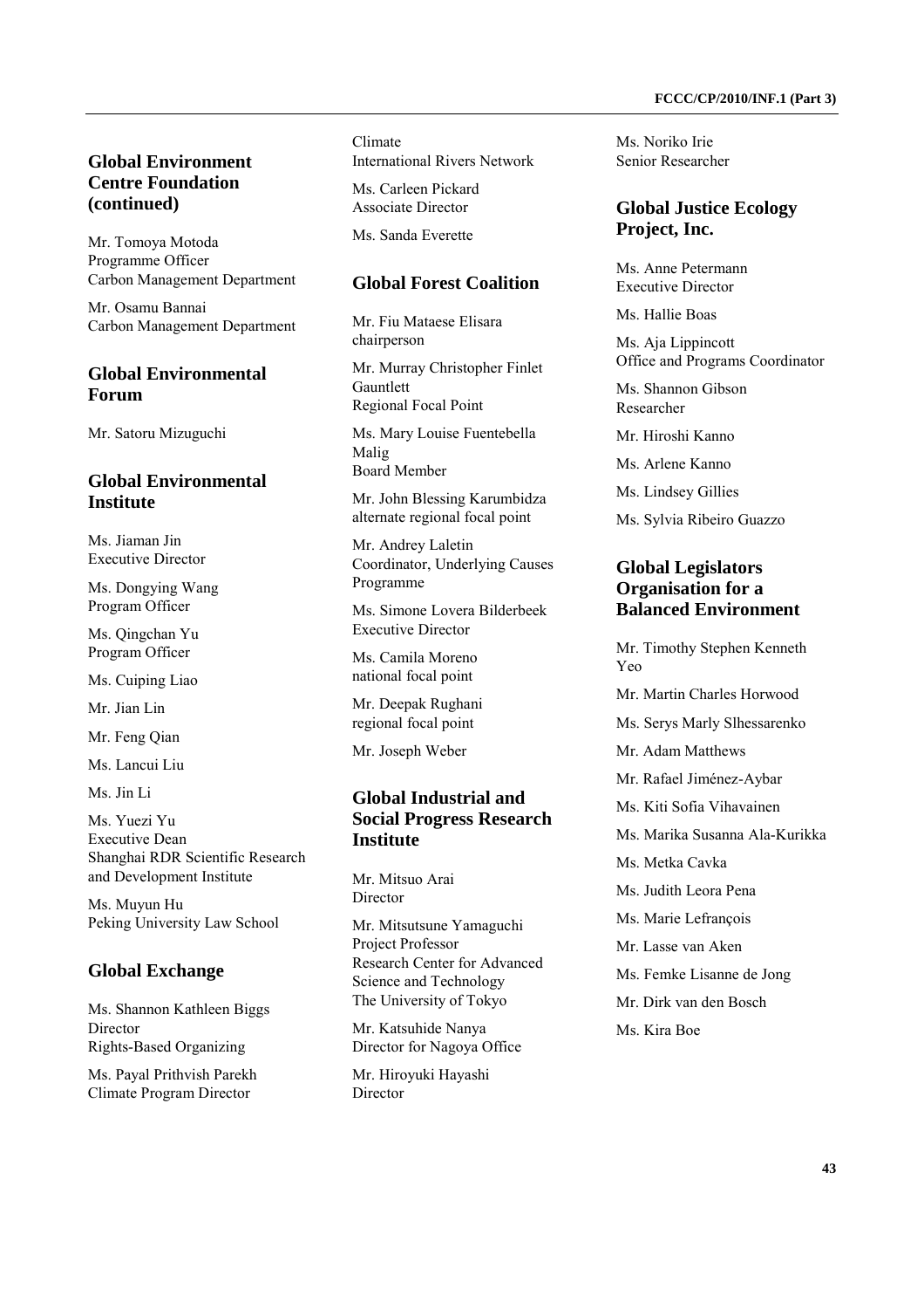## Global Environment Centre Foundation (continued)

Mr. Tomoya Motoda
Programme Officer
Carbon Management Department

Mr. Osamu Bannai
Carbon Management Department

## Global Environmental Forum

Mr. Satoru Mizuguchi

## Global Environmental Institute

Ms. Jiaman Jin
Executive Director

Ms. Dongying Wang
Program Officer

Ms. Qingchan Yu
Program Officer

Ms. Cuiping Liao

Mr. Jian Lin

Mr. Feng Qian

Ms. Lancui Liu

Ms. Jin Li

Ms. Yuezi Yu
Executive Dean
Shanghai RDR Scientific Research and Development Institute

Ms. Muyun Hu
Peking University Law School

## Global Exchange

Ms. Shannon Kathleen Biggs
Director
Rights-Based Organizing

Ms. Payal Prithvish Parekh
Climate Program Director
Climate
International Rivers Network

Ms. Carleen Pickard
Associate Director

Ms. Sanda Everette

## Global Forest Coalition

Mr. Fiu Mataese Elisara
chairperson

Mr. Murray Christopher Finlet Gauntlett
Regional Focal Point

Ms. Mary Louise Fuentebella Malig
Board Member

Mr. John Blessing Karumbidza
alternate regional focal point

Mr. Andrey Laletin
Coordinator, Underlying Causes Programme

Ms. Simone Lovera Bilderbeek
Executive Director

Ms. Camila Moreno
national focal point

Mr. Deepak Rughani
regional focal point

Mr. Joseph Weber

## Global Industrial and Social Progress Research Institute

Mr. Mitsuo Arai
Director

Mr. Mitsutsune Yamaguchi
Project Professor
Research Center for Advanced Science and Technology
The University of Tokyo

Mr. Katsuhide Nanya
Director for Nagoya Office

Mr. Hiroyuki Hayashi
Director

Ms. Noriko Irie
Senior Researcher

## Global Justice Ecology Project, Inc.

Ms. Anne Petermann
Executive Director

Ms. Hallie Boas

Ms. Aja Lippincott
Office and Programs Coordinator

Ms. Shannon Gibson
Researcher

Mr. Hiroshi Kanno

Ms. Arlene Kanno

Ms. Lindsey Gillies

Ms. Sylvia Ribeiro Guazzo

## Global Legislators Organisation for a Balanced Environment

Mr. Timothy Stephen Kenneth Yeo

Mr. Martin Charles Horwood

Ms. Serys Marly Slhessarenko

Mr. Adam Matthews

Mr. Rafael Jiménez-Aybar

Ms. Kiti Sofia Vihavainen

Ms. Marika Susanna Ala-Kurikka

Ms. Metka Cavka

Ms. Judith Leora Pena

Ms. Marie Lefrançois

Mr. Lasse van Aken

Ms. Femke Lisanne de Jong

Mr. Dirk van den Bosch

Ms. Kira Boe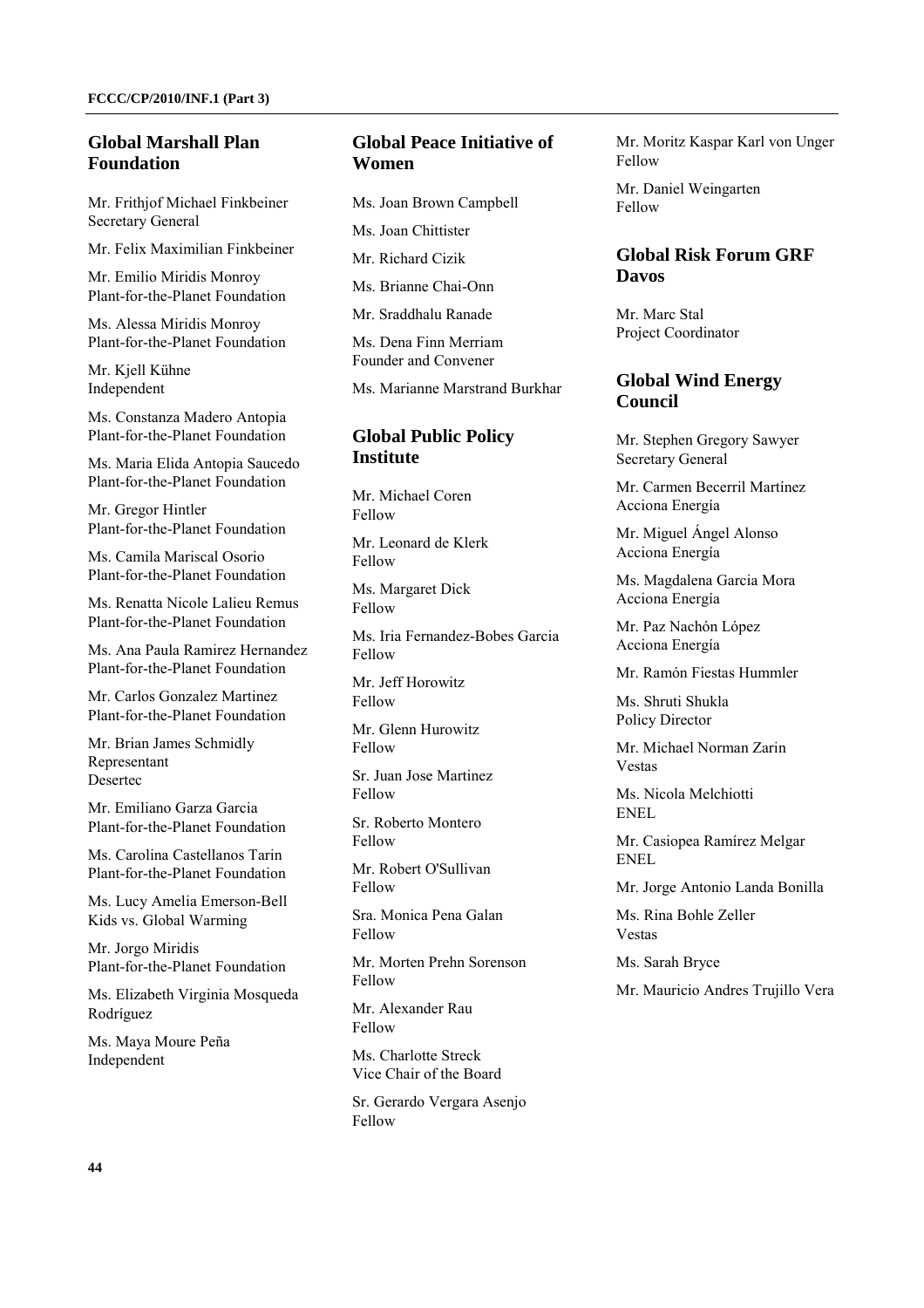## Global Marshall Plan Foundation

Mr. Frithjof Michael Finkbeiner
Secretary General

Mr. Felix Maximilian Finkbeiner

Mr. Emilio Miridis Monroy
Plant-for-the-Planet Foundation

Ms. Alessa Miridis Monroy
Plant-for-the-Planet Foundation

Mr. Kjell Kühne
Independent

Ms. Constanza Madero Antopia
Plant-for-the-Planet Foundation

Ms. Maria Elida Antopia Saucedo
Plant-for-the-Planet Foundation

Mr. Gregor Hintler
Plant-for-the-Planet Foundation

Ms. Camila Mariscal Osorio
Plant-for-the-Planet Foundation

Ms. Renatta Nicole Lalieu Remus
Plant-for-the-Planet Foundation

Ms. Ana Paula Ramirez Hernandez
Plant-for-the-Planet Foundation

Mr. Carlos Gonzalez Martinez
Plant-for-the-Planet Foundation

Mr. Brian James Schmidly
Representant
Desertec

Mr. Emiliano Garza Garcia
Plant-for-the-Planet Foundation

Ms. Carolina Castellanos Tarin
Plant-for-the-Planet Foundation

Ms. Lucy Amelia Emerson-Bell
Kids vs. Global Warming

Mr. Jorgo Miridis
Plant-for-the-Planet Foundation

Ms. Elizabeth Virginia Mosqueda Rodríguez

Ms. Maya Moure Peña
Independent

## Global Peace Initiative of Women

Ms. Joan Brown Campbell

Ms. Joan Chittister

Mr. Richard Cizik

Ms. Brianne Chai-Onn

Mr. Sraddhalu Ranade

Ms. Dena Finn Merriam
Founder and Convener

Ms. Marianne Marstrand Burkhar

## Global Public Policy Institute

Mr. Michael Coren
Fellow

Mr. Leonard de Klerk
Fellow

Ms. Margaret Dick
Fellow

Ms. Iria Fernandez-Bobes Garcia
Fellow

Mr. Jeff Horowitz
Fellow

Mr. Glenn Hurowitz
Fellow

Sr. Juan Jose Martinez
Fellow

Sr. Roberto Montero
Fellow

Mr. Robert O'Sullivan
Fellow

Sra. Monica Pena Galan
Fellow

Mr. Morten Prehn Sorenson
Fellow

Mr. Alexander Rau
Fellow

Ms. Charlotte Streck
Vice Chair of the Board

Sr. Gerardo Vergara Asenjo
Fellow

Mr. Moritz Kaspar Karl von Unger
Fellow

Mr. Daniel Weingarten
Fellow

## Global Risk Forum GRF Davos

Mr. Marc Stal
Project Coordinator

## Global Wind Energy Council

Mr. Stephen Gregory Sawyer
Secretary General

Mr. Carmen Becerril Martínez
Acciona Energía

Mr. Miguel Ángel Alonso
Acciona Energía

Ms. Magdalena Garcia Mora
Acciona Energía

Mr. Paz Nachón López
Acciona Energía

Mr. Ramón Fiestas Hummler

Ms. Shruti Shukla
Policy Director

Mr. Michael Norman Zarin
Vestas

Ms. Nicola Melchiotti
ENEL

Mr. Casiopea Ramírez Melgar
ENEL

Mr. Jorge Antonio Landa Bonilla

Ms. Rina Bohle Zeller
Vestas

Ms. Sarah Bryce

Mr. Mauricio Andres Trujillo Vera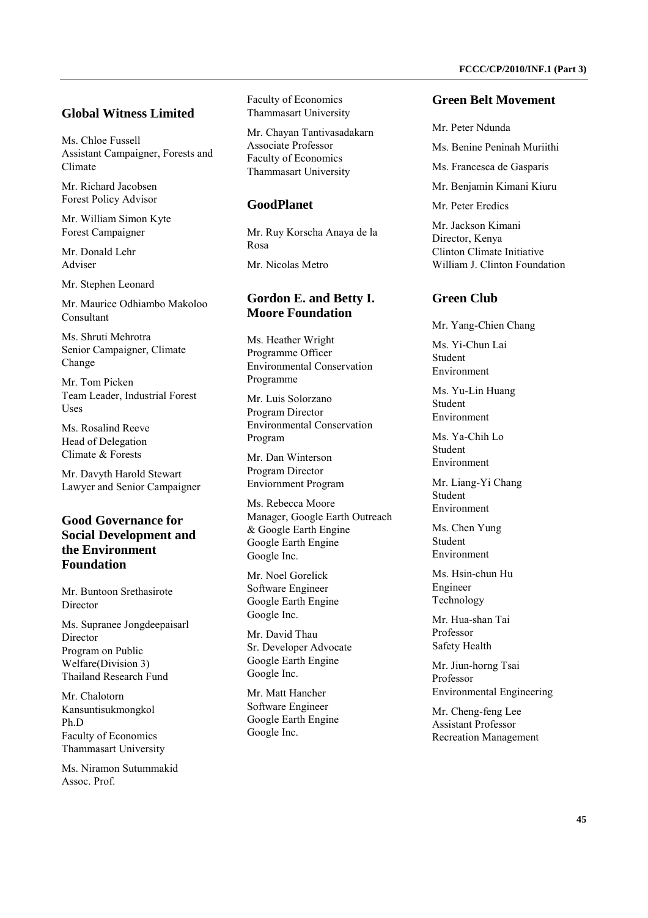## Global Witness Limited

Ms. Chloe Fussell
Assistant Campaigner, Forests and Climate

Mr. Richard Jacobsen
Forest Policy Advisor

Mr. William Simon Kyte
Forest Campaigner

Mr. Donald Lehr
Adviser

Mr. Stephen Leonard

Mr. Maurice Odhiambo Makoloo
Consultant

Ms. Shruti Mehrotra
Senior Campaigner, Climate Change

Mr. Tom Picken
Team Leader, Industrial Forest Uses

Ms. Rosalind Reeve
Head of Delegation
Climate & Forests

Mr. Davyth Harold Stewart
Lawyer and Senior Campaigner

## Good Governance for Social Development and the Environment Foundation

Mr. Buntoon Srethasirote
Director

Ms. Supranee Jongdeepaisarl
Director
Program on Public Welfare(Division 3)
Thailand Research Fund

Mr. Chalotorn Kansuntisukmongkol
Ph.D
Faculty of Economics
Thammasart University

Ms. Niramon Sutummakid
Assoc. Prof.
Faculty of Economics
Thammasart University

Mr. Chayan Tantivasadakarn
Associate Professor
Faculty of Economics
Thammasart University

## GoodPlanet

Mr. Ruy Korscha Anaya de la Rosa

Mr. Nicolas Metro

## Gordon E. and Betty I. Moore Foundation

Ms. Heather Wright
Programme Officer
Environmental Conservation Programme

Mr. Luis Solorzano
Program Director
Environmental Conservation Program

Mr. Dan Winterson
Program Director
Enviornment Program

Ms. Rebecca Moore
Manager, Google Earth Outreach & Google Earth Engine
Google Earth Engine
Google Inc.

Mr. Noel Gorelick
Software Engineer
Google Earth Engine
Google Inc.

Mr. David Thau
Sr. Developer Advocate
Google Earth Engine
Google Inc.

Mr. Matt Hancher
Software Engineer
Google Earth Engine
Google Inc.

## Green Belt Movement

Mr. Peter Ndunda

Ms. Benine Peninah Muriithi

Ms. Francesca de Gasparis

Mr. Benjamin Kimani Kiuru

Mr. Peter Eredics

Mr. Jackson Kimani
Director, Kenya
Clinton Climate Initiative
William J. Clinton Foundation

## Green Club

Mr. Yang-Chien Chang

Ms. Yi-Chun Lai
Student
Environment

Ms. Yu-Lin Huang
Student
Environment

Ms. Ya-Chih Lo
Student
Environment

Mr. Liang-Yi Chang
Student
Environment

Ms. Chen Yung
Student
Environment

Ms. Hsin-chun Hu
Engineer
Technology

Mr. Hua-shan Tai
Professor
Safety Health

Mr. Jiun-horng Tsai
Professor
Environmental Engineering

Mr. Cheng-feng Lee
Assistant Professor
Recreation Management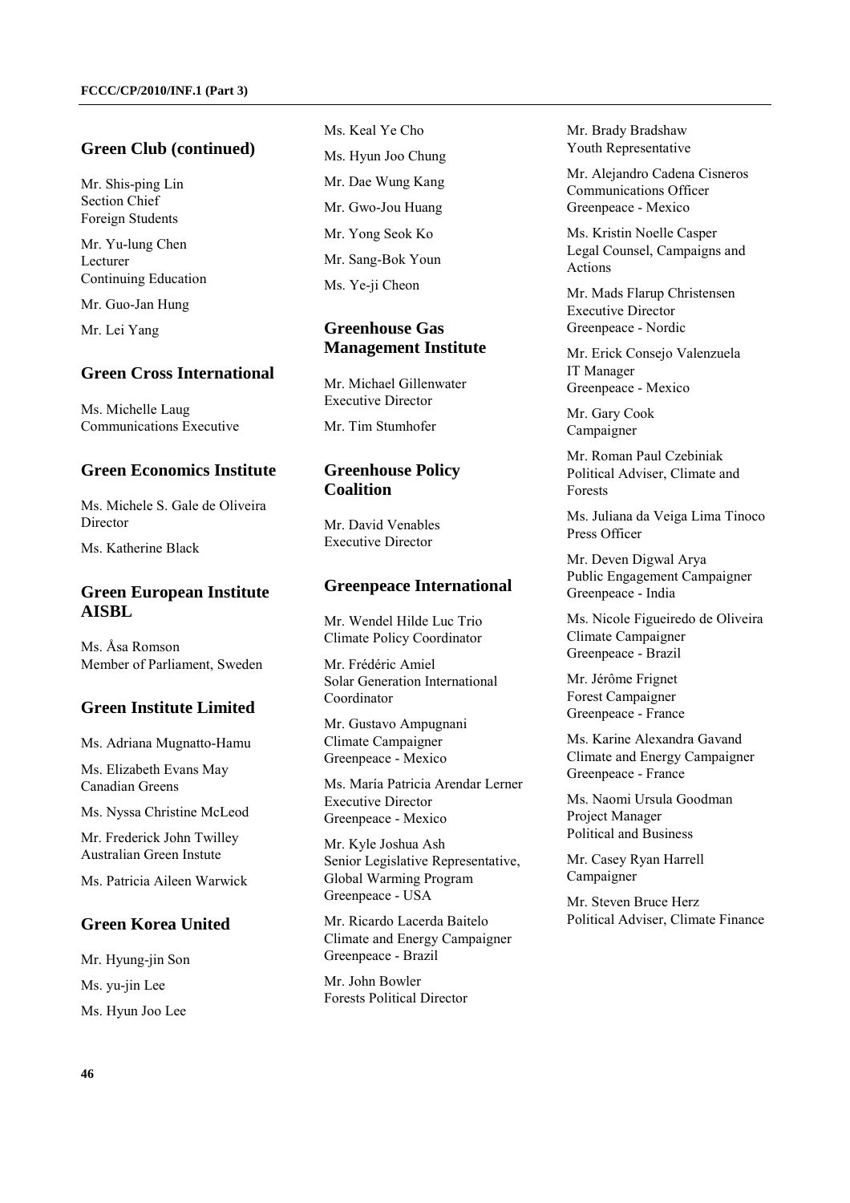## Green Club (continued)

Mr. Shis-ping Lin
Section Chief
Foreign Students

Mr. Yu-lung Chen
Lecturer
Continuing Education

Mr. Guo-Jan Hung

Mr. Lei Yang

## Green Cross International

Ms. Michelle Laug
Communications Executive

## Green Economics Institute

Ms. Michele S. Gale de Oliveira
Director

Ms. Katherine Black

## Green European Institute AISBL

Ms. Åsa Romson
Member of Parliament, Sweden

## Green Institute Limited

Ms. Adriana Mugnatto-Hamu

Ms. Elizabeth Evans May
Canadian Greens

Ms. Nyssa Christine McLeod

Mr. Frederick John Twilley
Australian Green Instute

Ms. Patricia Aileen Warwick

## Green Korea United

Mr. Hyung-jin Son

Ms. yu-jin Lee

Ms. Hyun Joo Lee

Ms. Keal Ye Cho

Ms. Hyun Joo Chung

Mr. Dae Wung Kang

Mr. Gwo-Jou Huang

Mr. Yong Seok Ko

Mr. Sang-Bok Youn

Ms. Ye-ji Cheon

## Greenhouse Gas Management Institute

Mr. Michael Gillenwater
Executive Director

Mr. Tim Stumhofer

## Greenhouse Policy Coalition

Mr. David Venables
Executive Director

## Greenpeace International

Mr. Wendel Hilde Luc Trio
Climate Policy Coordinator

Mr. Frédéric Amiel
Solar Generation International Coordinator

Mr. Gustavo Ampugnani
Climate Campaigner
Greenpeace - Mexico

Ms. María Patricia Arendar Lerner
Executive Director
Greenpeace - Mexico

Mr. Kyle Joshua Ash
Senior Legislative Representative, Global Warming Program
Greenpeace - USA

Mr. Ricardo Lacerda Baitelo
Climate and Energy Campaigner
Greenpeace - Brazil

Mr. John Bowler
Forests Political Director

Mr. Brady Bradshaw
Youth Representative

Mr. Alejandro Cadena Cisneros
Communications Officer
Greenpeace - Mexico

Ms. Kristin Noelle Casper
Legal Counsel, Campaigns and Actions

Mr. Mads Flarup Christensen
Executive Director
Greenpeace - Nordic

Mr. Erick Consejo Valenzuela
IT Manager
Greenpeace - Mexico

Mr. Gary Cook
Campaigner

Mr. Roman Paul Czebiniak
Political Adviser, Climate and Forests

Ms. Juliana da Veiga Lima Tinoco
Press Officer

Mr. Deven Digwal Arya
Public Engagement Campaigner
Greenpeace - India

Ms. Nicole Figueiredo de Oliveira
Climate Campaigner
Greenpeace - Brazil

Mr. Jérôme Frignet
Forest Campaigner
Greenpeace - France

Ms. Karine Alexandra Gavand
Climate and Energy Campaigner
Greenpeace - France

Ms. Naomi Ursula Goodman
Project Manager
Political and Business

Mr. Casey Ryan Harrell
Campaigner

Mr. Steven Bruce Herz
Political Adviser, Climate Finance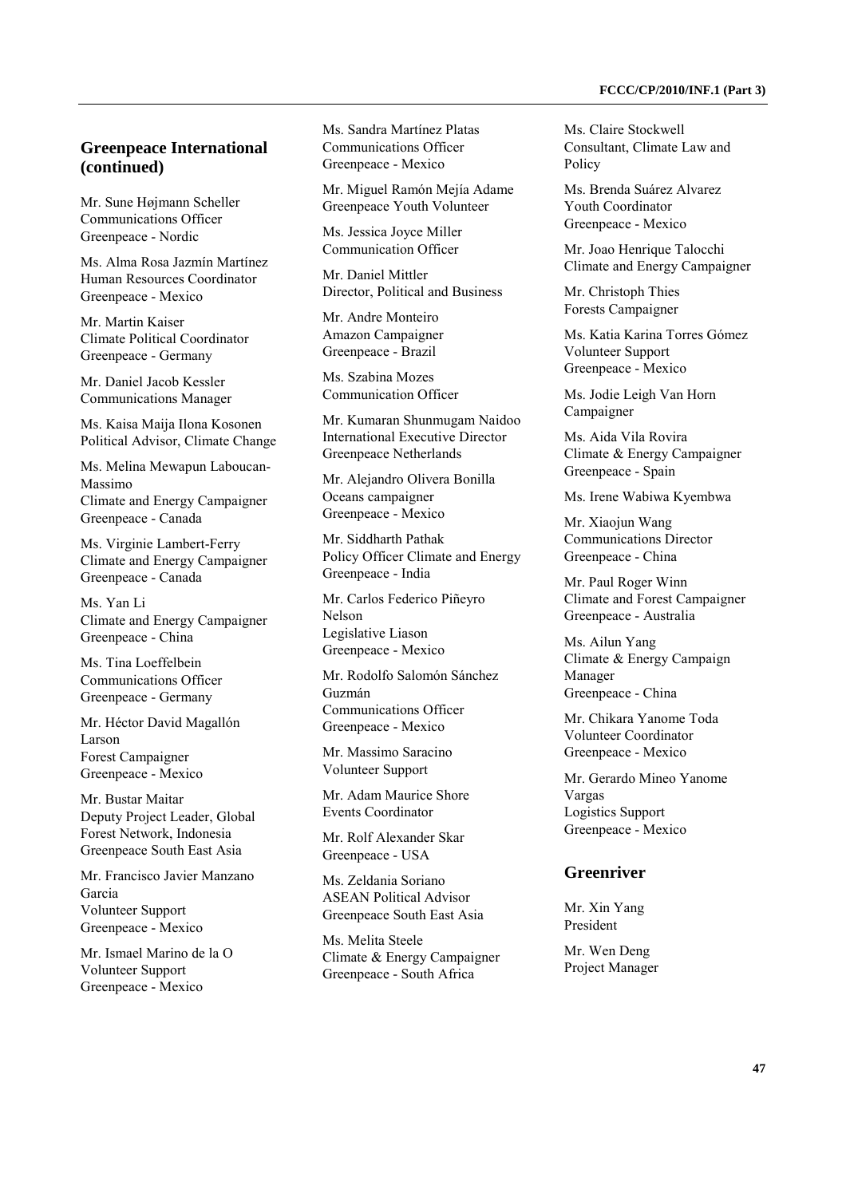## Greenpeace International (continued)

Mr. Sune Højmann Scheller
Communications Officer
Greenpeace - Nordic

Ms. Alma Rosa Jazmín Martínez
Human Resources Coordinator
Greenpeace - Mexico

Mr. Martin Kaiser
Climate Political Coordinator
Greenpeace - Germany

Mr. Daniel Jacob Kessler
Communications Manager

Ms. Kaisa Maija Ilona Kosonen
Political Advisor, Climate Change

Ms. Melina Mewapun Laboucan-Massimo
Climate and Energy Campaigner
Greenpeace - Canada

Ms. Virginie Lambert-Ferry
Climate and Energy Campaigner
Greenpeace - Canada

Ms. Yan Li
Climate and Energy Campaigner
Greenpeace - China

Ms. Tina Loeffelbein
Communications Officer
Greenpeace - Germany

Mr. Héctor David Magallón Larson
Forest Campaigner
Greenpeace - Mexico

Mr. Bustar Maitar
Deputy Project Leader, Global Forest Network, Indonesia
Greenpeace South East Asia

Mr. Francisco Javier Manzano Garcia
Volunteer Support
Greenpeace - Mexico

Mr. Ismael Marino de la O
Volunteer Support
Greenpeace - Mexico

Ms. Sandra Martínez Platas
Communications Officer
Greenpeace - Mexico

Mr. Miguel Ramón Mejía Adame
Greenpeace Youth Volunteer

Ms. Jessica Joyce Miller
Communication Officer

Mr. Daniel Mittler
Director, Political and Business

Mr. Andre Monteiro
Amazon Campaigner
Greenpeace - Brazil

Ms. Szabina Mozes
Communication Officer

Mr. Kumaran Shunmugam Naidoo
International Executive Director
Greenpeace Netherlands

Mr. Alejandro Olivera Bonilla
Oceans campaigner
Greenpeace - Mexico

Mr. Siddharth Pathak
Policy Officer Climate and Energy
Greenpeace - India

Mr. Carlos Federico Piñeyro Nelson
Legislative Liason
Greenpeace - Mexico

Mr. Rodolfo Salomón Sánchez Guzmán
Communications Officer
Greenpeace - Mexico

Mr. Massimo Saracino
Volunteer Support

Mr. Adam Maurice Shore
Events Coordinator

Mr. Rolf Alexander Skar
Greenpeace - USA

Ms. Zeldania Soriano
ASEAN Political Advisor
Greenpeace South East Asia

Ms. Melita Steele
Climate & Energy Campaigner
Greenpeace - South Africa

Ms. Claire Stockwell
Consultant, Climate Law and Policy

Ms. Brenda Suárez Alvarez
Youth Coordinator
Greenpeace - Mexico

Mr. Joao Henrique Talocchi
Climate and Energy Campaigner

Mr. Christoph Thies
Forests Campaigner

Ms. Katia Karina Torres Gómez
Volunteer Support
Greenpeace - Mexico

Ms. Jodie Leigh Van Horn
Campaigner

Ms. Aida Vila Rovira
Climate & Energy Campaigner
Greenpeace - Spain

Ms. Irene Wabiwa Kyembwa

Mr. Xiaojun Wang
Communications Director
Greenpeace - China

Mr. Paul Roger Winn
Climate and Forest Campaigner
Greenpeace - Australia

Ms. Ailun Yang
Climate & Energy Campaign Manager
Greenpeace - China

Mr. Chikara Yanome Toda
Volunteer Coordinator
Greenpeace - Mexico

Mr. Gerardo Mineo Yanome Vargas
Logistics Support
Greenpeace - Mexico

## Greenriver

Mr. Xin Yang
President

Mr. Wen Deng
Project Manager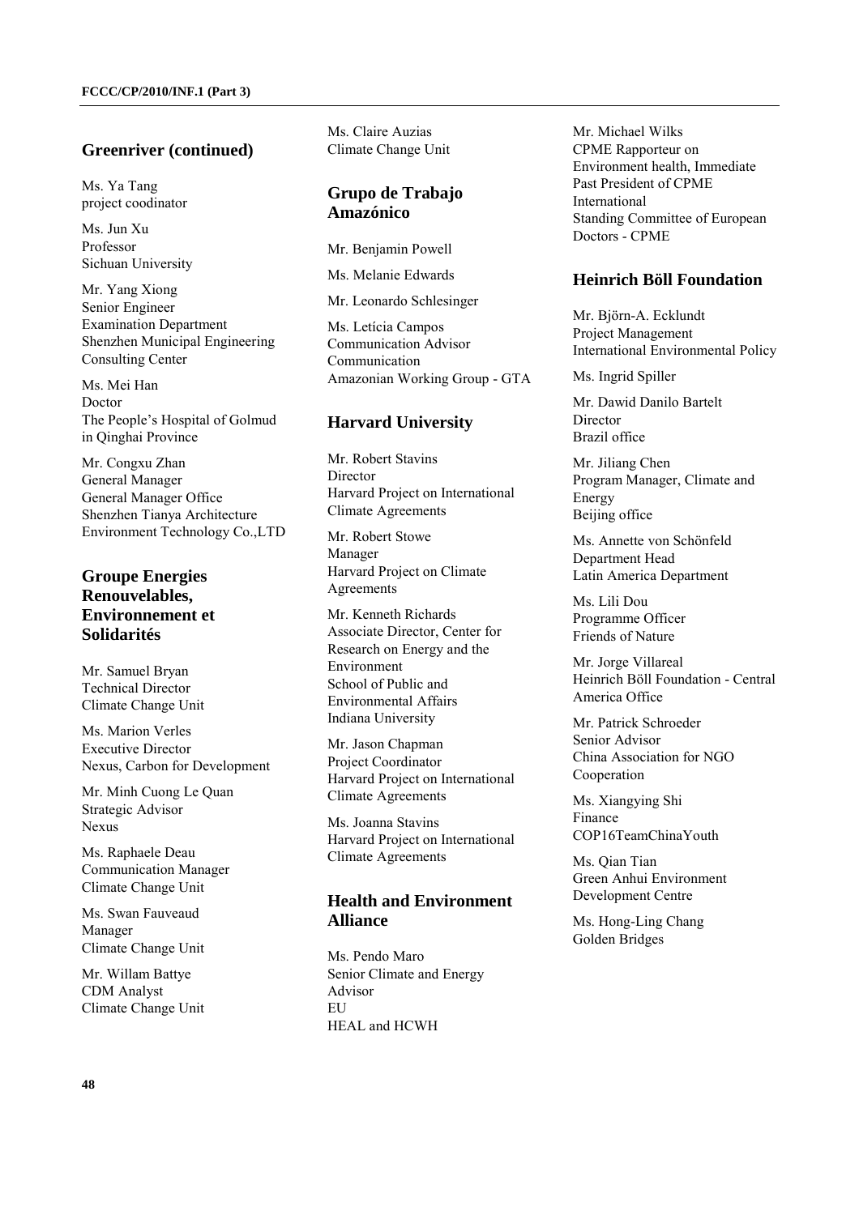## Greenriver (continued)

Ms. Ya Tang
project coodinator

Ms. Jun Xu
Professor
Sichuan University

Mr. Yang Xiong
Senior Engineer
Examination Department
Shenzhen Municipal Engineering Consulting Center

Ms. Mei Han
Doctor
The People's Hospital of Golmud in Qinghai Province

Mr. Congxu Zhan
General Manager
General Manager Office
Shenzhen Tianya Architecture Environment Technology Co.,LTD

## Groupe Energies Renouvelables, Environnement et Solidarités

Mr. Samuel Bryan
Technical Director
Climate Change Unit

Ms. Marion Verles
Executive Director
Nexus, Carbon for Development

Mr. Minh Cuong Le Quan
Strategic Advisor
Nexus

Ms. Raphaele Deau
Communication Manager
Climate Change Unit

Ms. Swan Fauveaud
Manager
Climate Change Unit

Mr. Willam Battye
CDM Analyst
Climate Change Unit

Ms. Claire Auzias
Climate Change Unit

## Grupo de Trabajo Amazónico

Mr. Benjamin Powell

Ms. Melanie Edwards

Mr. Leonardo Schlesinger

Ms. Letícia Campos
Communication Advisor
Communication
Amazonian Working Group - GTA

## Harvard University

Mr. Robert Stavins
Director
Harvard Project on International Climate Agreements

Mr. Robert Stowe
Manager
Harvard Project on Climate Agreements

Mr. Kenneth Richards
Associate Director, Center for Research on Energy and the Environment
School of Public and Environmental Affairs
Indiana University

Mr. Jason Chapman
Project Coordinator
Harvard Project on International Climate Agreements

Ms. Joanna Stavins
Harvard Project on International Climate Agreements

## Health and Environment Alliance

Ms. Pendo Maro
Senior Climate and Energy Advisor
EU
HEAL and HCWH

Mr. Michael Wilks
CPME Rapporteur on Environment health, Immediate Past President of CPME International
Standing Committee of European Doctors - CPME

## Heinrich Böll Foundation

Mr. Björn-A. Ecklundt
Project Management
International Environmental Policy

Ms. Ingrid Spiller

Mr. Dawid Danilo Bartelt
Director
Brazil office

Mr. Jiliang Chen
Program Manager, Climate and Energy
Beijing office

Ms. Annette von Schönfeld
Department Head
Latin America Department

Ms. Lili Dou
Programme Officer
Friends of Nature

Mr. Jorge Villareal
Heinrich Böll Foundation - Central America Office

Mr. Patrick Schroeder
Senior Advisor
China Association for NGO Cooperation

Ms. Xiangying Shi
Finance
COP16TeamChinaYouth

Ms. Qian Tian
Green Anhui Environment Development Centre

Ms. Hong-Ling Chang
Golden Bridges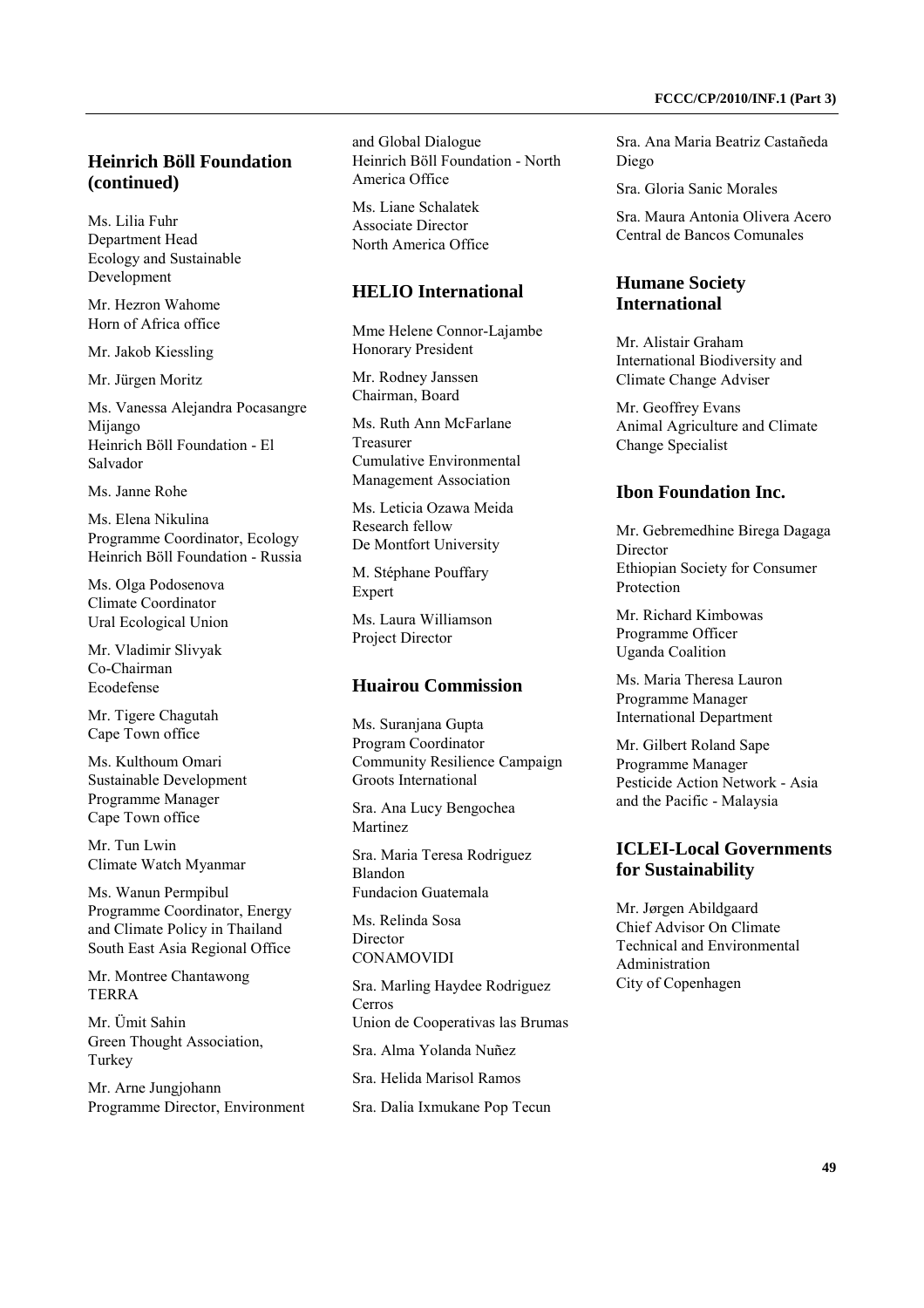## Heinrich Böll Foundation (continued)

Ms. Lilia Fuhr
Department Head
Ecology and Sustainable Development

Mr. Hezron Wahome
Horn of Africa office

Mr. Jakob Kiessling

Mr. Jürgen Moritz

Ms. Vanessa Alejandra Pocasangre Mijango
Heinrich Böll Foundation - El Salvador

Ms. Janne Rohe

Ms. Elena Nikulina
Programme Coordinator, Ecology
Heinrich Böll Foundation - Russia

Ms. Olga Podosenova
Climate Coordinator
Ural Ecological Union

Mr. Vladimir Slivyak
Co-Chairman
Ecodefense

Mr. Tigere Chagutah
Cape Town office

Ms. Kulthoum Omari
Sustainable Development Programme Manager
Cape Town office

Mr. Tun Lwin
Climate Watch Myanmar

Ms. Wanun Permpibul
Programme Coordinator, Energy and Climate Policy in Thailand
South East Asia Regional Office

Mr. Montree Chantawong
TERRA

Mr. Ümit Sahin
Green Thought Association, Turkey

Mr. Arne Jungjohann
Programme Director, Environment and Global Dialogue
Heinrich Böll Foundation - North America Office

Ms. Liane Schalatek
Associate Director
North America Office

## HELIO International

Mme Helene Connor-Lajambe
Honorary President

Mr. Rodney Janssen
Chairman, Board

Ms. Ruth Ann McFarlane
Treasurer
Cumulative Environmental Management Association

Ms. Leticia Ozawa Meida
Research fellow
De Montfort University

M. Stéphane Pouffary
Expert

Ms. Laura Williamson
Project Director

## Huairou Commission

Ms. Suranjana Gupta
Program Coordinator
Community Resilience Campaign
Groots International

Sra. Ana Lucy Bengochea Martinez

Sra. Maria Teresa Rodriguez Blandon
Fundacion Guatemala

Ms. Relinda Sosa
Director
CONAMOVIDI

Sra. Marling Haydee Rodriguez Cerros
Union de Cooperativas las Brumas

Sra. Alma Yolanda Nuñez

Sra. Helida Marisol Ramos

Sra. Dalia Ixmukane Pop Tecun

Sra. Ana Maria Beatriz Castañeda Diego

Sra. Gloria Sanic Morales

Sra. Maura Antonia Olivera Acero
Central de Bancos Comunales

## Humane Society International

Mr. Alistair Graham
International Biodiversity and Climate Change Adviser

Mr. Geoffrey Evans
Animal Agriculture and Climate Change Specialist

## Ibon Foundation Inc.

Mr. Gebremedhine Birega Dagaga
Director
Ethiopian Society for Consumer Protection

Mr. Richard Kimbowas
Programme Officer
Uganda Coalition

Ms. Maria Theresa Lauron
Programme Manager
International Department

Mr. Gilbert Roland Sape
Programme Manager
Pesticide Action Network - Asia and the Pacific - Malaysia

## ICLEI-Local Governments for Sustainability

Mr. Jørgen Abildgaard
Chief Advisor On Climate
Technical and Environmental Administration
City of Copenhagen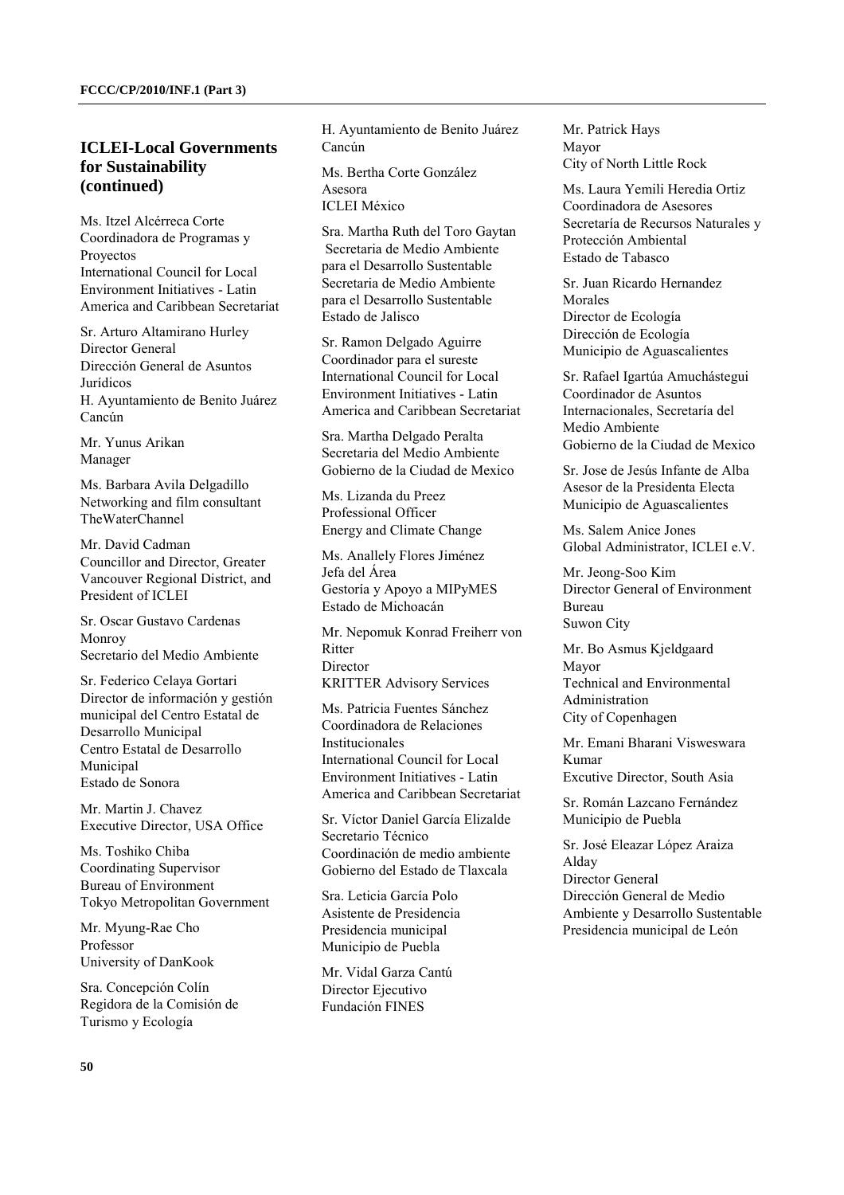## ICLEI-Local Governments for Sustainability (continued)

Ms. Itzel Alcérreca Corte
Coordinadora de Programas y Proyectos
International Council for Local Environment Initiatives - Latin America and Caribbean Secretariat

Sr. Arturo Altamirano Hurley
Director General
Dirección General de Asuntos Jurídicos
H. Ayuntamiento de Benito Juárez Cancún

Mr. Yunus Arikan
Manager

Ms. Barbara Avila Delgadillo
Networking and film consultant
TheWaterChannel

Mr. David Cadman
Councillor and Director, Greater Vancouver Regional District, and President of ICLEI

Sr. Oscar Gustavo Cardenas Monroy
Secretario del Medio Ambiente

Sr. Federico Celaya Gortari
Director de información y gestión municipal del Centro Estatal de Desarrollo Municipal
Centro Estatal de Desarrollo Municipal
Estado de Sonora

Mr. Martin J. Chavez
Executive Director, USA Office

Ms. Toshiko Chiba
Coordinating Supervisor
Bureau of Environment
Tokyo Metropolitan Government

Mr. Myung-Rae Cho
Professor
University of DanKook

Sra. Concepción Colín
Regidora de la Comisión de Turismo y Ecología
H. Ayuntamiento de Benito Juárez Cancún

Ms. Bertha Corte González
Asesora
ICLEI México

Sra. Martha Ruth del Toro Gaytan
Secretaria de Medio Ambiente para el Desarrollo Sustentable
Secretaria de Medio Ambiente para el Desarrollo Sustentable
Estado de Jalisco

Sr. Ramon Delgado Aguirre
Coordinador para el sureste
International Council for Local Environment Initiatives - Latin America and Caribbean Secretariat

Sra. Martha Delgado Peralta
Secretaria del Medio Ambiente
Gobierno de la Ciudad de Mexico

Ms. Lizanda du Preez
Professional Officer
Energy and Climate Change

Ms. Anallely Flores Jiménez
Jefa del Área
Gestoría y Apoyo a MIPyMES
Estado de Michoacán

Mr. Nepomuk Konrad Freiherr von Ritter
Director
KRITTER Advisory Services

Ms. Patricia Fuentes Sánchez
Coordinadora de Relaciones Institucionales
International Council for Local Environment Initiatives - Latin America and Caribbean Secretariat

Sr. Víctor Daniel García Elizalde
Secretario Técnico
Coordinación de medio ambiente
Gobierno del Estado de Tlaxcala

Sra. Leticia García Polo
Asistente de Presidencia
Presidencia municipal
Municipio de Puebla

Mr. Vidal Garza Cantú
Director Ejecutivo
Fundación FINES

Mr. Patrick Hays
Mayor
City of North Little Rock

Ms. Laura Yemili Heredia Ortiz
Coordinadora de Asesores
Secretaría de Recursos Naturales y Protección Ambiental
Estado de Tabasco

Sr. Juan Ricardo Hernandez Morales
Director de Ecología
Dirección de Ecología
Municipio de Aguascalientes

Sr. Rafael Igartúa Amuchástegui
Coordinador de Asuntos Internacionales, Secretaría del Medio Ambiente
Gobierno de la Ciudad de Mexico

Sr. Jose de Jesús Infante de Alba
Asesor de la Presidenta Electa
Municipio de Aguascalientes

Ms. Salem Anice Jones
Global Administrator, ICLEI e.V.

Mr. Jeong-Soo Kim
Director General of Environment Bureau
Suwon City

Mr. Bo Asmus Kjeldgaard
Mayor
Technical and Environmental Administration
City of Copenhagen

Mr. Emani Bharani Visweswara Kumar
Excutive Director, South Asia

Sr. Román Lazcano Fernández
Municipio de Puebla

Sr. José Eleazar López Araiza Alday
Director General
Dirección General de Medio Ambiente y Desarrollo Sustentable
Presidencia municipal de León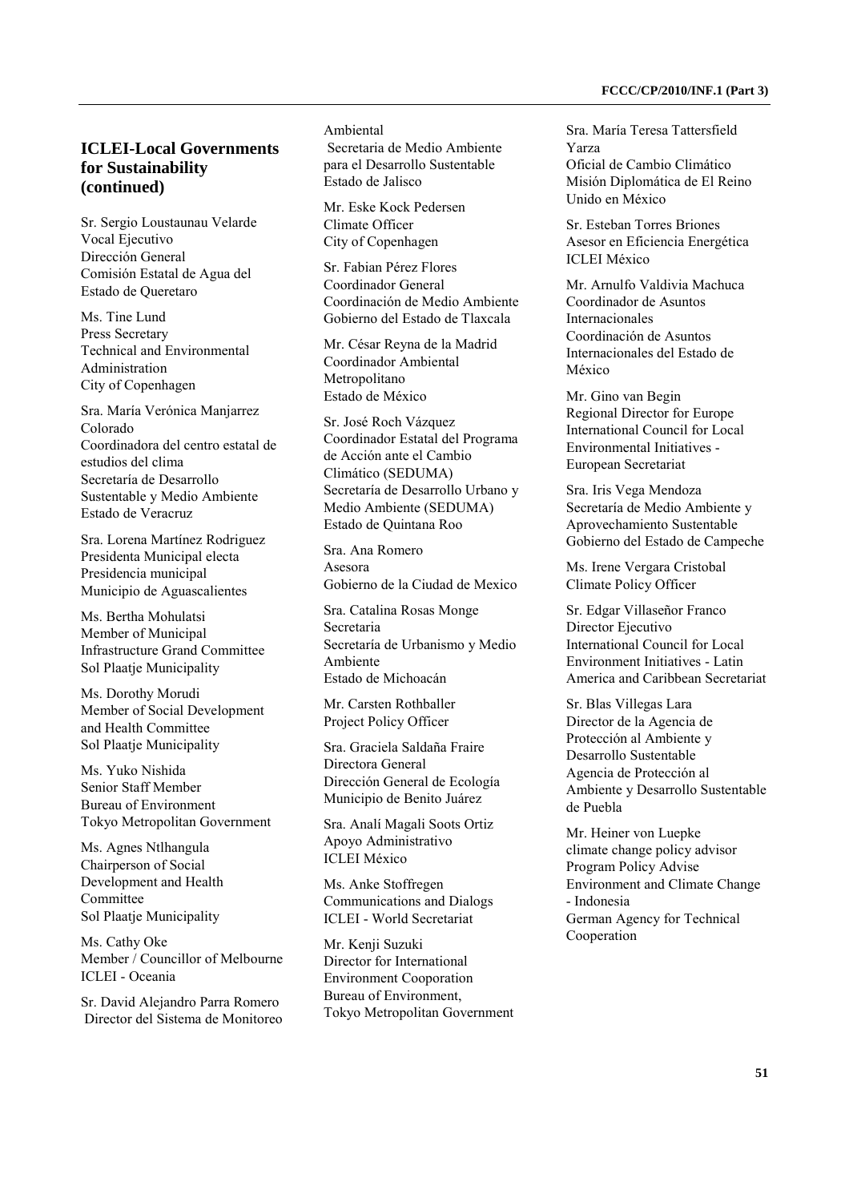## ICLEI-Local Governments for Sustainability (continued)

Sr. Sergio Loustaunau Velarde
Vocal Ejecutivo
Dirección General
Comisión Estatal de Agua del Estado de Queretaro

Ms. Tine Lund
Press Secretary
Technical and Environmental Administration
City of Copenhagen

Sra. María Verónica Manjarrez Colorado
Coordinadora del centro estatal de estudios del clima
Secretaría de Desarrollo Sustentable y Medio Ambiente
Estado de Veracruz

Sra. Lorena Martínez Rodriguez
Presidenta Municipal electa
Presidencia municipal
Municipio de Aguascalientes

Ms. Bertha Mohulatsi
Member of Municipal Infrastructure Grand Committee
Sol Plaatje Municipality

Ms. Dorothy Morudi
Member of Social Development and Health Committee
Sol Plaatje Municipality

Ms. Yuko Nishida
Senior Staff Member
Bureau of Environment
Tokyo Metropolitan Government

Ms. Agnes Ntlhangula
Chairperson of Social Development and Health Committee
Sol Plaatje Municipality

Ms. Cathy Oke
Member / Councillor of Melbourne
ICLEI - Oceania

Sr. David Alejandro Parra Romero
Director del Sistema de Monitoreo Ambiental
Secretaria de Medio Ambiente para el Desarrollo Sustentable
Estado de Jalisco

Mr. Eske Kock Pedersen
Climate Officer
City of Copenhagen

Sr. Fabian Pérez Flores
Coordinador General
Coordinación de Medio Ambiente
Gobierno del Estado de Tlaxcala

Mr. César Reyna de la Madrid
Coordinador Ambiental Metropolitano
Estado de México

Sr. José Roch Vázquez
Coordinador Estatal del Programa de Acción ante el Cambio Climático (SEDUMA)
Secretaría de Desarrollo Urbano y Medio Ambiente (SEDUMA)
Estado de Quintana Roo

Sra. Ana Romero
Asesora
Gobierno de la Ciudad de Mexico

Sra. Catalina Rosas Monge
Secretaria
Secretaría de Urbanismo y Medio Ambiente
Estado de Michoacán

Mr. Carsten Rothballer
Project Policy Officer

Sra. Graciela Saldaña Fraire
Directora General
Dirección General de Ecología
Municipio de Benito Juárez

Sra. Analí Magali Soots Ortiz
Apoyo Administrativo
ICLEI México

Ms. Anke Stoffregen
Communications and Dialogs
ICLEI - World Secretariat

Mr. Kenji Suzuki
Director for International Environment Cooporation
Bureau of Environment,
Tokyo Metropolitan Government

Sra. María Teresa Tattersfield Yarza
Oficial de Cambio Climático
Misión Diplomática de El Reino Unido en México

Sr. Esteban Torres Briones
Asesor en Eficiencia Energética
ICLEI México

Mr. Arnulfo Valdivia Machuca
Coordinador de Asuntos Internacionales
Coordinación de Asuntos Internacionales del Estado de México

Mr. Gino van Begin
Regional Director for Europe
International Council for Local Environmental Initiatives - European Secretariat

Sra. Iris Vega Mendoza
Secretaría de Medio Ambiente y Aprovechamiento Sustentable
Gobierno del Estado de Campeche

Ms. Irene Vergara Cristobal
Climate Policy Officer

Sr. Edgar Villaseñor Franco
Director Ejecutivo
International Council for Local Environment Initiatives - Latin America and Caribbean Secretariat

Sr. Blas Villegas Lara
Director de la Agencia de Protección al Ambiente y Desarrollo Sustentable
Agencia de Protección al Ambiente y Desarrollo Sustentable de Puebla

Mr. Heiner von Luepke
climate change policy advisor
Program Policy Advise Environment and Climate Change - Indonesia
German Agency for Technical Cooperation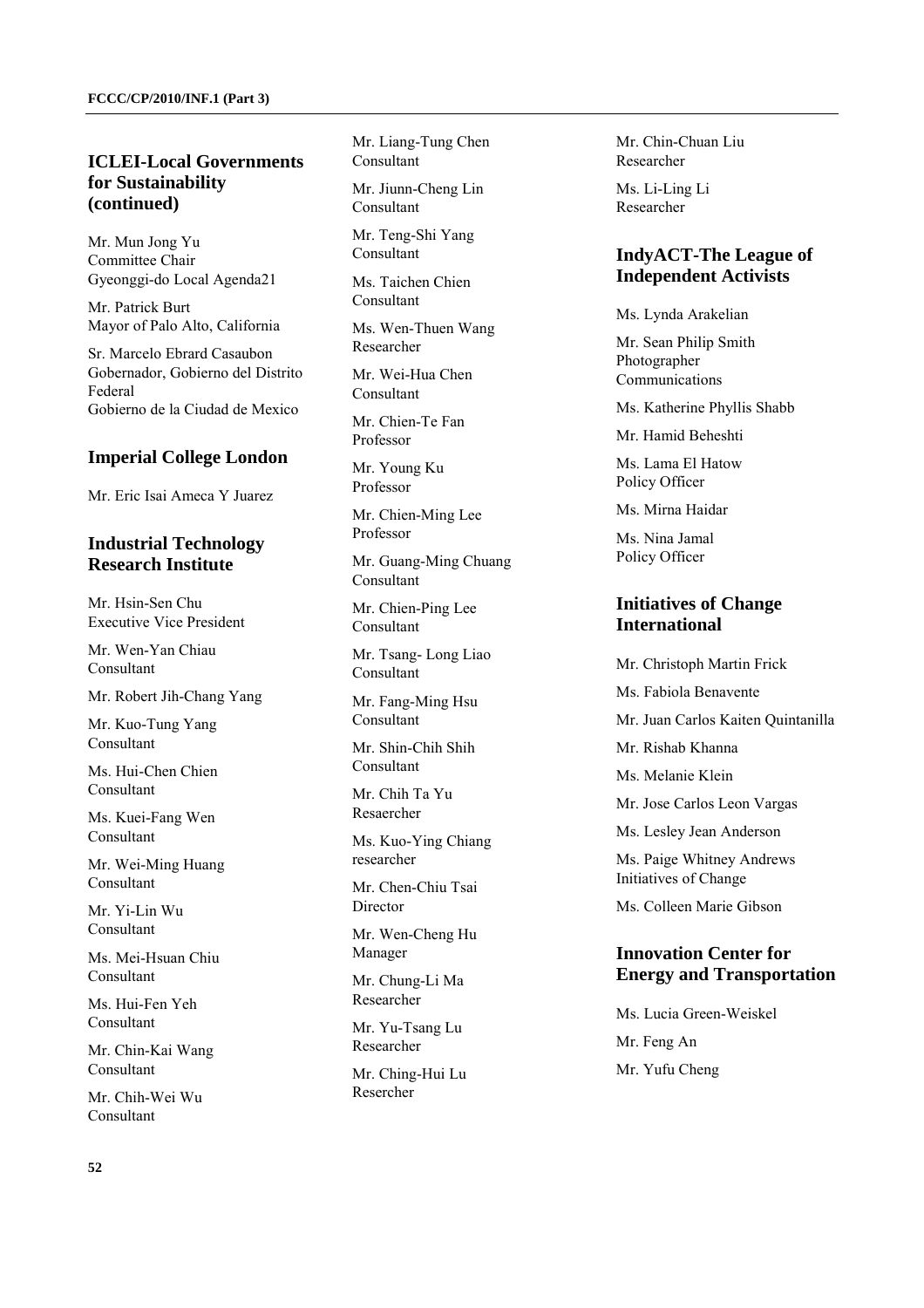## ICLEI-Local Governments for Sustainability (continued)

Mr. Mun Jong Yu
Committee Chair
Gyeonggi-do Local Agenda21

Mr. Patrick Burt
Mayor of Palo Alto, California

Sr. Marcelo Ebrard Casaubon
Gobernador, Gobierno del Distrito Federal
Gobierno de la Ciudad de Mexico

## Imperial College London

Mr. Eric Isai Ameca Y Juarez

## Industrial Technology Research Institute

Mr. Hsin-Sen Chu
Executive Vice President

Mr. Wen-Yan Chiau
Consultant

Mr. Robert Jih-Chang Yang

Mr. Kuo-Tung Yang
Consultant

Ms. Hui-Chen Chien
Consultant

Ms. Kuei-Fang Wen
Consultant

Mr. Wei-Ming Huang
Consultant

Mr. Yi-Lin Wu
Consultant

Ms. Mei-Hsuan Chiu
Consultant

Ms. Hui-Fen Yeh
Consultant

Mr. Chin-Kai Wang
Consultant

Mr. Chih-Wei Wu
Consultant

Mr. Liang-Tung Chen
Consultant

Mr. Jiunn-Cheng Lin
Consultant

Mr. Teng-Shi Yang
Consultant

Ms. Taichen Chien
Consultant

Ms. Wen-Thuen Wang
Researcher

Mr. Wei-Hua Chen
Consultant

Mr. Chien-Te Fan
Professor

Mr. Young Ku
Professor

Mr. Chien-Ming Lee
Professor

Mr. Guang-Ming Chuang
Consultant

Mr. Chien-Ping Lee
Consultant

Mr. Tsang- Long Liao
Consultant

Mr. Fang-Ming Hsu
Consultant

Mr. Shin-Chih Shih
Consultant

Mr. Chih Ta Yu
Resaercher

Ms. Kuo-Ying Chiang
researcher

Mr. Chen-Chiu Tsai
Director

Mr. Wen-Cheng Hu
Manager

Mr. Chung-Li Ma
Researcher

Mr. Yu-Tsang Lu
Researcher

Mr. Ching-Hui Lu
Resercher

Mr. Chin-Chuan Liu
Researcher

Ms. Li-Ling Li
Researcher

## IndyACT-The League of Independent Activists

Ms. Lynda Arakelian

Mr. Sean Philip Smith
Photographer
Communications

Ms. Katherine Phyllis Shabb

Mr. Hamid Beheshti

Ms. Lama El Hatow
Policy Officer

Ms. Mirna Haidar

Ms. Nina Jamal
Policy Officer

## Initiatives of Change International

Mr. Christoph Martin Frick

Ms. Fabiola Benavente

Mr. Juan Carlos Kaiten Quintanilla

Mr. Rishab Khanna

Ms. Melanie Klein

Mr. Jose Carlos Leon Vargas

Ms. Lesley Jean Anderson

Ms. Paige Whitney Andrews
Initiatives of Change

Ms. Colleen Marie Gibson

## Innovation Center for Energy and Transportation

Ms. Lucia Green-Weiskel

Mr. Feng An

Mr. Yufu Cheng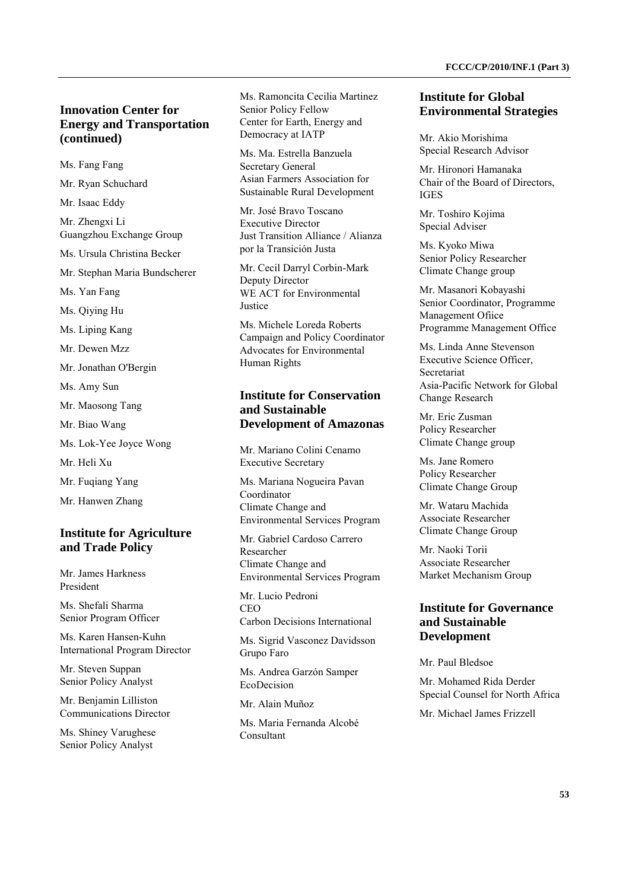## Innovation Center for Energy and Transportation (continued)

Ms. Fang Fang

Mr. Ryan Schuchard

Mr. Isaac Eddy

Mr. Zhengxi Li
Guangzhou Exchange Group

Ms. Ursula Christina Becker

Mr. Stephan Maria Bundscherer

Ms. Yan Fang

Ms. Qiying Hu

Ms. Liping Kang

Mr. Dewen Mzz

Mr. Jonathan O'Bergin

Ms. Amy Sun

Mr. Maosong Tang

Mr. Biao Wang

Ms. Lok-Yee Joyce Wong

Mr. Heli Xu

Mr. Fuqiang Yang

Mr. Hanwen Zhang

## Institute for Agriculture and Trade Policy

Mr. James Harkness
President

Ms. Shefali Sharma
Senior Program Officer

Ms. Karen Hansen-Kuhn
International Program Director

Mr. Steven Suppan
Senior Policy Analyst

Mr. Benjamin Lilliston
Communications Director

Ms. Shiney Varughese
Senior Policy Analyst

Ms. Ramoncita Cecilia Martinez
Senior Policy Fellow
Center for Earth, Energy and Democracy at IATP

Ms. Ma. Estrella Banzuela
Secretary General
Asian Farmers Association for Sustainable Rural Development

Mr. José Bravo Toscano
Executive Director
Just Transition Alliance / Alianza por la Transición Justa

Mr. Cecil Darryl Corbin-Mark
Deputy Director
WE ACT for Environmental Justice

Ms. Michele Loreda Roberts
Campaign and Policy Coordinator
Advocates for Environmental Human Rights

## Institute for Conservation and Sustainable Development of Amazonas

Mr. Mariano Colini Cenamo
Executive Secretary

Ms. Mariana Nogueira Pavan
Coordinator
Climate Change and Environmental Services Program

Mr. Gabriel Cardoso Carrero
Researcher
Climate Change and Environmental Services Program

Mr. Lucio Pedroni
CEO
Carbon Decisions International

Ms. Sigrid Vasconez Davidsson
Grupo Faro

Ms. Andrea Garzón Samper
EcoDecision

Mr. Alain Muñoz

Ms. Maria Fernanda Alcobé
Consultant

## Institute for Global Environmental Strategies

Mr. Akio Morishima
Special Research Advisor

Mr. Hironori Hamanaka
Chair of the Board of Directors, IGES

Mr. Toshiro Kojima
Special Adviser

Ms. Kyoko Miwa
Senior Policy Researcher
Climate Change group

Mr. Masanori Kobayashi
Senior Coordinator, Programme Management Ofiice
Programme Management Office

Ms. Linda Anne Stevenson
Executive Science Officer, Secretariat
Asia-Pacific Network for Global Change Research

Mr. Eric Zusman
Policy Researcher
Climate Change group

Ms. Jane Romero
Policy Researcher
Climate Change Group

Mr. Wataru Machida
Associate Researcher
Climate Change Group

Mr. Naoki Torii
Associate Researcher
Market Mechanism Group

## Institute for Governance and Sustainable Development

Mr. Paul Bledsoe

Mr. Mohamed Rida Derder
Special Counsel for North Africa

Mr. Michael James Frizzell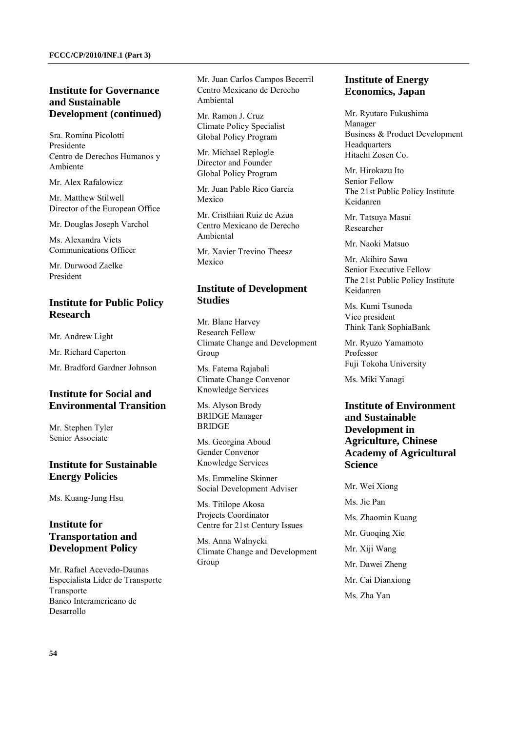## Institute for Governance and Sustainable Development (continued)

Sra. Romina Picolotti
Presidente
Centro de Derechos Humanos y Ambiente

Mr. Alex Rafalowicz

Mr. Matthew Stilwell
Director of the European Office

Mr. Douglas Joseph Varchol

Ms. Alexandra Viets
Communications Officer

Mr. Durwood Zaelke
President

Mr. Juan Carlos Campos Becerril
Centro Mexicano de Derecho Ambiental

Mr. Ramon J. Cruz
Climate Policy Specialist
Global Policy Program

Mr. Michael Replogle
Director and Founder
Global Policy Program

Mr. Juan Pablo Rico Garcia
Mexico

Mr. Cristhian Ruiz de Azua
Centro Mexicano de Derecho Ambiental

Mr. Xavier Trevino Theesz
Mexico

## Institute for Public Policy Research

Mr. Andrew Light

Mr. Richard Caperton

Mr. Bradford Gardner Johnson

## Institute for Social and Environmental Transition

Mr. Stephen Tyler
Senior Associate

## Institute for Sustainable Energy Policies

Ms. Kuang-Jung Hsu

## Institute for Transportation and Development Policy

Mr. Rafael Acevedo-Daunas
Especialista Lider de Transporte
Transporte
Banco Interamericano de Desarrollo

## Institute of Development Studies

Mr. Blane Harvey
Research Fellow
Climate Change and Development Group

Ms. Fatema Rajabali
Climate Change Convenor
Knowledge Services

Ms. Alyson Brody
BRIDGE Manager
BRIDGE

Ms. Georgina Aboud
Gender Convenor
Knowledge Services

Ms. Emmeline Skinner
Social Development Adviser

Ms. Titilope Akosa
Projects Coordinator
Centre for 21st Century Issues

Ms. Anna Walnycki
Climate Change and Development Group

## Institute of Energy Economics, Japan

Mr. Ryutaro Fukushima
Manager
Business & Product Development Headquarters
Hitachi Zosen Co.

Mr. Hirokazu Ito
Senior Fellow
The 21st Public Policy Institute
Keidanren

Mr. Tatsuya Masui
Researcher

Mr. Naoki Matsuo

Mr. Akihiro Sawa
Senior Executive Fellow
The 21st Public Policy Institute
Keidanren

Ms. Kumi Tsunoda
Vice president
Think Tank SophiaBank

Mr. Ryuzo Yamamoto
Professor
Fuji Tokoha University

Ms. Miki Yanagi

## Institute of Environment and Sustainable Development in Agriculture, Chinese Academy of Agricultural Science

Mr. Wei Xiong

Ms. Jie Pan

Ms. Zhaomin Kuang

Mr. Guoqing Xie

Mr. Xiji Wang

Mr. Dawei Zheng

Mr. Cai Dianxiong

Ms. Zha Yan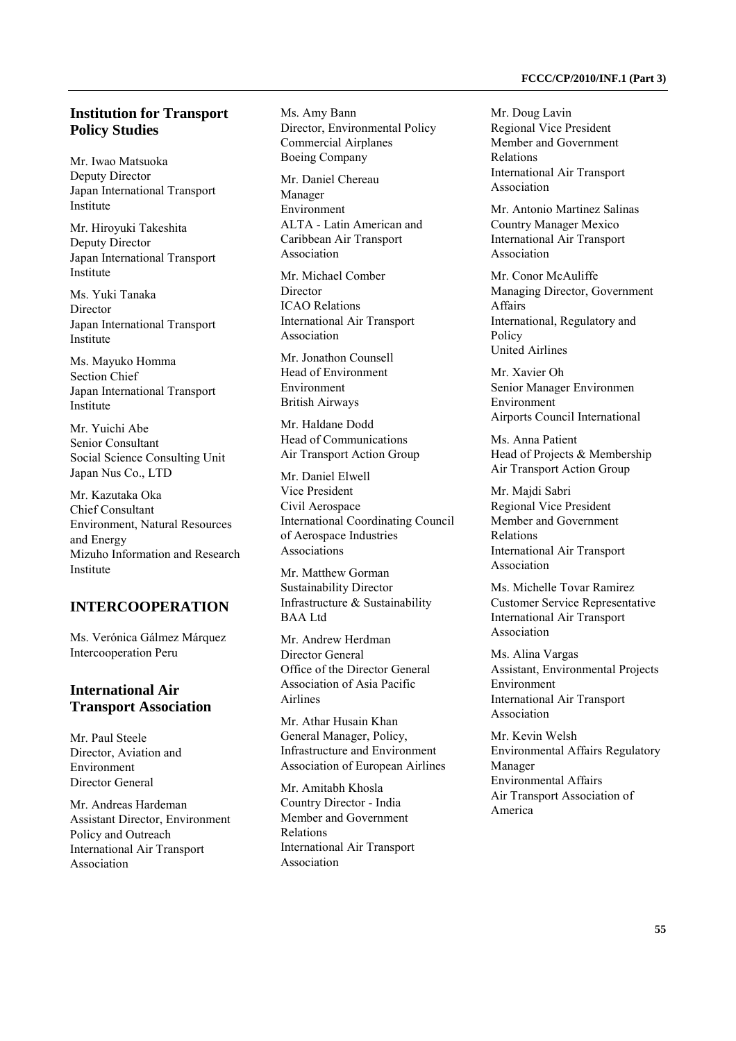## Institution for Transport Policy Studies

Mr. Iwao Matsuoka
Deputy Director
Japan International Transport Institute

Mr. Hiroyuki Takeshita
Deputy Director
Japan International Transport Institute

Ms. Yuki Tanaka
Director
Japan International Transport Institute

Ms. Mayuko Homma
Section Chief
Japan International Transport Institute

Mr. Yuichi Abe
Senior Consultant
Social Science Consulting Unit
Japan Nus Co., LTD

Mr. Kazutaka Oka
Chief Consultant
Environment, Natural Resources and Energy
Mizuho Information and Research Institute

## INTERCOOPERATION

Ms. Verónica Gálmez Márquez
Intercooperation Peru

## International Air Transport Association

Mr. Paul Steele
Director, Aviation and Environment
Director General

Mr. Andreas Hardeman
Assistant Director, Environment Policy and Outreach
International Air Transport Association

Ms. Amy Bann
Director, Environmental Policy
Commercial Airplanes
Boeing Company

Mr. Daniel Chereau
Manager
Environment
ALTA - Latin American and Caribbean Air Transport Association

Mr. Michael Comber
Director
ICAO Relations
International Air Transport Association

Mr. Jonathon Counsell
Head of Environment
Environment
British Airways

Mr. Haldane Dodd
Head of Communications
Air Transport Action Group

Mr. Daniel Elwell
Vice President
Civil Aerospace
International Coordinating Council of Aerospace Industries Associations

Mr. Matthew Gorman
Sustainability Director
Infrastructure & Sustainability
BAA Ltd

Mr. Andrew Herdman
Director General
Office of the Director General
Association of Asia Pacific Airlines

Mr. Athar Husain Khan
General Manager, Policy, Infrastructure and Environment
Association of European Airlines

Mr. Amitabh Khosla
Country Director - India
Member and Government Relations
International Air Transport Association

Mr. Doug Lavin
Regional Vice President
Member and Government Relations
International Air Transport Association

Mr. Antonio Martinez Salinas
Country Manager Mexico
International Air Transport Association

Mr. Conor McAuliffe
Managing Director, Government Affairs
International, Regulatory and Policy
United Airlines

Mr. Xavier Oh
Senior Manager Environmen
Environment
Airports Council International

Ms. Anna Patient
Head of Projects & Membership
Air Transport Action Group

Mr. Majdi Sabri
Regional Vice President
Member and Government Relations
International Air Transport Association

Ms. Michelle Tovar Ramirez
Customer Service Representative
International Air Transport Association

Ms. Alina Vargas
Assistant, Environmental Projects
Environment
International Air Transport Association

Mr. Kevin Welsh
Environmental Affairs Regulatory Manager
Environmental Affairs
Air Transport Association of America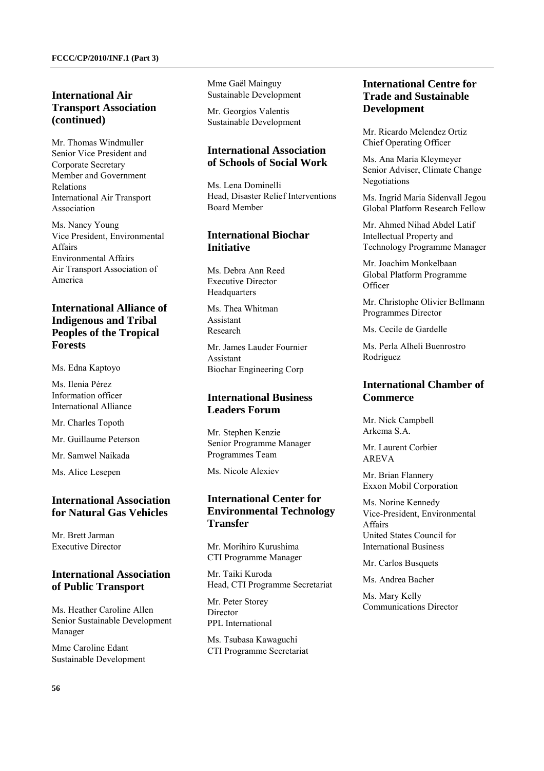## International Air Transport Association (continued)

Mr. Thomas Windmuller
Senior Vice President and Corporate Secretary
Member and Government Relations
International Air Transport Association

Ms. Nancy Young
Vice President, Environmental Affairs
Environmental Affairs
Air Transport Association of America

## International Alliance of Indigenous and Tribal Peoples of the Tropical Forests

Ms. Edna Kaptoyo

Ms. Ilenia Pérez
Information officer
International Alliance

Mr. Charles Topoth

Mr. Guillaume Peterson

Mr. Samwel Naikada

Ms. Alice Lesepen

## International Association for Natural Gas Vehicles

Mr. Brett Jarman
Executive Director

## International Association of Public Transport

Ms. Heather Caroline Allen
Senior Sustainable Development Manager

Mme Caroline Edant
Sustainable Development

Mme Gaël Mainguy
Sustainable Development

Mr. Georgios Valentis
Sustainable Development

## International Association of Schools of Social Work

Ms. Lena Dominelli
Head, Disaster Relief Interventions
Board Member

## International Biochar Initiative

Ms. Debra Ann Reed
Executive Director
Headquarters

Ms. Thea Whitman
Assistant
Research

Mr. James Lauder Fournier
Assistant
Biochar Engineering Corp

## International Business Leaders Forum

Mr. Stephen Kenzie
Senior Programme Manager
Programmes Team

Ms. Nicole Alexiev

## International Center for Environmental Technology Transfer

Mr. Morihiro Kurushima
CTI Programme Manager

Mr. Taiki Kuroda
Head, CTI Programme Secretariat

Mr. Peter Storey
Director
PPL International

Ms. Tsubasa Kawaguchi
CTI Programme Secretariat

## International Centre for Trade and Sustainable Development

Mr. Ricardo Melendez Ortiz
Chief Operating Officer

Ms. Ana María Kleymeyer
Senior Adviser, Climate Change Negotiations

Ms. Ingrid Maria Sidenvall Jegou
Global Platform Research Fellow

Mr. Ahmed Nihad Abdel Latif
Intellectual Property and Technology Programme Manager

Mr. Joachim Monkelbaan
Global Platform Programme Officer

Mr. Christophe Olivier Bellmann
Programmes Director

Ms. Cecile de Gardelle

Ms. Perla Alheli Buenrostro Rodriguez

## International Chamber of Commerce

Mr. Nick Campbell
Arkema S.A.

Mr. Laurent Corbier
AREVA

Mr. Brian Flannery
Exxon Mobil Corporation

Ms. Norine Kennedy
Vice-President, Environmental Affairs
United States Council for International Business

Mr. Carlos Busquets

Ms. Andrea Bacher

Ms. Mary Kelly
Communications Director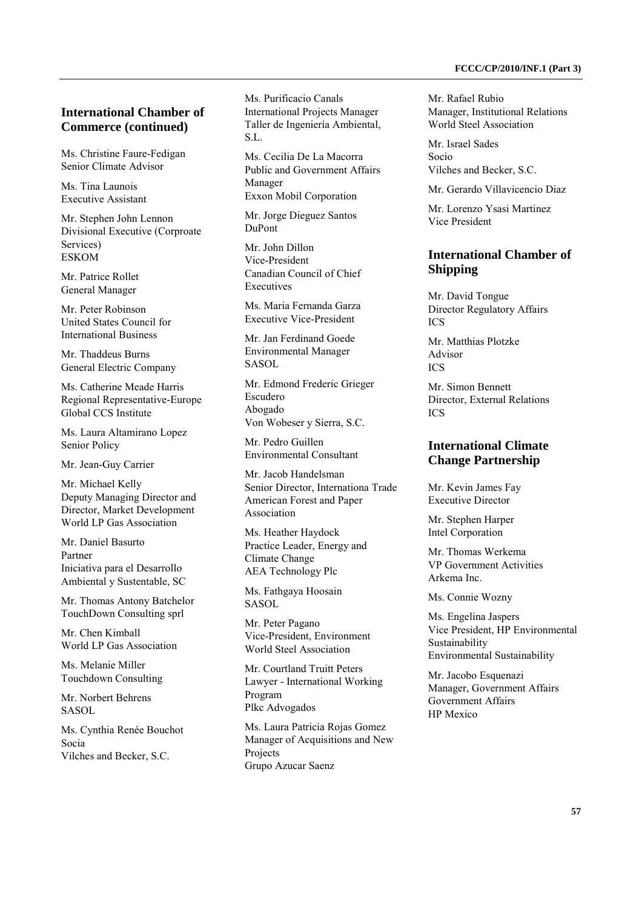## International Chamber of Commerce (continued)

Ms. Christine Faure-Fedigan
Senior Climate Advisor

Ms. Tina Launois
Executive Assistant

Mr. Stephen John Lennon
Divisional Executive (Corproate Services)
ESKOM

Mr. Patrice Rollet
General Manager

Mr. Peter Robinson
United States Council for International Business

Mr. Thaddeus Burns
General Electric Company

Ms. Catherine Meade Harris
Regional Representative-Europe
Global CCS Institute

Ms. Laura Altamirano Lopez
Senior Policy

Mr. Jean-Guy Carrier

Mr. Michael Kelly
Deputy Managing Director and Director, Market Development
World LP Gas Association

Mr. Daniel Basurto
Partner
Iniciativa para el Desarrollo Ambiental y Sustentable, SC

Mr. Thomas Antony Batchelor
TouchDown Consulting sprl

Mr. Chen Kimball
World LP Gas Association

Ms. Melanie Miller
Touchdown Consulting

Mr. Norbert Behrens
SASOL

Ms. Cynthia Renée Bouchot
Socia
Vilches and Becker, S.C.

Ms. Purificacio Canals
International Projects Manager
Taller de Ingeniería Ambiental, S.L.

Ms. Cecilia De La Macorra
Public and Government Affairs Manager
Exxon Mobil Corporation

Mr. Jorge Dieguez Santos
DuPont

Mr. John Dillon
Vice-President
Canadian Council of Chief Executives

Ms. Maria Fernanda Garza
Executive Vice-President

Mr. Jan Ferdinand Goede
Environmental Manager
SASOL

Mr. Edmond Frederic Grieger Escudero
Abogado
Von Wobeser y Sierra, S.C.

Mr. Pedro Guillen
Environmental Consultant

Mr. Jacob Handelsman
Senior Director, Internationa Trade
American Forest and Paper Association

Ms. Heather Haydock
Practice Leader, Energy and Climate Change
AEA Technology Plc

Ms. Fathgaya Hoosain
SASOL

Mr. Peter Pagano
Vice-President, Environment
World Steel Association

Mr. Courtland Truitt Peters
Lawyer - International Working Program
Plkc Advogados

Ms. Laura Patricia Rojas Gomez
Manager of Acquisitions and New Projects
Grupo Azucar Saenz

Mr. Rafael Rubio
Manager, Institutional Relations
World Steel Association

Mr. Israel Sades
Socio
Vilches and Becker, S.C.

Mr. Gerardo Villavicencio Diaz

Mr. Lorenzo Ysasi Martinez
Vice President

## International Chamber of Shipping

Mr. David Tongue
Director Regulatory Affairs
ICS

Mr. Matthias Plotzke
Advisor
ICS

Mr. Simon Bennett
Director, External Relations
ICS

## International Climate Change Partnership

Mr. Kevin James Fay
Executive Director

Mr. Stephen Harper
Intel Corporation

Mr. Thomas Werkema
VP Government Activities
Arkema Inc.

Ms. Connie Wozny

Ms. Engelina Jaspers
Vice President, HP Environmental Sustainability
Environmental Sustainability

Mr. Jacobo Esquenazi
Manager, Government Affairs
Government Affairs
HP Mexico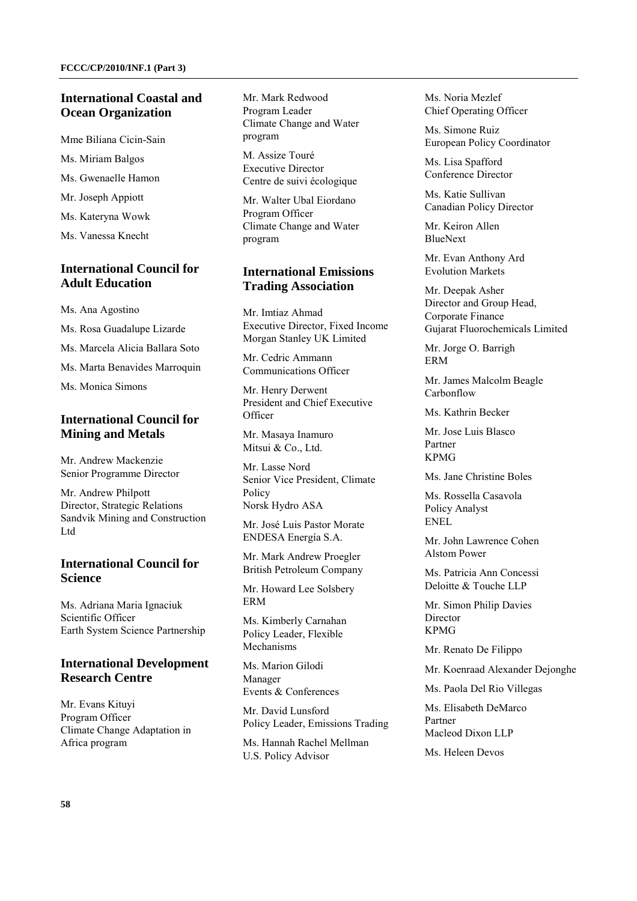## International Coastal and Ocean Organization

Mme Biliana Cicin-Sain

Ms. Miriam Balgos

Ms. Gwenaelle Hamon

Mr. Joseph Appiott

Ms. Kateryna Wowk

Ms. Vanessa Knecht

## International Council for Adult Education

Ms. Ana Agostino

Ms. Rosa Guadalupe Lizarde

Ms. Marcela Alicia Ballara Soto

Ms. Marta Benavides Marroquin

Ms. Monica Simons

## International Council for Mining and Metals

Mr. Andrew Mackenzie
Senior Programme Director

Mr. Andrew Philpott
Director, Strategic Relations
Sandvik Mining and Construction Ltd

## International Council for Science

Ms. Adriana Maria Ignaciuk
Scientific Officer
Earth System Science Partnership

## International Development Research Centre

Mr. Evans Kituyi
Program Officer
Climate Change Adaptation in Africa program

Mr. Mark Redwood
Program Leader
Climate Change and Water program

M. Assize Touré
Executive Director
Centre de suivi écologique

Mr. Walter Ubal Eiordano
Program Officer
Climate Change and Water program

## International Emissions Trading Association

Mr. Imtiaz Ahmad
Executive Director, Fixed Income
Morgan Stanley UK Limited

Mr. Cedric Ammann
Communications Officer

Mr. Henry Derwent
President and Chief Executive Officer

Mr. Masaya Inamuro
Mitsui & Co., Ltd.

Mr. Lasse Nord
Senior Vice President, Climate Policy
Norsk Hydro ASA

Mr. José Luis Pastor Morate
ENDESA Energía S.A.

Mr. Mark Andrew Proegler
British Petroleum Company

Mr. Howard Lee Solsbery
ERM

Ms. Kimberly Carnahan
Policy Leader, Flexible Mechanisms

Ms. Marion Gilodi
Manager
Events & Conferences

Mr. David Lunsford
Policy Leader, Emissions Trading

Ms. Hannah Rachel Mellman
U.S. Policy Advisor

Ms. Noria Mezlef
Chief Operating Officer

Ms. Simone Ruiz
European Policy Coordinator

Ms. Lisa Spafford
Conference Director

Ms. Katie Sullivan
Canadian Policy Director

Mr. Keiron Allen
BlueNext

Mr. Evan Anthony Ard
Evolution Markets

Mr. Deepak Asher
Director and Group Head,
Corporate Finance
Gujarat Fluorochemicals Limited

Mr. Jorge O. Barrigh
ERM

Mr. James Malcolm Beagle
Carbonflow

Ms. Kathrin Becker

Mr. Jose Luis Blasco
Partner
KPMG

Ms. Jane Christine Boles

Ms. Rossella Casavola
Policy Analyst
ENEL

Mr. John Lawrence Cohen
Alstom Power

Ms. Patricia Ann Concessi
Deloitte & Touche LLP

Mr. Simon Philip Davies
Director
KPMG

Mr. Renato De Filippo

Mr. Koenraad Alexander Dejonghe

Ms. Paola Del Rio Villegas

Ms. Elisabeth DeMarco
Partner
Macleod Dixon LLP

Ms. Heleen Devos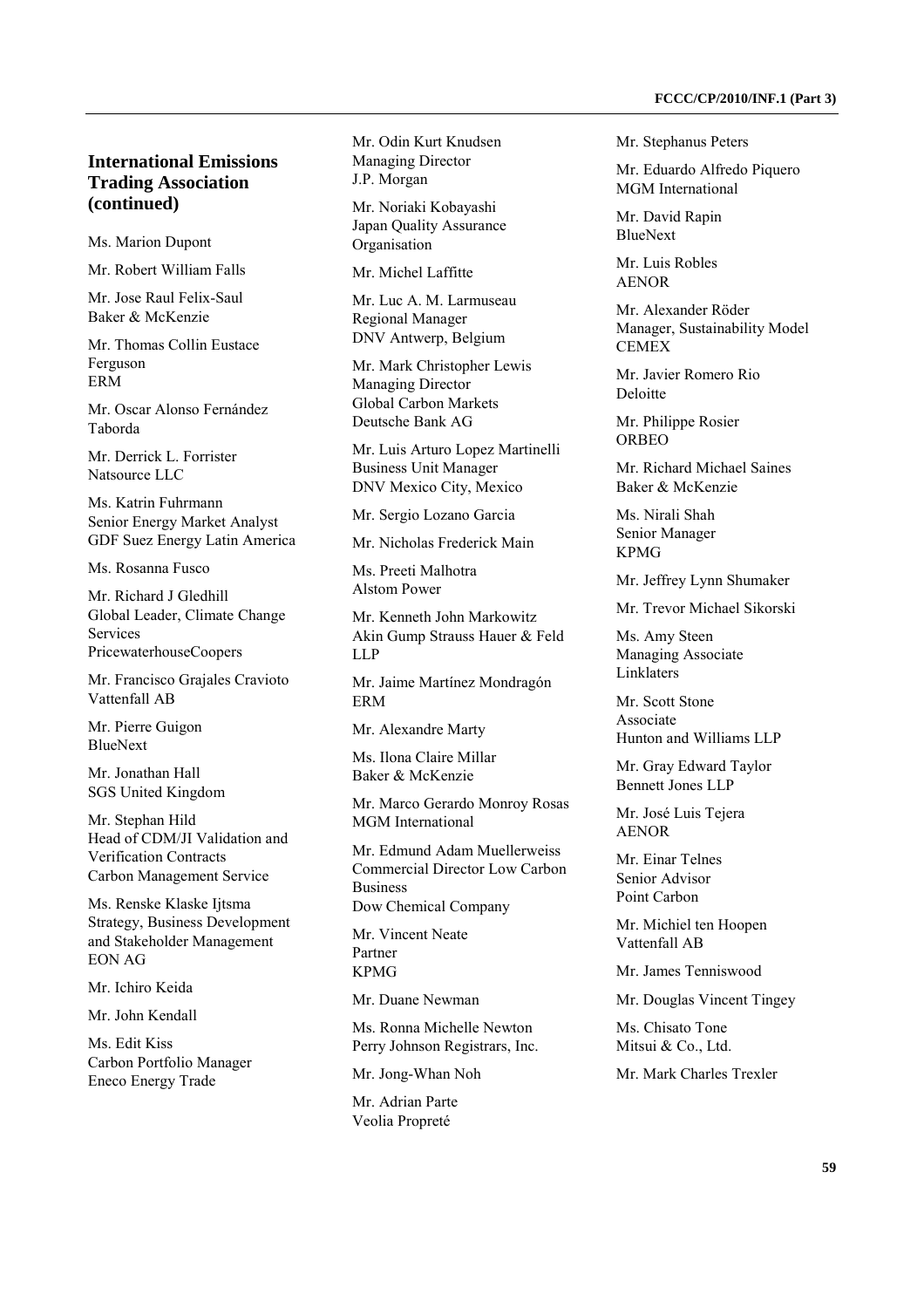## International Emissions Trading Association (continued)

Ms. Marion Dupont

Mr. Robert William Falls

Mr. Jose Raul Felix-Saul
Baker & McKenzie

Mr. Thomas Collin Eustace Ferguson
ERM

Mr. Oscar Alonso Fernández Taborda

Mr. Derrick L. Forrister
Natsource LLC

Ms. Katrin Fuhrmann
Senior Energy Market Analyst
GDF Suez Energy Latin America

Ms. Rosanna Fusco

Mr. Richard J Gledhill
Global Leader, Climate Change Services
PricewaterhouseCoopers

Mr. Francisco Grajales Cravioto
Vattenfall AB

Mr. Pierre Guigon
BlueNext

Mr. Jonathan Hall
SGS United Kingdom

Mr. Stephan Hild
Head of CDM/JI Validation and Verification Contracts
Carbon Management Service

Ms. Renske Klaske Ijtsma
Strategy, Business Development and Stakeholder Management
EON AG

Mr. Ichiro Keida

Mr. John Kendall

Ms. Edit Kiss
Carbon Portfolio Manager
Eneco Energy Trade

Mr. Odin Kurt Knudsen
Managing Director
J.P. Morgan

Mr. Noriaki Kobayashi
Japan Quality Assurance Organisation

Mr. Michel Laffitte

Mr. Luc A. M. Larmuseau
Regional Manager
DNV Antwerp, Belgium

Mr. Mark Christopher Lewis
Managing Director
Global Carbon Markets
Deutsche Bank AG

Mr. Luis Arturo Lopez Martinelli
Business Unit Manager
DNV Mexico City, Mexico

Mr. Sergio Lozano Garcia

Mr. Nicholas Frederick Main

Ms. Preeti Malhotra
Alstom Power

Mr. Kenneth John Markowitz
Akin Gump Strauss Hauer & Feld LLP

Mr. Jaime Martínez Mondragón
ERM

Mr. Alexandre Marty

Ms. Ilona Claire Millar
Baker & McKenzie

Mr. Marco Gerardo Monroy Rosas
MGM International

Mr. Edmund Adam Muellerweiss
Commercial Director Low Carbon Business
Dow Chemical Company

Mr. Vincent Neate
Partner
KPMG

Mr. Duane Newman

Ms. Ronna Michelle Newton
Perry Johnson Registrars, Inc.

Mr. Jong-Whan Noh

Mr. Adrian Parte
Veolia Propreté

Mr. Stephanus Peters

Mr. Eduardo Alfredo Piquero
MGM International

Mr. David Rapin
BlueNext

Mr. Luis Robles
AENOR

Mr. Alexander Röder
Manager, Sustainability Model
CEMEX

Mr. Javier Romero Rio
Deloitte

Mr. Philippe Rosier
ORBEO

Mr. Richard Michael Saines
Baker & McKenzie

Ms. Nirali Shah
Senior Manager
KPMG

Mr. Jeffrey Lynn Shumaker

Mr. Trevor Michael Sikorski

Ms. Amy Steen
Managing Associate
Linklaters

Mr. Scott Stone
Associate
Hunton and Williams LLP

Mr. Gray Edward Taylor
Bennett Jones LLP

Mr. José Luis Tejera
AENOR

Mr. Einar Telnes
Senior Advisor
Point Carbon

Mr. Michiel ten Hoopen
Vattenfall AB

Mr. James Tenniswood

Mr. Douglas Vincent Tingey

Ms. Chisato Tone
Mitsui & Co., Ltd.

Mr. Mark Charles Trexler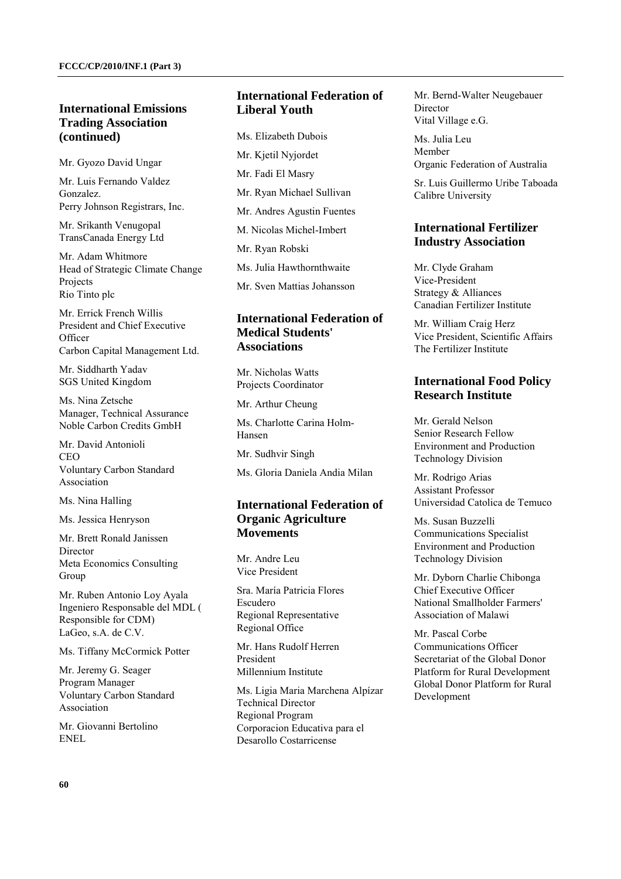## International Emissions Trading Association (continued)

Mr. Gyozo David Ungar

Mr. Luis Fernando Valdez Gonzalez.
Perry Johnson Registrars, Inc.

Mr. Srikanth Venugopal
TransCanada Energy Ltd

Mr. Adam Whitmore
Head of Strategic Climate Change Projects
Rio Tinto plc

Mr. Errick French Willis
President and Chief Executive Officer
Carbon Capital Management Ltd.

Mr. Siddharth Yadav
SGS United Kingdom

Ms. Nina Zetsche
Manager, Technical Assurance
Noble Carbon Credits GmbH

Mr. David Antonioli
CEO
Voluntary Carbon Standard Association

Ms. Nina Halling

Ms. Jessica Henryson

Mr. Brett Ronald Janissen
Director
Meta Economics Consulting Group

Mr. Ruben Antonio Loy Ayala
Ingeniero Responsable del MDL ( Responsible for CDM)
LaGeo, s.A. de C.V.

Ms. Tiffany McCormick Potter

Mr. Jeremy G. Seager
Program Manager
Voluntary Carbon Standard Association

Mr. Giovanni Bertolino
ENEL

## International Federation of Liberal Youth

Ms. Elizabeth Dubois

Mr. Kjetil Nyjordet

Mr. Fadi El Masry

Mr. Ryan Michael Sullivan

Mr. Andres Agustin Fuentes

M. Nicolas Michel-Imbert

Mr. Ryan Robski

Ms. Julia Hawthornthwaite

Mr. Sven Mattias Johansson

## International Federation of Medical Students' Associations

Mr. Nicholas Watts
Projects Coordinator

Mr. Arthur Cheung

Ms. Charlotte Carina Holm-Hansen

Mr. Sudhvir Singh

Ms. Gloria Daniela Andia Milan

## International Federation of Organic Agriculture Movements

Mr. Andre Leu
Vice President

Sra. María Patricia Flores Escudero
Regional Representative
Regional Office

Mr. Hans Rudolf Herren
President
Millennium Institute

Ms. Ligia Maria Marchena Alpízar
Technical Director
Regional Program
Corporacion Educativa para el Desarollo Costarricense

Mr. Bernd-Walter Neugebauer
Director
Vital Village e.G.

Ms. Julia Leu
Member
Organic Federation of Australia

Sr. Luis Guillermo Uribe Taboada
Calibre University

## International Fertilizer Industry Association

Mr. Clyde Graham
Vice-President
Strategy & Alliances
Canadian Fertilizer Institute

Mr. William Craig Herz
Vice President, Scientific Affairs
The Fertilizer Institute

## International Food Policy Research Institute

Mr. Gerald Nelson
Senior Research Fellow
Environment and Production Technology Division

Mr. Rodrigo Arias
Assistant Professor
Universidad Catolica de Temuco

Ms. Susan Buzzelli
Communications Specialist
Environment and Production Technology Division

Mr. Dyborn Charlie Chibonga
Chief Executive Officer
National Smallholder Farmers' Association of Malawi

Mr. Pascal Corbe
Communications Officer
Secretariat of the Global Donor Platform for Rural Development
Global Donor Platform for Rural Development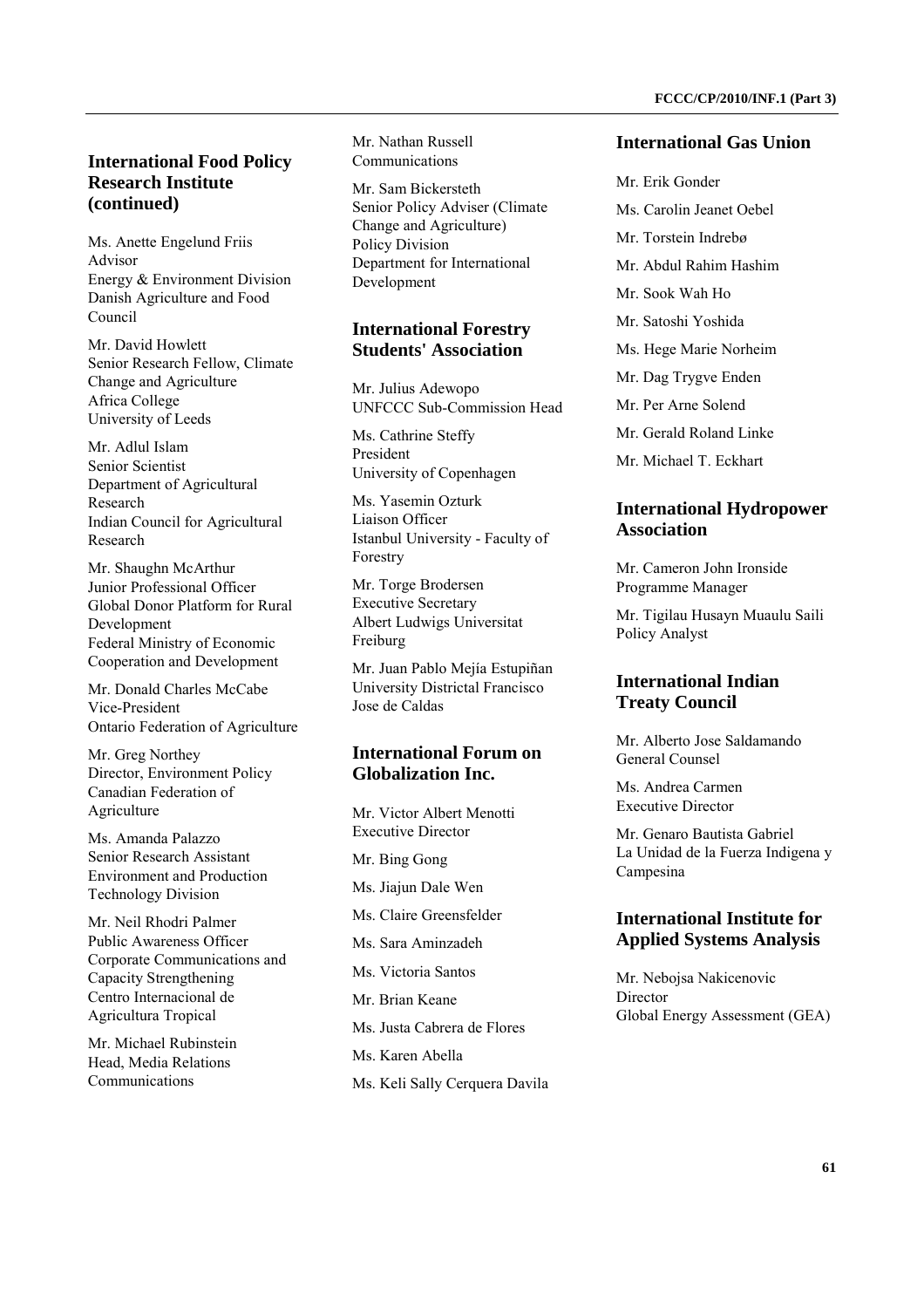## International Food Policy Research Institute (continued)

Ms. Anette Engelund Friis
Advisor
Energy & Environment Division
Danish Agriculture and Food Council

Mr. David Howlett
Senior Research Fellow, Climate Change and Agriculture
Africa College
University of Leeds

Mr. Adlul Islam
Senior Scientist
Department of Agricultural Research
Indian Council for Agricultural Research

Mr. Shaughn McArthur
Junior Professional Officer
Global Donor Platform for Rural Development
Federal Ministry of Economic Cooperation and Development

Mr. Donald Charles McCabe
Vice-President
Ontario Federation of Agriculture

Mr. Greg Northey
Director, Environment Policy
Canadian Federation of Agriculture

Ms. Amanda Palazzo
Senior Research Assistant
Environment and Production Technology Division

Mr. Neil Rhodri Palmer
Public Awareness Officer
Corporate Communications and Capacity Strengthening
Centro Internacional de Agricultura Tropical

Mr. Michael Rubinstein
Head, Media Relations
Communications

Mr. Nathan Russell
Communications

Mr. Sam Bickersteth
Senior Policy Adviser (Climate Change and Agriculture)
Policy Division
Department for International Development

## International Forestry Students' Association

Mr. Julius Adewopo
UNFCCC Sub-Commission Head

Ms. Cathrine Steffy
President
University of Copenhagen

Ms. Yasemin Ozturk
Liaison Officer
Istanbul University - Faculty of Forestry

Mr. Torge Brodersen
Executive Secretary
Albert Ludwigs Universitat Freiburg

Mr. Juan Pablo Mejía Estupiñan
University Districtal Francisco Jose de Caldas

## International Forum on Globalization Inc.

Mr. Victor Albert Menotti
Executive Director

Mr. Bing Gong

Ms. Jiajun Dale Wen

Ms. Claire Greensfelder

Ms. Sara Aminzadeh

Ms. Victoria Santos

Mr. Brian Keane

Ms. Justa Cabrera de Flores

Ms. Karen Abella

Ms. Keli Sally Cerquera Davila

## International Gas Union

Mr. Erik Gonder

Ms. Carolin Jeanet Oebel

Mr. Torstein Indrebø

Mr. Abdul Rahim Hashim

Mr. Sook Wah Ho

Mr. Satoshi Yoshida

Ms. Hege Marie Norheim

Mr. Dag Trygve Enden

Mr. Per Arne Solend

Mr. Gerald Roland Linke

Mr. Michael T. Eckhart

## International Hydropower Association

Mr. Cameron John Ironside
Programme Manager

Mr. Tigilau Husayn Muaulu Saili
Policy Analyst

## International Indian Treaty Council

Mr. Alberto Jose Saldamando
General Counsel

Ms. Andrea Carmen
Executive Director

Mr. Genaro Bautista Gabriel
La Unidad de la Fuerza Indigena y Campesina

## International Institute for Applied Systems Analysis

Mr. Nebojsa Nakicenovic
Director
Global Energy Assessment (GEA)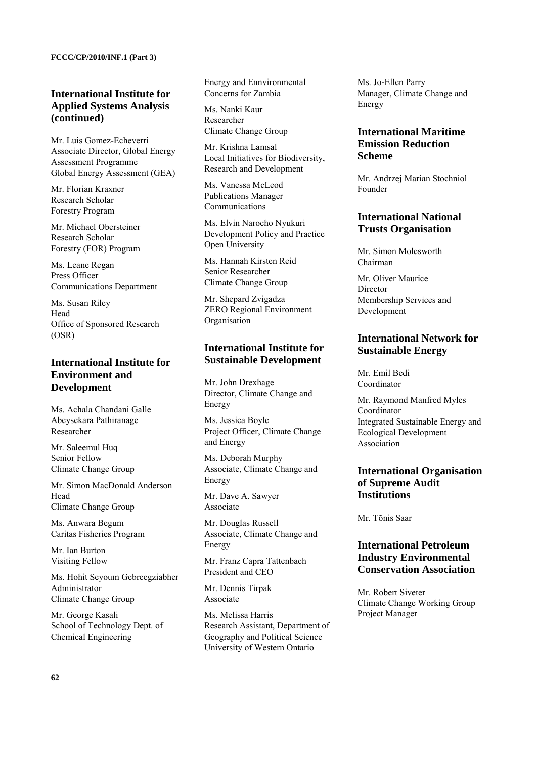## International Institute for Applied Systems Analysis (continued)

Mr. Luis Gomez-Echeverri
Associate Director, Global Energy Assessment Programme
Global Energy Assessment (GEA)

Mr. Florian Kraxner
Research Scholar
Forestry Program

Mr. Michael Obersteiner
Research Scholar
Forestry (FOR) Program

Ms. Leane Regan
Press Officer
Communications Department

Ms. Susan Riley
Head
Office of Sponsored Research (OSR)

## International Institute for Environment and Development

Ms. Achala Chandani Galle Abeysekara Pathiranage
Researcher

Mr. Saleemul Huq
Senior Fellow
Climate Change Group

Mr. Simon MacDonald Anderson
Head
Climate Change Group

Ms. Anwara Begum
Caritas Fisheries Program

Mr. Ian Burton
Visiting Fellow

Ms. Hohit Seyoum Gebreegziabher
Administrator
Climate Change Group

Mr. George Kasali
School of Technology Dept. of Chemical Engineering
Energy and Ennvironmental Concerns for Zambia

Ms. Nanki Kaur
Researcher
Climate Change Group

Mr. Krishna Lamsal
Local Initiatives for Biodiversity, Research and Development

Ms. Vanessa McLeod
Publications Manager
Communications

Ms. Elvin Narocho Nyukuri
Development Policy and Practice
Open University

Ms. Hannah Kirsten Reid
Senior Researcher
Climate Change Group

Mr. Shepard Zvigadza
ZERO Regional Environment Organisation

## International Institute for Sustainable Development

Mr. John Drexhage
Director, Climate Change and Energy

Ms. Jessica Boyle
Project Officer, Climate Change and Energy

Ms. Deborah Murphy
Associate, Climate Change and Energy

Mr. Dave A. Sawyer
Associate

Mr. Douglas Russell
Associate, Climate Change and Energy

Mr. Franz Capra Tattenbach
President and CEO

Mr. Dennis Tirpak
Associate

Ms. Melissa Harris
Research Assistant, Department of Geography and Political Science
University of Western Ontario

Ms. Jo-Ellen Parry
Manager, Climate Change and Energy

## International Maritime Emission Reduction Scheme

Mr. Andrzej Marian Stochniol
Founder

## International National Trusts Organisation

Mr. Simon Molesworth
Chairman

Mr. Oliver Maurice
Director
Membership Services and Development

## International Network for Sustainable Energy

Mr. Emil Bedi
Coordinator

Mr. Raymond Manfred Myles
Coordinator
Integrated Sustainable Energy and Ecological Development Association

## International Organisation of Supreme Audit Institutions

Mr. Tõnis Saar

## International Petroleum Industry Environmental Conservation Association

Mr. Robert Siveter
Climate Change Working Group
Project Manager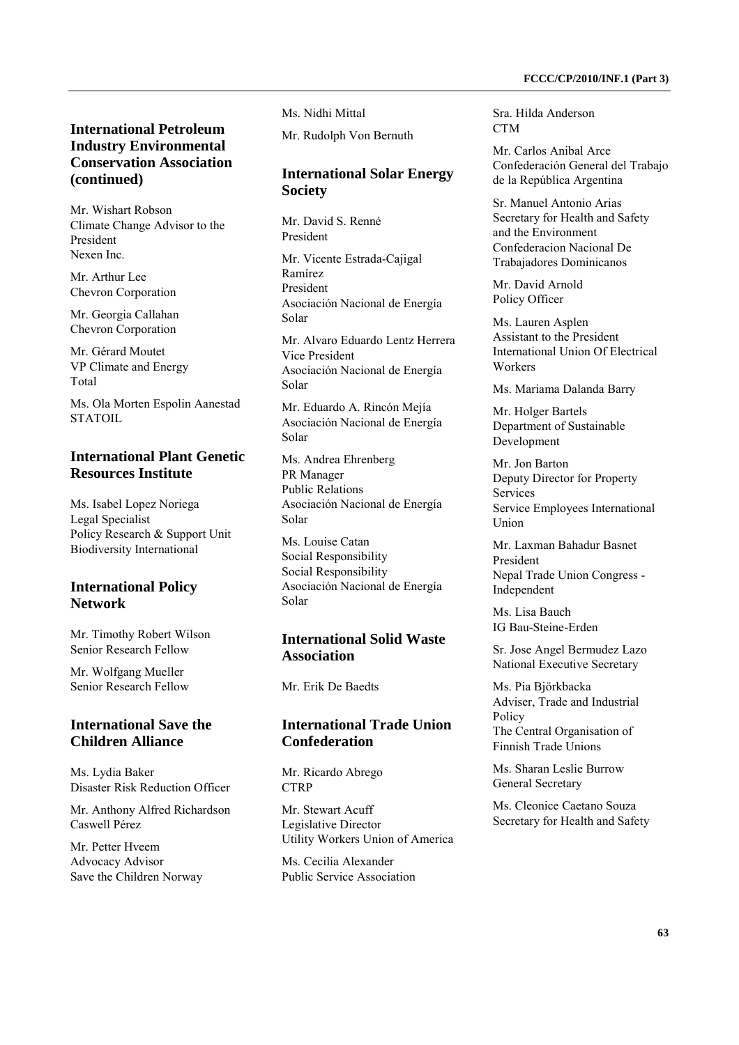## International Petroleum Industry Environmental Conservation Association (continued)

Mr. Wishart Robson
Climate Change Advisor to the President
Nexen Inc.

Mr. Arthur Lee
Chevron Corporation

Mr. Georgia Callahan
Chevron Corporation

Mr. Gérard Moutet
VP Climate and Energy
Total

Ms. Ola Morten Espolin Aanestad
STATOIL

## International Plant Genetic Resources Institute

Ms. Isabel Lopez Noriega
Legal Specialist
Policy Research & Support Unit
Biodiversity International

## International Policy Network

Mr. Timothy Robert Wilson
Senior Research Fellow

Mr. Wolfgang Mueller
Senior Research Fellow

## International Save the Children Alliance

Ms. Lydia Baker
Disaster Risk Reduction Officer

Mr. Anthony Alfred Richardson Caswell Pérez

Mr. Petter Hveem
Advocacy Advisor
Save the Children Norway

Ms. Nidhi Mittal

Mr. Rudolph Von Bernuth

## International Solar Energy Society

Mr. David S. Renné
President

Mr. Vicente Estrada-Cajigal Ramírez
President
Asociación Nacional de Energía Solar

Mr. Alvaro Eduardo Lentz Herrera
Vice President
Asociación Nacional de Energía Solar

Mr. Eduardo A. Rincón Mejía
Asociación Nacional de Energía Solar

Ms. Andrea Ehrenberg
PR Manager
Public Relations
Asociación Nacional de Energía Solar

Ms. Louise Catan
Social Responsibility
Social Responsibility
Asociación Nacional de Energía Solar

## International Solid Waste Association

Mr. Erik De Baedts

## International Trade Union Confederation

Mr. Ricardo Abrego
CTRP

Mr. Stewart Acuff
Legislative Director
Utility Workers Union of America

Ms. Cecilia Alexander
Public Service Association

Sra. Hilda Anderson
CTM

Mr. Carlos Anibal Arce
Confederación General del Trabajo de la República Argentina

Sr. Manuel Antonio Arias
Secretary for Health and Safety and the Environment
Confederacion Nacional De Trabajadores Dominicanos

Mr. David Arnold
Policy Officer

Ms. Lauren Asplen
Assistant to the President
International Union Of Electrical Workers

Ms. Mariama Dalanda Barry

Mr. Holger Bartels
Department of Sustainable Development

Mr. Jon Barton
Deputy Director for Property Services
Service Employees International Union

Mr. Laxman Bahadur Basnet
President
Nepal Trade Union Congress - Independent

Ms. Lisa Bauch
IG Bau-Steine-Erden

Sr. Jose Angel Bermudez Lazo
National Executive Secretary

Ms. Pia Björkbacka
Adviser, Trade and Industrial Policy
The Central Organisation of Finnish Trade Unions

Ms. Sharan Leslie Burrow
General Secretary

Ms. Cleonice Caetano Souza
Secretary for Health and Safety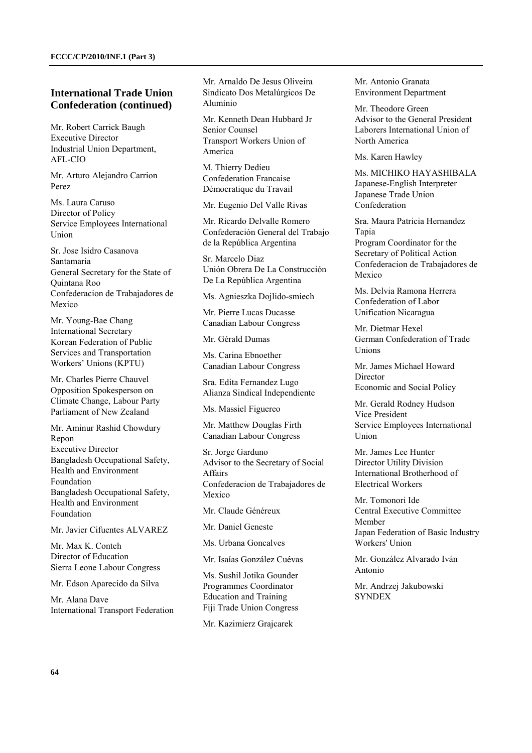## International Trade Union Confederation (continued)

Mr. Robert Carrick Baugh
Executive Director
Industrial Union Department, AFL-CIO

Mr. Arturo Alejandro Carrion Perez

Ms. Laura Caruso
Director of Policy
Service Employees International Union

Sr. Jose Isidro Casanova Santamaria
General Secretary for the State of Quintana Roo
Confederacion de Trabajadores de Mexico

Mr. Young-Bae Chang
International Secretary
Korean Federation of Public Services and Transportation Workers' Unions (KPTU)

Mr. Charles Pierre Chauvel
Opposition Spokesperson on Climate Change, Labour Party
Parliament of New Zealand

Mr. Aminur Rashid Chowdury Repon
Executive Director
Bangladesh Occupational Safety, Health and Environment Foundation
Bangladesh Occupational Safety, Health and Environment Foundation

Mr. Javier Cifuentes ALVAREZ

Mr. Max K. Conteh
Director of Education
Sierra Leone Labour Congress

Mr. Edson Aparecido da Silva

Mr. Alana Dave
International Transport Federation

Mr. Arnaldo De Jesus Oliveira
Sindicato Dos Metalúrgicos De Alumínio

Mr. Kenneth Dean Hubbard Jr
Senior Counsel
Transport Workers Union of America

M. Thierry Dedieu
Confederation Francaise Démocratique du Travail

Mr. Eugenio Del Valle Rivas

Mr. Ricardo Delvalle Romero
Confederación General del Trabajo de la República Argentina

Sr. Marcelo Diaz
Unión Obrera De La Construcción De La República Argentina

Ms. Agnieszka Dojlido-smiech

Mr. Pierre Lucas Ducasse
Canadian Labour Congress

Mr. Gérald Dumas

Ms. Carina Ebnoether
Canadian Labour Congress

Sra. Edita Fernandez Lugo
Alianza Sindical Independiente

Ms. Massiel Figuereo

Mr. Matthew Douglas Firth
Canadian Labour Congress

Sr. Jorge Garduno
Advisor to the Secretary of Social Affairs
Confederacion de Trabajadores de Mexico

Mr. Claude Généreux

Mr. Daniel Geneste

Ms. Urbana Goncalves

Mr. Isaías González Cuévas

Ms. Sushil Jotika Gounder
Programmes Coordinator
Education and Training
Fiji Trade Union Congress

Mr. Kazimierz Grajcarek

Mr. Antonio Granata
Environment Department

Mr. Theodore Green
Advisor to the General President
Laborers International Union of North America

Ms. Karen Hawley

Ms. MICHIKO HAYASHIBALA
Japanese-English Interpreter
Japanese Trade Union Confederation

Sra. Maura Patricia Hernandez Tapia
Program Coordinator for the Secretary of Political Action
Confederacion de Trabajadores de Mexico

Ms. Delvia Ramona Herrera
Confederation of Labor Unification Nicaragua

Mr. Dietmar Hexel
German Confederation of Trade Unions

Mr. James Michael Howard
Director
Economic and Social Policy

Mr. Gerald Rodney Hudson
Vice President
Service Employees International Union

Mr. James Lee Hunter
Director Utility Division
International Brotherhood of Electrical Workers

Mr. Tomonori Ide
Central Executive Committee Member
Japan Federation of Basic Industry Workers' Union

Mr. González Alvarado Iván Antonio

Mr. Andrzej Jakubowski
SYNDEX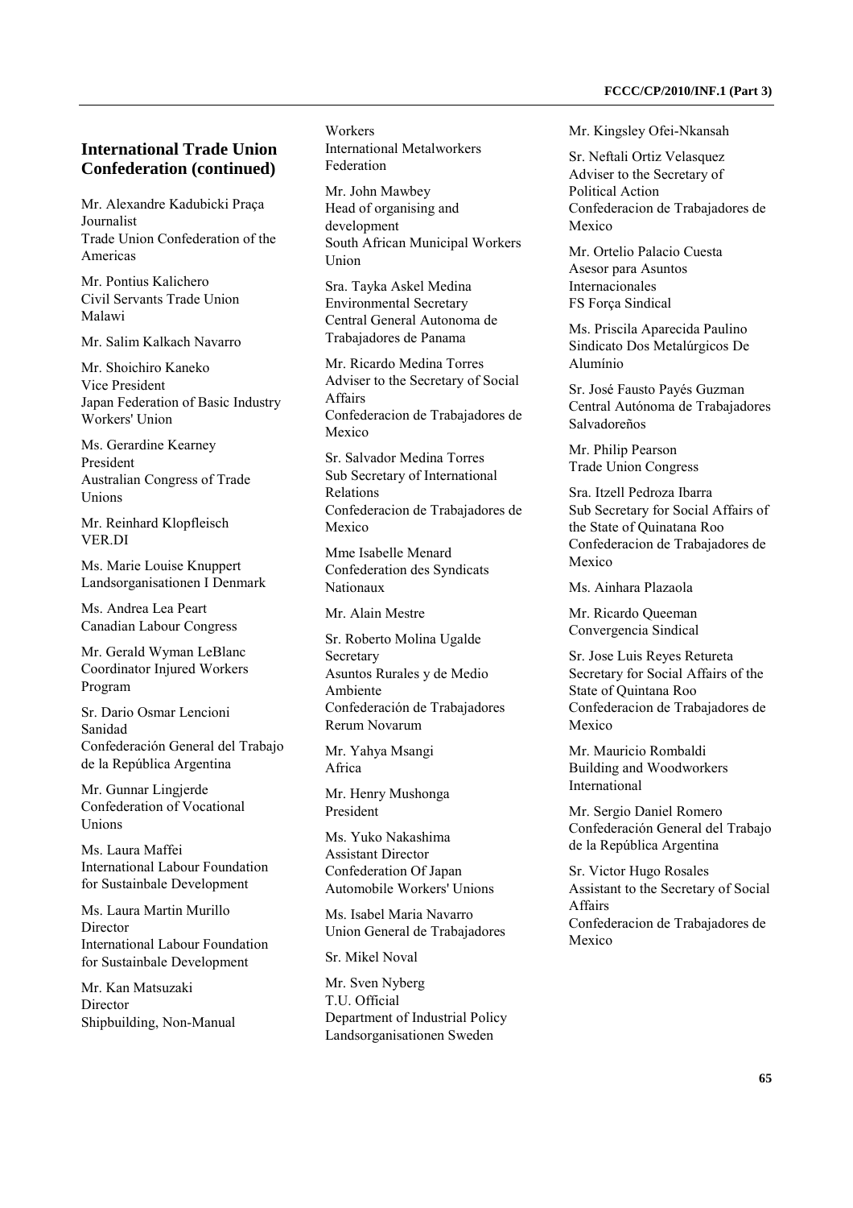## International Trade Union Confederation (continued)

Mr. Alexandre Kadubicki Praça
Journalist
Trade Union Confederation of the Americas

Mr. Pontius Kalichero
Civil Servants Trade Union
Malawi

Mr. Salim Kalkach Navarro

Mr. Shoichiro Kaneko
Vice President
Japan Federation of Basic Industry Workers' Union

Ms. Gerardine Kearney
President
Australian Congress of Trade Unions

Mr. Reinhard Klopfleisch
VER.DI

Ms. Marie Louise Knuppert
Landsorganisationen I Denmark

Ms. Andrea Lea Peart
Canadian Labour Congress

Mr. Gerald Wyman LeBlanc
Coordinator Injured Workers Program

Sr. Dario Osmar Lencioni
Sanidad
Confederación General del Trabajo de la República Argentina

Mr. Gunnar Lingjerde
Confederation of Vocational Unions

Ms. Laura Maffei
International Labour Foundation for Sustainbale Development

Ms. Laura Martin Murillo
Director
International Labour Foundation for Sustainbale Development

Mr. Kan Matsuzaki
Director
Shipbuilding, Non-Manual Workers
International Metalworkers Federation

Mr. John Mawbey
Head of organising and development
South African Municipal Workers Union

Sra. Tayka Askel Medina
Environmental Secretary
Central General Autonoma de Trabajadores de Panama

Mr. Ricardo Medina Torres
Adviser to the Secretary of Social Affairs
Confederacion de Trabajadores de Mexico

Sr. Salvador Medina Torres
Sub Secretary of International Relations
Confederacion de Trabajadores de Mexico

Mme Isabelle Menard
Confederation des Syndicats Nationaux

Mr. Alain Mestre

Sr. Roberto Molina Ugalde
Secretary
Asuntos Rurales y de Medio Ambiente
Confederación de Trabajadores Rerum Novarum

Mr. Yahya Msangi
Africa

Mr. Henry Mushonga
President

Ms. Yuko Nakashima
Assistant Director
Confederation Of Japan Automobile Workers' Unions

Ms. Isabel Maria Navarro
Union General de Trabajadores

Sr. Mikel Noval

Mr. Sven Nyberg
T.U. Official
Department of Industrial Policy
Landsorganisationen Sweden

Mr. Kingsley Ofei-Nkansah

Sr. Neftali Ortiz Velasquez
Adviser to the Secretary of Political Action
Confederacion de Trabajadores de Mexico

Mr. Ortelio Palacio Cuesta
Asesor para Asuntos Internacionales
FS Força Sindical

Ms. Priscila Aparecida Paulino
Sindicato Dos Metalúrgicos De Alumínio

Sr. José Fausto Payés Guzman
Central Autónoma de Trabajadores Salvadoreños

Mr. Philip Pearson
Trade Union Congress

Sra. Itzell Pedroza Ibarra
Sub Secretary for Social Affairs of the State of Quinatana Roo
Confederacion de Trabajadores de Mexico

Ms. Ainhara Plazaola

Mr. Ricardo Queeman
Convergencia Sindical

Sr. Jose Luis Reyes Retureta
Secretary for Social Affairs of the State of Quintana Roo
Confederacion de Trabajadores de Mexico

Mr. Mauricio Rombaldi
Building and Woodworkers International

Mr. Sergio Daniel Romero
Confederación General del Trabajo de la República Argentina

Sr. Victor Hugo Rosales
Assistant to the Secretary of Social Affairs
Confederacion de Trabajadores de Mexico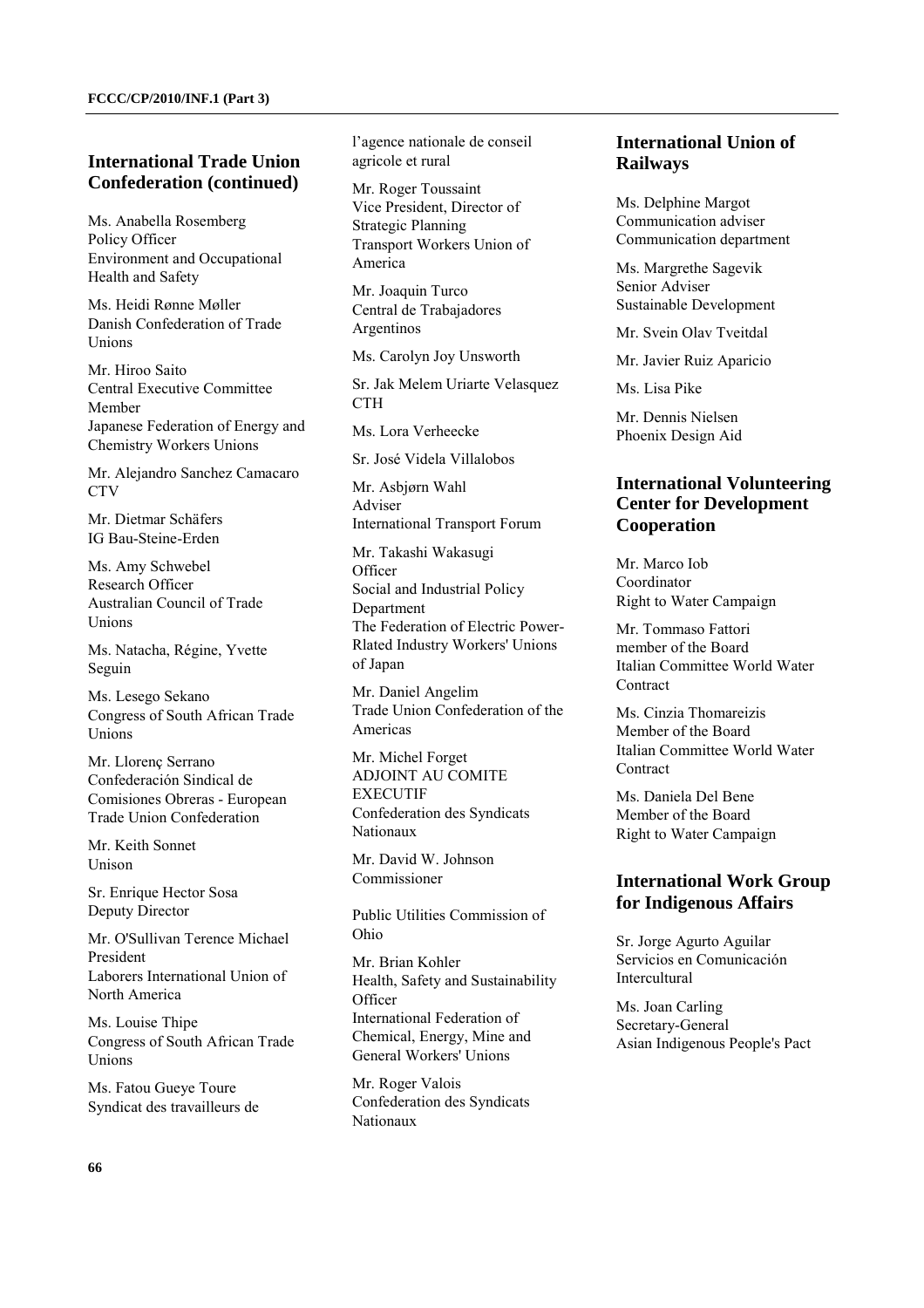## International Trade Union Confederation (continued)

Ms. Anabella Rosemberg
Policy Officer
Environment and Occupational Health and Safety

Ms. Heidi Rønne Møller
Danish Confederation of Trade Unions

Mr. Hiroo Saito
Central Executive Committee Member
Japanese Federation of Energy and Chemistry Workers Unions

Mr. Alejandro Sanchez Camacaro
CTV

Mr. Dietmar Schäfers
IG Bau-Steine-Erden

Ms. Amy Schwebel
Research Officer
Australian Council of Trade Unions

Ms. Natacha, Régine, Yvette Seguin

Ms. Lesego Sekano
Congress of South African Trade Unions

Mr. Llorenç Serrano
Confederación Sindical de Comisiones Obreras - European Trade Union Confederation

Mr. Keith Sonnet
Unison

Sr. Enrique Hector Sosa
Deputy Director

Mr. O'Sullivan Terence Michael
President
Laborers International Union of North America

Ms. Louise Thipe
Congress of South African Trade Unions

Ms. Fatou Gueye Toure
Syndicat des travailleurs de l'agence nationale de conseil agricole et rural

Mr. Roger Toussaint
Vice President, Director of Strategic Planning
Transport Workers Union of America

Mr. Joaquin Turco
Central de Trabajadores Argentinos

Ms. Carolyn Joy Unsworth

Sr. Jak Melem Uriarte Velasquez
CTH

Ms. Lora Verheecke

Sr. José Videla Villalobos

Mr. Asbjørn Wahl
Adviser
International Transport Forum

Mr. Takashi Wakasugi
Officer
Social and Industrial Policy Department
The Federation of Electric Power-Rlated Industry Workers' Unions of Japan

Mr. Daniel Angelim
Trade Union Confederation of the Americas

Mr. Michel Forget
ADJOINT AU COMITE EXECUTIF
Confederation des Syndicats Nationaux

Mr. David W. Johnson
Commissioner

Public Utilities Commission of Ohio

Mr. Brian Kohler
Health, Safety and Sustainability Officer
International Federation of Chemical, Energy, Mine and General Workers' Unions

Mr. Roger Valois
Confederation des Syndicats Nationaux

## International Union of Railways

Ms. Delphine Margot
Communication adviser
Communication department

Ms. Margrethe Sagevik
Senior Adviser
Sustainable Development

Mr. Svein Olav Tveitdal

Mr. Javier Ruiz Aparicio

Ms. Lisa Pike

Mr. Dennis Nielsen
Phoenix Design Aid

## International Volunteering Center for Development Cooperation

Mr. Marco Iob
Coordinator
Right to Water Campaign

Mr. Tommaso Fattori
member of the Board
Italian Committee World Water Contract

Ms. Cinzia Thomareizis
Member of the Board
Italian Committee World Water Contract

Ms. Daniela Del Bene
Member of the Board
Right to Water Campaign

## International Work Group for Indigenous Affairs

Sr. Jorge Agurto Aguilar
Servicios en Comunicación Intercultural

Ms. Joan Carling
Secretary-General
Asian Indigenous People's Pact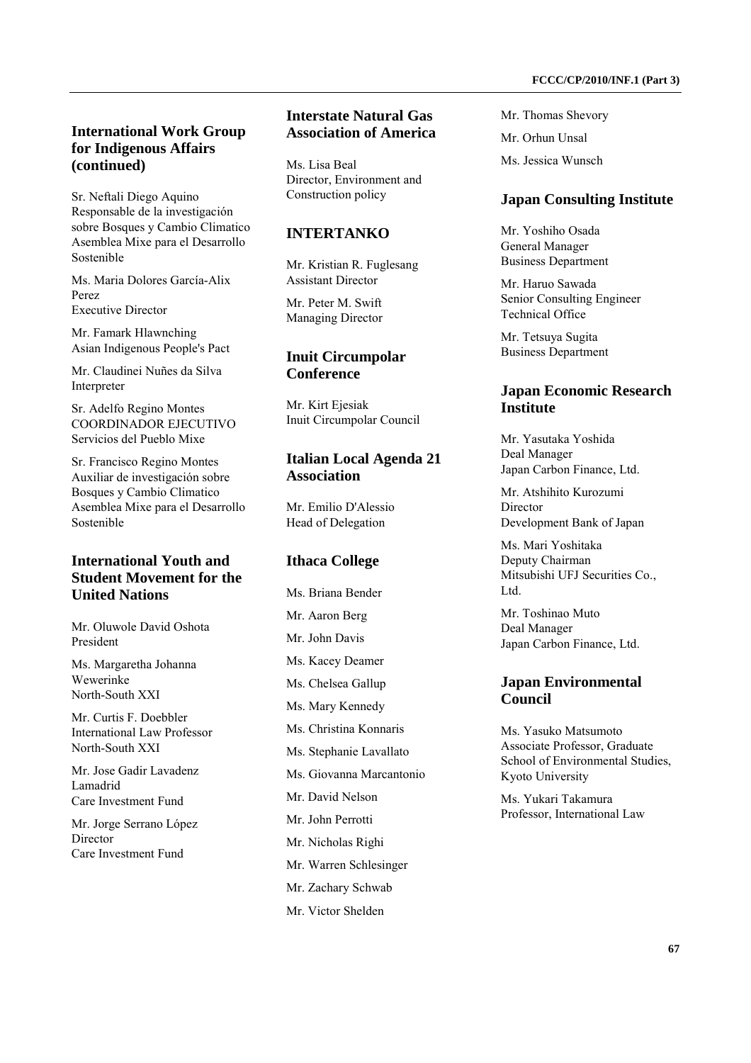### International Work Group for Indigenous Affairs (continued)

Sr. Neftali Diego Aquino
Responsable de la investigación sobre Bosques y Cambio Climatico
Asemblea Mixe para el Desarrollo Sostenible

Ms. Maria Dolores García-Alix Perez
Executive Director

Mr. Famark Hlawnching
Asian Indigenous People's Pact

Mr. Claudinei Nuñes da Silva
Interpreter

Sr. Adelfo Regino Montes
COORDINADOR EJECUTIVO
Servicios del Pueblo Mixe

Sr. Francisco Regino Montes
Auxiliar de investigación sobre Bosques y Cambio Climatico
Asemblea Mixe para el Desarrollo Sostenible

### International Youth and Student Movement for the United Nations

Mr. Oluwole David Oshota
President

Ms. Margaretha Johanna Wewerinke
North-South XXI

Mr. Curtis F. Doebbler
International Law Professor
North-South XXI

Mr. Jose Gadir Lavadenz Lamadrid
Care Investment Fund

Mr. Jorge Serrano López
Director
Care Investment Fund

### Interstate Natural Gas Association of America

Ms. Lisa Beal
Director, Environment and Construction policy

### INTERTANKO

Mr. Kristian R. Fuglesang
Assistant Director

Mr. Peter M. Swift
Managing Director

### Inuit Circumpolar Conference

Mr. Kirt Ejesiak
Inuit Circumpolar Council

### Italian Local Agenda 21 Association

Mr. Emilio D'Alessio
Head of Delegation

### Ithaca College

Ms. Briana Bender

Mr. Aaron Berg

Mr. John Davis

Ms. Kacey Deamer

Ms. Chelsea Gallup

Ms. Mary Kennedy

Ms. Christina Konnaris

Ms. Stephanie Lavallato

Ms. Giovanna Marcantonio

Mr. David Nelson

Mr. John Perrotti

Mr. Nicholas Righi

Mr. Warren Schlesinger

Mr. Zachary Schwab

Mr. Victor Shelden

Mr. Thomas Shevory

Mr. Orhun Unsal

Ms. Jessica Wunsch

### Japan Consulting Institute

Mr. Yoshiho Osada
General Manager
Business Department

Mr. Haruo Sawada
Senior Consulting Engineer
Technical Office

Mr. Tetsuya Sugita
Business Department

### Japan Economic Research Institute

Mr. Yasutaka Yoshida
Deal Manager
Japan Carbon Finance, Ltd.

Mr. Atshihito Kurozumi
Director
Development Bank of Japan

Ms. Mari Yoshitaka
Deputy Chairman
Mitsubishi UFJ Securities Co., Ltd.

Mr. Toshinao Muto
Deal Manager
Japan Carbon Finance, Ltd.

### Japan Environmental Council

Ms. Yasuko Matsumoto
Associate Professor, Graduate School of Environmental Studies, Kyoto University

Ms. Yukari Takamura
Professor, International Law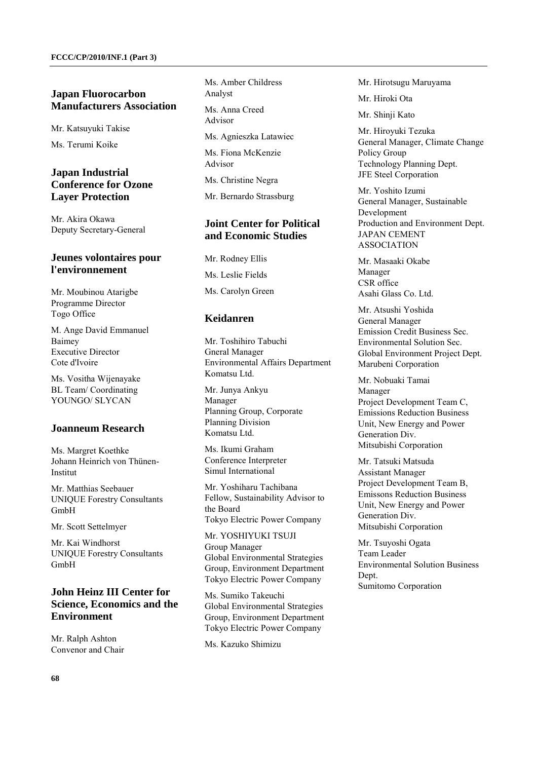## Japan Fluorocarbon Manufacturers Association

Mr. Katsuyuki Takise

Ms. Terumi Koike

## Japan Industrial Conference for Ozone Layer Protection

Mr. Akira Okawa
Deputy Secretary-General

## Jeunes volontaires pour l'environnement

Mr. Moubinou Atarigbe
Programme Director
Togo Office

M. Ange David Emmanuel Baimey
Executive Director
Cote d'Ivoire

Ms. Vositha Wijenayake
BL Team/ Coordinating
YOUNGO/ SLYCAN

## Joanneum Research

Ms. Margret Koethke
Johann Heinrich von Thünen-Institut

Mr. Matthias Seebauer
UNIQUE Forestry Consultants GmbH

Mr. Scott Settelmyer

Mr. Kai Windhorst
UNIQUE Forestry Consultants GmbH

## John Heinz III Center for Science, Economics and the Environment

Mr. Ralph Ashton
Convenor and Chair

Ms. Amber Childress
Analyst

Ms. Anna Creed
Advisor

Ms. Agnieszka Latawiec

Ms. Fiona McKenzie
Advisor

Ms. Christine Negra

Mr. Bernardo Strassburg

## Joint Center for Political and Economic Studies

Mr. Rodney Ellis

Ms. Leslie Fields

Ms. Carolyn Green

## Keidanren

Mr. Toshihiro Tabuchi
Gneral Manager
Environmental Affairs Department
Komatsu Ltd.

Mr. Junya Ankyu
Manager
Planning Group, Corporate Planning Division
Komatsu Ltd.

Ms. Ikumi Graham
Conference Interpreter
Simul International

Mr. Yoshiharu Tachibana
Fellow, Sustainability Advisor to the Board
Tokyo Electric Power Company

Mr. YOSHIYUKI TSUJI
Group Manager
Global Environmental Strategies Group, Environment Department
Tokyo Electric Power Company

Ms. Sumiko Takeuchi
Global Environmental Strategies Group, Environment Department
Tokyo Electric Power Company

Ms. Kazuko Shimizu

Mr. Hirotsugu Maruyama

Mr. Hiroki Ota

Mr. Shinji Kato

Mr. Hiroyuki Tezuka
General Manager, Climate Change Policy Group
Technology Planning Dept.
JFE Steel Corporation

Mr. Yoshito Izumi
General Manager, Sustainable Development
Production and Environment Dept.
JAPAN CEMENT ASSOCIATION

Mr. Masaaki Okabe
Manager
CSR office
Asahi Glass Co. Ltd.

Mr. Atsushi Yoshida
General Manager
Emission Credit Business Sec.
Environmental Solution Sec.
Global Environment Project Dept.
Marubeni Corporation

Mr. Nobuaki Tamai
Manager
Project Development Team C, Emissions Reduction Business Unit, New Energy and Power Generation Div.
Mitsubishi Corporation

Mr. Tatsuki Matsuda
Assistant Manager
Project Development Team B, Emissons Reduction Business Unit, New Energy and Power Generation Div.
Mitsubishi Corporation

Mr. Tsuyoshi Ogata
Team Leader
Environmental Solution Business Dept.
Sumitomo Corporation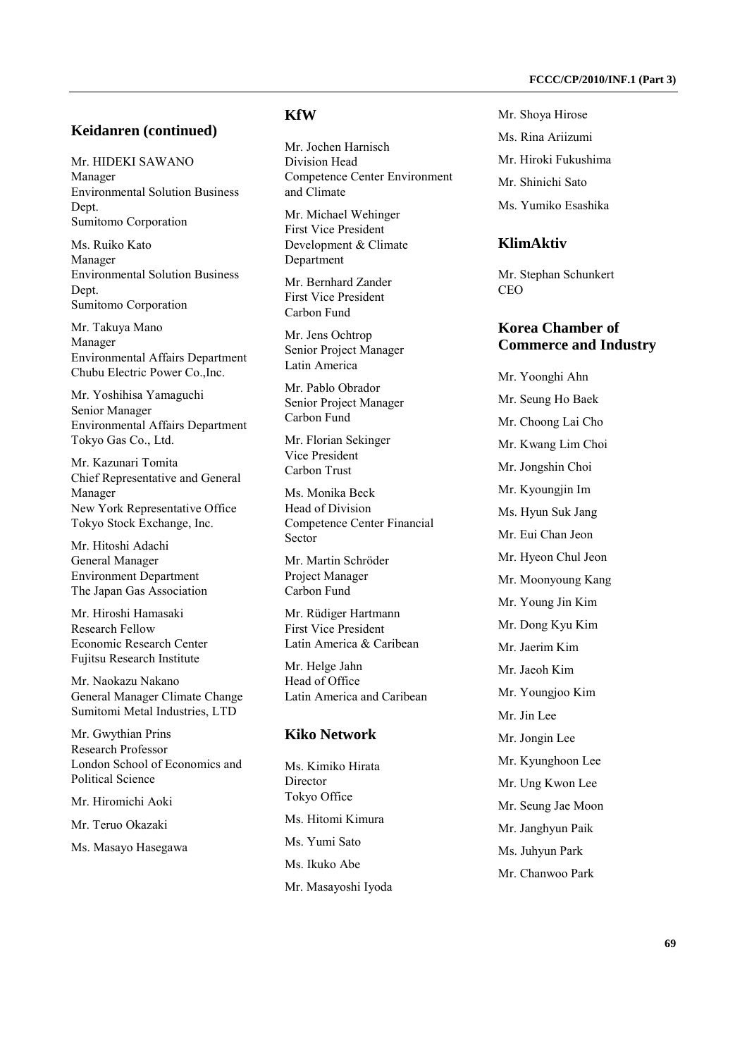## Keidanren (continued)

Mr. HIDEKI SAWANO
Manager
Environmental Solution Business Dept.
Sumitomo Corporation

Ms. Ruiko Kato
Manager
Environmental Solution Business Dept.
Sumitomo Corporation

Mr. Takuya Mano
Manager
Environmental Affairs Department
Chubu Electric Power Co.,Inc.

Mr. Yoshihisa Yamaguchi
Senior Manager
Environmental Affairs Department
Tokyo Gas Co., Ltd.

Mr. Kazunari Tomita
Chief Representative and General Manager
New York Representative Office
Tokyo Stock Exchange, Inc.

Mr. Hitoshi Adachi
General Manager
Environment Department
The Japan Gas Association

Mr. Hiroshi Hamasaki
Research Fellow
Economic Research Center
Fujitsu Research Institute

Mr. Naokazu Nakano
General Manager Climate Change
Sumitomi Metal Industries, LTD

Mr. Gwythian Prins
Research Professor
London School of Economics and Political Science

Mr. Hiromichi Aoki

Mr. Teruo Okazaki

Ms. Masayo Hasegawa

## KfW

Mr. Jochen Harnisch
Division Head
Competence Center Environment and Climate

Mr. Michael Wehinger
First Vice President
Development & Climate Department

Mr. Bernhard Zander
First Vice President
Carbon Fund

Mr. Jens Ochtrop
Senior Project Manager
Latin America

Mr. Pablo Obrador
Senior Project Manager
Carbon Fund

Mr. Florian Sekinger
Vice President
Carbon Trust

Ms. Monika Beck
Head of Division
Competence Center Financial Sector

Mr. Martin Schröder
Project Manager
Carbon Fund

Mr. Rüdiger Hartmann
First Vice President
Latin America & Caribean

Mr. Helge Jahn
Head of Office
Latin America and Caribean

## Kiko Network

Ms. Kimiko Hirata
Director
Tokyo Office

Ms. Hitomi Kimura

Ms. Yumi Sato

Ms. Ikuko Abe

Mr. Masayoshi Iyoda

Mr. Shoya Hirose

Ms. Rina Ariizumi

Mr. Hiroki Fukushima

Mr. Shinichi Sato

Ms. Yumiko Esashika

## KlimAktiv

Mr. Stephan Schunkert
CEO

## Korea Chamber of Commerce and Industry

Mr. Yoonghi Ahn

Mr. Seung Ho Baek

Mr. Choong Lai Cho

Mr. Kwang Lim Choi

Mr. Jongshin Choi

Mr. Kyoungjin Im

Ms. Hyun Suk Jang

Mr. Eui Chan Jeon

Mr. Hyeon Chul Jeon

Mr. Moonyoung Kang

Mr. Young Jin Kim

Mr. Dong Kyu Kim

Mr. Jaerim Kim

Mr. Jaeoh Kim

Mr. Youngjoo Kim

Mr. Jin Lee

Mr. Jongin Lee

Mr. Kyunghoon Lee

Mr. Ung Kwon Lee

Mr. Seung Jae Moon

Mr. Janghyun Paik

Ms. Juhyun Park

Mr. Chanwoo Park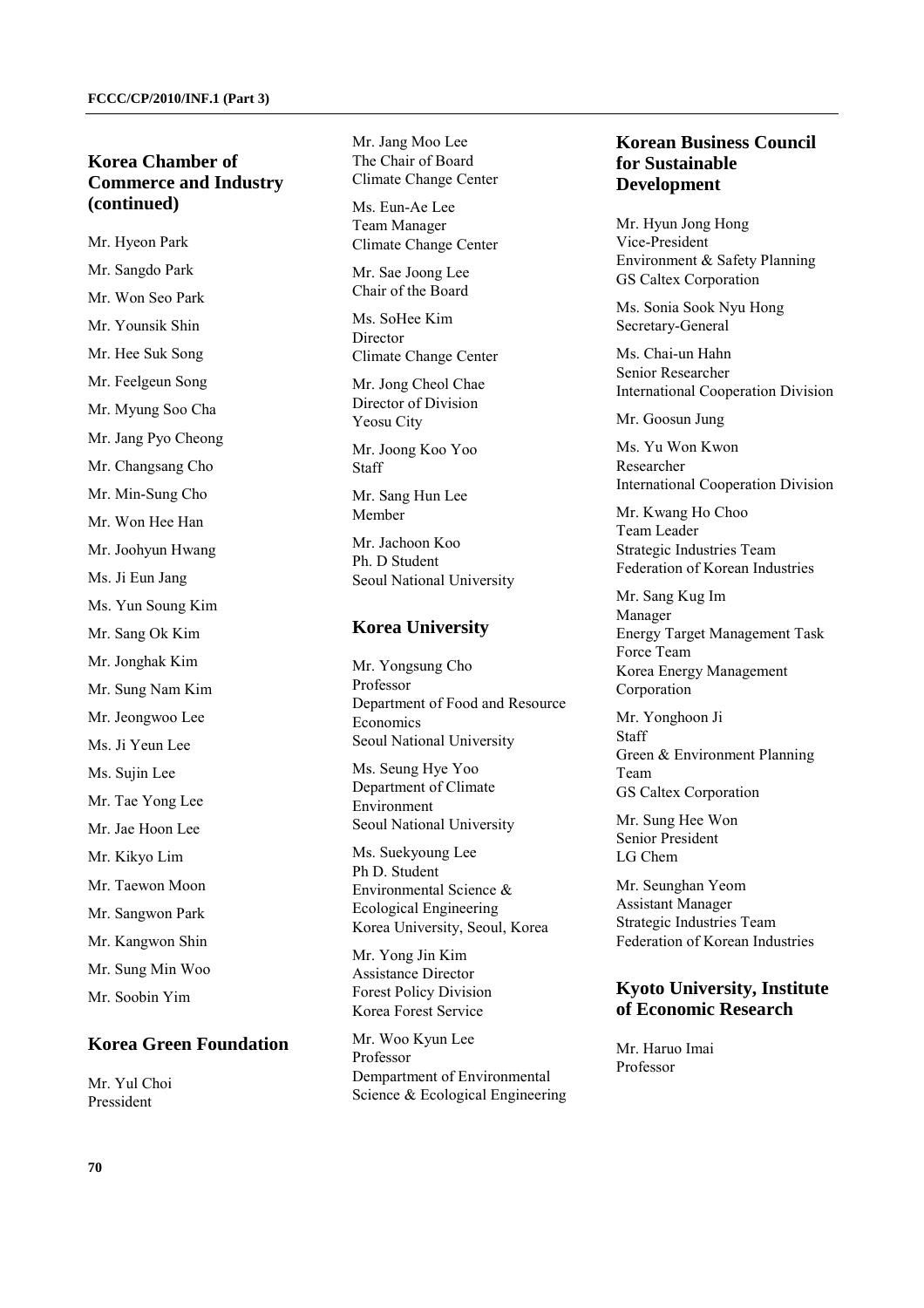## Korea Chamber of Commerce and Industry (continued)

Mr. Hyeon Park

Mr. Sangdo Park

Mr. Won Seo Park

Mr. Younsik Shin

Mr. Hee Suk Song

Mr. Feelgeun Song

Mr. Myung Soo Cha

Mr. Jang Pyo Cheong

Mr. Changsang Cho

Mr. Min-Sung Cho

Mr. Won Hee Han

Mr. Joohyun Hwang

Ms. Ji Eun Jang

Ms. Yun Soung Kim

Mr. Sang Ok Kim

Mr. Jonghak Kim

Mr. Sung Nam Kim

Mr. Jeongwoo Lee

Ms. Ji Yeun Lee

Ms. Sujin Lee

Mr. Tae Yong Lee

Mr. Jae Hoon Lee

Mr. Kikyo Lim

Mr. Taewon Moon

Mr. Sangwon Park

Mr. Kangwon Shin

Mr. Sung Min Woo

Mr. Soobin Yim

## Korea Green Foundation

Mr. Yul Choi
Pressident

Mr. Jang Moo Lee
The Chair of Board
Climate Change Center

Ms. Eun-Ae Lee
Team Manager
Climate Change Center

Mr. Sae Joong Lee
Chair of the Board

Ms. SoHee Kim
Director
Climate Change Center

Mr. Jong Cheol Chae
Director of Division
Yeosu City

Mr. Joong Koo Yoo
Staff

Mr. Sang Hun Lee
Member

Mr. Jachoon Koo
Ph. D Student
Seoul National University

## Korea University

Mr. Yongsung Cho
Professor
Department of Food and Resource Economics
Seoul National University

Ms. Seung Hye Yoo
Department of Climate Environment
Seoul National University

Ms. Suekyoung Lee
Ph D. Student
Environmental Science & Ecological Engineering
Korea University, Seoul, Korea

Mr. Yong Jin Kim
Assistance Director
Forest Policy Division
Korea Forest Service

Mr. Woo Kyun Lee
Professor
Dempartment of Environmental Science & Ecological Engineering

## Korean Business Council for Sustainable Development

Mr. Hyun Jong Hong
Vice-President
Environment & Safety Planning
GS Caltex Corporation

Ms. Sonia Sook Nyu Hong
Secretary-General

Ms. Chai-un Hahn
Senior Researcher
International Cooperation Division

Mr. Goosun Jung

Ms. Yu Won Kwon
Researcher
International Cooperation Division

Mr. Kwang Ho Choo
Team Leader
Strategic Industries Team
Federation of Korean Industries

Mr. Sang Kug Im
Manager
Energy Target Management Task Force Team
Korea Energy Management Corporation

Mr. Yonghoon Ji
Staff
Green & Environment Planning Team
GS Caltex Corporation

Mr. Sung Hee Won
Senior President
LG Chem

Mr. Seunghan Yeom
Assistant Manager
Strategic Industries Team
Federation of Korean Industries

## Kyoto University, Institute of Economic Research

Mr. Haruo Imai
Professor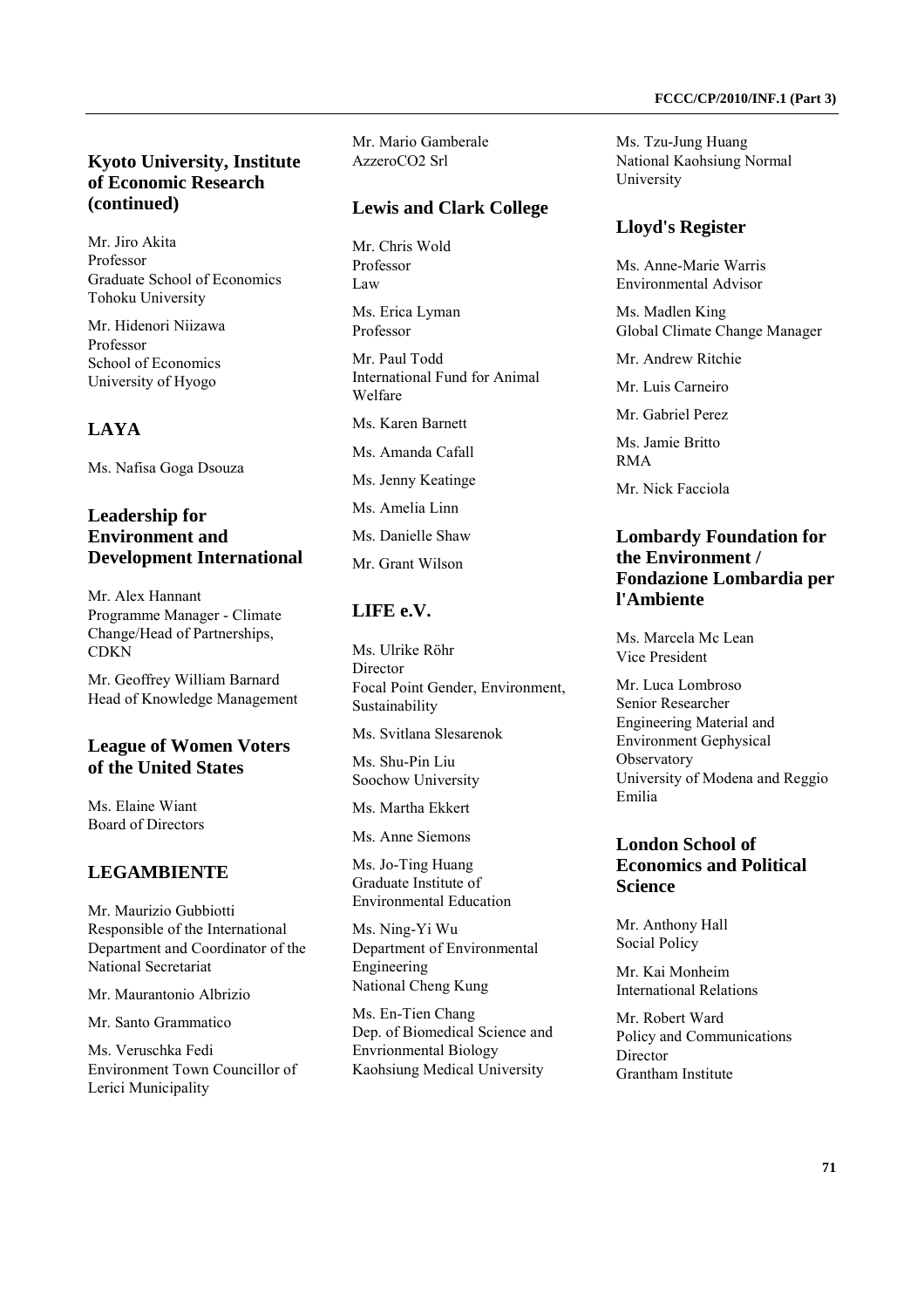## Kyoto University, Institute of Economic Research (continued)

Mr. Jiro Akita
Professor
Graduate School of Economics
Tohoku University

Mr. Hidenori Niizawa
Professor
School of Economics
University of Hyogo

## LAYA

Ms. Nafisa Goga Dsouza

## Leadership for Environment and Development International

Mr. Alex Hannant
Programme Manager - Climate Change/Head of Partnerships, CDKN

Mr. Geoffrey William Barnard
Head of Knowledge Management

## League of Women Voters of the United States

Ms. Elaine Wiant
Board of Directors

## LEGAMBIENTE

Mr. Maurizio Gubbiotti
Responsible of the International Department and Coordinator of the National Secretariat

Mr. Maurantonio Albrizio

Mr. Santo Grammatico

Ms. Veruschka Fedi
Environment Town Councillor of Lerici Municipality

Mr. Mario Gamberale
AzzeroCO2 Srl

## Lewis and Clark College

Mr. Chris Wold
Professor
Law

Ms. Erica Lyman
Professor

Mr. Paul Todd
International Fund for Animal Welfare

Ms. Karen Barnett

Ms. Amanda Cafall

Ms. Jenny Keatinge

Ms. Amelia Linn

Ms. Danielle Shaw

Mr. Grant Wilson

## LIFE e.V.

Ms. Ulrike Röhr
Director
Focal Point Gender, Environment, Sustainability

Ms. Svitlana Slesarenok

Ms. Shu-Pin Liu
Soochow University

Ms. Martha Ekkert

Ms. Anne Siemons

Ms. Jo-Ting Huang
Graduate Institute of Environmental Education

Ms. Ning-Yi Wu
Department of Environmental Engineering
National Cheng Kung

Ms. En-Tien Chang
Dep. of Biomedical Science and Envrionmental Biology
Kaohsiung Medical University

Ms. Tzu-Jung Huang
National Kaohsiung Normal University

## Lloyd's Register

Ms. Anne-Marie Warris
Environmental Advisor

Ms. Madlen King
Global Climate Change Manager

Mr. Andrew Ritchie

Mr. Luis Carneiro

Mr. Gabriel Perez

Ms. Jamie Britto
RMA

Mr. Nick Facciola

## Lombardy Foundation for the Environment / Fondazione Lombardia per l'Ambiente

Ms. Marcela Mc Lean
Vice President

Mr. Luca Lombroso
Senior Researcher
Engineering Material and Environment Gephysical Observatory
University of Modena and Reggio Emilia

## London School of Economics and Political Science

Mr. Anthony Hall
Social Policy

Mr. Kai Monheim
International Relations

Mr. Robert Ward
Policy and Communications Director
Grantham Institute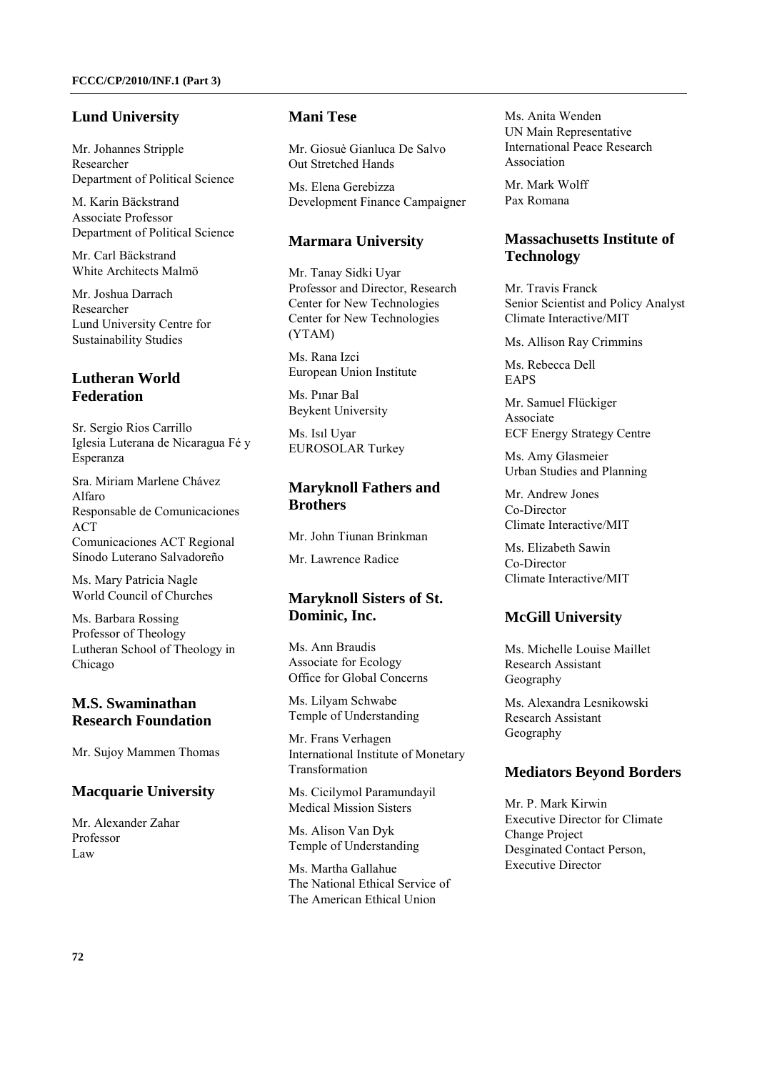## Lund University

Mr. Johannes Stripple
Researcher
Department of Political Science

M. Karin Bäckstrand
Associate Professor
Department of Political Science

Mr. Carl Bäckstrand
White Architects Malmö

Mr. Joshua Darrach
Researcher
Lund University Centre for Sustainability Studies

## Lutheran World Federation

Sr. Sergio Rios Carrillo
Iglesia Luterana de Nicaragua Fé y Esperanza

Sra. Miriam Marlene Chávez Alfaro
Responsable de Comunicaciones ACT
Comunicaciones ACT Regional
Sínodo Luterano Salvadoreño

Ms. Mary Patricia Nagle
World Council of Churches

Ms. Barbara Rossing
Professor of Theology
Lutheran School of Theology in Chicago

## M.S. Swaminathan Research Foundation

Mr. Sujoy Mammen Thomas

## Macquarie University

Mr. Alexander Zahar
Professor
Law

## Mani Tese

Mr. Giosuè Gianluca De Salvo
Out Stretched Hands

Ms. Elena Gerebizza
Development Finance Campaigner

## Marmara University

Mr. Tanay Sidki Uyar
Professor and Director, Research Center for New Technologies
Center for New Technologies (YTAM)

Ms. Rana Izci
European Union Institute

Ms. Pınar Bal
Beykent University

Ms. Isıl Uyar
EUROSOLAR Turkey

## Maryknoll Fathers and Brothers

Mr. John Tiunan Brinkman

Mr. Lawrence Radice

## Maryknoll Sisters of St. Dominic, Inc.

Ms. Ann Braudis
Associate for Ecology
Office for Global Concerns

Ms. Lilyam Schwabe
Temple of Understanding

Mr. Frans Verhagen
International Institute of Monetary Transformation

Ms. Cicilymol Paramundayil
Medical Mission Sisters

Ms. Alison Van Dyk
Temple of Understanding

Ms. Martha Gallahue
The National Ethical Service of The American Ethical Union

Ms. Anita Wenden
UN Main Representative
International Peace Research Association

Mr. Mark Wolff
Pax Romana

## Massachusetts Institute of Technology

Mr. Travis Franck
Senior Scientist and Policy Analyst
Climate Interactive/MIT

Ms. Allison Ray Crimmins

Ms. Rebecca Dell
EAPS

Mr. Samuel Flückiger
Associate
ECF Energy Strategy Centre

Ms. Amy Glasmeier
Urban Studies and Planning

Mr. Andrew Jones
Co-Director
Climate Interactive/MIT

Ms. Elizabeth Sawin
Co-Director
Climate Interactive/MIT

## McGill University

Ms. Michelle Louise Maillet
Research Assistant
Geography

Ms. Alexandra Lesnikowski
Research Assistant
Geography

## Mediators Beyond Borders

Mr. P. Mark Kirwin
Executive Director for Climate Change Project
Desginated Contact Person, Executive Director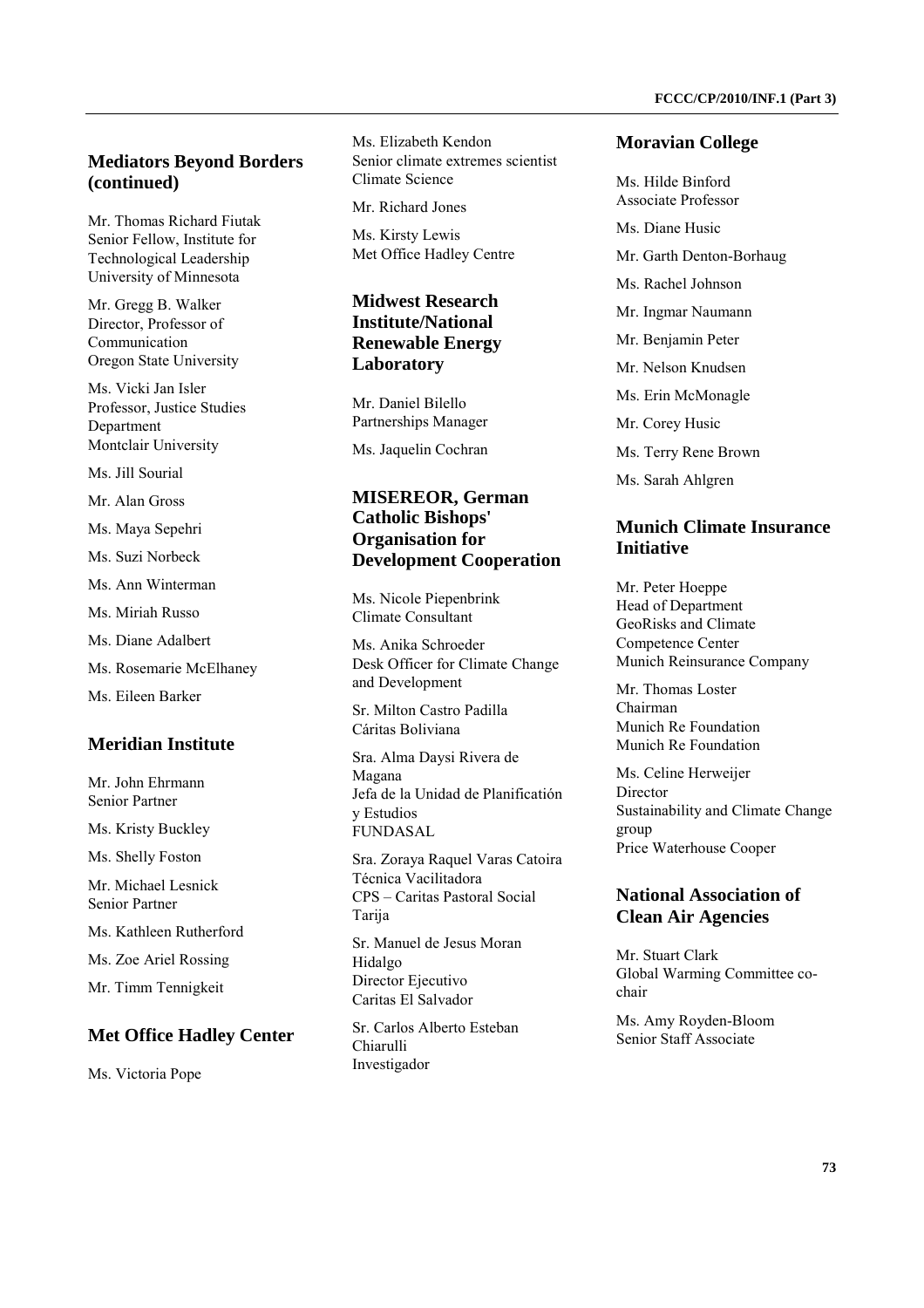## Mediators Beyond Borders (continued)

Mr. Thomas Richard Fiutak
Senior Fellow, Institute for Technological Leadership
University of Minnesota

Mr. Gregg B. Walker
Director, Professor of Communication
Oregon State University

Ms. Vicki Jan Isler
Professor, Justice Studies Department
Montclair University

Ms. Jill Sourial

Mr. Alan Gross

Ms. Maya Sepehri

Ms. Suzi Norbeck

Ms. Ann Winterman

Ms. Miriah Russo

Ms. Diane Adalbert

Ms. Rosemarie McElhaney

Ms. Eileen Barker

## Meridian Institute

Mr. John Ehrmann
Senior Partner

Ms. Kristy Buckley

Ms. Shelly Foston

Mr. Michael Lesnick
Senior Partner

Ms. Kathleen Rutherford

Ms. Zoe Ariel Rossing

Mr. Timm Tennigkeit

## Met Office Hadley Center

Ms. Victoria Pope

Ms. Elizabeth Kendon
Senior climate extremes scientist
Climate Science

Mr. Richard Jones

Ms. Kirsty Lewis
Met Office Hadley Centre

## Midwest Research Institute/National Renewable Energy Laboratory

Mr. Daniel Bilello
Partnerships Manager

Ms. Jaquelin Cochran

## MISEREOR, German Catholic Bishops' Organisation for Development Cooperation

Ms. Nicole Piepenbrink
Climate Consultant

Ms. Anika Schroeder
Desk Officer for Climate Change and Development

Sr. Milton Castro Padilla
Cáritas Boliviana

Sra. Alma Daysi Rivera de Magana
Jefa de la Unidad de Planificatión y Estudios
FUNDASAL

Sra. Zoraya Raquel Varas Catoira
Técnica Vacilitadora
CPS – Caritas Pastoral Social Tarija

Sr. Manuel de Jesus Moran Hidalgo
Director Ejecutivo
Caritas El Salvador

Sr. Carlos Alberto Esteban Chiarulli
Investigador

## Moravian College

Ms. Hilde Binford
Associate Professor

Ms. Diane Husic

Mr. Garth Denton-Borhaug

Ms. Rachel Johnson

Mr. Ingmar Naumann

Mr. Benjamin Peter

Mr. Nelson Knudsen

Ms. Erin McMonagle

Mr. Corey Husic

Ms. Terry Rene Brown

Ms. Sarah Ahlgren

## Munich Climate Insurance Initiative

Mr. Peter Hoeppe
Head of Department
GeoRisks and Climate Competence Center
Munich Reinsurance Company

Mr. Thomas Loster
Chairman
Munich Re Foundation
Munich Re Foundation

Ms. Celine Herweijer
Director
Sustainability and Climate Change group
Price Waterhouse Cooper

## National Association of Clean Air Agencies

Mr. Stuart Clark
Global Warming Committee co-chair

Ms. Amy Royden-Bloom
Senior Staff Associate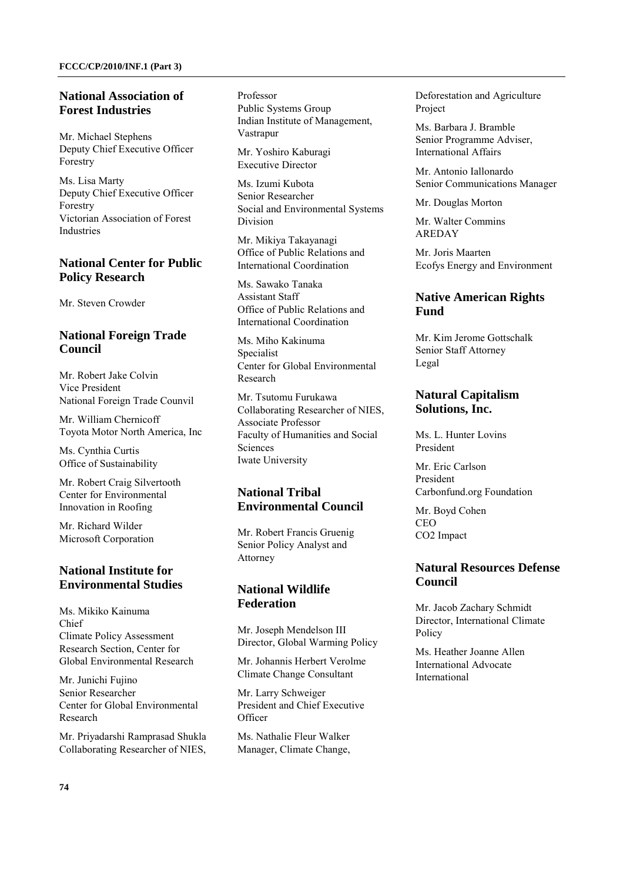## National Association of Forest Industries

Mr. Michael Stephens
Deputy Chief Executive Officer
Forestry

Ms. Lisa Marty
Deputy Chief Executive Officer
Forestry
Victorian Association of Forest Industries

## National Center for Public Policy Research

Mr. Steven Crowder

## National Foreign Trade Council

Mr. Robert Jake Colvin
Vice President
National Foreign Trade Counvil

Mr. William Chernicoff
Toyota Motor North America, Inc

Ms. Cynthia Curtis
Office of Sustainability

Mr. Robert Craig Silvertooth
Center for Environmental Innovation in Roofing

Mr. Richard Wilder
Microsoft Corporation

## National Institute for Environmental Studies

Ms. Mikiko Kainuma
Chief
Climate Policy Assessment Research Section, Center for Global Environmental Research

Mr. Junichi Fujino
Senior Researcher
Center for Global Environmental Research

Mr. Priyadarshi Ramprasad Shukla
Collaborating Researcher of NIES, Professor
Public Systems Group
Indian Institute of Management, Vastrapur

Mr. Yoshiro Kaburagi
Executive Director

Ms. Izumi Kubota
Senior Researcher
Social and Environmental Systems Division

Mr. Mikiya Takayanagi
Office of Public Relations and International Coordination

Ms. Sawako Tanaka
Assistant Staff
Office of Public Relations and International Coordination

Ms. Miho Kakinuma
Specialist
Center for Global Environmental Research

Mr. Tsutomu Furukawa
Collaborating Researcher of NIES, Associate Professor
Faculty of Humanities and Social Sciences
Iwate University

## National Tribal Environmental Council

Mr. Robert Francis Gruenig
Senior Policy Analyst and Attorney

## National Wildlife Federation

Mr. Joseph Mendelson III
Director, Global Warming Policy

Mr. Johannis Herbert Verolme
Climate Change Consultant

Mr. Larry Schweiger
President and Chief Executive Officer

Ms. Nathalie Fleur Walker
Manager, Climate Change, Deforestation and Agriculture Project

Ms. Barbara J. Bramble
Senior Programme Adviser, International Affairs

Mr. Antonio Iallonardo
Senior Communications Manager

Mr. Douglas Morton

Mr. Walter Commins
AREDAY

Mr. Joris Maarten
Ecofys Energy and Environment

## Native American Rights Fund

Mr. Kim Jerome Gottschalk
Senior Staff Attorney
Legal

## Natural Capitalism Solutions, Inc.

Ms. L. Hunter Lovins
President

Mr. Eric Carlson
President
Carbonfund.org Foundation

Mr. Boyd Cohen
CEO
CO2 Impact

## Natural Resources Defense Council

Mr. Jacob Zachary Schmidt
Director, International Climate Policy

Ms. Heather Joanne Allen
International Advocate
International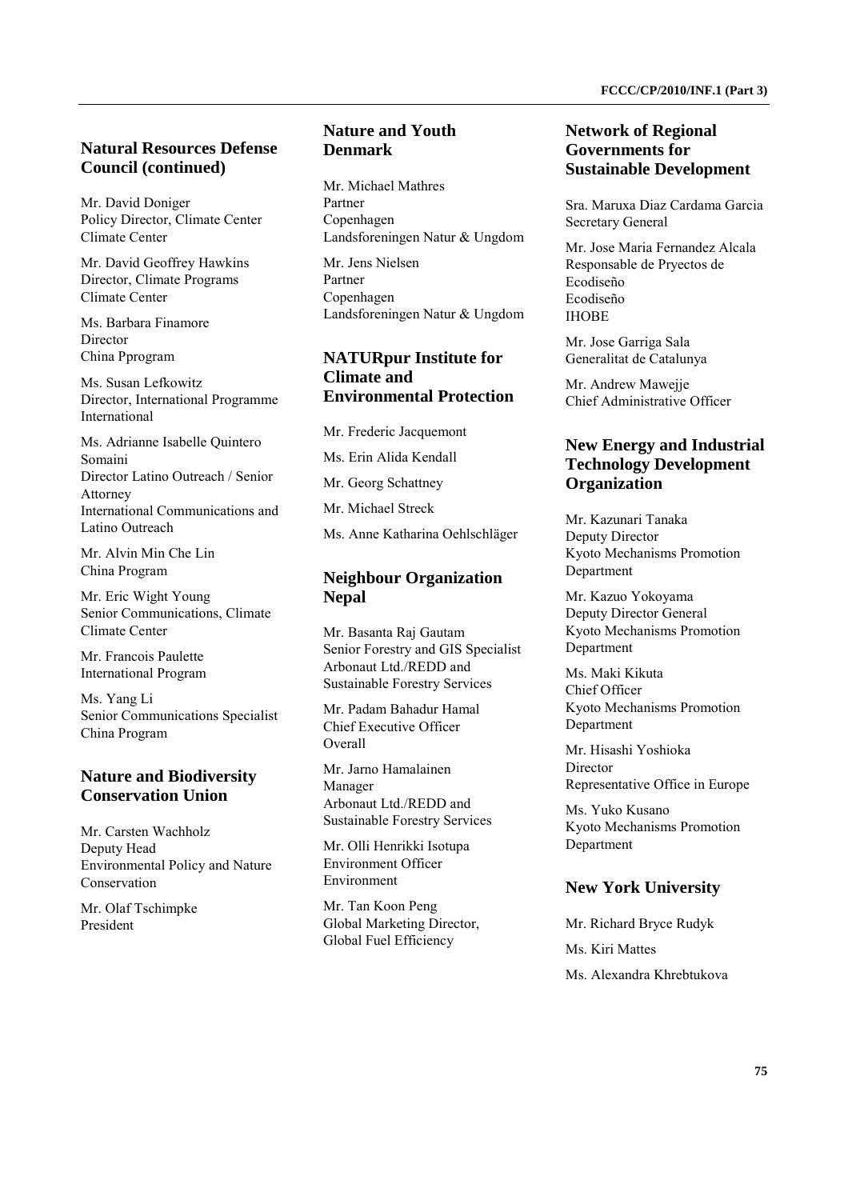## Natural Resources Defense Council (continued)

Mr. David Doniger
Policy Director, Climate Center
Climate Center

Mr. David Geoffrey Hawkins
Director, Climate Programs
Climate Center

Ms. Barbara Finamore
Director
China Pprogram

Ms. Susan Lefkowitz
Director, International Programme
International

Ms. Adrianne Isabelle Quintero Somaini
Director Latino Outreach / Senior Attorney
International Communications and Latino Outreach

Mr. Alvin Min Che Lin
China Program

Mr. Eric Wight Young
Senior Communications, Climate
Climate Center

Mr. Francois Paulette
International Program

Ms. Yang Li
Senior Communications Specialist
China Program

## Nature and Biodiversity Conservation Union

Mr. Carsten Wachholz
Deputy Head
Environmental Policy and Nature Conservation

Mr. Olaf Tschimpke
President

## Nature and Youth Denmark

Mr. Michael Mathres
Partner
Copenhagen
Landsforeningen Natur & Ungdom

Mr. Jens Nielsen
Partner
Copenhagen
Landsforeningen Natur & Ungdom

## NATURpur Institute for Climate and Environmental Protection

Mr. Frederic Jacquemont

Ms. Erin Alida Kendall

Mr. Georg Schattney

Mr. Michael Streck

Ms. Anne Katharina Oehlschläger

## Neighbour Organization Nepal

Mr. Basanta Raj Gautam
Senior Forestry and GIS Specialist
Arbonaut Ltd./REDD and Sustainable Forestry Services

Mr. Padam Bahadur Hamal
Chief Executive Officer
Overall

Mr. Jarno Hamalainen
Manager
Arbonaut Ltd./REDD and Sustainable Forestry Services

Mr. Olli Henrikki Isotupa
Environment Officer
Environment

Mr. Tan Koon Peng
Global Marketing Director,
Global Fuel Efficiency

## Network of Regional Governments for Sustainable Development

Sra. Maruxa Diaz Cardama Garcia
Secretary General

Mr. Jose Maria Fernandez Alcala
Responsable de Pryectos de Ecodiseño
Ecodiseño
IHOBE

Mr. Jose Garriga Sala
Generalitat de Catalunya

Mr. Andrew Mawejje
Chief Administrative Officer

## New Energy and Industrial Technology Development Organization

Mr. Kazunari Tanaka
Deputy Director
Kyoto Mechanisms Promotion Department

Mr. Kazuo Yokoyama
Deputy Director General
Kyoto Mechanisms Promotion Department

Ms. Maki Kikuta
Chief Officer
Kyoto Mechanisms Promotion Department

Mr. Hisashi Yoshioka
Director
Representative Office in Europe

Ms. Yuko Kusano
Kyoto Mechanisms Promotion Department

## New York University

Mr. Richard Bryce Rudyk

Ms. Kiri Mattes

Ms. Alexandra Khrebtukova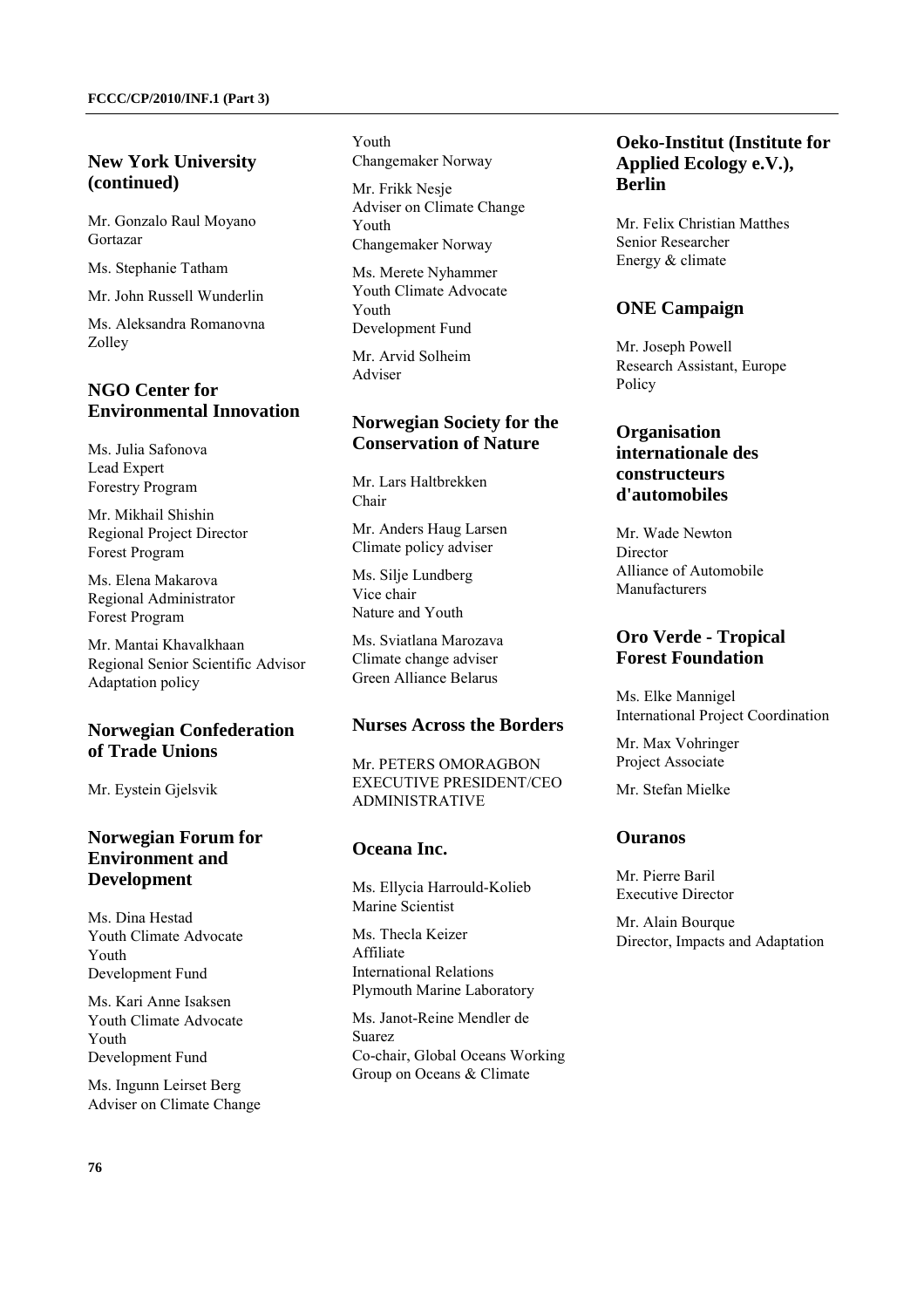## New York University (continued)

Mr. Gonzalo Raul Moyano Gortazar

Ms. Stephanie Tatham

Mr. John Russell Wunderlin

Ms. Aleksandra Romanovna Zolley

## NGO Center for Environmental Innovation

Ms. Julia Safonova
Lead Expert
Forestry Program

Mr. Mikhail Shishin
Regional Project Director
Forest Program

Ms. Elena Makarova
Regional Administrator
Forest Program

Mr. Mantai Khavalkhaan
Regional Senior Scientific Advisor
Adaptation policy

## Norwegian Confederation of Trade Unions

Mr. Eystein Gjelsvik

## Norwegian Forum for Environment and Development

Ms. Dina Hestad
Youth Climate Advocate
Youth
Development Fund

Ms. Kari Anne Isaksen
Youth Climate Advocate
Youth
Development Fund

Ms. Ingunn Leirset Berg
Adviser on Climate Change
Youth
Changemaker Norway

Mr. Frikk Nesje
Adviser on Climate Change
Youth
Changemaker Norway

Ms. Merete Nyhammer
Youth Climate Advocate
Youth
Development Fund

Mr. Arvid Solheim
Adviser

## Norwegian Society for the Conservation of Nature

Mr. Lars Haltbrekken
Chair

Mr. Anders Haug Larsen
Climate policy adviser

Ms. Silje Lundberg
Vice chair
Nature and Youth

Ms. Sviatlana Marozava
Climate change adviser
Green Alliance Belarus

## Nurses Across the Borders

Mr. PETERS OMORAGBON
EXECUTIVE PRESIDENT/CEO
ADMINISTRATIVE

## Oceana Inc.

Ms. Ellycia Harrould-Kolieb
Marine Scientist

Ms. Thecla Keizer
Affiliate
International Relations
Plymouth Marine Laboratory

Ms. Janot-Reine Mendler de Suarez
Co-chair, Global Oceans Working Group on Oceans & Climate

## Oeko-Institut (Institute for Applied Ecology e.V.), Berlin

Mr. Felix Christian Matthes
Senior Researcher
Energy & climate

## ONE Campaign

Mr. Joseph Powell
Research Assistant, Europe
Policy

## Organisation internationale des constructeurs d'automobiles

Mr. Wade Newton
Director
Alliance of Automobile Manufacturers

## Oro Verde - Tropical Forest Foundation

Ms. Elke Mannigel
International Project Coordination

Mr. Max Vohringer
Project Associate

Mr. Stefan Mielke

## Ouranos

Mr. Pierre Baril
Executive Director

Mr. Alain Bourque
Director, Impacts and Adaptation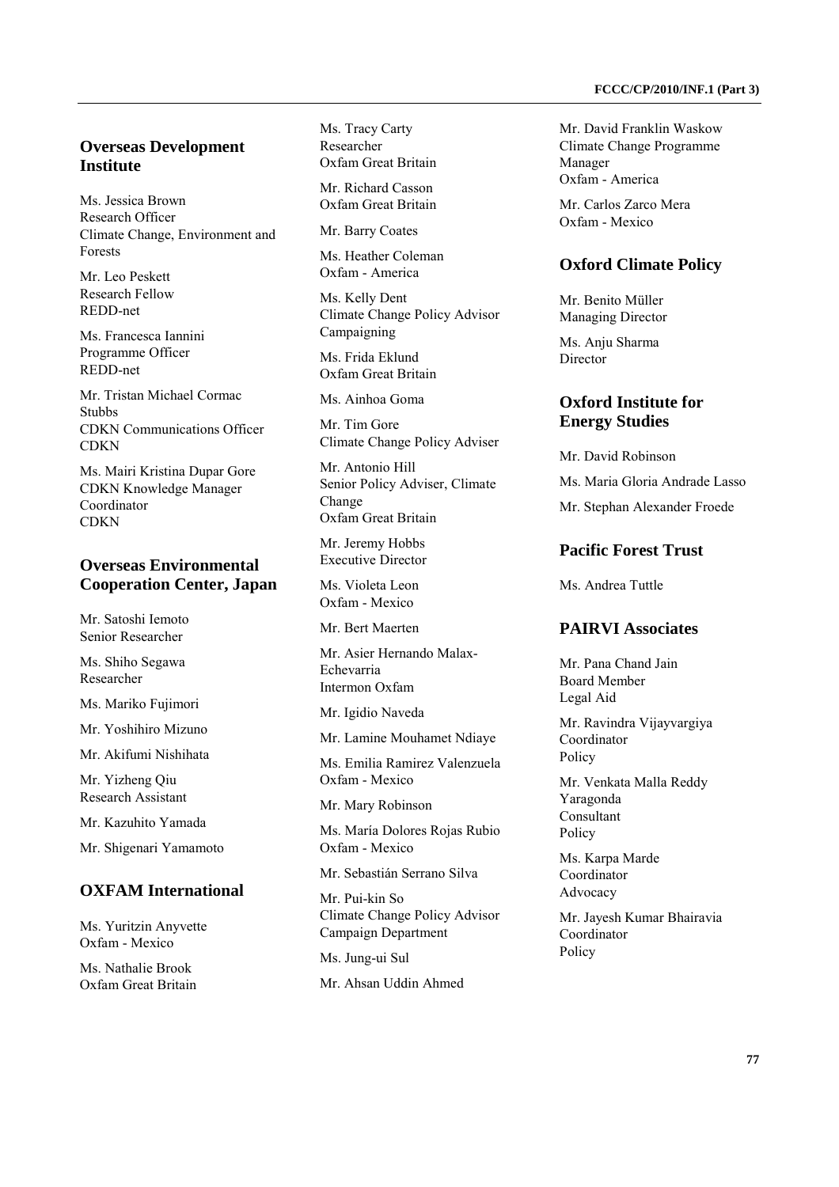## Overseas Development Institute

Ms. Jessica Brown
Research Officer
Climate Change, Environment and Forests

Mr. Leo Peskett
Research Fellow
REDD-net

Ms. Francesca Iannini
Programme Officer
REDD-net

Mr. Tristan Michael Cormac Stubbs
CDKN Communications Officer
CDKN

Ms. Mairi Kristina Dupar Gore
CDKN Knowledge Manager
Coordinator
CDKN

## Overseas Environmental Cooperation Center, Japan

Mr. Satoshi Iemoto
Senior Researcher

Ms. Shiho Segawa
Researcher

Ms. Mariko Fujimori

Mr. Yoshihiro Mizuno

Mr. Akifumi Nishihata

Mr. Yizheng Qiu
Research Assistant

Mr. Kazuhito Yamada

Mr. Shigenari Yamamoto

## OXFAM International

Ms. Yuritzin Anyvette
Oxfam - Mexico

Ms. Nathalie Brook
Oxfam Great Britain

Ms. Tracy Carty
Researcher
Oxfam Great Britain

Mr. Richard Casson
Oxfam Great Britain

Mr. Barry Coates

Ms. Heather Coleman
Oxfam - America

Ms. Kelly Dent
Climate Change Policy Advisor
Campaigning

Ms. Frida Eklund
Oxfam Great Britain

Ms. Ainhoa Goma

Mr. Tim Gore
Climate Change Policy Adviser

Mr. Antonio Hill
Senior Policy Adviser, Climate Change
Oxfam Great Britain

Mr. Jeremy Hobbs
Executive Director

Ms. Violeta Leon
Oxfam - Mexico

Mr. Bert Maerten

Mr. Asier Hernando Malax-Echevarria
Intermon Oxfam

Mr. Igidio Naveda

Mr. Lamine Mouhamet Ndiaye

Ms. Emilia Ramirez Valenzuela
Oxfam - Mexico

Mr. Mary Robinson

Ms. María Dolores Rojas Rubio
Oxfam - Mexico

Mr. Sebastián Serrano Silva

Mr. Pui-kin So
Climate Change Policy Advisor
Campaign Department

Ms. Jung-ui Sul

Mr. Ahsan Uddin Ahmed

Mr. David Franklin Waskow
Climate Change Programme Manager
Oxfam - America

Mr. Carlos Zarco Mera
Oxfam - Mexico

## Oxford Climate Policy

Mr. Benito Müller
Managing Director

Ms. Anju Sharma
Director

## Oxford Institute for Energy Studies

Mr. David Robinson

Ms. Maria Gloria Andrade Lasso

Mr. Stephan Alexander Froede

## Pacific Forest Trust

Ms. Andrea Tuttle

## PAIRVI Associates

Mr. Pana Chand Jain
Board Member
Legal Aid

Mr. Ravindra Vijayvargiya
Coordinator
Policy

Mr. Venkata Malla Reddy Yaragonda
Consultant
Policy

Ms. Karpa Marde
Coordinator
Advocacy

Mr. Jayesh Kumar Bhairavia
Coordinator
Policy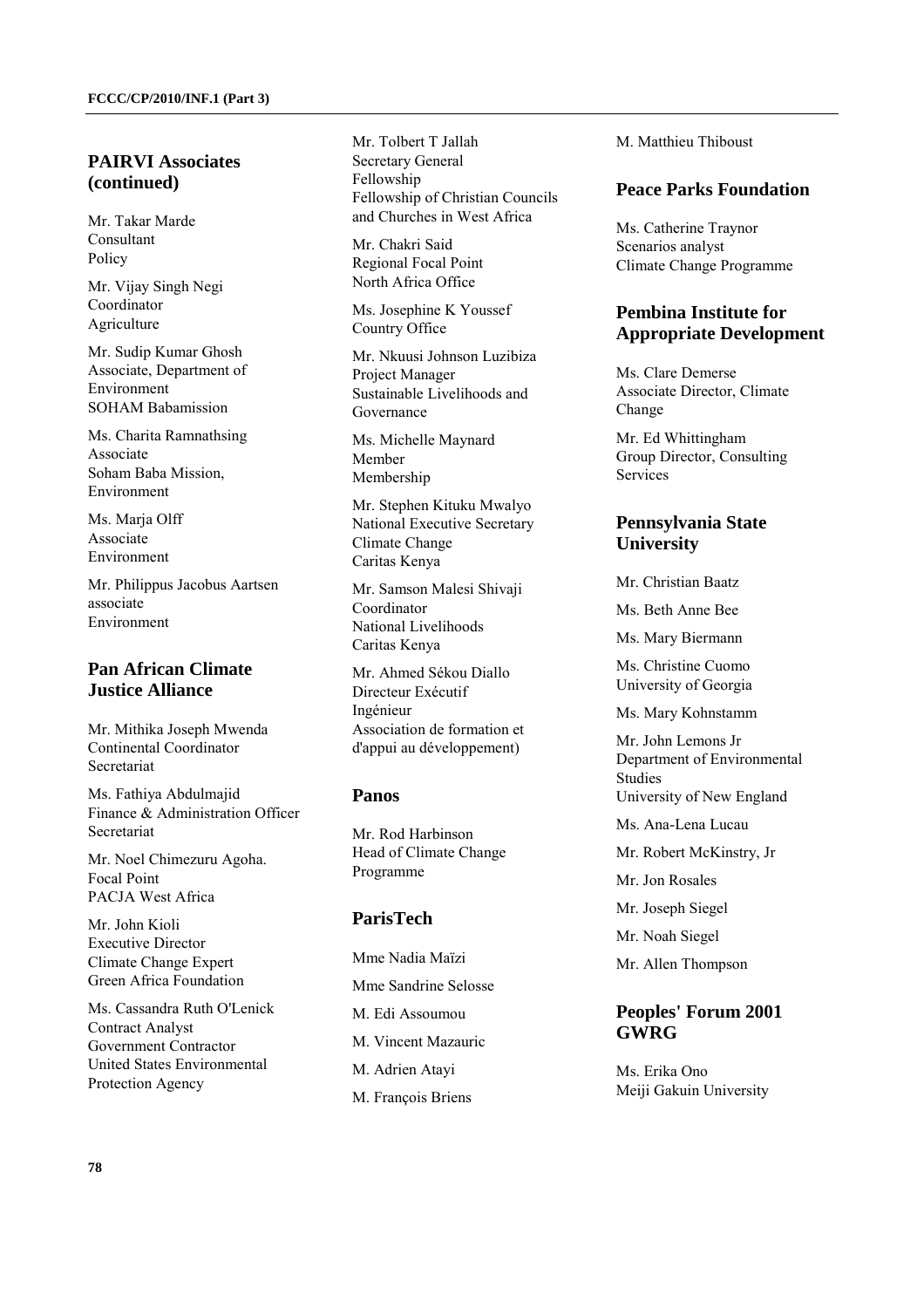## PAIRVI Associates (continued)

Mr. Takar Marde
Consultant
Policy

Mr. Vijay Singh Negi
Coordinator
Agriculture

Mr. Sudip Kumar Ghosh
Associate, Department of Environment
SOHAM Babamission

Ms. Charita Ramnathsing
Associate
Soham Baba Mission, Environment

Ms. Marja Olff
Associate
Environment

Mr. Philippus Jacobus Aartsen
associate
Environment

## Pan African Climate Justice Alliance

Mr. Mithika Joseph Mwenda
Continental Coordinator
Secretariat

Ms. Fathiya Abdulmajid
Finance & Administration Officer
Secretariat

Mr. Noel Chimezuru Agoha.
Focal Point
PACJA West Africa

Mr. John Kioli
Executive Director
Climate Change Expert
Green Africa Foundation

Ms. Cassandra Ruth O'Lenick
Contract Analyst
Government Contractor
United States Environmental Protection Agency

Mr. Tolbert T Jallah
Secretary General
Fellowship
Fellowship of Christian Councils and Churches in West Africa

Mr. Chakri Said
Regional Focal Point
North Africa Office

Ms. Josephine K Youssef
Country Office

Mr. Nkuusi Johnson Luzibiza
Project Manager
Sustainable Livelihoods and Governance

Ms. Michelle Maynard
Member
Membership

Mr. Stephen Kituku Mwalyo
National Executive Secretary
Climate Change
Caritas Kenya

Mr. Samson Malesi Shivaji
Coordinator
National Livelihoods
Caritas Kenya

Mr. Ahmed Sékou Diallo
Directeur Exécutif
Ingénieur
Association de formation et d'appui au développement)

## Panos

Mr. Rod Harbinson
Head of Climate Change Programme

## ParisTech

Mme Nadia Maïzi

Mme Sandrine Selosse

M. Edi Assoumou

M. Vincent Mazauric

M. Adrien Atayi

M. François Briens

M. Matthieu Thiboust

## Peace Parks Foundation

Ms. Catherine Traynor
Scenarios analyst
Climate Change Programme

## Pembina Institute for Appropriate Development

Ms. Clare Demerse
Associate Director, Climate Change

Mr. Ed Whittingham
Group Director, Consulting Services

## Pennsylvania State University

Mr. Christian Baatz

Ms. Beth Anne Bee

Ms. Mary Biermann

Ms. Christine Cuomo
University of Georgia

Ms. Mary Kohnstamm

Mr. John Lemons Jr
Department of Environmental Studies
University of New England

Ms. Ana-Lena Lucau

Mr. Robert McKinstry, Jr

Mr. Jon Rosales

Mr. Joseph Siegel

Mr. Noah Siegel

Mr. Allen Thompson

## Peoples' Forum 2001 GWRG

Ms. Erika Ono
Meiji Gakuin University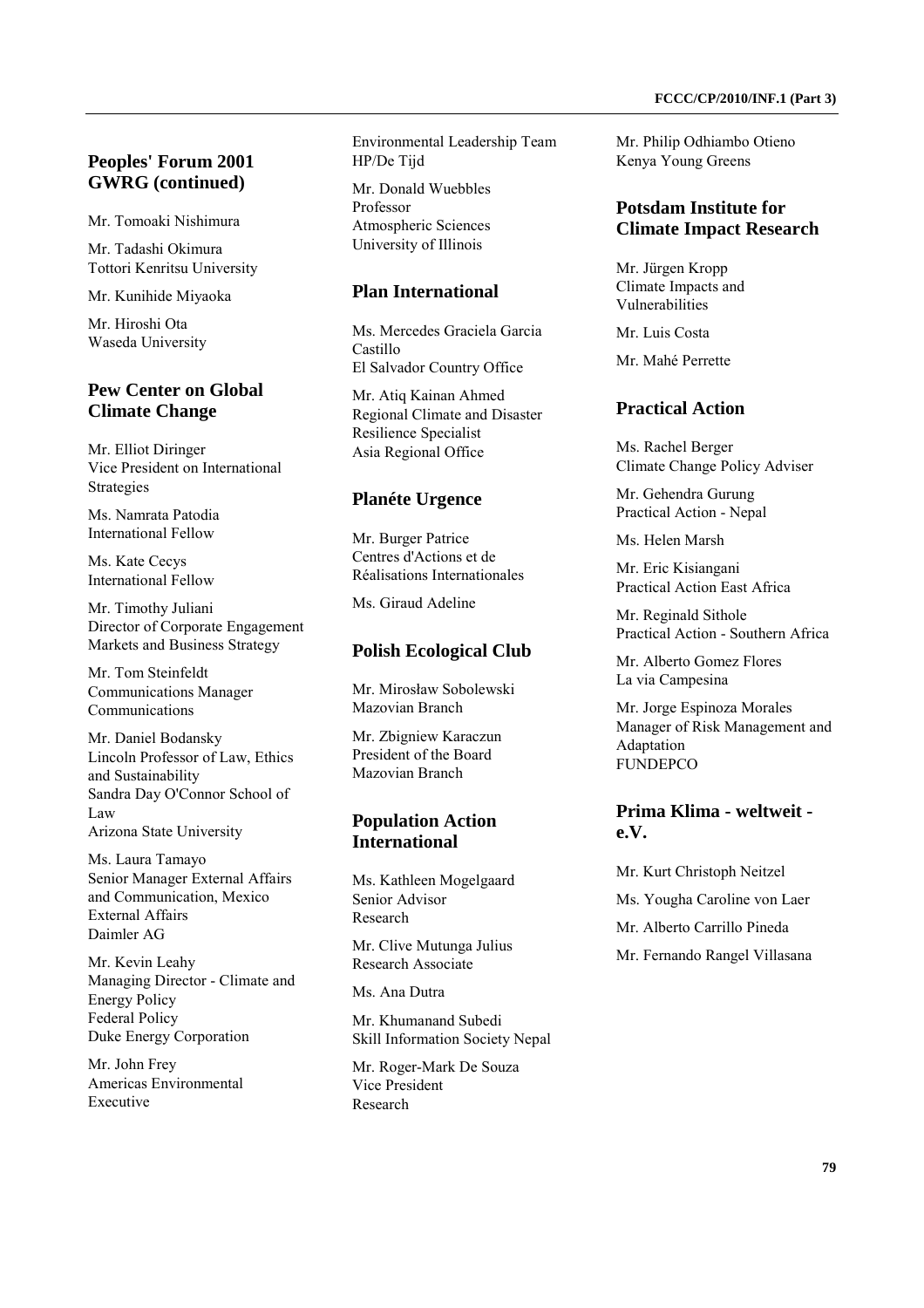## Peoples' Forum 2001 GWRG (continued)

Mr. Tomoaki Nishimura

Mr. Tadashi Okimura
Tottori Kenritsu University

Mr. Kunihide Miyaoka

Mr. Hiroshi Ota
Waseda University

## Pew Center on Global Climate Change

Mr. Elliot Diringer
Vice President on International Strategies

Ms. Namrata Patodia
International Fellow

Ms. Kate Cecys
International Fellow

Mr. Timothy Juliani
Director of Corporate Engagement
Markets and Business Strategy

Mr. Tom Steinfeldt
Communications Manager
Communications

Mr. Daniel Bodansky
Lincoln Professor of Law, Ethics and Sustainability
Sandra Day O'Connor School of Law
Arizona State University

Ms. Laura Tamayo
Senior Manager External Affairs and Communication, Mexico
External Affairs
Daimler AG

Mr. Kevin Leahy
Managing Director - Climate and Energy Policy
Federal Policy
Duke Energy Corporation

Mr. John Frey
Americas Environmental Executive
Environmental Leadership Team
HP/De Tijd

Mr. Donald Wuebbles
Professor
Atmospheric Sciences
University of Illinois

## Plan International

Ms. Mercedes Graciela Garcia Castillo
El Salvador Country Office

Mr. Atiq Kainan Ahmed
Regional Climate and Disaster Resilience Specialist
Asia Regional Office

## Planéte Urgence

Mr. Burger Patrice
Centres d'Actions et de Réalisations Internationales

Ms. Giraud Adeline

## Polish Ecological Club

Mr. Mirosław Sobolewski
Mazovian Branch

Mr. Zbigniew Karaczun
President of the Board
Mazovian Branch

## Population Action International

Ms. Kathleen Mogelgaard
Senior Advisor
Research

Mr. Clive Mutunga Julius
Research Associate

Ms. Ana Dutra

Mr. Khumanand Subedi
Skill Information Society Nepal

Mr. Roger-Mark De Souza
Vice President
Research

Mr. Philip Odhiambo Otieno
Kenya Young Greens

## Potsdam Institute for Climate Impact Research

Mr. Jürgen Kropp
Climate Impacts and Vulnerabilities

Mr. Luis Costa

Mr. Mahé Perrette

## Practical Action

Ms. Rachel Berger
Climate Change Policy Adviser

Mr. Gehendra Gurung
Practical Action - Nepal

Ms. Helen Marsh

Mr. Eric Kisiangani
Practical Action East Africa

Mr. Reginald Sithole
Practical Action - Southern Africa

Mr. Alberto Gomez Flores
La via Campesina

Mr. Jorge Espinoza Morales
Manager of Risk Management and Adaptation
FUNDEPCO

## Prima Klima - weltweit - e.V.

Mr. Kurt Christoph Neitzel

Ms. Yougha Caroline von Laer

Mr. Alberto Carrillo Pineda

Mr. Fernando Rangel Villasana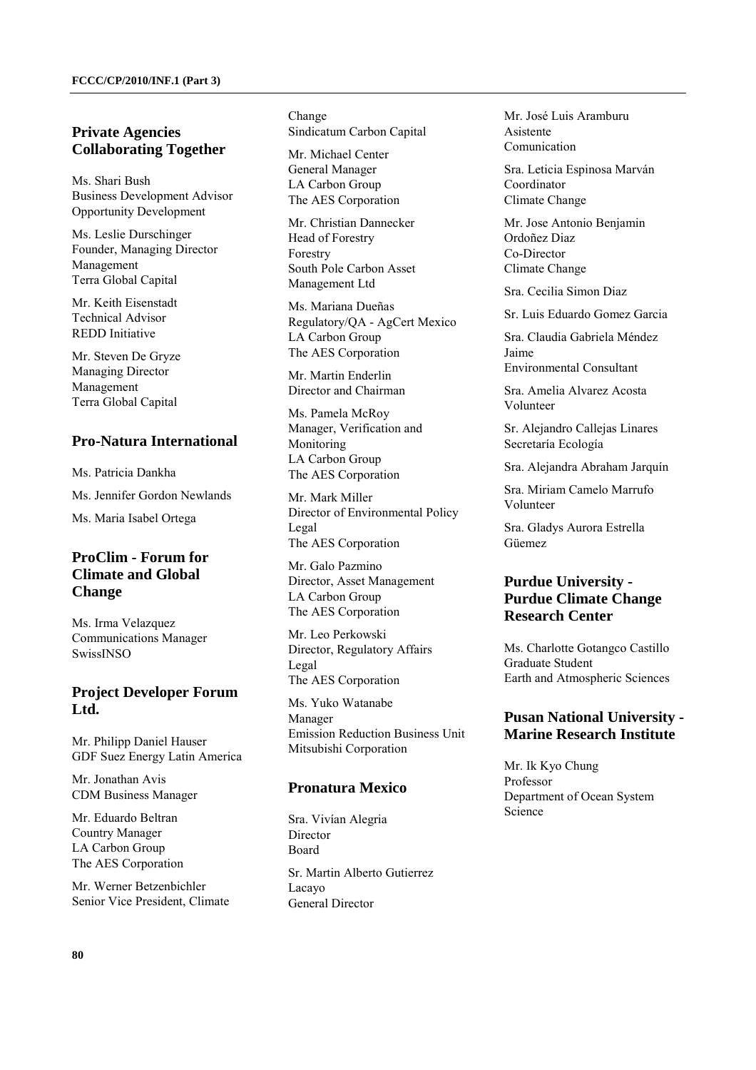## Private Agencies Collaborating Together

Ms. Shari Bush
Business Development Advisor
Opportunity Development

Ms. Leslie Durschinger
Founder, Managing Director
Management
Terra Global Capital

Mr. Keith Eisenstadt
Technical Advisor
REDD Initiative

Mr. Steven De Gryze
Managing Director
Management
Terra Global Capital

## Pro-Natura International

Ms. Patricia Dankha

Ms. Jennifer Gordon Newlands

Ms. Maria Isabel Ortega

## ProClim - Forum for Climate and Global Change

Ms. Irma Velazquez
Communications Manager
SwissINSO

## Project Developer Forum Ltd.

Mr. Philipp Daniel Hauser
GDF Suez Energy Latin America

Mr. Jonathan Avis
CDM Business Manager

Mr. Eduardo Beltran
Country Manager
LA Carbon Group
The AES Corporation

Mr. Werner Betzenbichler
Senior Vice President, Climate Change
Sindicatum Carbon Capital

Mr. Michael Center
General Manager
LA Carbon Group
The AES Corporation

Mr. Christian Dannecker
Head of Forestry
Forestry
South Pole Carbon Asset Management Ltd

Ms. Mariana Dueñas
Regulatory/QA - AgCert Mexico
LA Carbon Group
The AES Corporation

Mr. Martin Enderlin
Director and Chairman

Ms. Pamela McRoy
Manager, Verification and Monitoring
LA Carbon Group
The AES Corporation

Mr. Mark Miller
Director of Environmental Policy
Legal
The AES Corporation

Mr. Galo Pazmino
Director, Asset Management
LA Carbon Group
The AES Corporation

Mr. Leo Perkowski
Director, Regulatory Affairs
Legal
The AES Corporation

Ms. Yuko Watanabe
Manager
Emission Reduction Business Unit
Mitsubishi Corporation

## Pronatura Mexico

Sra. Vivían Alegria
Director
Board

Sr. Martin Alberto Gutierrez Lacayo
General Director

Mr. José Luis Aramburu
Asistente
Comunication

Sra. Leticia Espinosa Marván
Coordinator
Climate Change

Mr. Jose Antonio Benjamin Ordoñez Diaz
Co-Director
Climate Change

Sra. Cecilia Simon Diaz

Sr. Luis Eduardo Gomez Garcia

Sra. Claudia Gabriela Méndez Jaime
Environmental Consultant

Sra. Amelia Alvarez Acosta
Volunteer

Sr. Alejandro Callejas Linares
Secretaría Ecología

Sra. Alejandra Abraham Jarquín

Sra. Miriam Camelo Marrufo
Volunteer

Sra. Gladys Aurora Estrella Güemez

## Purdue University - Purdue Climate Change Research Center

Ms. Charlotte Gotangco Castillo
Graduate Student
Earth and Atmospheric Sciences

## Pusan National University - Marine Research Institute

Mr. Ik Kyo Chung
Professor
Department of Ocean System Science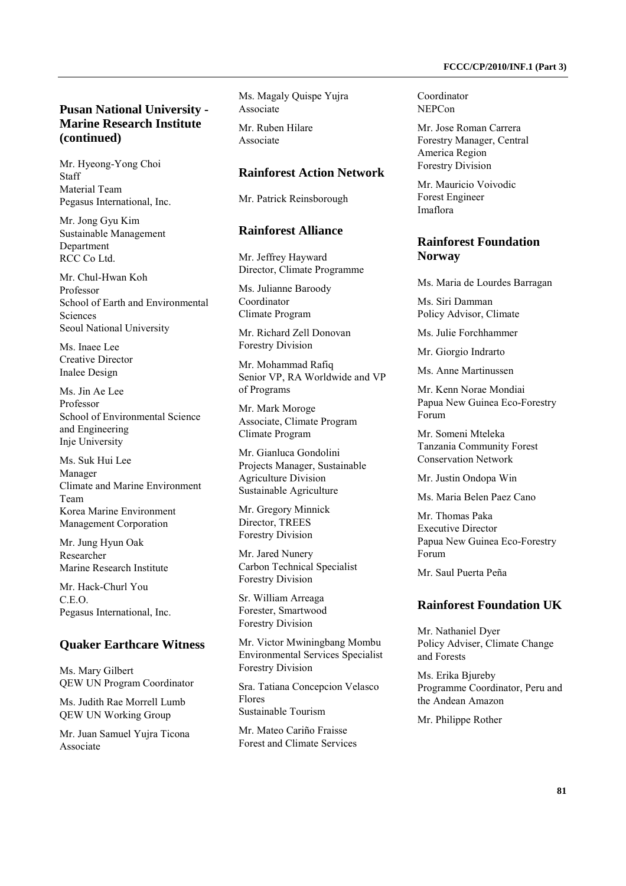## Pusan National University - Marine Research Institute (continued)

Mr. Hyeong-Yong Choi
Staff
Material Team
Pegasus International, Inc.

Mr. Jong Gyu Kim
Sustainable Management Department
RCC Co Ltd.

Mr. Chul-Hwan Koh
Professor
School of Earth and Environmental Sciences
Seoul National University

Ms. Inaee Lee
Creative Director
Inalee Design

Ms. Jin Ae Lee
Professor
School of Environmental Science and Engineering
Inje University

Ms. Suk Hui Lee
Manager
Climate and Marine Environment Team
Korea Marine Environment Management Corporation

Mr. Jung Hyun Oak
Researcher
Marine Research Institute

Mr. Hack-Churl You
C.E.O.
Pegasus International, Inc.

## Quaker Earthcare Witness

Ms. Mary Gilbert
QEW UN Program Coordinator

Ms. Judith Rae Morrell Lumb
QEW UN Working Group

Mr. Juan Samuel Yujra Ticona
Associate

Ms. Magaly Quispe Yujra
Associate

Mr. Ruben Hilare
Associate

## Rainforest Action Network

Mr. Patrick Reinsborough

## Rainforest Alliance

Mr. Jeffrey Hayward
Director, Climate Programme

Ms. Julianne Baroody
Coordinator
Climate Program

Mr. Richard Zell Donovan
Forestry Division

Mr. Mohammad Rafiq
Senior VP, RA Worldwide and VP of Programs

Mr. Mark Moroge
Associate, Climate Program
Climate Program

Mr. Gianluca Gondolini
Projects Manager, Sustainable Agriculture Division
Sustainable Agriculture

Mr. Gregory Minnick
Director, TREES
Forestry Division

Mr. Jared Nunery
Carbon Technical Specialist
Forestry Division

Sr. William Arreaga
Forester, Smartwood
Forestry Division

Mr. Victor Mwiningbang Mombu
Environmental Services Specialist
Forestry Division

Sra. Tatiana Concepcion Velasco Flores
Sustainable Tourism

Mr. Mateo Cariño Fraisse
Forest and Climate Services
Coordinator
NEPCon

Mr. Jose Roman Carrera
Forestry Manager, Central America Region
Forestry Division

Mr. Mauricio Voivodic
Forest Engineer
Imaflora

## Rainforest Foundation Norway

Ms. Maria de Lourdes Barragan

Ms. Siri Damman
Policy Advisor, Climate

Ms. Julie Forchhammer

Mr. Giorgio Indrarto

Ms. Anne Martinussen

Mr. Kenn Norae Mondiai
Papua New Guinea Eco-Forestry Forum

Mr. Someni Mteleka
Tanzania Community Forest Conservation Network

Mr. Justin Ondopa Win

Ms. Maria Belen Paez Cano

Mr. Thomas Paka
Executive Director
Papua New Guinea Eco-Forestry Forum

Mr. Saul Puerta Peña

## Rainforest Foundation UK

Mr. Nathaniel Dyer
Policy Adviser, Climate Change and Forests

Ms. Erika Bjureby
Programme Coordinator, Peru and the Andean Amazon

Mr. Philippe Rother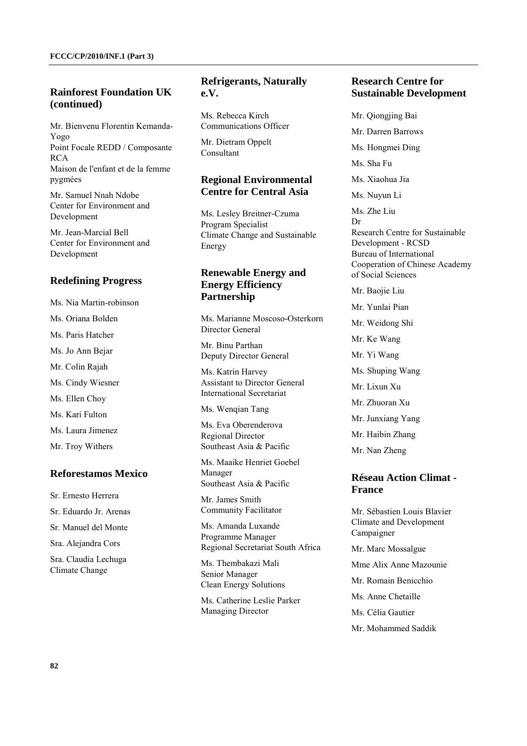## Rainforest Foundation UK (continued)

Mr. Bienvenu Florentin Kemanda-Yogo
Point Focale REDD / Composante RCA
Maison de l'enfant et de la femme pygmées

Mr. Samuel Nnah Ndobe
Center for Environment and Development

Mr. Jean-Marcial Bell
Center for Environment and Development

## Redefining Progress

Ms. Nia Martin-robinson

Ms. Oriana Bolden

Ms. Paris Hatcher

Ms. Jo Ann Bejar

Mr. Colin Rajah

Ms. Cindy Wiesner

Ms. Ellen Choy

Ms. Kari Fulton

Ms. Laura Jimenez

Mr. Troy Withers

## Reforestamos Mexico

Sr. Ernesto Herrera

Sr. Eduardo Jr. Arenas

Sr. Manuel del Monte

Sra. Alejandra Cors

Sra. Claudia Lechuga
Climate Change

## Refrigerants, Naturally e.V.

Ms. Rebecca Kirch
Communications Officer

Mr. Dietram Oppelt
Consultant

## Regional Environmental Centre for Central Asia

Ms. Lesley Breitner-Czuma
Program Specialist
Climate Change and Sustainable Energy

## Renewable Energy and Energy Efficiency Partnership

Ms. Marianne Moscoso-Osterkorn
Director General

Mr. Binu Parthan
Deputy Director General

Ms. Katrin Harvey
Assistant to Director General
International Secretariat

Ms. Wenqian Tang

Ms. Eva Oberenderova
Regional Director
Southeast Asia & Pacific

Ms. Maaike Henriet Goebel
Manager
Southeast Asia & Pacific

Mr. James Smith
Community Facilitator

Ms. Amanda Luxande
Programme Manager
Regional Secretariat South Africa

Ms. Thembakazi Mali
Senior Manager
Clean Energy Solutions

Ms. Catherine Leslie Parker
Managing Director

## Research Centre for Sustainable Development

Mr. Qiongjing Bai

Mr. Darren Barrows

Ms. Hongmei Ding

Ms. Sha Fu

Ms. Xiaohua Jia

Ms. Nuyun Li

Ms. Zhe Liu
Dr
Research Centre for Sustainable Development - RCSD
Bureau of International Cooperation of Chinese Academy of Social Sciences

Mr. Baojie Liu

Mr. Yunlai Pian

Mr. Weidong Shi

Mr. Ke Wang

Mr. Yi Wang

Ms. Shuping Wang

Mr. Lixun Xu

Mr. Zhuoran Xu

Mr. Junxiang Yang

Mr. Haibin Zhang

Mr. Nan Zheng

## Réseau Action Climat - France

Mr. Sébastien Louis Blavier
Climate and Development Campaigner

Mr. Marc Mossalgue

Mme Alix Anne Mazounie

Mr. Romain Benicchio

Ms. Anne Chetaille

Ms. Célia Gautier

Mr. Mohammed Saddik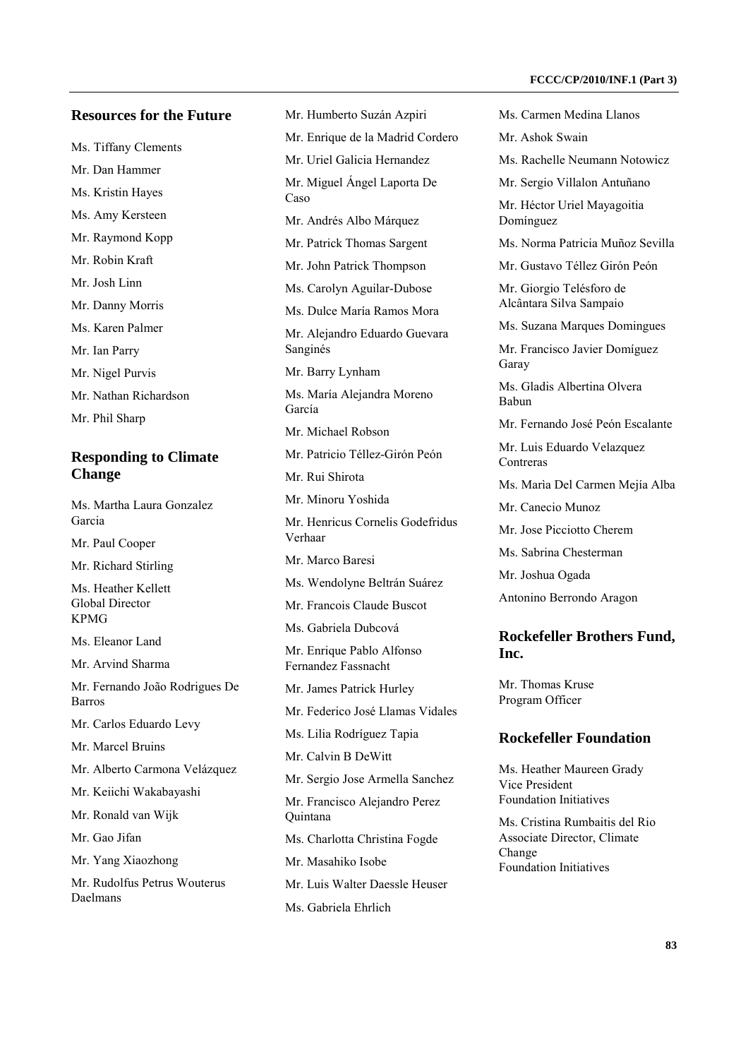## Resources for the Future

Ms. Tiffany Clements

Mr. Dan Hammer

Ms. Kristin Hayes

Ms. Amy Kersteen

Mr. Raymond Kopp

Mr. Robin Kraft

Mr. Josh Linn

Mr. Danny Morris

Ms. Karen Palmer

Mr. Ian Parry

Mr. Nigel Purvis

Mr. Nathan Richardson

Mr. Phil Sharp

## Responding to Climate Change

Ms. Martha Laura Gonzalez Garcia

Mr. Paul Cooper

Mr. Richard Stirling

Ms. Heather Kellett
Global Director
KPMG

Ms. Eleanor Land

Mr. Arvind Sharma

Mr. Fernando João Rodrigues De Barros

Mr. Carlos Eduardo Levy

Mr. Marcel Bruins

Mr. Alberto Carmona Velázquez

Mr. Keiichi Wakabayashi

Mr. Ronald van Wijk

Mr. Gao Jifan

Mr. Yang Xiaozhong

Mr. Rudolfus Petrus Wouterus Daelmans

Mr. Humberto Suzán Azpiri

Mr. Enrique de la Madrid Cordero

Mr. Uriel Galicia Hernandez

Mr. Miguel Ángel Laporta De Caso

Mr. Andrés Albo Márquez

Mr. Patrick Thomas Sargent

Mr. John Patrick Thompson

Ms. Carolyn Aguilar-Dubose

Ms. Dulce María Ramos Mora

Mr. Alejandro Eduardo Guevara Sanginés

Mr. Barry Lynham

Ms. María Alejandra Moreno García

Mr. Michael Robson

Mr. Patricio Téllez-Girón Peón

Mr. Rui Shirota

Mr. Minoru Yoshida

Mr. Henricus Cornelis Godefridus Verhaar

Mr. Marco Baresi

Ms. Wendolyne Beltrán Suárez

Mr. Francois Claude Buscot

Ms. Gabriela Dubcová

Mr. Enrique Pablo Alfonso Fernandez Fassnacht

Mr. James Patrick Hurley

Mr. Federico José Llamas Vidales

Ms. Lilia Rodríguez Tapia

Mr. Calvin B DeWitt

Mr. Sergio Jose Armella Sanchez

Mr. Francisco Alejandro Perez Quintana

Ms. Charlotta Christina Fogde

Mr. Masahiko Isobe

Mr. Luis Walter Daessle Heuser

Ms. Gabriela Ehrlich

Ms. Carmen Medina Llanos

Mr. Ashok Swain

Ms. Rachelle Neumann Notowicz

Mr. Sergio Villalon Antuñano

Mr. Héctor Uriel Mayagoitia Domínguez

Ms. Norma Patricia Muñoz Sevilla

Mr. Gustavo Téllez Girón Peón

Mr. Giorgio Telésforo de Alcântara Silva Sampaio

Ms. Suzana Marques Domingues

Mr. Francisco Javier Domíguez Garay

Ms. Gladis Albertina Olvera Babun

Mr. Fernando José Peón Escalante

Mr. Luis Eduardo Velazquez Contreras

Ms. Marìa Del Carmen Mejía Alba

Mr. Canecio Munoz

Mr. Jose Picciotto Cherem

Ms. Sabrina Chesterman

Mr. Joshua Ogada

Antonino Berrondo Aragon

## Rockefeller Brothers Fund, Inc.

Mr. Thomas Kruse
Program Officer

## Rockefeller Foundation

Ms. Heather Maureen Grady
Vice President
Foundation Initiatives

Ms. Cristina Rumbaitis del Rio
Associate Director, Climate Change
Foundation Initiatives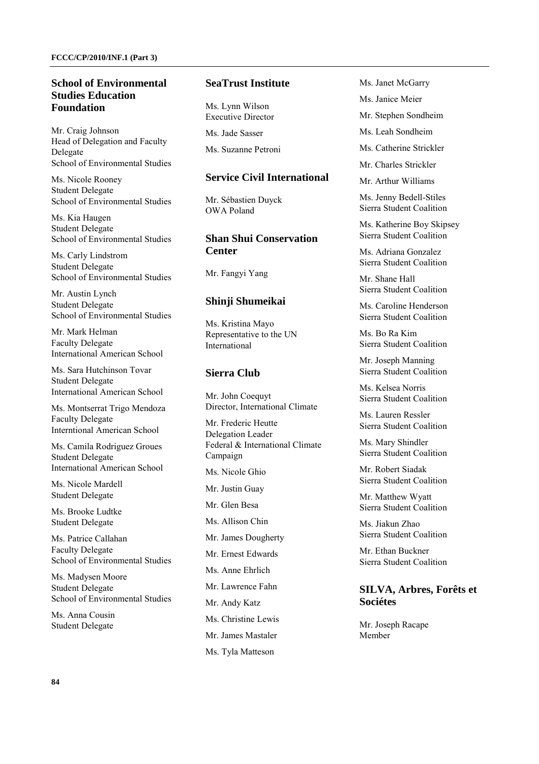### School of Environmental Studies Education Foundation

Mr. Craig Johnson
Head of Delegation and Faculty Delegate
School of Environmental Studies

Ms. Nicole Rooney
Student Delegate
School of Environmental Studies

Ms. Kia Haugen
Student Delegate
School of Environmental Studies

Ms. Carly Lindstrom
Student Delegate
School of Environmental Studies

Mr. Austin Lynch
Student Delegate
School of Environmental Studies

Mr. Mark Helman
Faculty Delegate
International American School

Ms. Sara Hutchinson Tovar
Student Delegate
International American School

Ms. Montserrat Trigo Mendoza
Faculty Delegate
Interntional American School

Ms. Camila Rodriguez Groues
Student Delegate
International American School

Ms. Nicole Mardell
Student Delegate

Ms. Brooke Ludtke
Student Delegate

Ms. Patrice Callahan
Faculty Delegate
School of Environmental Studies

Ms. Madysen Moore
Student Delegate
School of Environmental Studies

Ms. Anna Cousin
Student Delegate

### SeaTrust Institute

Ms. Lynn Wilson
Executive Director

Ms. Jade Sasser

Ms. Suzanne Petroni

### Service Civil International

Mr. Sébastien Duyck
OWA Poland

### Shan Shui Conservation Center

Mr. Fangyi Yang

### Shinji Shumeikai

Ms. Kristina Mayo
Representative to the UN International

### Sierra Club

Mr. John Coequyt
Director, International Climate

Mr. Frederic Heutte
Delegation Leader
Federal & International Climate Campaign

Ms. Nicole Ghio

Mr. Justin Guay

Mr. Glen Besa

Ms. Allison Chin

Mr. James Dougherty

Mr. Ernest Edwards

Ms. Anne Ehrlich

Mr. Lawrence Fahn

Mr. Andy Katz

Ms. Christine Lewis

Mr. James Mastaler

Ms. Tyla Matteson

Ms. Janet McGarry

Ms. Janice Meier

Mr. Stephen Sondheim

Ms. Leah Sondheim

Ms. Catherine Strickler

Mr. Charles Strickler

Mr. Arthur Williams

Ms. Jenny Bedell-Stiles
Sierra Student Coalition

Ms. Katherine Boy Skipsey
Sierra Student Coalition

Ms. Adriana Gonzalez
Sierra Student Coalition

Mr. Shane Hall
Sierra Student Coalition

Ms. Caroline Henderson
Sierra Student Coalition

Ms. Bo Ra Kim
Sierra Student Coalition

Mr. Joseph Manning
Sierra Student Coalition

Ms. Kelsea Norris
Sierra Student Coalition

Ms. Lauren Ressler
Sierra Student Coalition

Ms. Mary Shindler
Sierra Student Coalition

Mr. Robert Siadak
Sierra Student Coalition

Mr. Matthew Wyatt
Sierra Student Coalition

Ms. Jiakun Zhao
Sierra Student Coalition

Mr. Ethan Buckner
Sierra Student Coalition

### SILVA, Arbres, Forêts et Sociétes

Mr. Joseph Racape
Member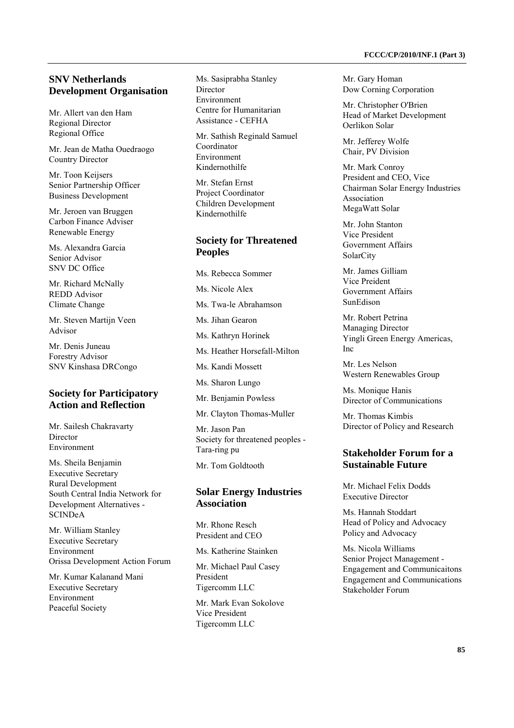## SNV Netherlands Development Organisation

Mr. Allert van den Ham
Regional Director
Regional Office

Mr. Jean de Matha Ouedraogo
Country Director

Mr. Toon Keijsers
Senior Partnership Officer
Business Development

Mr. Jeroen van Bruggen
Carbon Finance Adviser
Renewable Energy

Ms. Alexandra Garcia
Senior Advisor
SNV DC Office

Mr. Richard McNally
REDD Advisor
Climate Change

Mr. Steven Martijn Veen
Advisor

Mr. Denis Juneau
Forestry Advisor
SNV Kinshasa DRCongo

## Society for Participatory Action and Reflection

Mr. Sailesh Chakravarty
Director
Environment

Ms. Sheila Benjamin
Executive Secretary
Rural Development
South Central India Network for Development Alternatives - SCINDeA

Mr. William Stanley
Executive Secretary
Environment
Orissa Development Action Forum

Mr. Kumar Kalanand Mani
Executive Secretary
Environment
Peaceful Society

Ms. Sasiprabha Stanley
Director
Environment
Centre for Humanitarian Assistance - CEFHA

Mr. Sathish Reginald Samuel
Coordinator
Environment
Kindernothilfe

Mr. Stefan Ernst
Project Coordinator
Children Development
Kindernothilfe

## Society for Threatened Peoples

Ms. Rebecca Sommer

Ms. Nicole Alex

Ms. Twa-le Abrahamson

Ms. Jihan Gearon

Ms. Kathryn Horinek

Ms. Heather Horsefall-Milton

Ms. Kandi Mossett

Ms. Sharon Lungo

Mr. Benjamin Powless

Mr. Clayton Thomas-Muller

Mr. Jason Pan
Society for threatened peoples - Tara-ring pu

Mr. Tom Goldtooth

## Solar Energy Industries Association

Mr. Rhone Resch
President and CEO

Ms. Katherine Stainken

Mr. Michael Paul Casey
President
Tigercomm LLC

Mr. Mark Evan Sokolove
Vice President
Tigercomm LLC

Mr. Gary Homan
Dow Corning Corporation

Mr. Christopher O'Brien
Head of Market Development
Oerlikon Solar

Mr. Jefferey Wolfe
Chair, PV Division

Mr. Mark Conroy
President and CEO, Vice Chairman Solar Energy Industries Association
MegaWatt Solar

Mr. John Stanton
Vice President
Government Affairs
SolarCity

Mr. James Gilliam
Vice Preident
Government Affairs
SunEdison

Mr. Robert Petrina
Managing Director
Yingli Green Energy Americas, Inc

Mr. Les Nelson
Western Renewables Group

Ms. Monique Hanis
Director of Communications

Mr. Thomas Kimbis
Director of Policy and Research

## Stakeholder Forum for a Sustainable Future

Mr. Michael Felix Dodds
Executive Director

Ms. Hannah Stoddart
Head of Policy and Advocacy
Policy and Advocacy

Ms. Nicola Williams
Senior Project Management - Engagement and Communicaitons
Engagement and Communications
Stakeholder Forum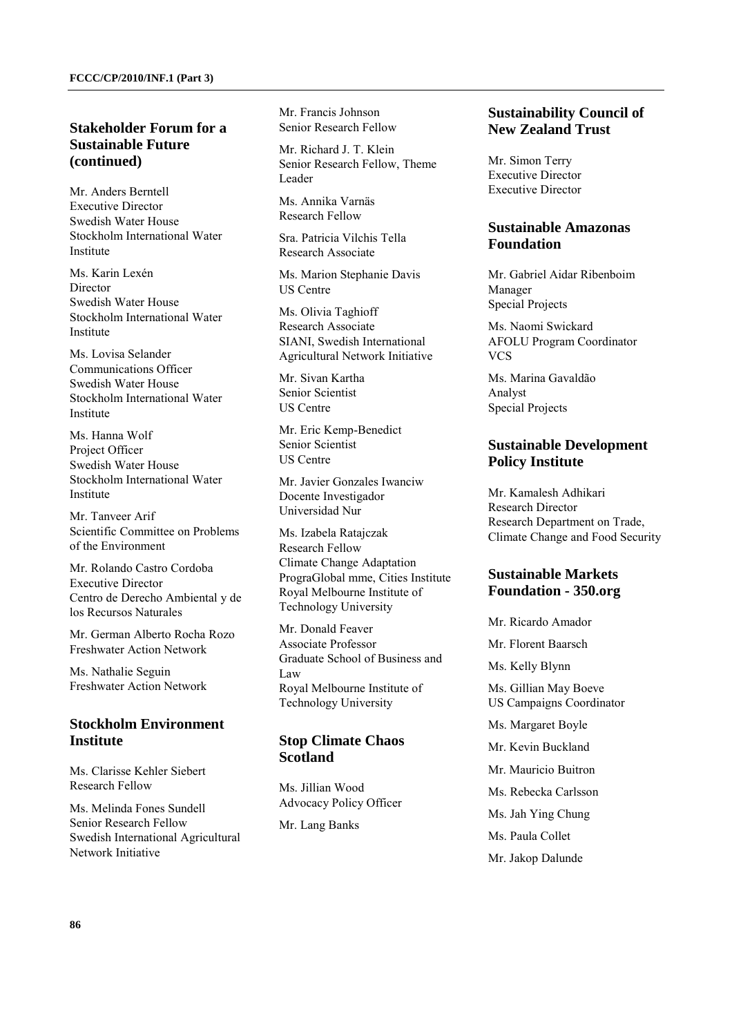## Stakeholder Forum for a Sustainable Future (continued)

Mr. Anders Berntell
Executive Director
Swedish Water House
Stockholm International Water Institute

Ms. Karin Lexén
Director
Swedish Water House
Stockholm International Water Institute

Ms. Lovisa Selander
Communications Officer
Swedish Water House
Stockholm International Water Institute

Ms. Hanna Wolf
Project Officer
Swedish Water House
Stockholm International Water Institute

Mr. Tanveer Arif
Scientific Committee on Problems of the Environment

Mr. Rolando Castro Cordoba
Executive Director
Centro de Derecho Ambiental y de los Recursos Naturales

Mr. German Alberto Rocha Rozo
Freshwater Action Network

Ms. Nathalie Seguin
Freshwater Action Network

## Stockholm Environment Institute

Ms. Clarisse Kehler Siebert
Research Fellow

Ms. Melinda Fones Sundell
Senior Research Fellow
Swedish International Agricultural Network Initiative

Mr. Francis Johnson
Senior Research Fellow

Mr. Richard J. T. Klein
Senior Research Fellow, Theme Leader

Ms. Annika Varnäs
Research Fellow

Sra. Patricia Vilchis Tella
Research Associate

Ms. Marion Stephanie Davis
US Centre

Ms. Olivia Taghioff
Research Associate
SIANI, Swedish International Agricultural Network Initiative

Mr. Sivan Kartha
Senior Scientist
US Centre

Mr. Eric Kemp-Benedict
Senior Scientist
US Centre

Mr. Javier Gonzales Iwanciw
Docente Investigador
Universidad Nur

Ms. Izabela Ratajczak
Research Fellow
Climate Change Adaptation PrograGlobal mme, Cities Institute
Royal Melbourne Institute of Technology University

Mr. Donald Feaver
Associate Professor
Graduate School of Business and Law
Royal Melbourne Institute of Technology University

## Stop Climate Chaos Scotland

Ms. Jillian Wood
Advocacy Policy Officer

Mr. Lang Banks

## Sustainability Council of New Zealand Trust

Mr. Simon Terry
Executive Director
Executive Director

## Sustainable Amazonas Foundation

Mr. Gabriel Aidar Ribenboim
Manager
Special Projects

Ms. Naomi Swickard
AFOLU Program Coordinator
VCS

Ms. Marina Gavaldão
Analyst
Special Projects

## Sustainable Development Policy Institute

Mr. Kamalesh Adhikari
Research Director
Research Department on Trade, Climate Change and Food Security

## Sustainable Markets Foundation - 350.org

Mr. Ricardo Amador

Mr. Florent Baarsch

Ms. Kelly Blynn

Ms. Gillian May Boeve
US Campaigns Coordinator

Ms. Margaret Boyle

Mr. Kevin Buckland

Mr. Mauricio Buitron

Ms. Rebecka Carlsson

Ms. Jah Ying Chung

Ms. Paula Collet

Mr. Jakop Dalunde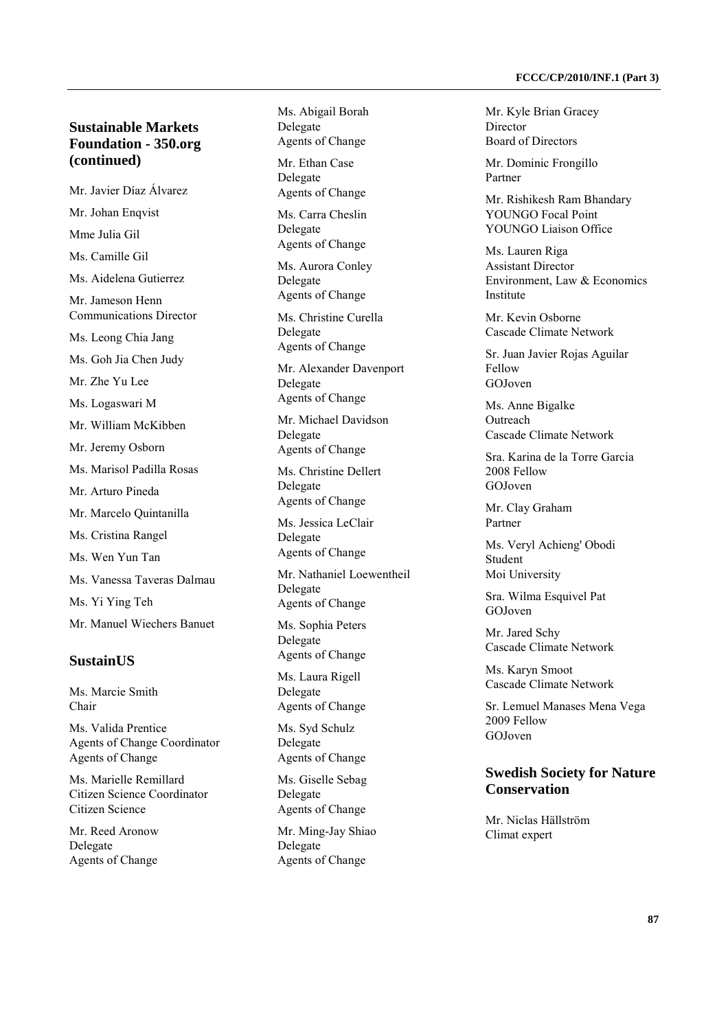## Sustainable Markets Foundation - 350.org (continued)

Mr. Javier Díaz Álvarez

Mr. Johan Enqvist

Mme Julia Gil

Ms. Camille Gil

Ms. Aidelena Gutierrez

Mr. Jameson Henn
Communications Director

Ms. Leong Chia Jang

Ms. Goh Jia Chen Judy

Mr. Zhe Yu Lee

Ms. Logaswari M

Mr. William McKibben

Mr. Jeremy Osborn

Ms. Marisol Padilla Rosas

Mr. Arturo Pineda

Mr. Marcelo Quintanilla

Ms. Cristina Rangel

Ms. Wen Yun Tan

Ms. Vanessa Taveras Dalmau

Ms. Yi Ying Teh

Mr. Manuel Wiechers Banuet

## SustainUS

Ms. Marcie Smith
Chair

Ms. Valida Prentice
Agents of Change Coordinator
Agents of Change

Ms. Marielle Remillard
Citizen Science Coordinator
Citizen Science

Mr. Reed Aronow
Delegate
Agents of Change

Ms. Abigail Borah
Delegate
Agents of Change

Mr. Ethan Case
Delegate
Agents of Change

Ms. Carra Cheslin
Delegate
Agents of Change

Ms. Aurora Conley
Delegate
Agents of Change

Ms. Christine Curella
Delegate
Agents of Change

Mr. Alexander Davenport
Delegate
Agents of Change

Mr. Michael Davidson
Delegate
Agents of Change

Ms. Christine Dellert
Delegate
Agents of Change

Ms. Jessica LeClair
Delegate
Agents of Change

Mr. Nathaniel Loewentheil
Delegate
Agents of Change

Ms. Sophia Peters
Delegate
Agents of Change

Ms. Laura Rigell
Delegate
Agents of Change

Ms. Syd Schulz
Delegate
Agents of Change

Ms. Giselle Sebag
Delegate
Agents of Change

Mr. Ming-Jay Shiao
Delegate
Agents of Change

Mr. Kyle Brian Gracey
Director
Board of Directors

Mr. Dominic Frongillo
Partner

Mr. Rishikesh Ram Bhandary
YOUNGO Focal Point
YOUNGO Liaison Office

Ms. Lauren Riga
Assistant Director
Environment, Law & Economics Institute

Mr. Kevin Osborne
Cascade Climate Network

Sr. Juan Javier Rojas Aguilar
Fellow
GOJoven

Ms. Anne Bigalke
Outreach
Cascade Climate Network

Sra. Karina de la Torre Garcia
2008 Fellow
GOJoven

Mr. Clay Graham
Partner

Ms. Veryl Achieng' Obodi
Student
Moi University

Sra. Wilma Esquivel Pat
GOJoven

Mr. Jared Schy
Cascade Climate Network

Ms. Karyn Smoot
Cascade Climate Network

Sr. Lemuel Manases Mena Vega
2009 Fellow
GOJoven

## Swedish Society for Nature Conservation

Mr. Niclas Hällström
Climat expert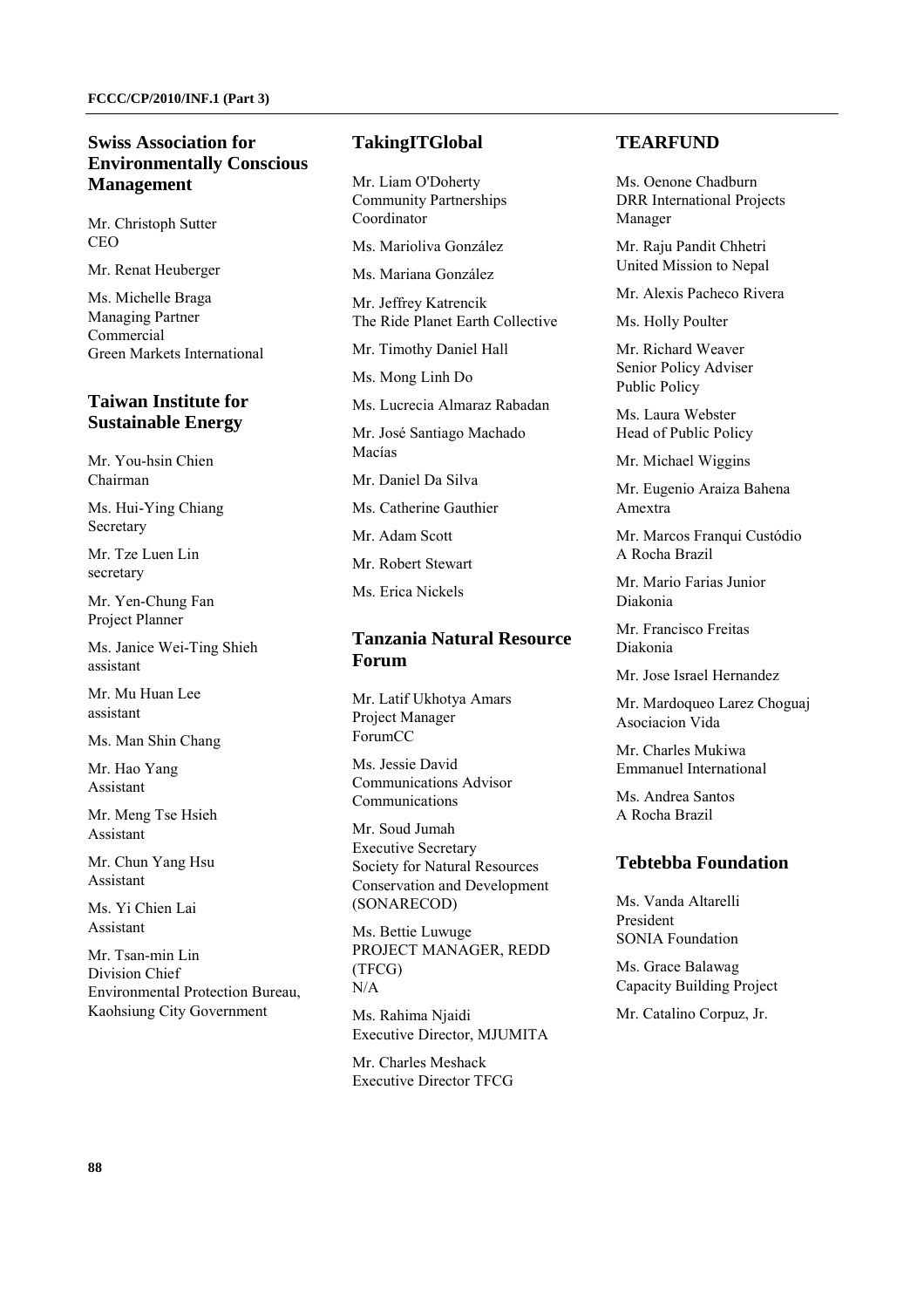## Swiss Association for Environmentally Conscious Management

Mr. Christoph Sutter
CEO

Mr. Renat Heuberger

Ms. Michelle Braga
Managing Partner
Commercial
Green Markets International

## Taiwan Institute for Sustainable Energy

Mr. You-hsin Chien
Chairman

Ms. Hui-Ying Chiang
Secretary

Mr. Tze Luen Lin
secretary

Mr. Yen-Chung Fan
Project Planner

Ms. Janice Wei-Ting Shieh
assistant

Mr. Mu Huan Lee
assistant

Ms. Man Shin Chang

Mr. Hao Yang
Assistant

Mr. Meng Tse Hsieh
Assistant

Mr. Chun Yang Hsu
Assistant

Ms. Yi Chien Lai
Assistant

Mr. Tsan-min Lin
Division Chief
Environmental Protection Bureau, Kaohsiung City Government

## TakingITGlobal

Mr. Liam O'Doherty
Community Partnerships Coordinator

Ms. Marioliva González

Ms. Mariana González

Mr. Jeffrey Katrencik
The Ride Planet Earth Collective

Mr. Timothy Daniel Hall

Ms. Mong Linh Do

Ms. Lucrecia Almaraz Rabadan

Mr. José Santiago Machado Macías

Mr. Daniel Da Silva

Ms. Catherine Gauthier

Mr. Adam Scott

Mr. Robert Stewart

Ms. Erica Nickels

## Tanzania Natural Resource Forum

Mr. Latif Ukhotya Amars
Project Manager
ForumCC

Ms. Jessie David
Communications Advisor
Communications

Mr. Soud Jumah
Executive Secretary
Society for Natural Resources Conservation and Development (SONARECOD)

Ms. Bettie Luwuge
PROJECT MANAGER, REDD (TFCG)
N/A

Ms. Rahima Njaidi
Executive Director, MJUMITA

Mr. Charles Meshack
Executive Director TFCG

## TEARFUND

Ms. Oenone Chadburn
DRR International Projects Manager

Mr. Raju Pandit Chhetri
United Mission to Nepal

Mr. Alexis Pacheco Rivera

Ms. Holly Poulter

Mr. Richard Weaver
Senior Policy Adviser
Public Policy

Ms. Laura Webster
Head of Public Policy

Mr. Michael Wiggins

Mr. Eugenio Araiza Bahena
Amextra

Mr. Marcos Franqui Custódio
A Rocha Brazil

Mr. Mario Farias Junior
Diakonia

Mr. Francisco Freitas
Diakonia

Mr. Jose Israel Hernandez

Mr. Mardoqueo Larez Choguaj
Asociacion Vida

Mr. Charles Mukiwa
Emmanuel International

Ms. Andrea Santos
A Rocha Brazil

## Tebtebba Foundation

Ms. Vanda Altarelli
President
SONIA Foundation

Ms. Grace Balawag
Capacity Building Project

Mr. Catalino Corpuz, Jr.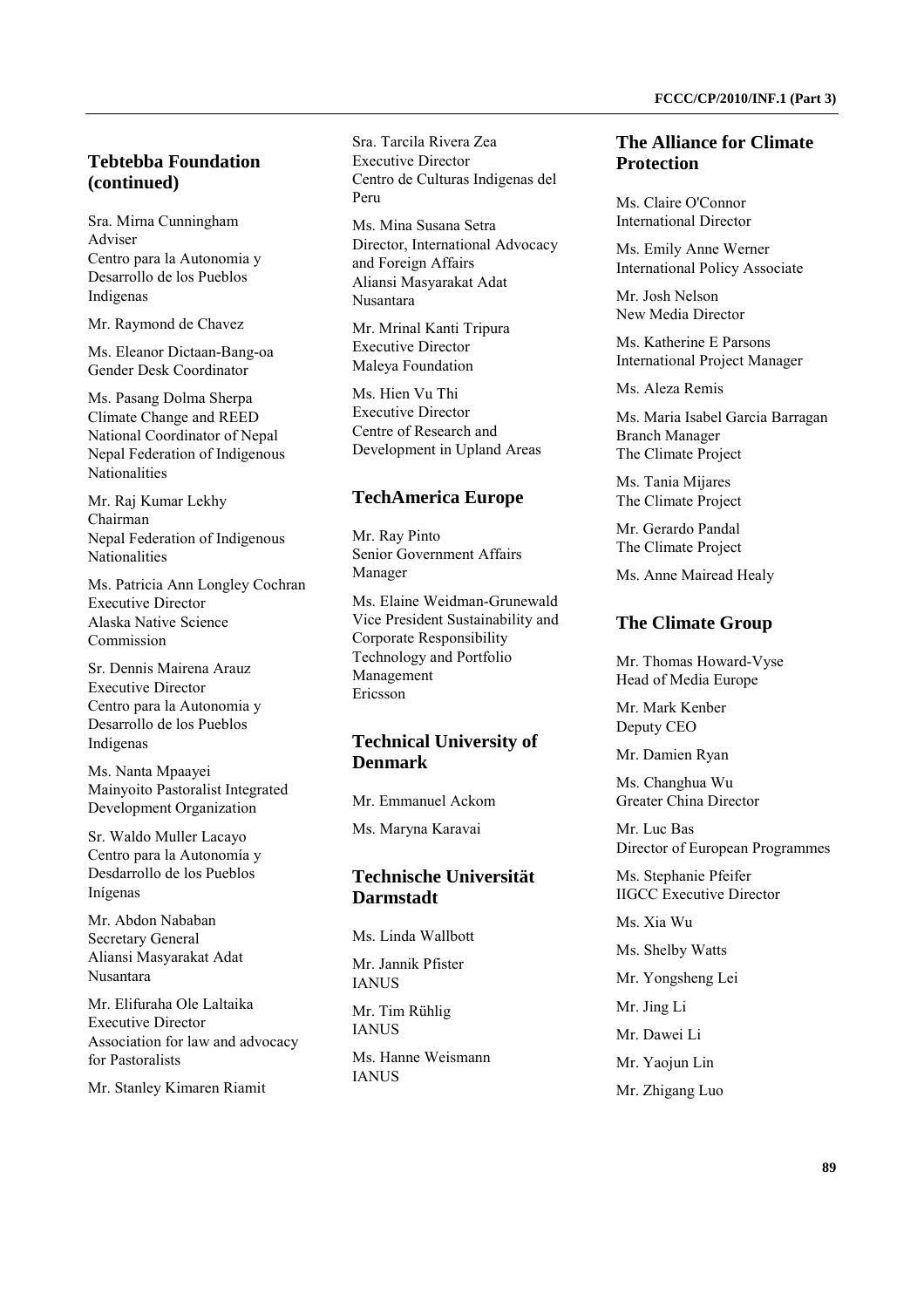## Tebtebba Foundation (continued)

Sra. Mirna Cunningham
Adviser
Centro para la Autonomia y Desarrollo de los Pueblos Indigenas

Mr. Raymond de Chavez

Ms. Eleanor Dictaan-Bang-oa
Gender Desk Coordinator

Ms. Pasang Dolma Sherpa
Climate Change and REED National Coordinator of Nepal
Nepal Federation of Indigenous Nationalities

Mr. Raj Kumar Lekhy
Chairman
Nepal Federation of Indigenous Nationalities

Ms. Patricia Ann Longley Cochran
Executive Director
Alaska Native Science Commission

Sr. Dennis Mairena Arauz
Executive Director
Centro para la Autonomia y Desarrollo de los Pueblos Indigenas

Ms. Nanta Mpaayei
Mainyoito Pastoralist Integrated Development Organization

Sr. Waldo Muller Lacayo
Centro para la Autonomía y Desdarrollo de los Pueblos Inígenas

Mr. Abdon Nababan
Secretary General
Aliansi Masyarakat Adat Nusantara

Mr. Elifuraha Ole Laltaika
Executive Director
Association for law and advocacy for Pastoralists

Mr. Stanley Kimaren Riamit

Sra. Tarcila Rivera Zea
Executive Director
Centro de Culturas Indigenas del Peru

Ms. Mina Susana Setra
Director, International Advocacy and Foreign Affairs
Aliansi Masyarakat Adat Nusantara

Mr. Mrinal Kanti Tripura
Executive Director
Maleya Foundation

Ms. Hien Vu Thi
Executive Director
Centre of Research and Development in Upland Areas

## TechAmerica Europe

Mr. Ray Pinto
Senior Government Affairs Manager

Ms. Elaine Weidman-Grunewald
Vice President Sustainability and Corporate Responsibility Technology and Portfolio Management
Ericsson

## Technical University of Denmark

Mr. Emmanuel Ackom

Ms. Maryna Karavai

## Technische Universität Darmstadt

Ms. Linda Wallbott

Mr. Jannik Pfister
IANUS

Mr. Tim Rühlig
IANUS

Ms. Hanne Weismann
IANUS

## The Alliance for Climate Protection

Ms. Claire O'Connor
International Director

Ms. Emily Anne Werner
International Policy Associate

Mr. Josh Nelson
New Media Director

Ms. Katherine E Parsons
International Project Manager

Ms. Aleza Remis

Ms. Maria Isabel Garcia Barragan
Branch Manager
The Climate Project

Ms. Tania Mijares
The Climate Project

Mr. Gerardo Pandal
The Climate Project

Ms. Anne Mairead Healy

## The Climate Group

Mr. Thomas Howard-Vyse
Head of Media Europe

Mr. Mark Kenber
Deputy CEO

Mr. Damien Ryan

Ms. Changhua Wu
Greater China Director

Mr. Luc Bas
Director of European Programmes

Ms. Stephanie Pfeifer
IIGCC Executive Director

Ms. Xia Wu

Ms. Shelby Watts

Mr. Yongsheng Lei

Mr. Jing Li

Mr. Dawei Li

Mr. Yaojun Lin

Mr. Zhigang Luo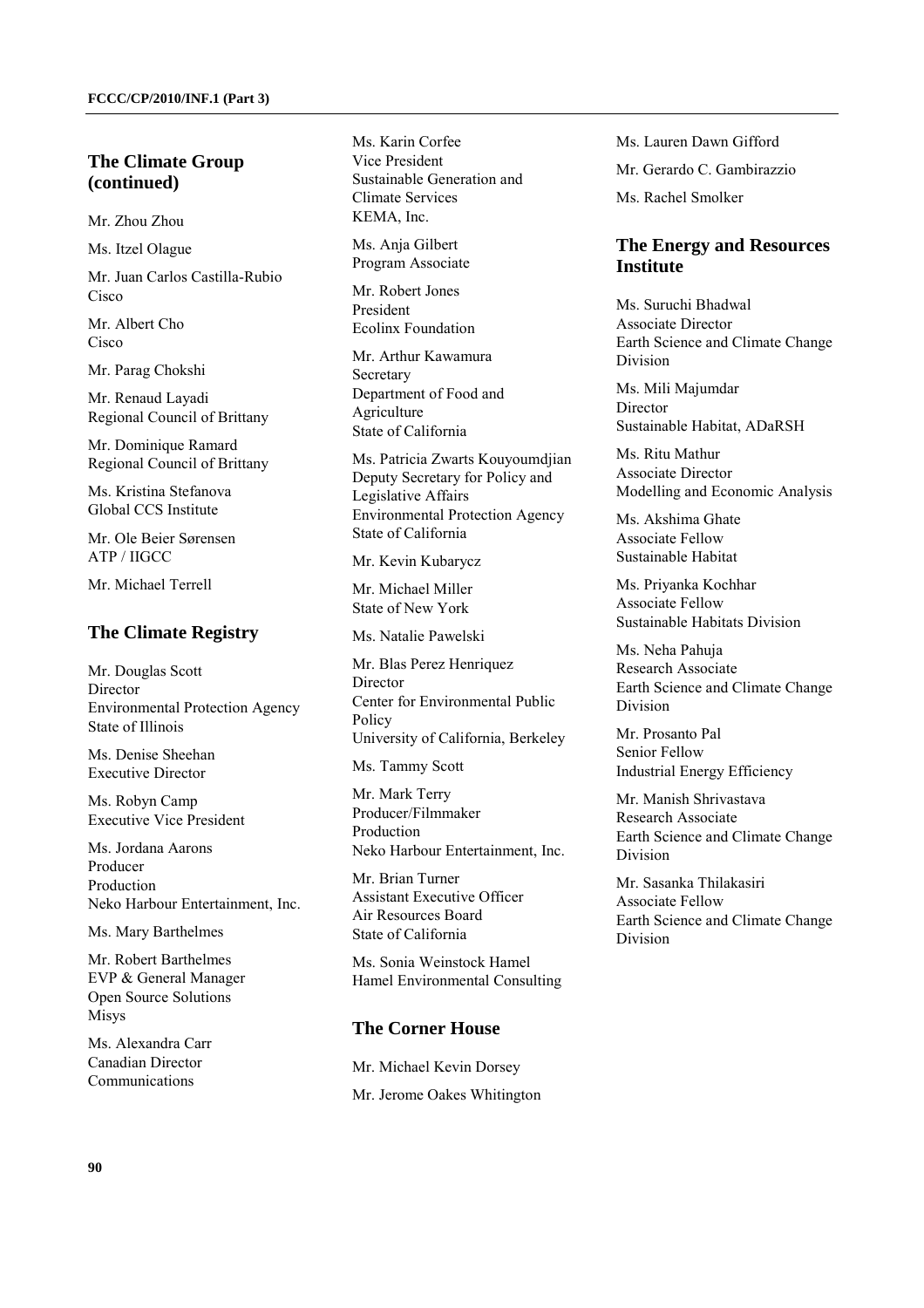## The Climate Group (continued)

Mr. Zhou Zhou

Ms. Itzel Olague

Mr. Juan Carlos Castilla-Rubio
Cisco

Mr. Albert Cho
Cisco

Mr. Parag Chokshi

Mr. Renaud Layadi
Regional Council of Brittany

Mr. Dominique Ramard
Regional Council of Brittany

Ms. Kristina Stefanova
Global CCS Institute

Mr. Ole Beier Sørensen
ATP / IIGCC

Mr. Michael Terrell

## The Climate Registry

Mr. Douglas Scott
Director
Environmental Protection Agency
State of Illinois

Ms. Denise Sheehan
Executive Director

Ms. Robyn Camp
Executive Vice President

Ms. Jordana Aarons
Producer
Production
Neko Harbour Entertainment, Inc.

Ms. Mary Barthelmes

Mr. Robert Barthelmes
EVP & General Manager
Open Source Solutions
Misys

Ms. Alexandra Carr
Canadian Director
Communications

Ms. Karin Corfee
Vice President
Sustainable Generation and Climate Services
KEMA, Inc.

Ms. Anja Gilbert
Program Associate

Mr. Robert Jones
President
Ecolinx Foundation

Mr. Arthur Kawamura
Secretary
Department of Food and Agriculture
State of California

Ms. Patricia Zwarts Kouyoumdjian
Deputy Secretary for Policy and Legislative Affairs
Environmental Protection Agency
State of California

Mr. Kevin Kubarycz

Mr. Michael Miller
State of New York

Ms. Natalie Pawelski

Mr. Blas Perez Henriquez
Director
Center for Environmental Public Policy
University of California, Berkeley

Ms. Tammy Scott

Mr. Mark Terry
Producer/Filmmaker
Production
Neko Harbour Entertainment, Inc.

Mr. Brian Turner
Assistant Executive Officer
Air Resources Board
State of California

Ms. Sonia Weinstock Hamel
Hamel Environmental Consulting

## The Corner House

Mr. Michael Kevin Dorsey

Mr. Jerome Oakes Whitington

Ms. Lauren Dawn Gifford

Mr. Gerardo C. Gambirazzio

Ms. Rachel Smolker

## The Energy and Resources Institute

Ms. Suruchi Bhadwal
Associate Director
Earth Science and Climate Change Division

Ms. Mili Majumdar
Director
Sustainable Habitat, ADaRSH

Ms. Ritu Mathur
Associate Director
Modelling and Economic Analysis

Ms. Akshima Ghate
Associate Fellow
Sustainable Habitat

Ms. Priyanka Kochhar
Associate Fellow
Sustainable Habitats Division

Ms. Neha Pahuja
Research Associate
Earth Science and Climate Change Division

Mr. Prosanto Pal
Senior Fellow
Industrial Energy Efficiency

Mr. Manish Shrivastava
Research Associate
Earth Science and Climate Change Division

Mr. Sasanka Thilakasiri
Associate Fellow
Earth Science and Climate Change Division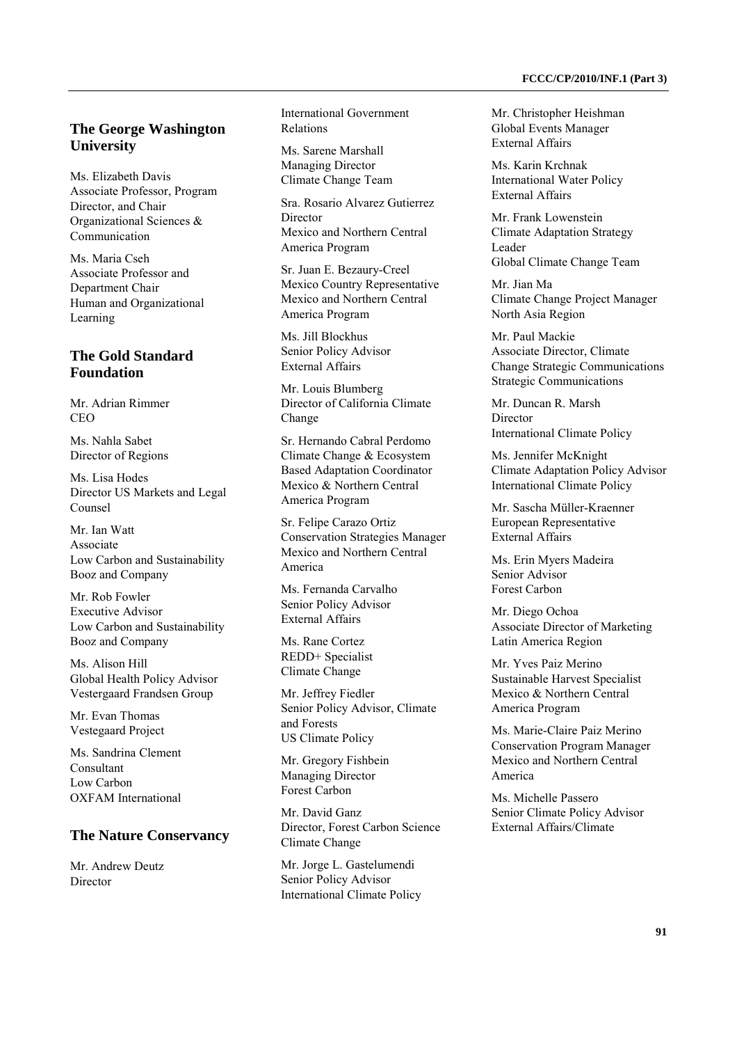## The George Washington University

Ms. Elizabeth Davis
Associate Professor, Program Director, and Chair
Organizational Sciences & Communication

Ms. Maria Cseh
Associate Professor and Department Chair
Human and Organizational Learning

## The Gold Standard Foundation

Mr. Adrian Rimmer
CEO

Ms. Nahla Sabet
Director of Regions

Ms. Lisa Hodes
Director US Markets and Legal Counsel

Mr. Ian Watt
Associate
Low Carbon and Sustainability
Booz and Company

Mr. Rob Fowler
Executive Advisor
Low Carbon and Sustainability
Booz and Company

Ms. Alison Hill
Global Health Policy Advisor
Vestergaard Frandsen Group

Mr. Evan Thomas
Vestegaard Project

Ms. Sandrina Clement
Consultant
Low Carbon
OXFAM International

## The Nature Conservancy

Mr. Andrew Deutz
Director
International Government Relations

Ms. Sarene Marshall
Managing Director
Climate Change Team

Sra. Rosario Alvarez Gutierrez
Director
Mexico and Northern Central America Program

Sr. Juan E. Bezaury-Creel
Mexico Country Representative
Mexico and Northern Central America Program

Ms. Jill Blockhus
Senior Policy Advisor
External Affairs

Mr. Louis Blumberg
Director of California Climate Change

Sr. Hernando Cabral Perdomo
Climate Change & Ecosystem Based Adaptation Coordinator
Mexico & Northern Central America Program

Sr. Felipe Carazo Ortiz
Conservation Strategies Manager
Mexico and Northern Central America

Ms. Fernanda Carvalho
Senior Policy Advisor
External Affairs

Ms. Rane Cortez
REDD+ Specialist
Climate Change

Mr. Jeffrey Fiedler
Senior Policy Advisor, Climate and Forests
US Climate Policy

Mr. Gregory Fishbein
Managing Director
Forest Carbon

Mr. David Ganz
Director, Forest Carbon Science
Climate Change

Mr. Jorge L. Gastelumendi
Senior Policy Advisor
International Climate Policy

Mr. Christopher Heishman
Global Events Manager
External Affairs

Ms. Karin Krchnak
International Water Policy
External Affairs

Mr. Frank Lowenstein
Climate Adaptation Strategy Leader
Global Climate Change Team

Mr. Jian Ma
Climate Change Project Manager
North Asia Region

Mr. Paul Mackie
Associate Director, Climate Change Strategic Communications
Strategic Communications

Mr. Duncan R. Marsh
Director
International Climate Policy

Ms. Jennifer McKnight
Climate Adaptation Policy Advisor
International Climate Policy

Mr. Sascha Müller-Kraenner
European Representative
External Affairs

Ms. Erin Myers Madeira
Senior Advisor
Forest Carbon

Mr. Diego Ochoa
Associate Director of Marketing
Latin America Region

Mr. Yves Paiz Merino
Sustainable Harvest Specialist
Mexico & Northern Central America Program

Ms. Marie-Claire Paiz Merino
Conservation Program Manager
Mexico and Northern Central America

Ms. Michelle Passero
Senior Climate Policy Advisor
External Affairs/Climate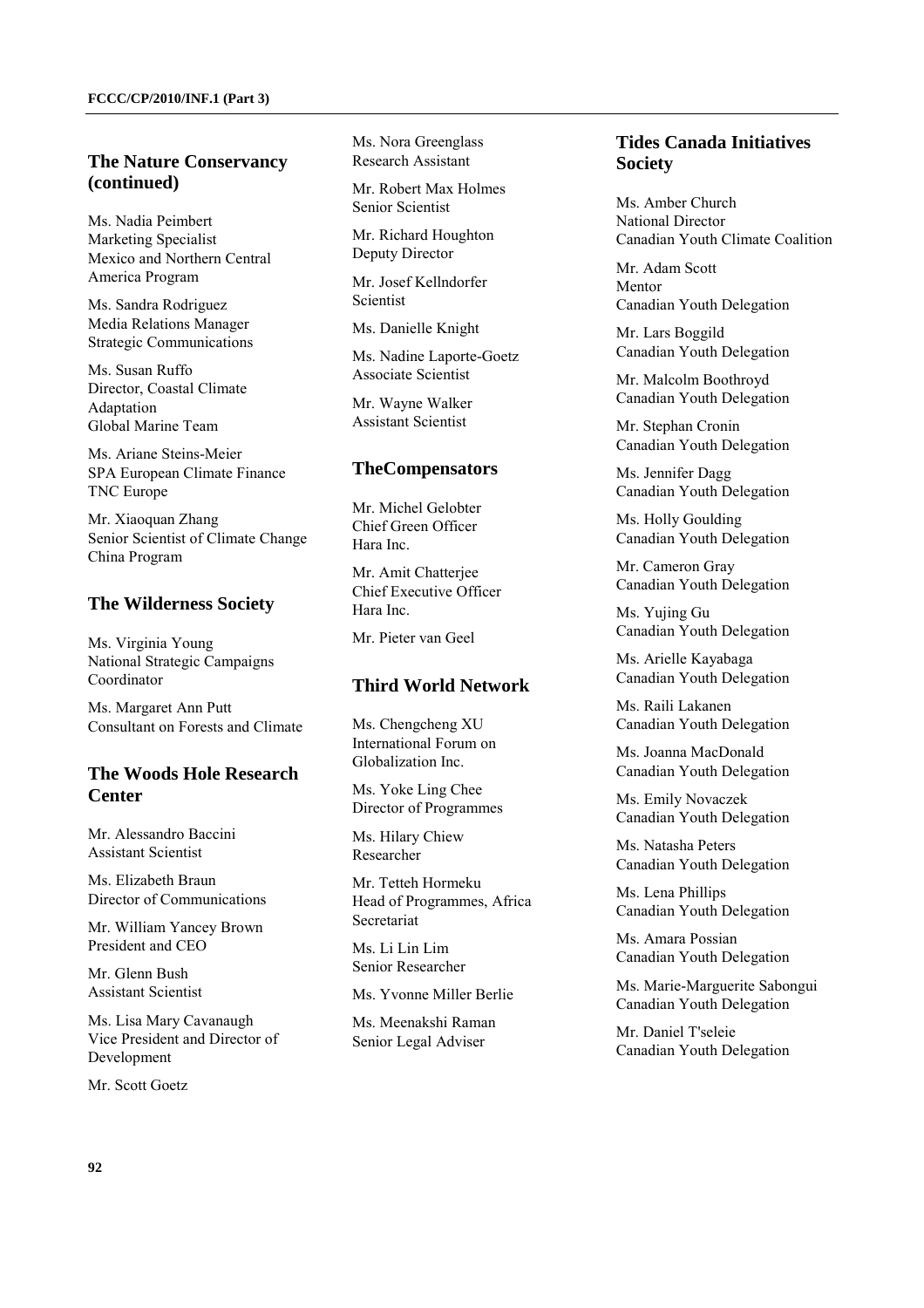## The Nature Conservancy (continued)

Ms. Nadia Peimbert
Marketing Specialist
Mexico and Northern Central America Program

Ms. Sandra Rodriguez
Media Relations Manager
Strategic Communications

Ms. Susan Ruffo
Director, Coastal Climate Adaptation
Global Marine Team

Ms. Ariane Steins-Meier
SPA European Climate Finance
TNC Europe

Mr. Xiaoquan Zhang
Senior Scientist of Climate Change
China Program

## The Wilderness Society

Ms. Virginia Young
National Strategic Campaigns Coordinator

Ms. Margaret Ann Putt
Consultant on Forests and Climate

## The Woods Hole Research Center

Mr. Alessandro Baccini
Assistant Scientist

Ms. Elizabeth Braun
Director of Communications

Mr. William Yancey Brown
President and CEO

Mr. Glenn Bush
Assistant Scientist

Ms. Lisa Mary Cavanaugh
Vice President and Director of Development

Mr. Scott Goetz

Ms. Nora Greenglass
Research Assistant

Mr. Robert Max Holmes
Senior Scientist

Mr. Richard Houghton
Deputy Director

Mr. Josef Kellndorfer
Scientist

Ms. Danielle Knight

Ms. Nadine Laporte-Goetz
Associate Scientist

Mr. Wayne Walker
Assistant Scientist

## TheCompensators

Mr. Michel Gelobter
Chief Green Officer
Hara Inc.

Mr. Amit Chatterjee
Chief Executive Officer
Hara Inc.

Mr. Pieter van Geel

## Third World Network

Ms. Chengcheng XU
International Forum on Globalization Inc.

Ms. Yoke Ling Chee
Director of Programmes

Ms. Hilary Chiew
Researcher

Mr. Tetteh Hormeku
Head of Programmes, Africa Secretariat

Ms. Li Lin Lim
Senior Researcher

Ms. Yvonne Miller Berlie

Ms. Meenakshi Raman
Senior Legal Adviser

## Tides Canada Initiatives Society

Ms. Amber Church
National Director
Canadian Youth Climate Coalition

Mr. Adam Scott
Mentor
Canadian Youth Delegation

Mr. Lars Boggild
Canadian Youth Delegation

Mr. Malcolm Boothroyd
Canadian Youth Delegation

Mr. Stephan Cronin
Canadian Youth Delegation

Ms. Jennifer Dagg
Canadian Youth Delegation

Ms. Holly Goulding
Canadian Youth Delegation

Mr. Cameron Gray
Canadian Youth Delegation

Ms. Yujing Gu
Canadian Youth Delegation

Ms. Arielle Kayabaga
Canadian Youth Delegation

Ms. Raili Lakanen
Canadian Youth Delegation

Ms. Joanna MacDonald
Canadian Youth Delegation

Ms. Emily Novaczek
Canadian Youth Delegation

Ms. Natasha Peters
Canadian Youth Delegation

Ms. Lena Phillips
Canadian Youth Delegation

Ms. Amara Possian
Canadian Youth Delegation

Ms. Marie-Marguerite Sabongui
Canadian Youth Delegation

Mr. Daniel T'seleie
Canadian Youth Delegation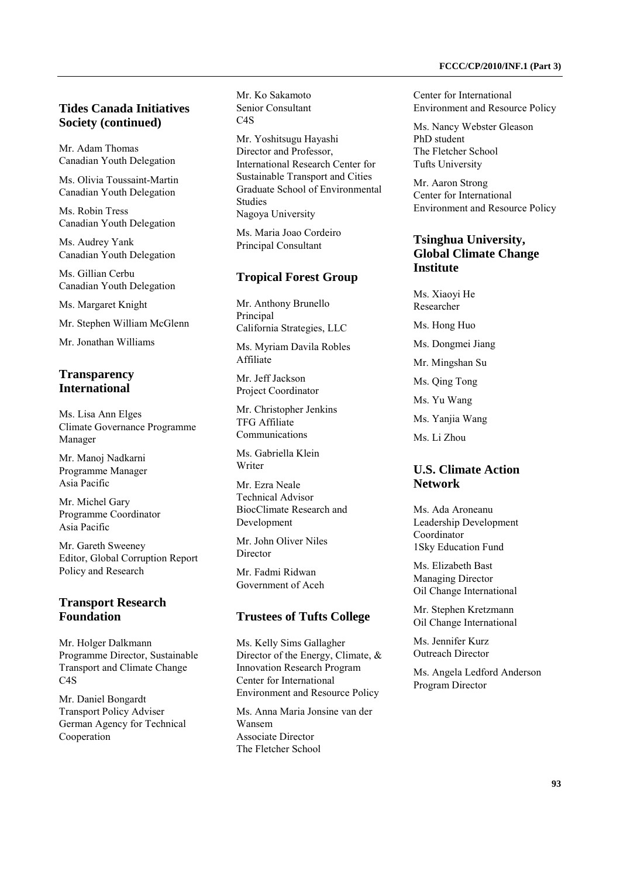## Tides Canada Initiatives Society (continued)

Mr. Adam Thomas
Canadian Youth Delegation

Ms. Olivia Toussaint-Martin
Canadian Youth Delegation

Ms. Robin Tress
Canadian Youth Delegation

Ms. Audrey Yank
Canadian Youth Delegation

Ms. Gillian Cerbu
Canadian Youth Delegation

Ms. Margaret Knight

Mr. Stephen William McGlenn

Mr. Jonathan Williams

## Transparency International

Ms. Lisa Ann Elges
Climate Governance Programme Manager

Mr. Manoj Nadkarni
Programme Manager
Asia Pacific

Mr. Michel Gary
Programme Coordinator
Asia Pacific

Mr. Gareth Sweeney
Editor, Global Corruption Report
Policy and Research

## Transport Research Foundation

Mr. Holger Dalkmann
Programme Director, Sustainable Transport and Climate Change
C4S

Mr. Daniel Bongardt
Transport Policy Adviser
German Agency for Technical Cooperation

Mr. Ko Sakamoto
Senior Consultant
C4S

Mr. Yoshitsugu Hayashi
Director and Professor, International Research Center for Sustainable Transport and Cities
Graduate School of Environmental Studies
Nagoya University

Ms. Maria Joao Cordeiro
Principal Consultant

## Tropical Forest Group

Mr. Anthony Brunello
Principal
California Strategies, LLC

Ms. Myriam Davila Robles
Affiliate

Mr. Jeff Jackson
Project Coordinator

Mr. Christopher Jenkins
TFG Affiliate
Communications

Ms. Gabriella Klein
Writer

Mr. Ezra Neale
Technical Advisor
BiocClimate Research and Development

Mr. John Oliver Niles
Director

Mr. Fadmi Ridwan
Government of Aceh

## Trustees of Tufts College

Ms. Kelly Sims Gallagher
Director of the Energy, Climate, & Innovation Research Program
Center for International Environment and Resource Policy

Ms. Anna Maria Jonsine van der Wansem
Associate Director
The Fletcher School
Center for International Environment and Resource Policy

Ms. Nancy Webster Gleason
PhD student
The Fletcher School
Tufts University

Mr. Aaron Strong
Center for International Environment and Resource Policy

## Tsinghua University, Global Climate Change Institute

Ms. Xiaoyi He
Researcher

Ms. Hong Huo

Ms. Dongmei Jiang

Mr. Mingshan Su

Ms. Qing Tong

Ms. Yu Wang

Ms. Yanjia Wang

Ms. Li Zhou

## U.S. Climate Action Network

Ms. Ada Aroneanu
Leadership Development Coordinator
1Sky Education Fund

Ms. Elizabeth Bast
Managing Director
Oil Change International

Mr. Stephen Kretzmann
Oil Change International

Ms. Jennifer Kurz
Outreach Director

Ms. Angela Ledford Anderson
Program Director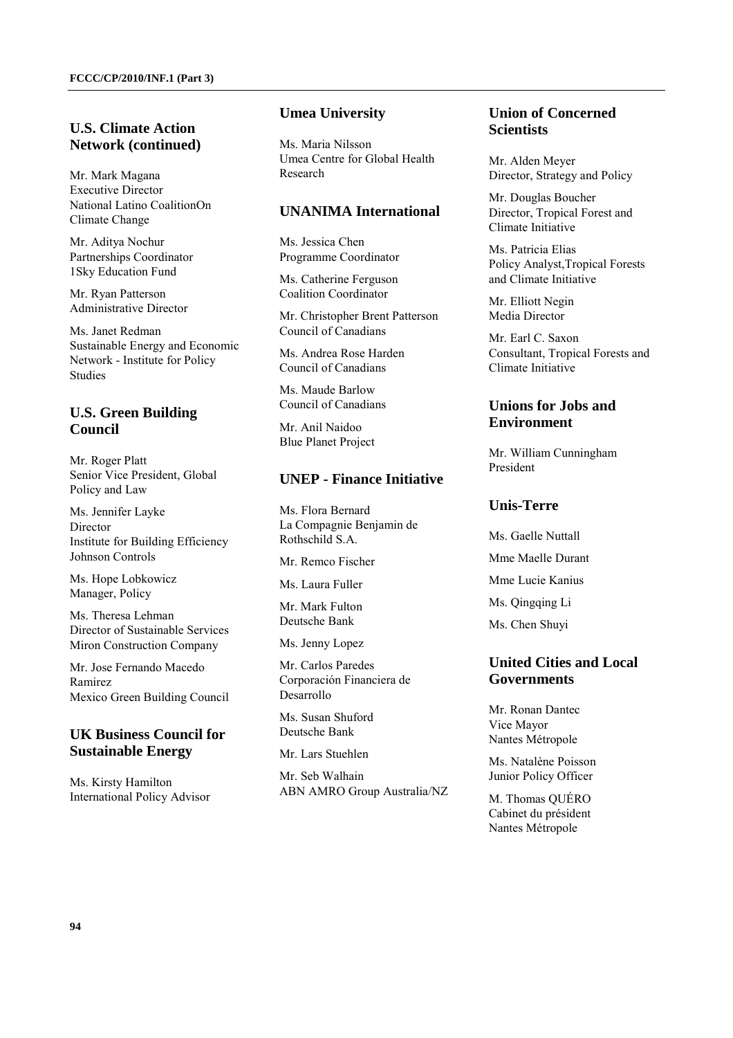## U.S. Climate Action Network (continued)

Mr. Mark Magana
Executive Director
National Latino CoalitionOn Climate Change

Mr. Aditya Nochur
Partnerships Coordinator
1Sky Education Fund

Mr. Ryan Patterson
Administrative Director

Ms. Janet Redman
Sustainable Energy and Economic Network - Institute for Policy Studies

## U.S. Green Building Council

Mr. Roger Platt
Senior Vice President, Global Policy and Law

Ms. Jennifer Layke
Director
Institute for Building Efficiency
Johnson Controls

Ms. Hope Lobkowicz
Manager, Policy

Ms. Theresa Lehman
Director of Sustainable Services
Miron Construction Company

Mr. Jose Fernando Macedo Ramirez
Mexico Green Building Council

## UK Business Council for Sustainable Energy

Ms. Kirsty Hamilton
International Policy Advisor

## Umea University

Ms. Maria Nilsson
Umea Centre for Global Health Research

## UNANIMA International

Ms. Jessica Chen
Programme Coordinator

Ms. Catherine Ferguson
Coalition Coordinator

Mr. Christopher Brent Patterson
Council of Canadians

Ms. Andrea Rose Harden
Council of Canadians

Ms. Maude Barlow
Council of Canadians

Mr. Anil Naidoo
Blue Planet Project

## UNEP - Finance Initiative

Ms. Flora Bernard
La Compagnie Benjamin de Rothschild S.A.

Mr. Remco Fischer

Ms. Laura Fuller

Mr. Mark Fulton
Deutsche Bank

Ms. Jenny Lopez

Mr. Carlos Paredes
Corporación Financiera de Desarrollo

Ms. Susan Shuford
Deutsche Bank

Mr. Lars Stuehlen

Mr. Seb Walhain
ABN AMRO Group Australia/NZ

## Union of Concerned Scientists

Mr. Alden Meyer
Director, Strategy and Policy

Mr. Douglas Boucher
Director, Tropical Forest and Climate Initiative

Ms. Patricia Elias
Policy Analyst,Tropical Forests and Climate Initiative

Mr. Elliott Negin
Media Director

Mr. Earl C. Saxon
Consultant, Tropical Forests and Climate Initiative

## Unions for Jobs and Environment

Mr. William Cunningham
President

## Unis-Terre

Ms. Gaelle Nuttall

Mme Maelle Durant

Mme Lucie Kanius

Ms. Qingqing Li

Ms. Chen Shuyi

## United Cities and Local Governments

Mr. Ronan Dantec
Vice Mayor
Nantes Métropole

Ms. Natalène Poisson
Junior Policy Officer

M. Thomas QUÉRO
Cabinet du président
Nantes Métropole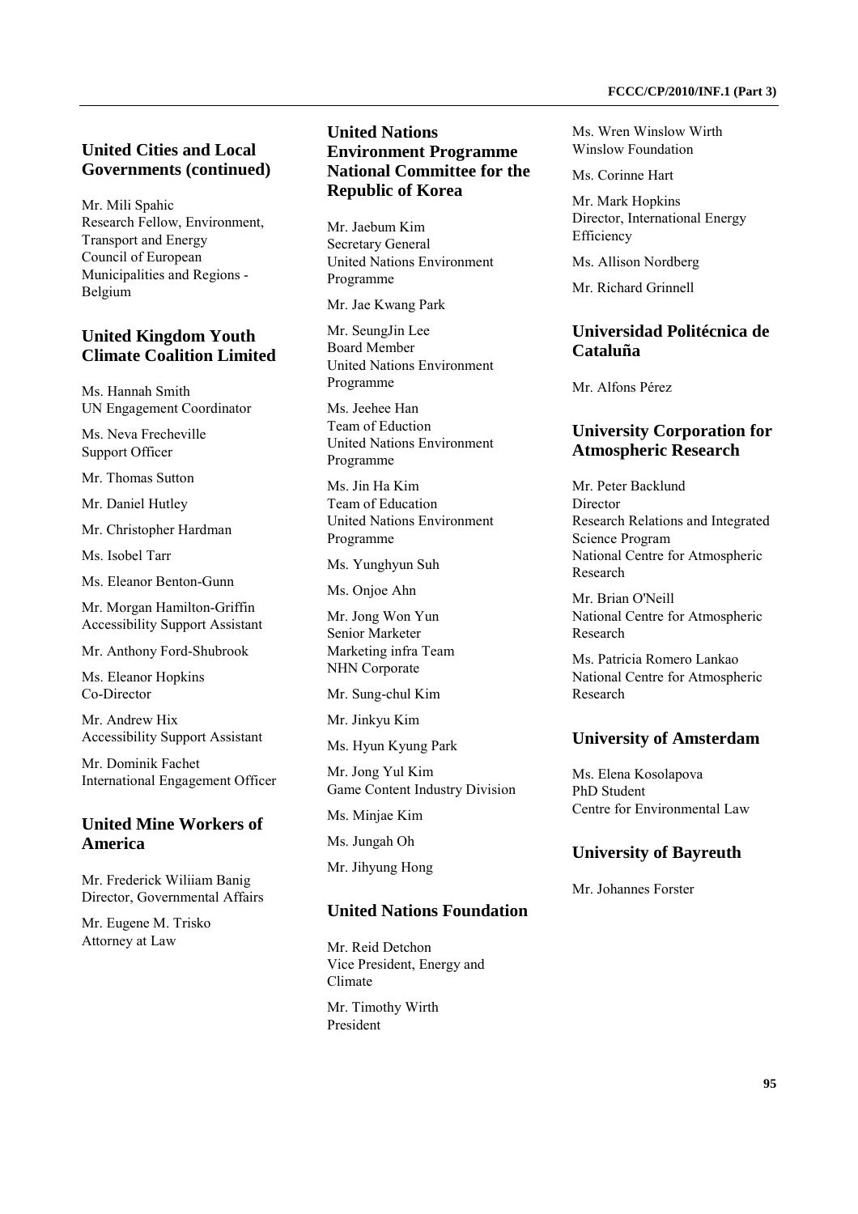## United Cities and Local Governments (continued)

Mr. Mili Spahic
Research Fellow, Environment, Transport and Energy
Council of European Municipalities and Regions - Belgium

## United Kingdom Youth Climate Coalition Limited

Ms. Hannah Smith
UN Engagement Coordinator

Ms. Neva Frecheville
Support Officer

Mr. Thomas Sutton

Mr. Daniel Hutley

Mr. Christopher Hardman

Ms. Isobel Tarr

Ms. Eleanor Benton-Gunn

Mr. Morgan Hamilton-Griffin
Accessibility Support Assistant

Mr. Anthony Ford-Shubrook

Ms. Eleanor Hopkins
Co-Director

Mr. Andrew Hix
Accessibility Support Assistant

Mr. Dominik Fachet
International Engagement Officer

## United Mine Workers of America

Mr. Frederick Wiliiam Banig
Director, Governmental Affairs

Mr. Eugene M. Trisko
Attorney at Law

## United Nations Environment Programme National Committee for the Republic of Korea

Mr. Jaebum Kim
Secretary General
United Nations Environment Programme

Mr. Jae Kwang Park

Mr. SeungJin Lee
Board Member
United Nations Environment Programme

Ms. Jeehee Han
Team of Eduction
United Nations Environment Programme

Ms. Jin Ha Kim
Team of Education
United Nations Environment Programme

Ms. Yunghyun Suh

Ms. Onjoe Ahn

Mr. Jong Won Yun
Senior Marketer
Marketing infra Team
NHN Corporate

Mr. Sung-chul Kim

Mr. Jinkyu Kim

Ms. Hyun Kyung Park

Mr. Jong Yul Kim
Game Content Industry Division

Ms. Minjae Kim

Ms. Jungah Oh

Mr. Jihyung Hong

## United Nations Foundation

Mr. Reid Detchon
Vice President, Energy and Climate

Mr. Timothy Wirth
President

Ms. Wren Winslow Wirth
Winslow Foundation

Ms. Corinne Hart

Mr. Mark Hopkins
Director, International Energy Efficiency

Ms. Allison Nordberg

Mr. Richard Grinnell

## Universidad Politécnica de Cataluña

Mr. Alfons Pérez

## University Corporation for Atmospheric Research

Mr. Peter Backlund
Director
Research Relations and Integrated Science Program
National Centre for Atmospheric Research

Mr. Brian O'Neill
National Centre for Atmospheric Research

Ms. Patricia Romero Lankao
National Centre for Atmospheric Research

## University of Amsterdam

Ms. Elena Kosolapova
PhD Student
Centre for Environmental Law

## University of Bayreuth

Mr. Johannes Forster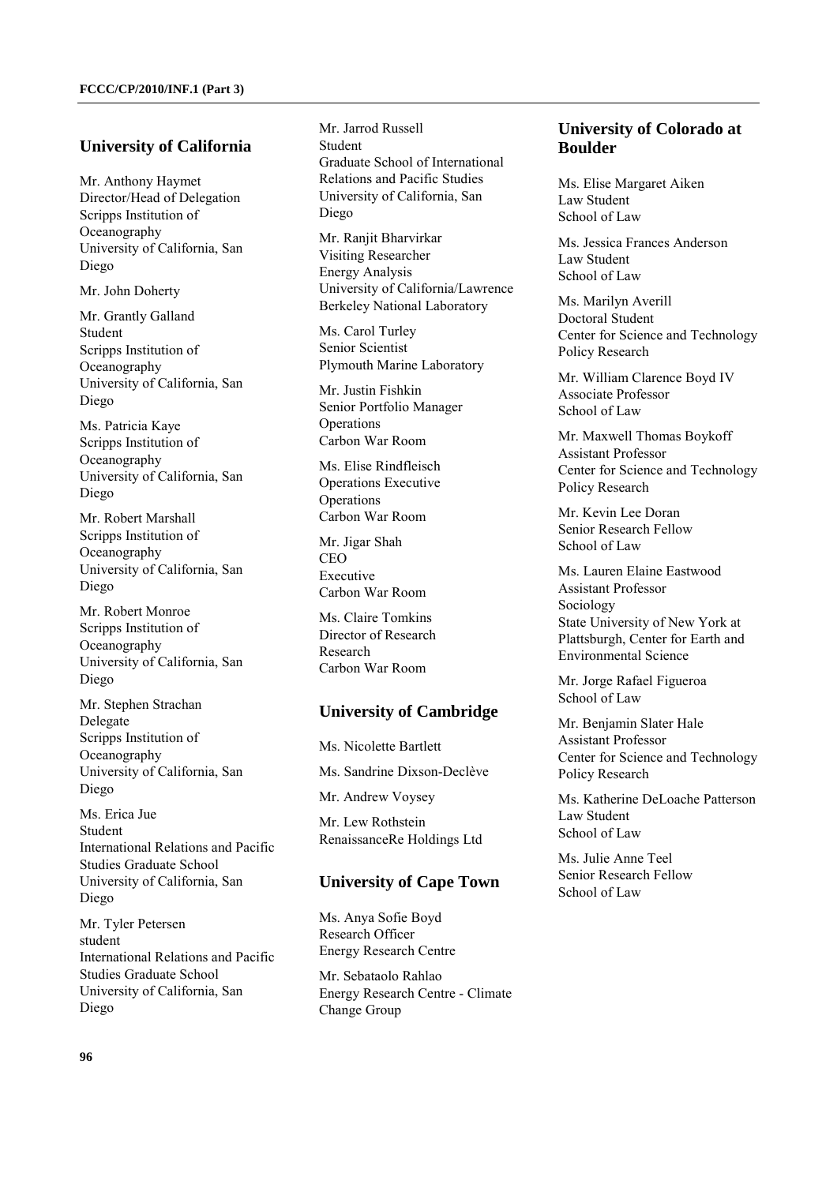## University of California

Mr. Anthony Haymet
Director/Head of Delegation
Scripps Institution of Oceanography
University of California, San Diego

Mr. John Doherty

Mr. Grantly Galland
Student
Scripps Institution of Oceanography
University of California, San Diego

Ms. Patricia Kaye
Scripps Institution of Oceanography
University of California, San Diego

Mr. Robert Marshall
Scripps Institution of Oceanography
University of California, San Diego

Mr. Robert Monroe
Scripps Institution of Oceanography
University of California, San Diego

Mr. Stephen Strachan
Delegate
Scripps Institution of Oceanography
University of California, San Diego

Ms. Erica Jue
Student
International Relations and Pacific Studies Graduate School
University of California, San Diego

Mr. Tyler Petersen
student
International Relations and Pacific Studies Graduate School
University of California, San Diego

Mr. Jarrod Russell
Student
Graduate School of International Relations and Pacific Studies
University of California, San Diego

Mr. Ranjit Bharvirkar
Visiting Researcher
Energy Analysis
University of California/Lawrence Berkeley National Laboratory

Ms. Carol Turley
Senior Scientist
Plymouth Marine Laboratory

Mr. Justin Fishkin
Senior Portfolio Manager
Operations
Carbon War Room

Ms. Elise Rindfleisch
Operations Executive
Operations
Carbon War Room

Mr. Jigar Shah
CEO
Executive
Carbon War Room

Ms. Claire Tomkins
Director of Research
Research
Carbon War Room

## University of Cambridge

Ms. Nicolette Bartlett

Ms. Sandrine Dixson-Declève

Mr. Andrew Voysey

Mr. Lew Rothstein
RenaissanceRe Holdings Ltd

## University of Cape Town

Ms. Anya Sofie Boyd
Research Officer
Energy Research Centre

Mr. Sebataolo Rahlao
Energy Research Centre - Climate Change Group

## University of Colorado at Boulder

Ms. Elise Margaret Aiken
Law Student
School of Law

Ms. Jessica Frances Anderson
Law Student
School of Law

Ms. Marilyn Averill
Doctoral Student
Center for Science and Technology Policy Research

Mr. William Clarence Boyd IV
Associate Professor
School of Law

Mr. Maxwell Thomas Boykoff
Assistant Professor
Center for Science and Technology Policy Research

Mr. Kevin Lee Doran
Senior Research Fellow
School of Law

Ms. Lauren Elaine Eastwood
Assistant Professor
Sociology
State University of New York at Plattsburgh, Center for Earth and Environmental Science

Mr. Jorge Rafael Figueroa
School of Law

Mr. Benjamin Slater Hale
Assistant Professor
Center for Science and Technology Policy Research

Ms. Katherine DeLoache Patterson
Law Student
School of Law

Ms. Julie Anne Teel
Senior Research Fellow
School of Law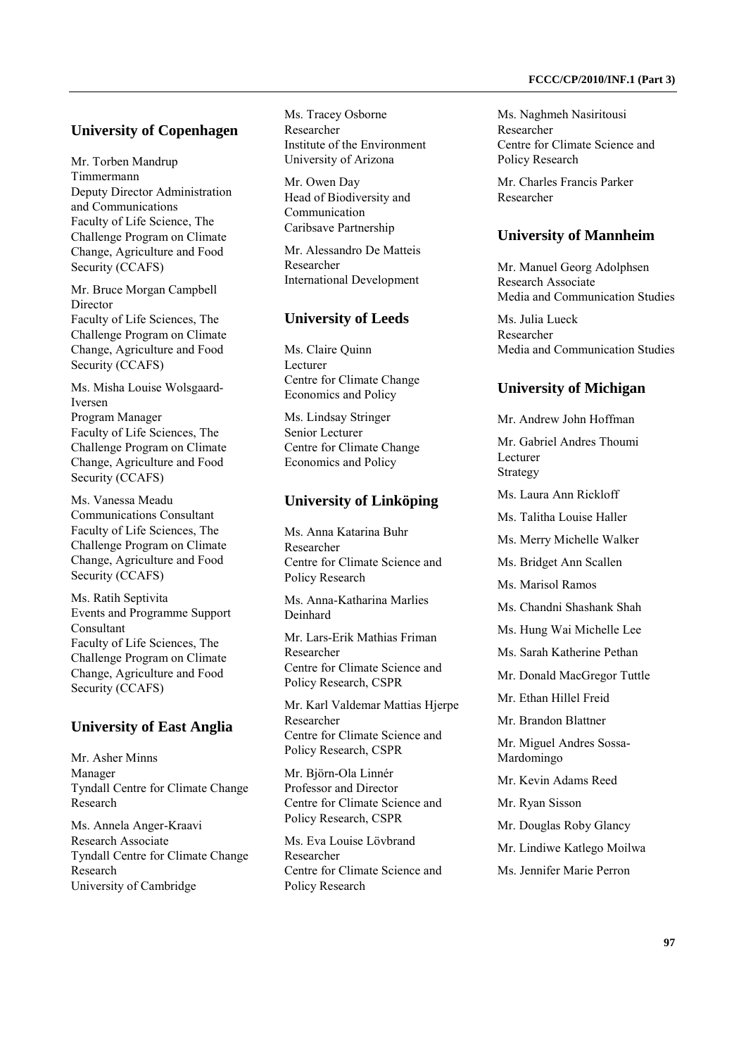## University of Copenhagen

Mr. Torben Mandrup Timmermann
Deputy Director Administration and Communications
Faculty of Life Science, The Challenge Program on Climate Change, Agriculture and Food Security (CCAFS)

Mr. Bruce Morgan Campbell
Director
Faculty of Life Sciences, The Challenge Program on Climate Change, Agriculture and Food Security (CCAFS)

Ms. Misha Louise Wolsgaard-Iversen
Program Manager
Faculty of Life Sciences, The Challenge Program on Climate Change, Agriculture and Food Security (CCAFS)

Ms. Vanessa Meadu
Communications Consultant
Faculty of Life Sciences, The Challenge Program on Climate Change, Agriculture and Food Security (CCAFS)

Ms. Ratih Septivita
Events and Programme Support Consultant
Faculty of Life Sciences, The Challenge Program on Climate Change, Agriculture and Food Security (CCAFS)

## University of East Anglia

Mr. Asher Minns
Manager
Tyndall Centre for Climate Change Research

Ms. Annela Anger-Kraavi
Research Associate
Tyndall Centre for Climate Change Research
University of Cambridge

Ms. Tracey Osborne
Researcher
Institute of the Environment
University of Arizona

Mr. Owen Day
Head of Biodiversity and Communication
Caribsave Partnership

Mr. Alessandro De Matteis
Researcher
International Development

## University of Leeds

Ms. Claire Quinn
Lecturer
Centre for Climate Change Economics and Policy

Ms. Lindsay Stringer
Senior Lecturer
Centre for Climate Change Economics and Policy

## University of Linköping

Ms. Anna Katarina Buhr
Researcher
Centre for Climate Science and Policy Research

Ms. Anna-Katharina Marlies Deinhard

Mr. Lars-Erik Mathias Friman
Researcher
Centre for Climate Science and Policy Research, CSPR

Mr. Karl Valdemar Mattias Hjerpe
Researcher
Centre for Climate Science and Policy Research, CSPR

Mr. Björn-Ola Linnér
Professor and Director
Centre for Climate Science and Policy Research, CSPR

Ms. Eva Louise Lövbrand
Researcher
Centre for Climate Science and Policy Research

Ms. Naghmeh Nasiritousi
Researcher
Centre for Climate Science and Policy Research

Mr. Charles Francis Parker
Researcher

## University of Mannheim

Mr. Manuel Georg Adolphsen
Research Associate
Media and Communication Studies

Ms. Julia Lueck
Researcher
Media and Communication Studies

## University of Michigan

Mr. Andrew John Hoffman

Mr. Gabriel Andres Thoumi
Lecturer
Strategy

Ms. Laura Ann Rickloff

Ms. Talitha Louise Haller

Ms. Merry Michelle Walker

Ms. Bridget Ann Scallen

Ms. Marisol Ramos

Ms. Chandni Shashank Shah

Ms. Hung Wai Michelle Lee

Ms. Sarah Katherine Pethan

Mr. Donald MacGregor Tuttle

Mr. Ethan Hillel Freid

Mr. Brandon Blattner

Mr. Miguel Andres Sossa-Mardomingo

Mr. Kevin Adams Reed

Mr. Ryan Sisson

Mr. Douglas Roby Glancy

Mr. Lindiwe Katlego Moilwa

Ms. Jennifer Marie Perron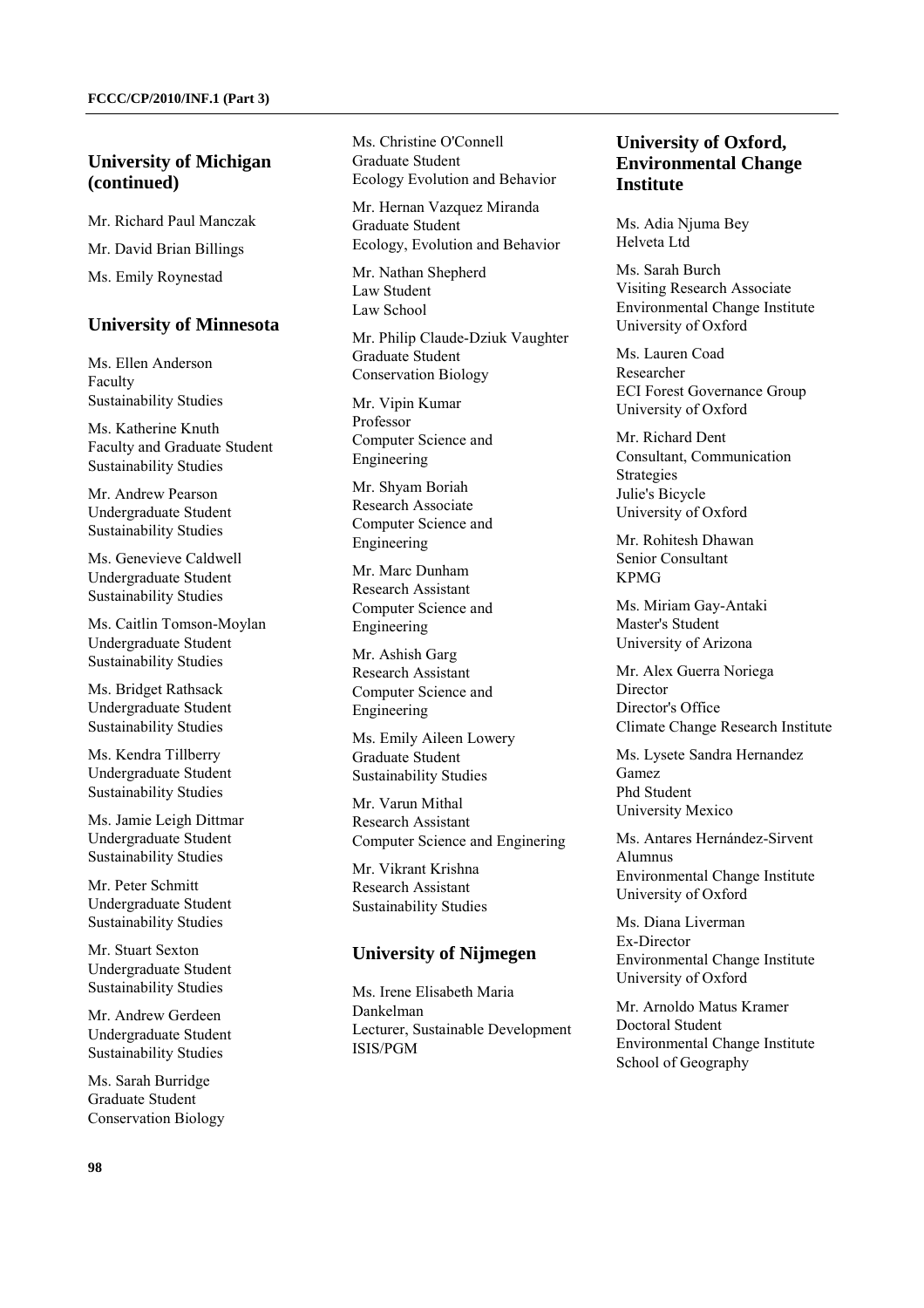## University of Michigan (continued)

Mr. Richard Paul Manczak

Mr. David Brian Billings

Ms. Emily Roynestad

## University of Minnesota

Ms. Ellen Anderson
Faculty
Sustainability Studies

Ms. Katherine Knuth
Faculty and Graduate Student
Sustainability Studies

Mr. Andrew Pearson
Undergraduate Student
Sustainability Studies

Ms. Genevieve Caldwell
Undergraduate Student
Sustainability Studies

Ms. Caitlin Tomson-Moylan
Undergraduate Student
Sustainability Studies

Ms. Bridget Rathsack
Undergraduate Student
Sustainability Studies

Ms. Kendra Tillberry
Undergraduate Student
Sustainability Studies

Ms. Jamie Leigh Dittmar
Undergraduate Student
Sustainability Studies

Mr. Peter Schmitt
Undergraduate Student
Sustainability Studies

Mr. Stuart Sexton
Undergraduate Student
Sustainability Studies

Mr. Andrew Gerdeen
Undergraduate Student
Sustainability Studies

Ms. Sarah Burridge
Graduate Student
Conservation Biology

Ms. Christine O'Connell
Graduate Student
Ecology Evolution and Behavior

Mr. Hernan Vazquez Miranda
Graduate Student
Ecology, Evolution and Behavior

Mr. Nathan Shepherd
Law Student
Law School

Mr. Philip Claude-Dziuk Vaughter
Graduate Student
Conservation Biology

Mr. Vipin Kumar
Professor
Computer Science and Engineering

Mr. Shyam Boriah
Research Associate
Computer Science and Engineering

Mr. Marc Dunham
Research Assistant
Computer Science and Engineering

Mr. Ashish Garg
Research Assistant
Computer Science and Engineering

Ms. Emily Aileen Lowery
Graduate Student
Sustainability Studies

Mr. Varun Mithal
Research Assistant
Computer Science and Enginering

Mr. Vikrant Krishna
Research Assistant
Sustainability Studies

## University of Nijmegen

Ms. Irene Elisabeth Maria Dankelman
Lecturer, Sustainable Development
ISIS/PGM

## University of Oxford, Environmental Change Institute

Ms. Adia Njuma Bey
Helveta Ltd

Ms. Sarah Burch
Visiting Research Associate
Environmental Change Institute
University of Oxford

Ms. Lauren Coad
Researcher
ECI Forest Governance Group
University of Oxford

Mr. Richard Dent
Consultant, Communication Strategies
Julie's Bicycle
University of Oxford

Mr. Rohitesh Dhawan
Senior Consultant
KPMG

Ms. Miriam Gay-Antaki
Master's Student
University of Arizona

Mr. Alex Guerra Noriega
Director
Director's Office
Climate Change Research Institute

Ms. Lysete Sandra Hernandez Gamez
Phd Student
University Mexico

Ms. Antares Hernández-Sirvent
Alumnus
Environmental Change Institute
University of Oxford

Ms. Diana Liverman
Ex-Director
Environmental Change Institute
University of Oxford

Mr. Arnoldo Matus Kramer
Doctoral Student
Environmental Change Institute
School of Geography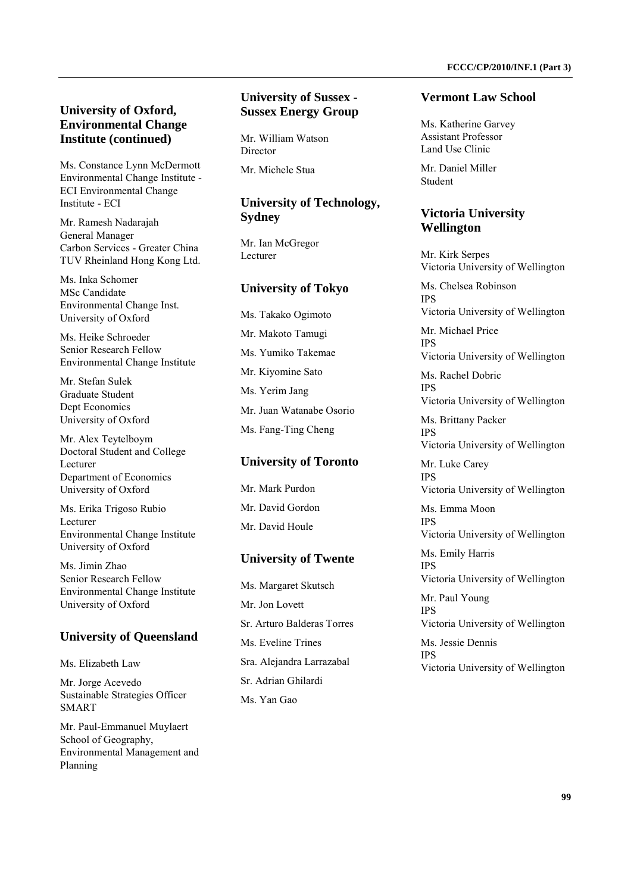## University of Oxford, Environmental Change Institute (continued)

Ms. Constance Lynn McDermott
Environmental Change Institute - ECI Environmental Change Institute - ECI

Mr. Ramesh Nadarajah
General Manager
Carbon Services - Greater China
TUV Rheinland Hong Kong Ltd.

Ms. Inka Schomer
MSc Candidate
Environmental Change Inst.
University of Oxford

Ms. Heike Schroeder
Senior Research Fellow
Environmental Change Institute

Mr. Stefan Sulek
Graduate Student
Dept Economics
University of Oxford

Mr. Alex Teytelboym
Doctoral Student and College Lecturer
Department of Economics
University of Oxford

Ms. Erika Trigoso Rubio
Lecturer
Environmental Change Institute
University of Oxford

Ms. Jimin Zhao
Senior Research Fellow
Environmental Change Institute
University of Oxford

## University of Queensland

Ms. Elizabeth Law

Mr. Jorge Acevedo
Sustainable Strategies Officer
SMART

Mr. Paul-Emmanuel Muylaert
School of Geography, Environmental Management and Planning

## University of Sussex - Sussex Energy Group

Mr. William Watson
Director

Mr. Michele Stua

## University of Technology, Sydney

Mr. Ian McGregor
Lecturer

## University of Tokyo

Ms. Takako Ogimoto

Mr. Makoto Tamugi

Ms. Yumiko Takemae

Mr. Kiyomine Sato

Ms. Yerim Jang

Mr. Juan Watanabe Osorio

Ms. Fang-Ting Cheng

## University of Toronto

Mr. Mark Purdon

Mr. David Gordon

Mr. David Houle

## University of Twente

Ms. Margaret Skutsch

Mr. Jon Lovett

Sr. Arturo Balderas Torres

Ms. Eveline Trines

Sra. Alejandra Larrazabal

Sr. Adrian Ghilardi

Ms. Yan Gao

## Vermont Law School

Ms. Katherine Garvey
Assistant Professor
Land Use Clinic

Mr. Daniel Miller
Student

## Victoria University Wellington

Mr. Kirk Serpes
Victoria University of Wellington

Ms. Chelsea Robinson
IPS
Victoria University of Wellington

Mr. Michael Price
IPS
Victoria University of Wellington

Ms. Rachel Dobric
IPS
Victoria University of Wellington

Ms. Brittany Packer
IPS
Victoria University of Wellington

Mr. Luke Carey
IPS
Victoria University of Wellington

Ms. Emma Moon
IPS
Victoria University of Wellington

Ms. Emily Harris
IPS
Victoria University of Wellington

Mr. Paul Young
IPS
Victoria University of Wellington

Ms. Jessie Dennis
IPS
Victoria University of Wellington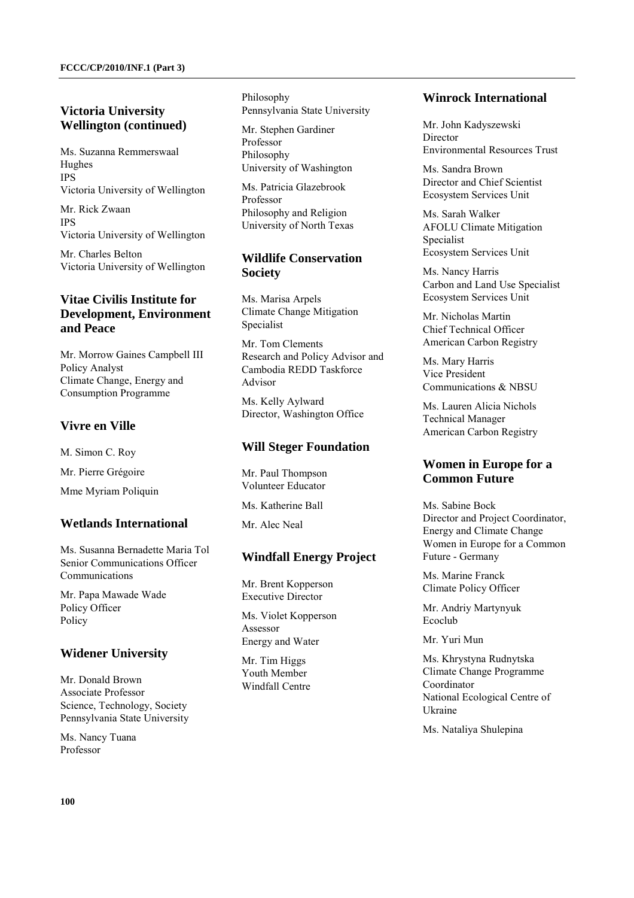## Victoria University Wellington (continued)

Ms. Suzanna Remmerswaal Hughes
IPS
Victoria University of Wellington

Mr. Rick Zwaan
IPS
Victoria University of Wellington

Mr. Charles Belton
Victoria University of Wellington

## Vitae Civilis Institute for Development, Environment and Peace

Mr. Morrow Gaines Campbell III
Policy Analyst
Climate Change, Energy and Consumption Programme

## Vivre en Ville

M. Simon C. Roy

Mr. Pierre Grégoire

Mme Myriam Poliquin

## Wetlands International

Ms. Susanna Bernadette Maria Tol
Senior Communications Officer
Communications

Mr. Papa Mawade Wade
Policy Officer
Policy

## Widener University

Mr. Donald Brown
Associate Professor
Science, Technology, Society
Pennsylvania State University

Ms. Nancy Tuana
Professor
Philosophy
Pennsylvania State University

Mr. Stephen Gardiner
Professor
Philosophy
University of Washington

Ms. Patricia Glazebrook
Professor
Philosophy and Religion
University of North Texas

## Wildlife Conservation Society

Ms. Marisa Arpels
Climate Change Mitigation Specialist

Mr. Tom Clements
Research and Policy Advisor and Cambodia REDD Taskforce Advisor

Ms. Kelly Aylward
Director, Washington Office

## Will Steger Foundation

Mr. Paul Thompson
Volunteer Educator

Ms. Katherine Ball

Mr. Alec Neal

## Windfall Energy Project

Mr. Brent Kopperson
Executive Director

Ms. Violet Kopperson
Assessor
Energy and Water

Mr. Tim Higgs
Youth Member
Windfall Centre

## Winrock International

Mr. John Kadyszewski
Director
Environmental Resources Trust

Ms. Sandra Brown
Director and Chief Scientist
Ecosystem Services Unit

Ms. Sarah Walker
AFOLU Climate Mitigation Specialist
Ecosystem Services Unit

Ms. Nancy Harris
Carbon and Land Use Specialist
Ecosystem Services Unit

Mr. Nicholas Martin
Chief Technical Officer
American Carbon Registry

Ms. Mary Harris
Vice President
Communications & NBSU

Ms. Lauren Alicia Nichols
Technical Manager
American Carbon Registry

## Women in Europe for a Common Future

Ms. Sabine Bock
Director and Project Coordinator, Energy and Climate Change
Women in Europe for a Common Future - Germany

Ms. Marine Franck
Climate Policy Officer

Mr. Andriy Martynyuk
Ecoclub

Mr. Yuri Mun

Ms. Khrystyna Rudnytska
Climate Change Programme Coordinator
National Ecological Centre of Ukraine

Ms. Nataliya Shulepina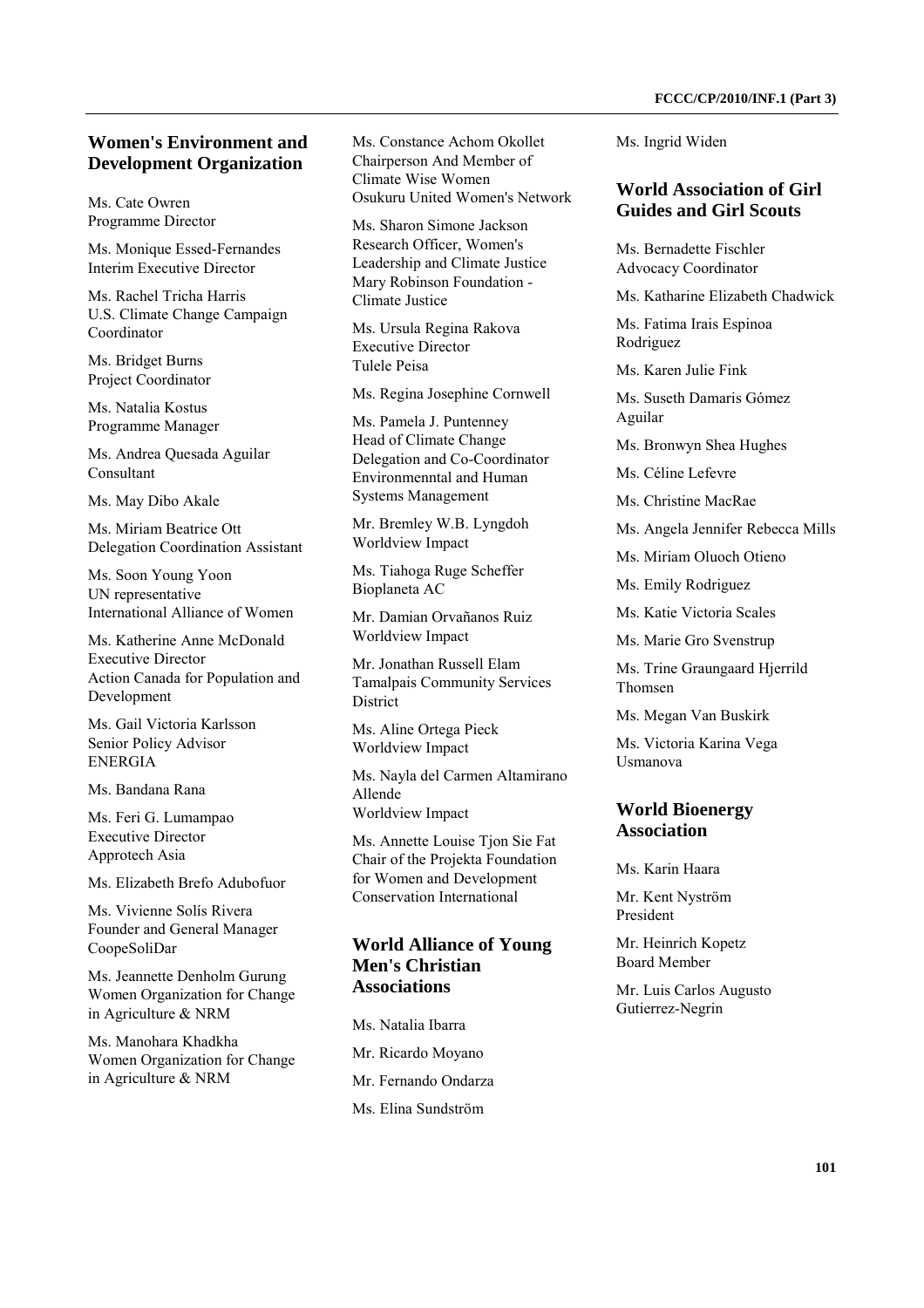## Women's Environment and Development Organization

Ms. Cate Owren
Programme Director

Ms. Monique Essed-Fernandes
Interim Executive Director

Ms. Rachel Tricha Harris
U.S. Climate Change Campaign Coordinator

Ms. Bridget Burns
Project Coordinator

Ms. Natalia Kostus
Programme Manager

Ms. Andrea Quesada Aguilar
Consultant

Ms. May Dibo Akale

Ms. Miriam Beatrice Ott
Delegation Coordination Assistant

Ms. Soon Young Yoon
UN representative
International Alliance of Women

Ms. Katherine Anne McDonald
Executive Director
Action Canada for Population and Development

Ms. Gail Victoria Karlsson
Senior Policy Advisor
ENERGIA

Ms. Bandana Rana

Ms. Feri G. Lumampao
Executive Director
Approtech Asia

Ms. Elizabeth Brefo Adubofuor

Ms. Vivienne Solís Rivera
Founder and General Manager
CoopeSoliDar

Ms. Jeannette Denholm Gurung
Women Organization for Change in Agriculture & NRM

Ms. Manohara Khadkha
Women Organization for Change in Agriculture & NRM

Ms. Constance Achom Okollet
Chairperson And Member of Climate Wise Women
Osukuru United Women's Network

Ms. Sharon Simone Jackson
Research Officer, Women's Leadership and Climate Justice
Mary Robinson Foundation - Climate Justice

Ms. Ursula Regina Rakova
Executive Director
Tulele Peisa

Ms. Regina Josephine Cornwell

Ms. Pamela J. Puntenney
Head of Climate Change Delegation and Co-Coordinator
Environmenntal and Human Systems Management

Mr. Bremley W.B. Lyngdoh
Worldview Impact

Ms. Tiahoga Ruge Scheffer
Bioplaneta AC

Mr. Damian Orvañanos Ruiz
Worldview Impact

Mr. Jonathan Russell Elam
Tamalpais Community Services District

Ms. Aline Ortega Pieck
Worldview Impact

Ms. Nayla del Carmen Altamirano Allende
Worldview Impact

Ms. Annette Louise Tjon Sie Fat
Chair of the Projekta Foundation for Women and Development
Conservation International

## World Alliance of Young Men's Christian Associations

Ms. Natalia Ibarra

Mr. Ricardo Moyano

Mr. Fernando Ondarza

Ms. Elina Sundström

Ms. Ingrid Widen

## World Association of Girl Guides and Girl Scouts

Ms. Bernadette Fischler
Advocacy Coordinator

Ms. Katharine Elizabeth Chadwick

Ms. Fatima Irais Espinoa Rodriguez

Ms. Karen Julie Fink

Ms. Suseth Damaris Gómez Aguilar

Ms. Bronwyn Shea Hughes

Ms. Céline Lefevre

Ms. Christine MacRae

Ms. Angela Jennifer Rebecca Mills

Ms. Miriam Oluoch Otieno

Ms. Emily Rodriguez

Ms. Katie Victoria Scales

Ms. Marie Gro Svenstrup

Ms. Trine Graungaard Hjerrild Thomsen

Ms. Megan Van Buskirk

Ms. Victoria Karina Vega Usmanova

## World Bioenergy Association

Ms. Karin Haara

Mr. Kent Nyström
President

Mr. Heinrich Kopetz
Board Member

Mr. Luis Carlos Augusto Gutierrez-Negrin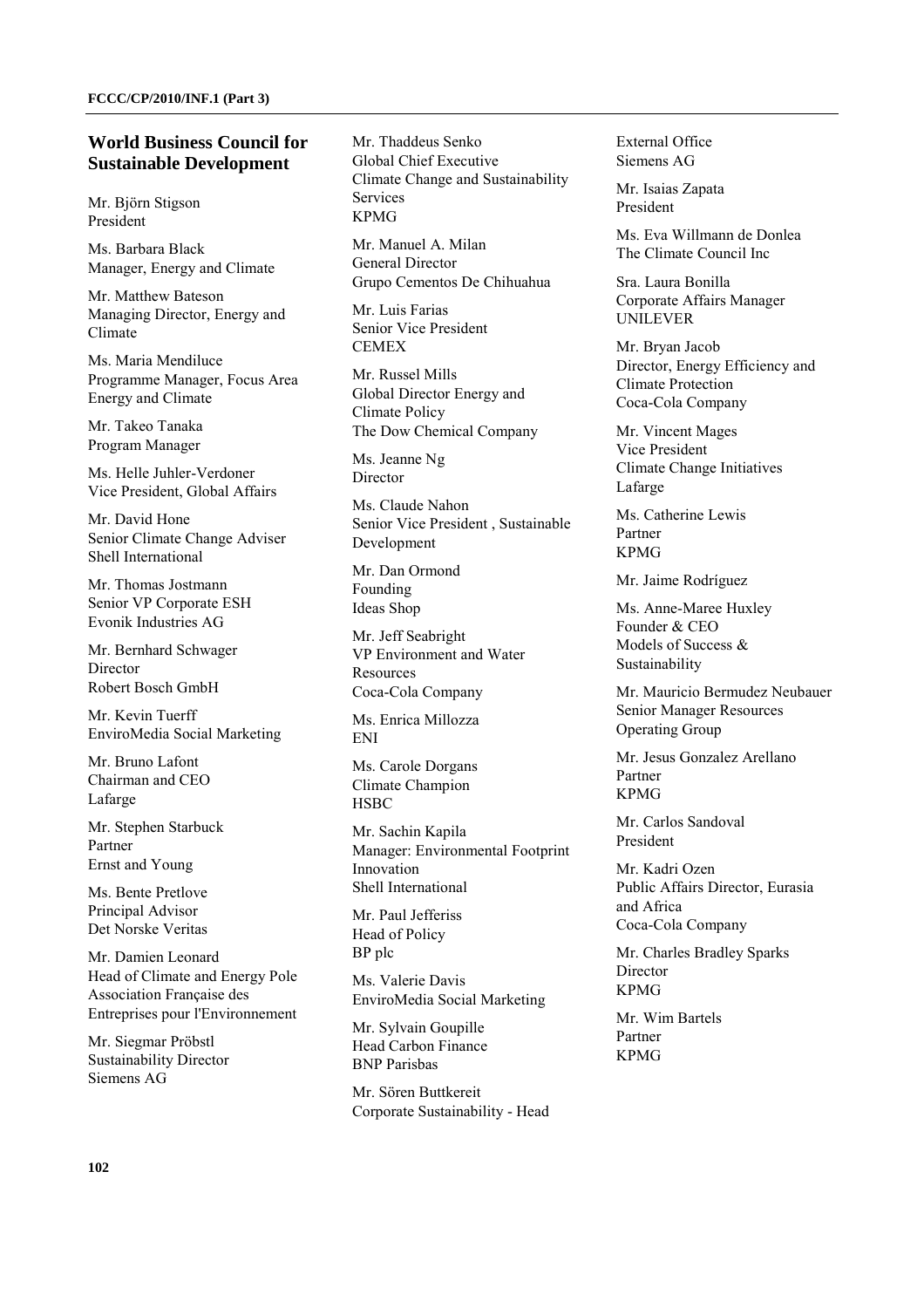## World Business Council for Sustainable Development

Mr. Björn Stigson
President

Ms. Barbara Black
Manager, Energy and Climate

Mr. Matthew Bateson
Managing Director, Energy and Climate

Ms. Maria Mendiluce
Programme Manager, Focus Area Energy and Climate

Mr. Takeo Tanaka
Program Manager

Ms. Helle Juhler-Verdoner
Vice President, Global Affairs

Mr. David Hone
Senior Climate Change Adviser
Shell International

Mr. Thomas Jostmann
Senior VP Corporate ESH
Evonik Industries AG

Mr. Bernhard Schwager
Director
Robert Bosch GmbH

Mr. Kevin Tuerff
EnviroMedia Social Marketing

Mr. Bruno Lafont
Chairman and CEO
Lafarge

Mr. Stephen Starbuck
Partner
Ernst and Young

Ms. Bente Pretlove
Principal Advisor
Det Norske Veritas

Mr. Damien Leonard
Head of Climate and Energy Pole
Association Française des Entreprises pour l'Environnement

Mr. Siegmar Pröbstl
Sustainability Director
Siemens AG

Mr. Thaddeus Senko
Global Chief Executive
Climate Change and Sustainability Services
KPMG

Mr. Manuel A. Milan
General Director
Grupo Cementos De Chihuahua

Mr. Luis Farias
Senior Vice President
CEMEX

Mr. Russel Mills
Global Director Energy and Climate Policy
The Dow Chemical Company

Ms. Jeanne Ng
Director

Ms. Claude Nahon
Senior Vice President , Sustainable Development

Mr. Dan Ormond
Founding
Ideas Shop

Mr. Jeff Seabright
VP Environment and Water Resources
Coca-Cola Company

Ms. Enrica Millozza
ENI

Ms. Carole Dorgans
Climate Champion
HSBC

Mr. Sachin Kapila
Manager: Environmental Footprint Innovation
Shell International

Mr. Paul Jefferiss
Head of Policy
BP plc

Ms. Valerie Davis
EnviroMedia Social Marketing

Mr. Sylvain Goupille
Head Carbon Finance
BNP Parisbas

Mr. Sören Buttkereit
Corporate Sustainability - Head External Office
Siemens AG

Mr. Isaias Zapata
President

Ms. Eva Willmann de Donlea
The Climate Council Inc

Sra. Laura Bonilla
Corporate Affairs Manager
UNILEVER

Mr. Bryan Jacob
Director, Energy Efficiency and Climate Protection
Coca-Cola Company

Mr. Vincent Mages
Vice President
Climate Change Initiatives
Lafarge

Ms. Catherine Lewis
Partner
KPMG

Mr. Jaime Rodríguez

Ms. Anne-Maree Huxley
Founder & CEO
Models of Success & Sustainability

Mr. Mauricio Bermudez Neubauer
Senior Manager Resources
Operating Group

Mr. Jesus Gonzalez Arellano
Partner
KPMG

Mr. Carlos Sandoval
President

Mr. Kadri Ozen
Public Affairs Director, Eurasia and Africa
Coca-Cola Company

Mr. Charles Bradley Sparks
Director
KPMG

Mr. Wim Bartels
Partner
KPMG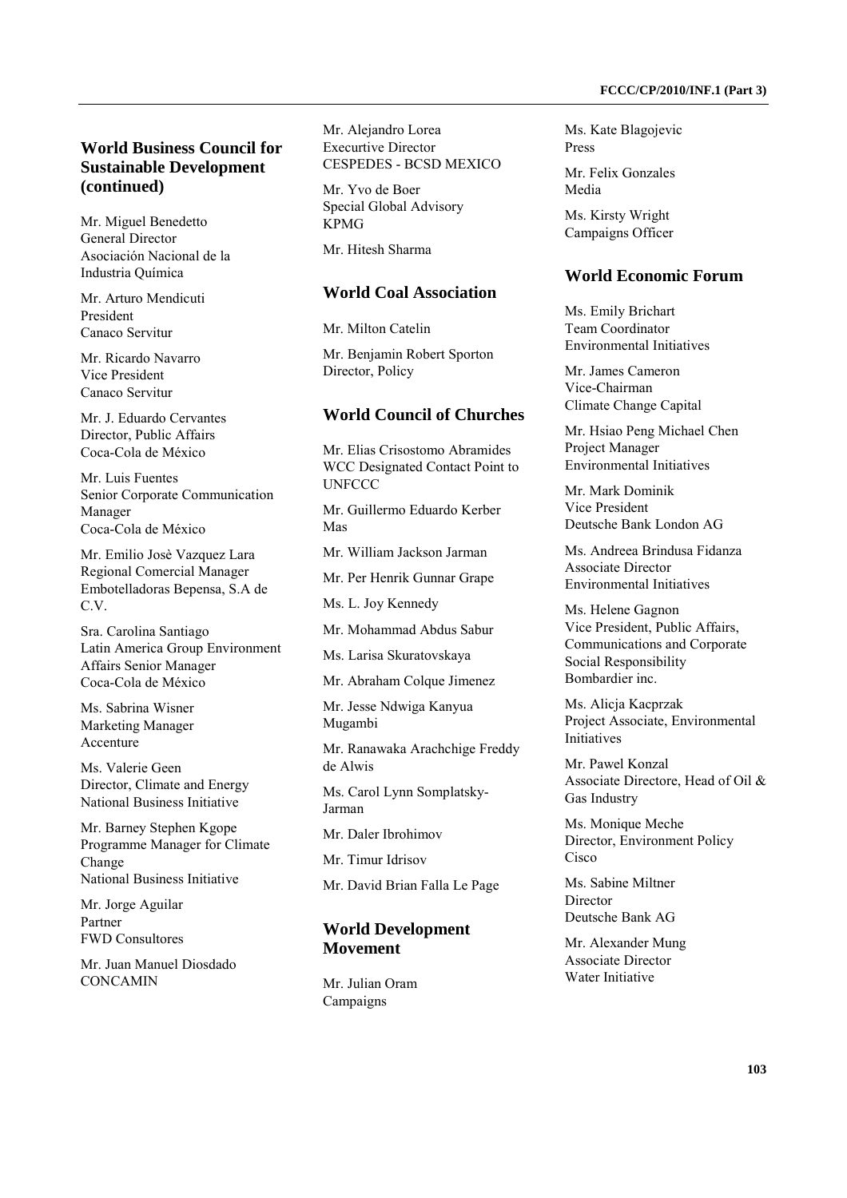## World Business Council for Sustainable Development (continued)

Mr. Miguel Benedetto
General Director
Asociación Nacional de la Industria Química

Mr. Arturo Mendicuti
President
Canaco Servitur

Mr. Ricardo Navarro
Vice President
Canaco Servitur

Mr. J. Eduardo Cervantes
Director, Public Affairs
Coca-Cola de México

Mr. Luis Fuentes
Senior Corporate Communication Manager
Coca-Cola de México

Mr. Emilio Josè Vazquez Lara
Regional Comercial Manager
Embotelladoras Bepensa, S.A de C.V.

Sra. Carolina Santiago
Latin America Group Environment Affairs Senior Manager
Coca-Cola de México

Ms. Sabrina Wisner
Marketing Manager
Accenture

Ms. Valerie Geen
Director, Climate and Energy
National Business Initiative

Mr. Barney Stephen Kgope
Programme Manager for Climate Change
National Business Initiative

Mr. Jorge Aguilar
Partner
FWD Consultores

Mr. Juan Manuel Diosdado
CONCAMIN

Mr. Alejandro Lorea
Execurtive Director
CESPEDES - BCSD MEXICO

Mr. Yvo de Boer
Special Global Advisory
KPMG

Mr. Hitesh Sharma

## World Coal Association

Mr. Milton Catelin

Mr. Benjamin Robert Sporton
Director, Policy

## World Council of Churches

Mr. Elias Crisostomo Abramides
WCC Designated Contact Point to UNFCCC

Mr. Guillermo Eduardo Kerber Mas

Mr. William Jackson Jarman

Mr. Per Henrik Gunnar Grape

Ms. L. Joy Kennedy

Mr. Mohammad Abdus Sabur

Ms. Larisa Skuratovskaya

Mr. Abraham Colque Jimenez

Mr. Jesse Ndwiga Kanyua Mugambi

Mr. Ranawaka Arachchige Freddy de Alwis

Ms. Carol Lynn Somplatsky-Jarman

Mr. Daler Ibrohimov

Mr. Timur Idrisov

Mr. David Brian Falla Le Page

## World Development Movement

Mr. Julian Oram
Campaigns

Ms. Kate Blagojevic
Press

Mr. Felix Gonzales
Media

Ms. Kirsty Wright
Campaigns Officer

## World Economic Forum

Ms. Emily Brichart
Team Coordinator
Environmental Initiatives

Mr. James Cameron
Vice-Chairman
Climate Change Capital

Mr. Hsiao Peng Michael Chen
Project Manager
Environmental Initiatives

Mr. Mark Dominik
Vice President
Deutsche Bank London AG

Ms. Andreea Brindusa Fidanza
Associate Director
Environmental Initiatives

Ms. Helene Gagnon
Vice President, Public Affairs, Communications and Corporate Social Responsibility
Bombardier inc.

Ms. Alicja Kacprzak
Project Associate, Environmental Initiatives

Mr. Pawel Konzal
Associate Directore, Head of Oil & Gas Industry

Ms. Monique Meche
Director, Environment Policy
Cisco

Ms. Sabine Miltner
Director
Deutsche Bank AG

Mr. Alexander Mung
Associate Director
Water Initiative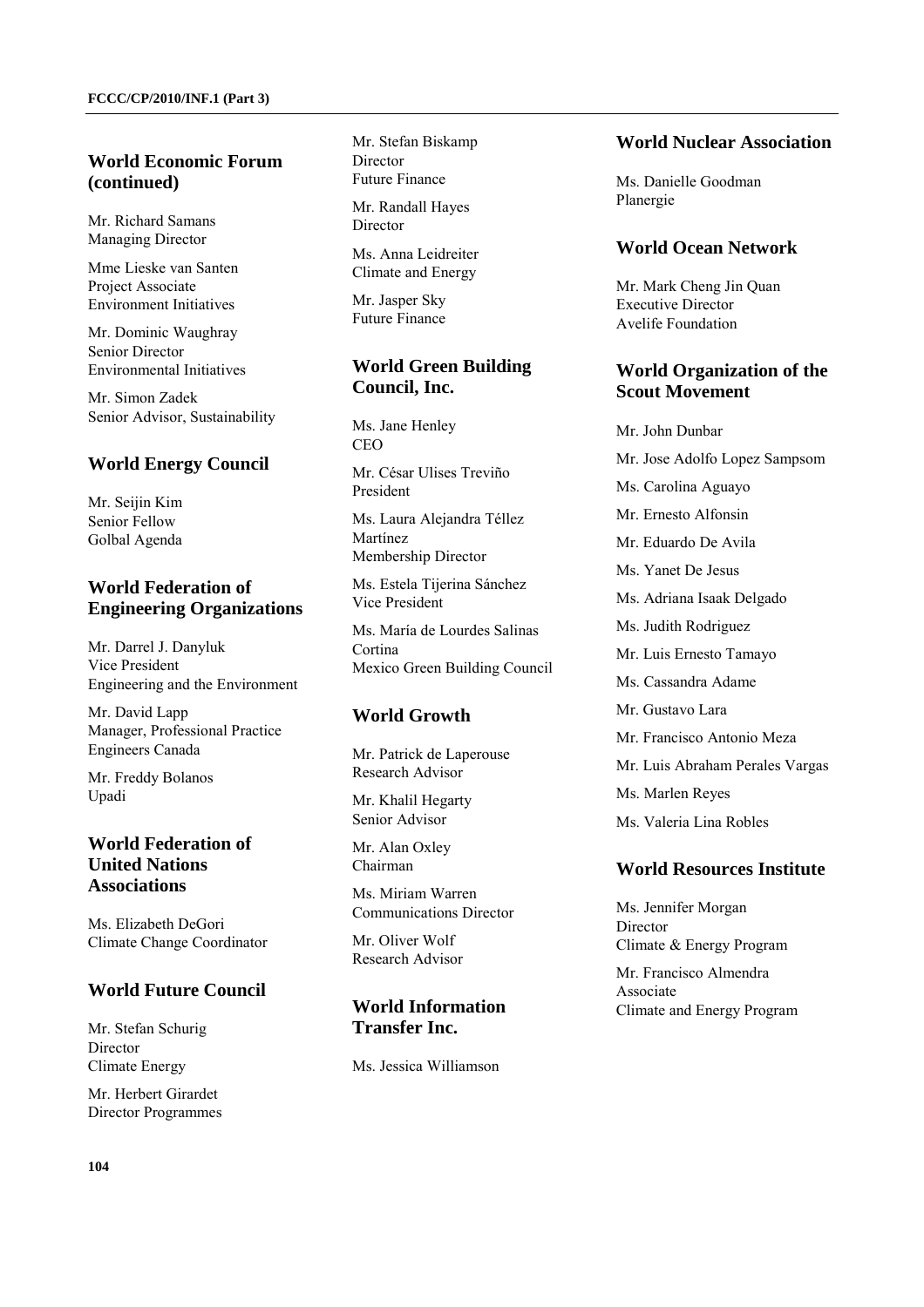## World Economic Forum (continued)

Mr. Richard Samans
Managing Director

Mme Lieske van Santen
Project Associate
Environment Initiatives

Mr. Dominic Waughray
Senior Director
Environmental Initiatives

Mr. Simon Zadek
Senior Advisor, Sustainability

## World Energy Council

Mr. Seijin Kim
Senior Fellow
Golbal Agenda

## World Federation of Engineering Organizations

Mr. Darrel J. Danyluk
Vice President
Engineering and the Environment

Mr. David Lapp
Manager, Professional Practice
Engineers Canada

Mr. Freddy Bolanos
Upadi

## World Federation of United Nations Associations

Ms. Elizabeth DeGori
Climate Change Coordinator

## World Future Council

Mr. Stefan Schurig
Director
Climate Energy

Mr. Herbert Girardet
Director Programmes

Mr. Stefan Biskamp
Director
Future Finance

Mr. Randall Hayes
Director

Ms. Anna Leidreiter
Climate and Energy

Mr. Jasper Sky
Future Finance

## World Green Building Council, Inc.

Ms. Jane Henley
CEO

Mr. César Ulises Treviño
President

Ms. Laura Alejandra Téllez Martínez
Membership Director

Ms. Estela Tijerina Sánchez
Vice President

Ms. María de Lourdes Salinas Cortina
Mexico Green Building Council

## World Growth

Mr. Patrick de Laperouse
Research Advisor

Mr. Khalil Hegarty
Senior Advisor

Mr. Alan Oxley
Chairman

Ms. Miriam Warren
Communications Director

Mr. Oliver Wolf
Research Advisor

## World Information Transfer Inc.

Ms. Jessica Williamson

## World Nuclear Association

Ms. Danielle Goodman
Planergie

## World Ocean Network

Mr. Mark Cheng Jin Quan
Executive Director
Avelife Foundation

## World Organization of the Scout Movement

Mr. John Dunbar

Mr. Jose Adolfo Lopez Sampsom

Ms. Carolina Aguayo

Mr. Ernesto Alfonsin

Mr. Eduardo De Avila

Ms. Yanet De Jesus

Ms. Adriana Isaak Delgado

Ms. Judith Rodriguez

Mr. Luis Ernesto Tamayo

Ms. Cassandra Adame

Mr. Gustavo Lara

Mr. Francisco Antonio Meza

Mr. Luis Abraham Perales Vargas

Ms. Marlen Reyes

Ms. Valeria Lina Robles

## World Resources Institute

Ms. Jennifer Morgan
Director
Climate & Energy Program

Mr. Francisco Almendra
Associate
Climate and Energy Program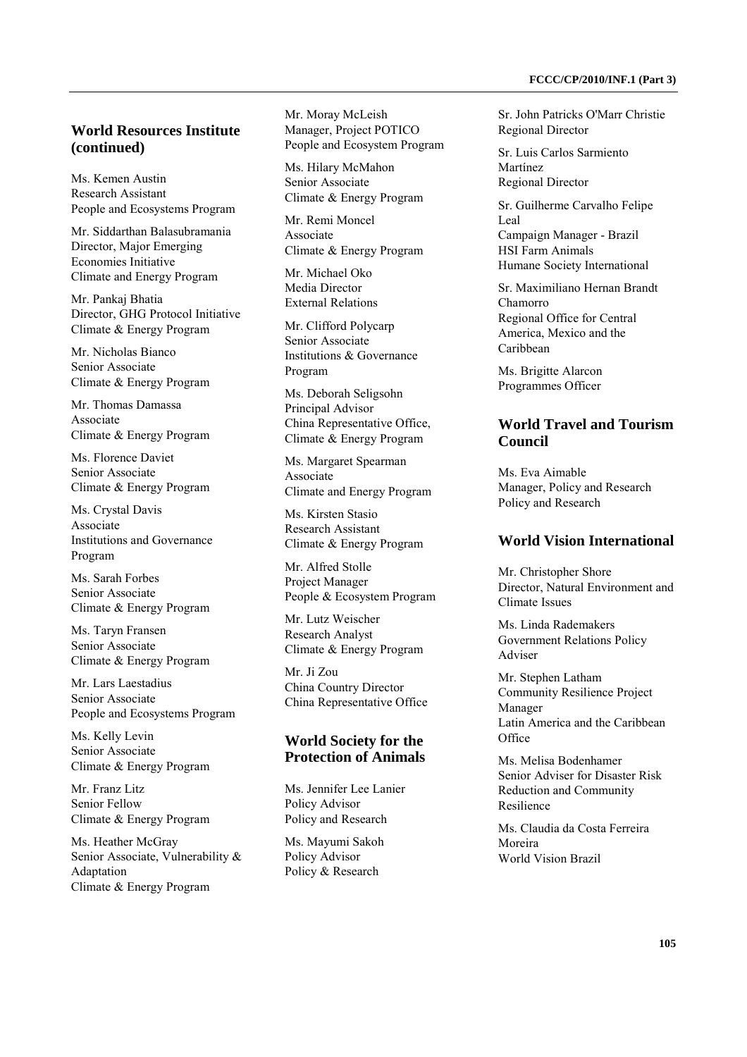## World Resources Institute (continued)

Ms. Kemen Austin
Research Assistant
People and Ecosystems Program

Mr. Siddarthan Balasubramania
Director, Major Emerging Economies Initiative
Climate and Energy Program

Mr. Pankaj Bhatia
Director, GHG Protocol Initiative
Climate & Energy Program

Mr. Nicholas Bianco
Senior Associate
Climate & Energy Program

Mr. Thomas Damassa
Associate
Climate & Energy Program

Ms. Florence Daviet
Senior Associate
Climate & Energy Program

Ms. Crystal Davis
Associate
Institutions and Governance Program

Ms. Sarah Forbes
Senior Associate
Climate & Energy Program

Ms. Taryn Fransen
Senior Associate
Climate & Energy Program

Mr. Lars Laestadius
Senior Associate
People and Ecosystems Program

Ms. Kelly Levin
Senior Associate
Climate & Energy Program

Mr. Franz Litz
Senior Fellow
Climate & Energy Program

Ms. Heather McGray
Senior Associate, Vulnerability & Adaptation
Climate & Energy Program

Mr. Moray McLeish
Manager, Project POTICO
People and Ecosystem Program

Ms. Hilary McMahon
Senior Associate
Climate & Energy Program

Mr. Remi Moncel
Associate
Climate & Energy Program

Mr. Michael Oko
Media Director
External Relations

Mr. Clifford Polycarp
Senior Associate
Institutions & Governance Program

Ms. Deborah Seligsohn
Principal Advisor
China Representative Office, Climate & Energy Program

Ms. Margaret Spearman
Associate
Climate and Energy Program

Ms. Kirsten Stasio
Research Assistant
Climate & Energy Program

Mr. Alfred Stolle
Project Manager
People & Ecosystem Program

Mr. Lutz Weischer
Research Analyst
Climate & Energy Program

Mr. Ji Zou
China Country Director
China Representative Office

## World Society for the Protection of Animals

Ms. Jennifer Lee Lanier
Policy Advisor
Policy and Research

Ms. Mayumi Sakoh
Policy Advisor
Policy & Research

Sr. John Patricks O'Marr Christie
Regional Director

Sr. Luis Carlos Sarmiento Martínez
Regional Director

Sr. Guilherme Carvalho Felipe Leal
Campaign Manager - Brazil
HSI Farm Animals
Humane Society International

Sr. Maximiliano Hernan Brandt Chamorro
Regional Office for Central America, Mexico and the Caribbean

Ms. Brigitte Alarcon
Programmes Officer

## World Travel and Tourism Council

Ms. Eva Aimable
Manager, Policy and Research
Policy and Research

## World Vision International

Mr. Christopher Shore
Director, Natural Environment and Climate Issues

Ms. Linda Rademakers
Government Relations Policy Adviser

Mr. Stephen Latham
Community Resilience Project Manager
Latin America and the Caribbean Office

Ms. Melisa Bodenhamer
Senior Adviser for Disaster Risk Reduction and Community Resilience

Ms. Claudia da Costa Ferreira Moreira
World Vision Brazil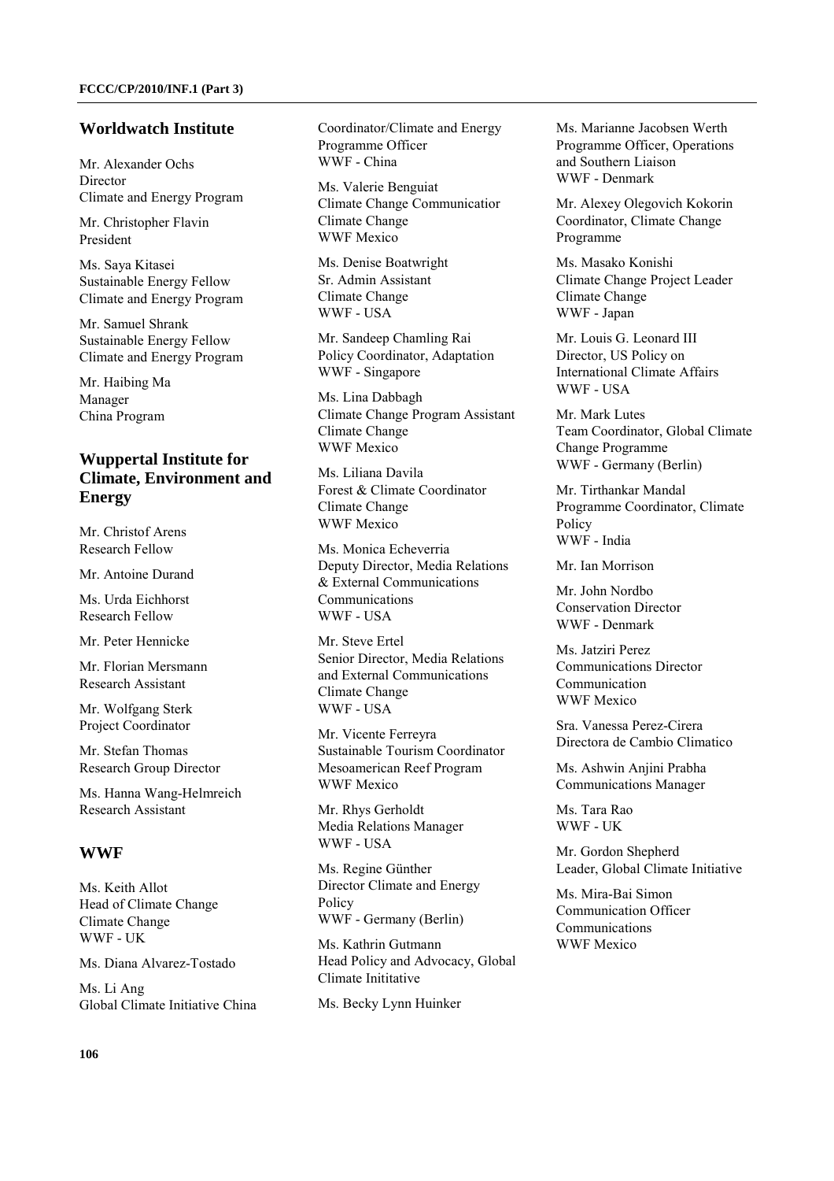## Worldwatch Institute

Mr. Alexander Ochs
Director
Climate and Energy Program

Mr. Christopher Flavin
President

Ms. Saya Kitasei
Sustainable Energy Fellow
Climate and Energy Program

Mr. Samuel Shrank
Sustainable Energy Fellow
Climate and Energy Program

Mr. Haibing Ma
Manager
China Program

## Wuppertal Institute for Climate, Environment and Energy

Mr. Christof Arens
Research Fellow

Mr. Antoine Durand

Ms. Urda Eichhorst
Research Fellow

Mr. Peter Hennicke

Mr. Florian Mersmann
Research Assistant

Mr. Wolfgang Sterk
Project Coordinator

Mr. Stefan Thomas
Research Group Director

Ms. Hanna Wang-Helmreich
Research Assistant

## WWF

Ms. Keith Allot
Head of Climate Change
Climate Change
WWF - UK

Ms. Diana Alvarez-Tostado

Ms. Li Ang
Global Climate Initiative China
Coordinator/Climate and Energy Programme Officer
WWF - China

Ms. Valerie Benguiat
Climate Change Communicatior
Climate Change
WWF Mexico

Ms. Denise Boatwright
Sr. Admin Assistant
Climate Change
WWF - USA

Mr. Sandeep Chamling Rai
Policy Coordinator, Adaptation
WWF - Singapore

Ms. Lina Dabbagh
Climate Change Program Assistant
Climate Change
WWF Mexico

Ms. Liliana Davila
Forest & Climate Coordinator
Climate Change
WWF Mexico

Ms. Monica Echeverria
Deputy Director, Media Relations & External Communications
Communications
WWF - USA

Mr. Steve Ertel
Senior Director, Media Relations and External Communications
Climate Change
WWF - USA

Mr. Vicente Ferreyra
Sustainable Tourism Coordinator
Mesoamerican Reef Program
WWF Mexico

Mr. Rhys Gerholdt
Media Relations Manager
WWF - USA

Ms. Regine Günther
Director Climate and Energy Policy
WWF - Germany (Berlin)

Ms. Kathrin Gutmann
Head Policy and Advocacy, Global Climate Inititative

Ms. Becky Lynn Huinker

Ms. Marianne Jacobsen Werth
Programme Officer, Operations and Southern Liaison
WWF - Denmark

Mr. Alexey Olegovich Kokorin
Coordinator, Climate Change Programme

Ms. Masako Konishi
Climate Change Project Leader
Climate Change
WWF - Japan

Mr. Louis G. Leonard III
Director, US Policy on International Climate Affairs
WWF - USA

Mr. Mark Lutes
Team Coordinator, Global Climate Change Programme
WWF - Germany (Berlin)

Mr. Tirthankar Mandal
Programme Coordinator, Climate Policy
WWF - India

Mr. Ian Morrison

Mr. John Nordbo
Conservation Director
WWF - Denmark

Ms. Jatziri Perez
Communications Director
Communication
WWF Mexico

Sra. Vanessa Perez-Cirera
Directora de Cambio Climatico

Ms. Ashwin Anjini Prabha
Communications Manager

Ms. Tara Rao
WWF - UK

Mr. Gordon Shepherd
Leader, Global Climate Initiative

Ms. Mira-Bai Simon
Communication Officer
Communications
WWF Mexico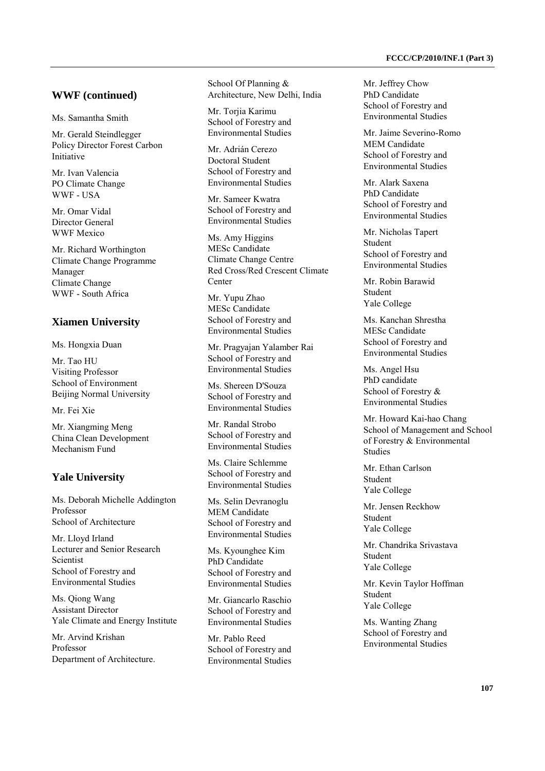## WWF (continued)

Ms. Samantha Smith

Mr. Gerald Steindlegger
Policy Director Forest Carbon Initiative

Mr. Ivan Valencia
PO Climate Change
WWF - USA

Mr. Omar Vidal
Director General
WWF Mexico

Mr. Richard Worthington
Climate Change Programme Manager
Climate Change
WWF - South Africa

## Xiamen University

Ms. Hongxia Duan

Mr. Tao HU
Visiting Professor
School of Environment
Beijing Normal University

Mr. Fei Xie

Mr. Xiangming Meng
China Clean Development Mechanism Fund

## Yale University

Ms. Deborah Michelle Addington
Professor
School of Architecture

Mr. Lloyd Irland
Lecturer and Senior Research Scientist
School of Forestry and Environmental Studies

Ms. Qiong Wang
Assistant Director
Yale Climate and Energy Institute

Mr. Arvind Krishan
Professor
Department of Architecture.
School Of Planning & Architecture, New Delhi, India

Mr. Torjia Karimu
School of Forestry and Environmental Studies

Mr. Adrián Cerezo
Doctoral Student
School of Forestry and Environmental Studies

Mr. Sameer Kwatra
School of Forestry and Environmental Studies

Ms. Amy Higgins
MESc Candidate
Climate Change Centre
Red Cross/Red Crescent Climate Center

Mr. Yupu Zhao
MESc Candidate
School of Forestry and Environmental Studies

Mr. Pragyajan Yalamber Rai
School of Forestry and Environmental Studies

Ms. Shereen D'Souza
School of Forestry and Environmental Studies

Mr. Randal Strobo
School of Forestry and Environmental Studies

Ms. Claire Schlemme
School of Forestry and Environmental Studies

Ms. Selin Devranoglu
MEM Candidate
School of Forestry and Environmental Studies

Ms. Kyounghee Kim
PhD Candidate
School of Forestry and Environmental Studies

Mr. Giancarlo Raschio
School of Forestry and Environmental Studies

Mr. Pablo Reed
School of Forestry and Environmental Studies

Mr. Jeffrey Chow
PhD Candidate
School of Forestry and Environmental Studies

Mr. Jaime Severino-Romo
MEM Candidate
School of Forestry and Environmental Studies

Mr. Alark Saxena
PhD Candidate
School of Forestry and Environmental Studies

Mr. Nicholas Tapert
Student
School of Forestry and Environmental Studies

Mr. Robin Barawid
Student
Yale College

Ms. Kanchan Shrestha
MESc Candidate
School of Forestry and Environmental Studies

Ms. Angel Hsu
PhD candidate
School of Forestry & Environmental Studies

Mr. Howard Kai-hao Chang
School of Management and School of Forestry & Environmental Studies

Mr. Ethan Carlson
Student
Yale College

Mr. Jensen Reckhow
Student
Yale College

Mr. Chandrika Srivastava
Student
Yale College

Mr. Kevin Taylor Hoffman
Student
Yale College

Ms. Wanting Zhang
School of Forestry and Environmental Studies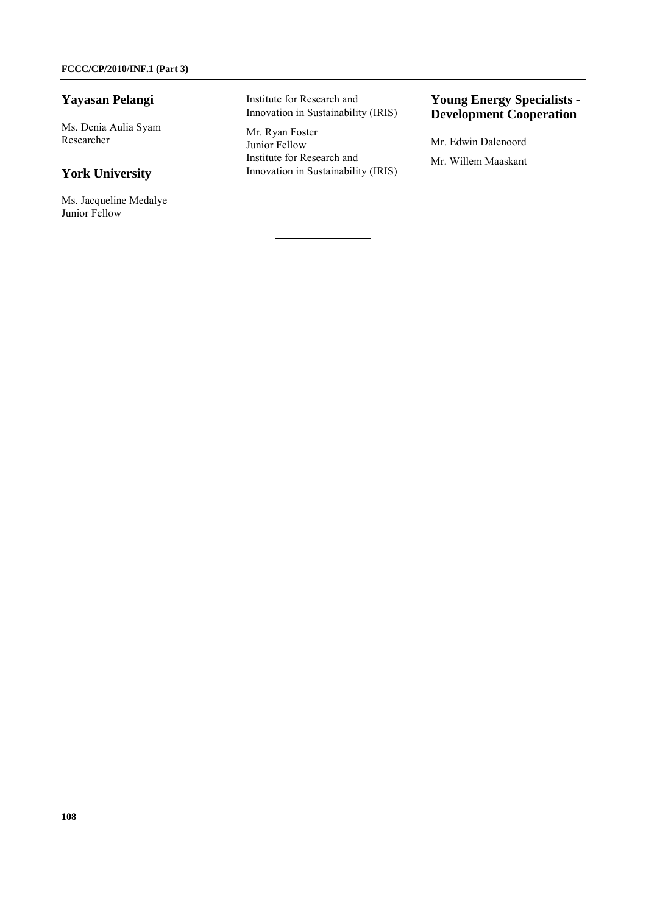## Yayasan Pelangi

Ms. Denia Aulia Syam
Researcher

## York University

Ms. Jacqueline Medalye
Junior Fellow
Institute for Research and Innovation in Sustainability (IRIS)

Mr. Ryan Foster
Junior Fellow
Institute for Research and Innovation in Sustainability (IRIS)

## Young Energy Specialists - Development Cooperation

Mr. Edwin Dalenoord

Mr. Willem Maaskant

---